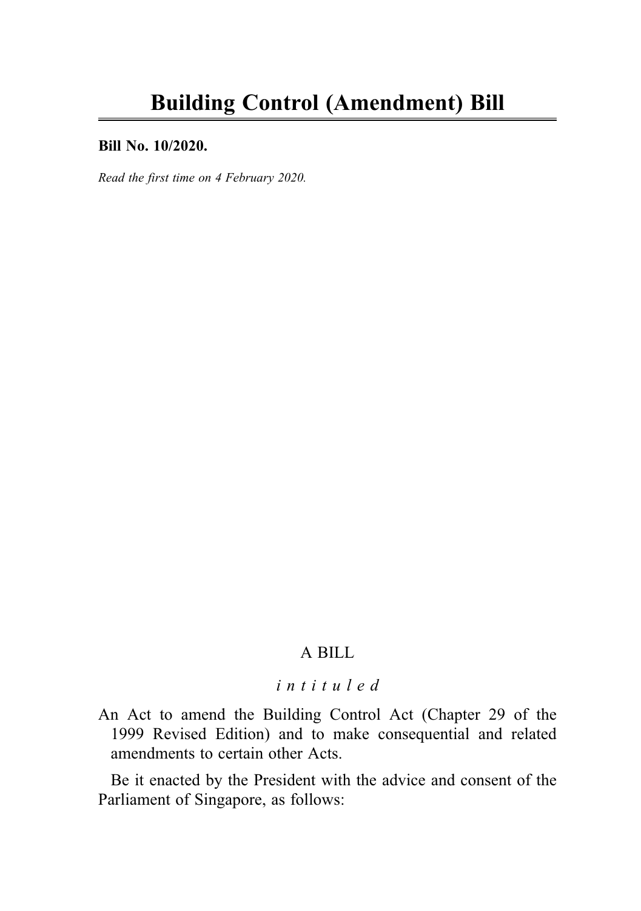# Building Control (Amendment) Bill

**Bill No. 10/2020.**

*Read the first time on 4 February 2020.*

A BILL

*intituled*

An Act to amend the Building Control Act (Chapter 29 of the 1999 Revised Edition) and to make consequential and related amendments to certain other Acts.

Be it enacted by the President with the advice and consent of the Parliament of Singapore, as follows: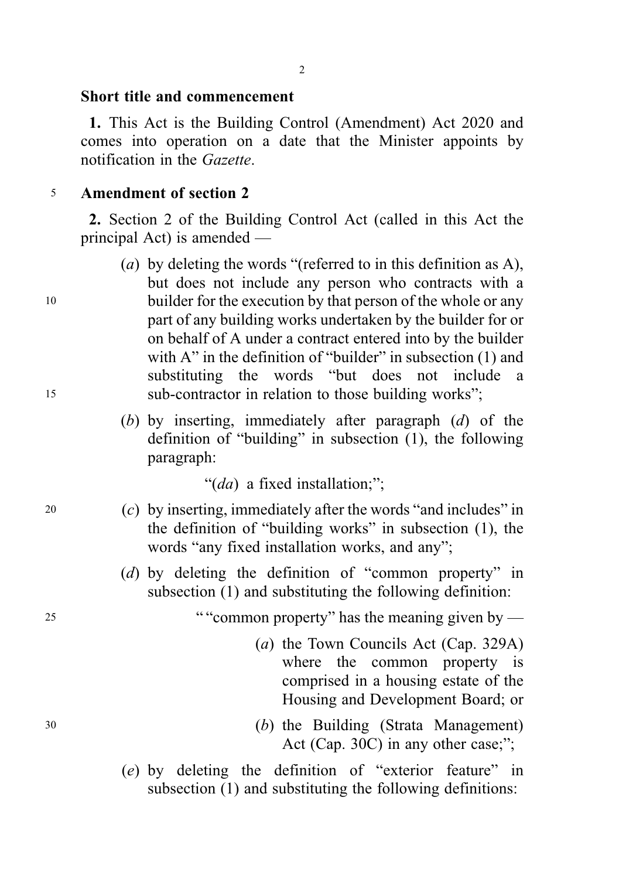**Short title and commencement**

**1.** This Act is the Building Control (Amendment) Act 2020 and comes into operation on a date that the Minister appoints by notification in the *Gazette*.

**Amendment of section 2**

**2.** Section 2 of the Building Control Act (called in this Act the principal Act) is amended —

(*a*) by deleting the words "(referred to in this definition as A), but does not include any person who contracts with a builder for the execution by that person of the whole or any part of any building works undertaken by the builder for or on behalf of A under a contract entered into by the builder with A" in the definition of "builder" in subsection (1) and substituting the words "but does not include a sub-contractor in relation to those building works";

(*b*) by inserting, immediately after paragraph (*d*) of the definition of "building" in subsection (1), the following paragraph:

"(*da*) a fixed installation;";

(*c*) by inserting, immediately after the words "and includes" in the definition of "building works" in subsection (1), the words "any fixed installation works, and any";

(*d*) by deleting the definition of "common property" in subsection (1) and substituting the following definition:

" "common property" has the meaning given by —

(*a*) the Town Councils Act (Cap. 329A) where the common property is comprised in a housing estate of the Housing and Development Board; or

(*b*) the Building (Strata Management) Act (Cap. 30C) in any other case;";

(*e*) by deleting the definition of "exterior feature" in subsection (1) and substituting the following definitions: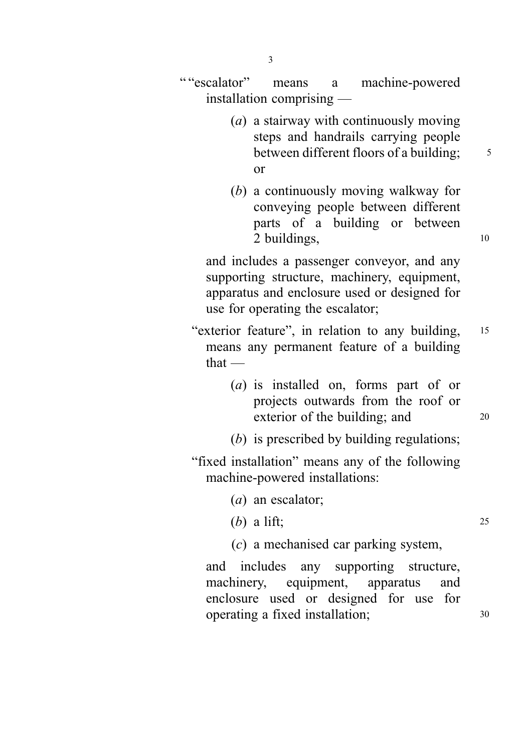““escalator” means a machine-powered installation comprising —

> (*a*) a stairway with continuously moving steps and handrails carrying people between different floors of a building; or
>
> (*b*) a continuously moving walkway for conveying people between different parts of a building or between 2 buildings,

and includes a passenger conveyor, and any supporting structure, machinery, equipment, apparatus and enclosure used or designed for use for operating the escalator;

“exterior feature”, in relation to any building, means any permanent feature of a building that —

> (*a*) is installed on, forms part of or projects outwards from the roof or exterior of the building; and
>
> (*b*) is prescribed by building regulations;

“fixed installation” means any of the following machine-powered installations:

> (*a*) an escalator;
>
> (*b*) a lift;
>
> (*c*) a mechanised car parking system,

and includes any supporting structure, machinery, equipment, apparatus and enclosure used or designed for use for operating a fixed installation;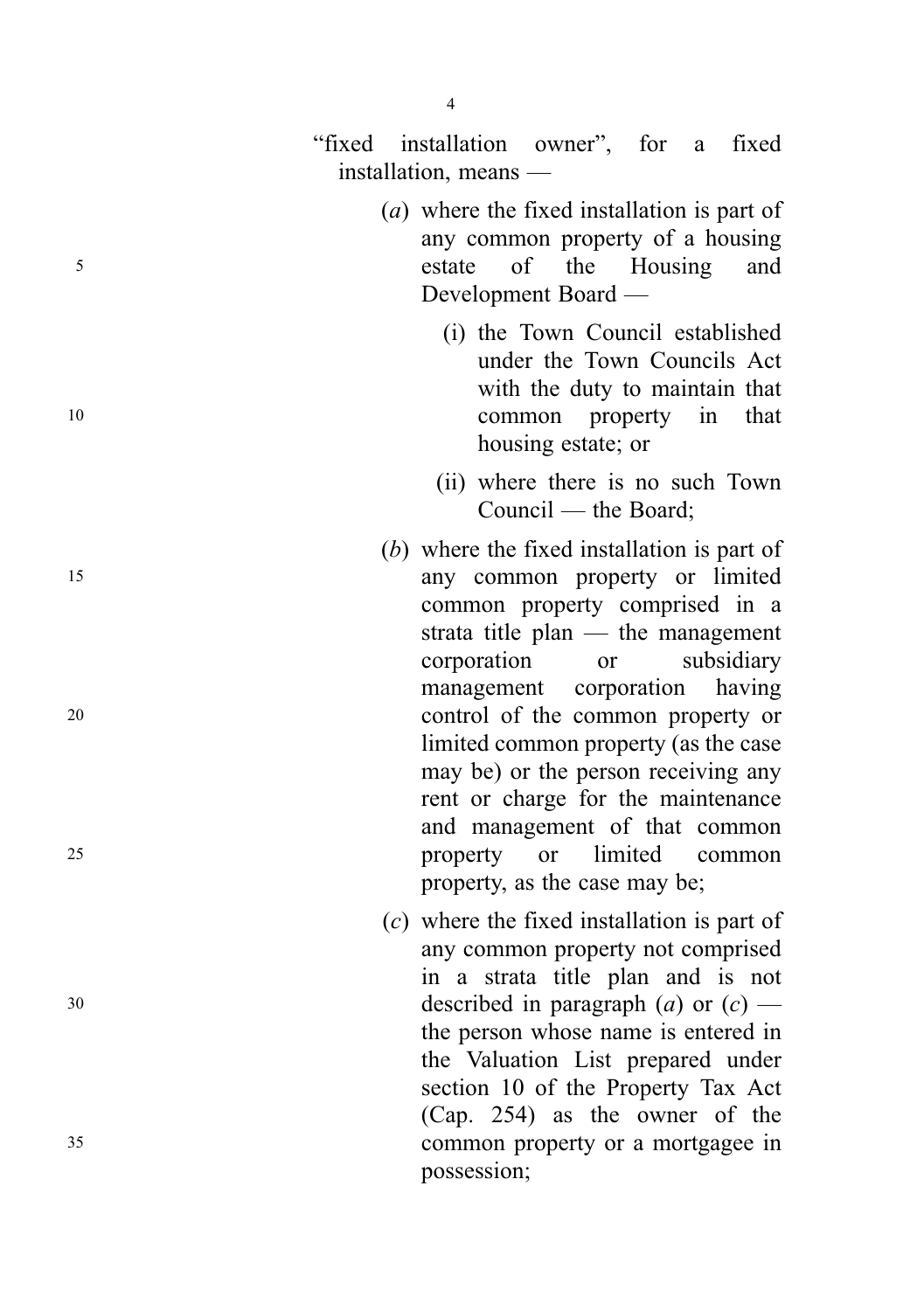"fixed installation owner", for a fixed installation, means —

(*a*) where the fixed installation is part of any common property of a housing estate of the Housing and Development Board —

(i) the Town Council established under the Town Councils Act with the duty to maintain that common property in that housing estate; or

(ii) where there is no such Town Council — the Board;

(*b*) where the fixed installation is part of any common property or limited common property comprised in a strata title plan — the management corporation or subsidiary management corporation having control of the common property or limited common property (as the case may be) or the person receiving any rent or charge for the maintenance and management of that common property or limited common property, as the case may be;

(*c*) where the fixed installation is part of any common property not comprised in a strata title plan and is not described in paragraph (*a*) or (*c*) — the person whose name is entered in the Valuation List prepared under section 10 of the Property Tax Act (Cap. 254) as the owner of the common property or a mortgagee in possession;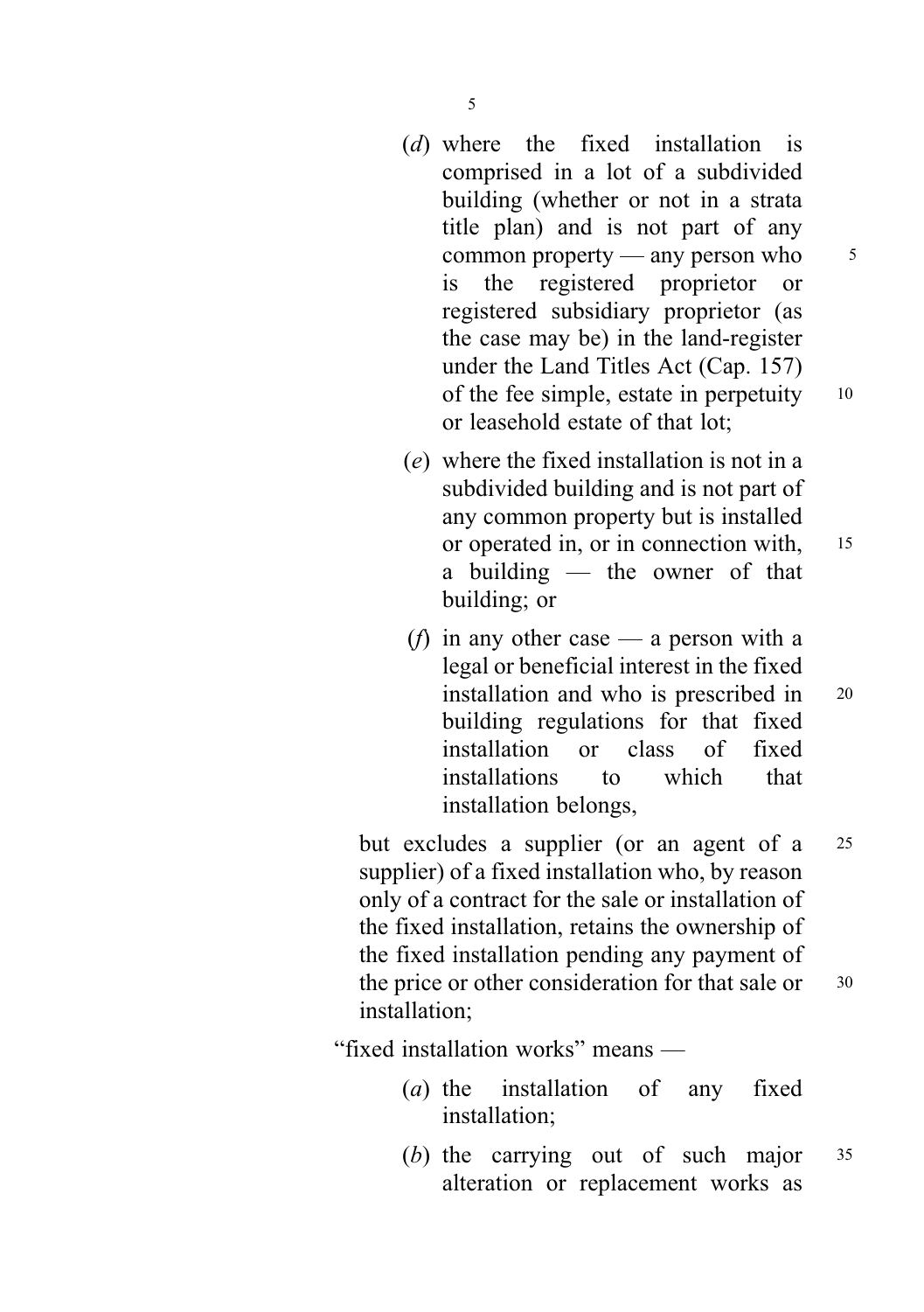(*d*) where the fixed installation is comprised in a lot of a subdivided building (whether or not in a strata title plan) and is not part of any common property — any person who is the registered proprietor or registered subsidiary proprietor (as the case may be) in the land-register under the Land Titles Act (Cap. 157) of the fee simple, estate in perpetuity or leasehold estate of that lot;

(*e*) where the fixed installation is not in a subdivided building and is not part of any common property but is installed or operated in, or in connection with, a building — the owner of that building; or

(*f*) in any other case — a person with a legal or beneficial interest in the fixed installation and who is prescribed in building regulations for that fixed installation or class of fixed installations to which that installation belongs,

but excludes a supplier (or an agent of a supplier) of a fixed installation who, by reason only of a contract for the sale or installation of the fixed installation, retains the ownership of the fixed installation pending any payment of the price or other consideration for that sale or installation;

"fixed installation works" means —

(*a*) the installation of any fixed installation;

(*b*) the carrying out of such major alteration or replacement works as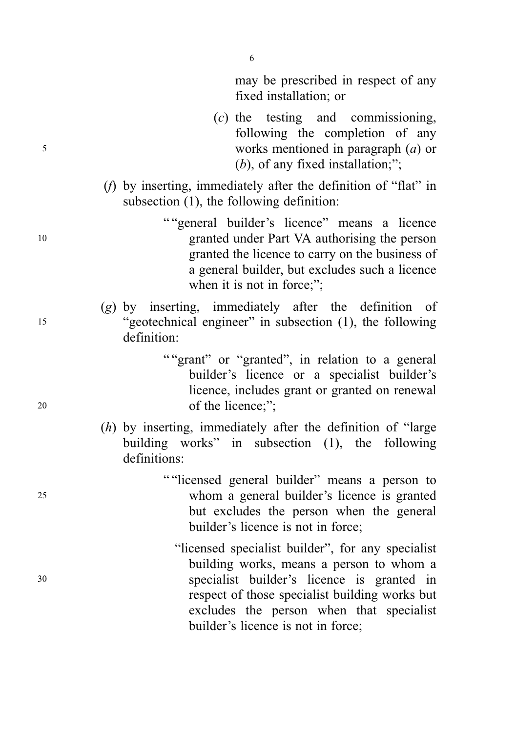may be prescribed in respect of any fixed installation; or

(*c*) the testing and commissioning, following the completion of any works mentioned in paragraph (*a*) or (*b*), of any fixed installation;";

(*f*) by inserting, immediately after the definition of "flat" in subsection (1), the following definition:

""general builder's licence" means a licence granted under Part VA authorising the person granted the licence to carry on the business of a general builder, but excludes such a licence when it is not in force;";

(*g*) by inserting, immediately after the definition of "geotechnical engineer" in subsection (1), the following definition:

""grant" or "granted", in relation to a general builder's licence or a specialist builder's licence, includes grant or granted on renewal of the licence;";

(*h*) by inserting, immediately after the definition of "large building works" in subsection (1), the following definitions:

""licensed general builder" means a person to whom a general builder's licence is granted but excludes the person when the general builder's licence is not in force;

"licensed specialist builder", for any specialist building works, means a person to whom a specialist builder's licence is granted in respect of those specialist building works but excludes the person when that specialist builder's licence is not in force;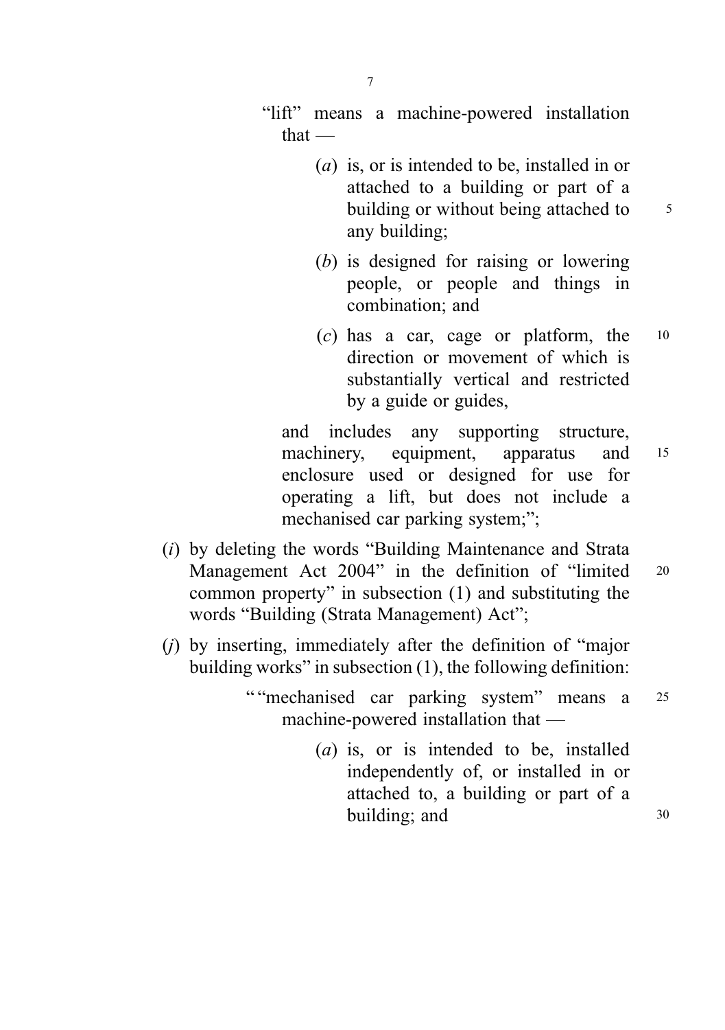"lift" means a machine-powered installation that —

(*a*) is, or is intended to be, installed in or attached to a building or part of a building or without being attached to any building;

(*b*) is designed for raising or lowering people, or people and things in combination; and

(*c*) has a car, cage or platform, the direction or movement of which is substantially vertical and restricted by a guide or guides,

and includes any supporting structure, machinery, equipment, apparatus and enclosure used or designed for use for operating a lift, but does not include a mechanised car parking system;";

(*i*) by deleting the words "Building Maintenance and Strata Management Act 2004" in the definition of "limited common property" in subsection (1) and substituting the words "Building (Strata Management) Act";

(*j*) by inserting, immediately after the definition of "major building works" in subsection (1), the following definition:

""mechanised car parking system" means a machine-powered installation that —

(*a*) is, or is intended to be, installed independently of, or installed in or attached to, a building or part of a building; and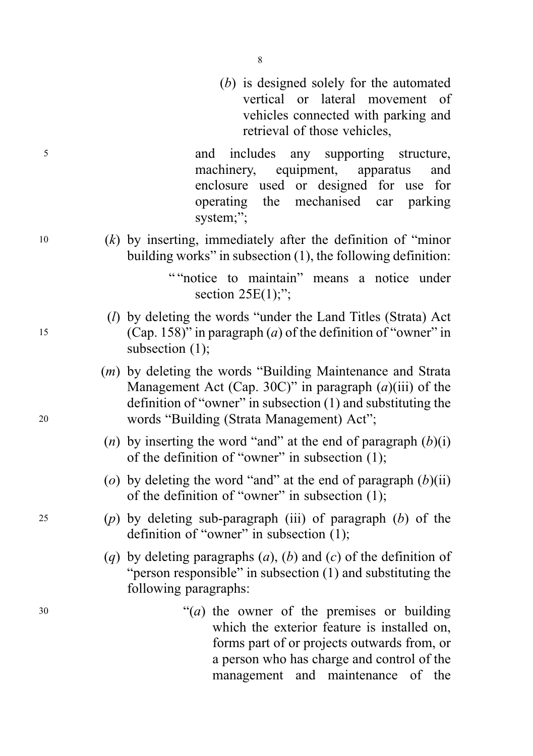(*b*) is designed solely for the automated vertical or lateral movement of vehicles connected with parking and retrieval of those vehicles,

and includes any supporting structure, machinery, equipment, apparatus and enclosure used or designed for use for operating the mechanised car parking system;";

(*k*) by inserting, immediately after the definition of "minor building works" in subsection (1), the following definition:

""notice to maintain" means a notice under section 25E(1);";

(*l*) by deleting the words "under the Land Titles (Strata) Act (Cap. 158)" in paragraph (*a*) of the definition of "owner" in subsection (1);

(*m*) by deleting the words "Building Maintenance and Strata Management Act (Cap. 30C)" in paragraph (*a*)(iii) of the definition of "owner" in subsection (1) and substituting the words "Building (Strata Management) Act";

(*n*) by inserting the word "and" at the end of paragraph (*b*)(i) of the definition of "owner" in subsection (1);

(*o*) by deleting the word "and" at the end of paragraph (*b*)(ii) of the definition of "owner" in subsection (1);

(*p*) by deleting sub-paragraph (iii) of paragraph (*b*) of the definition of "owner" in subsection (1);

(*q*) by deleting paragraphs (*a*), (*b*) and (*c*) of the definition of "person responsible" in subsection (1) and substituting the following paragraphs:

"(*a*) the owner of the premises or building which the exterior feature is installed on, forms part of or projects outwards from, or a person who has charge and control of the management and maintenance of the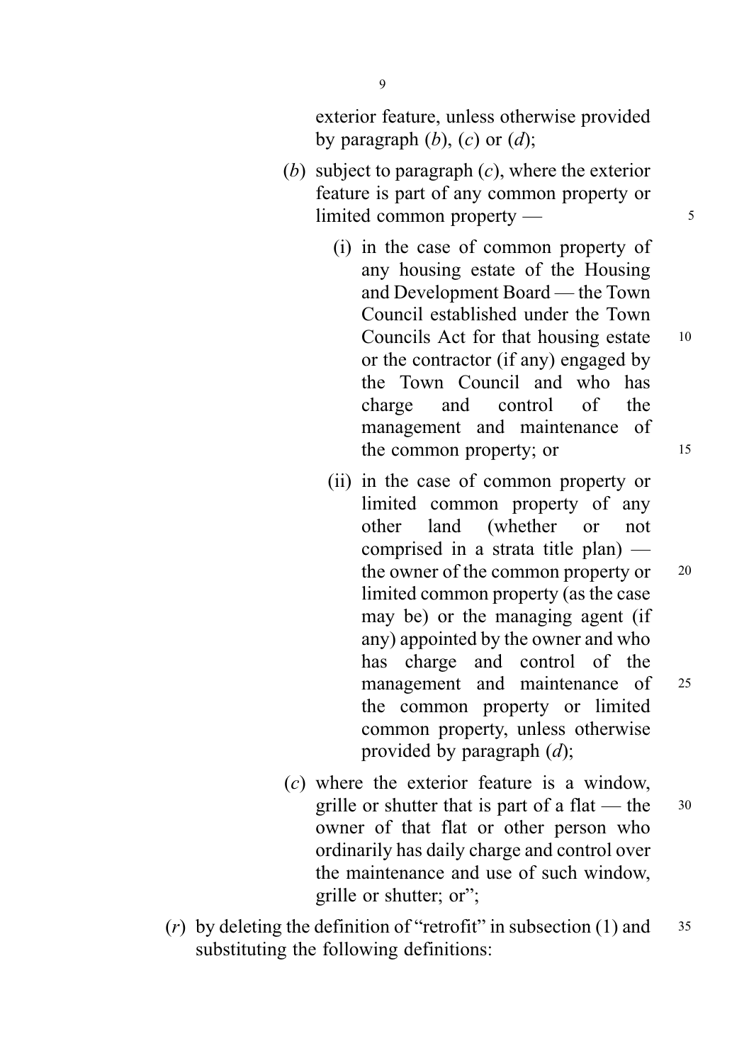exterior feature, unless otherwise provided by paragraph (*b*), (*c*) or (*d*);

(*b*) subject to paragraph (*c*), where the exterior feature is part of any common property or limited common property —

(i) in the case of common property of any housing estate of the Housing and Development Board — the Town Council established under the Town Councils Act for that housing estate or the contractor (if any) engaged by the Town Council and who has charge and control of the management and maintenance of the common property; or

(ii) in the case of common property or limited common property of any other land (whether or not comprised in a strata title plan) — the owner of the common property or limited common property (as the case may be) or the managing agent (if any) appointed by the owner and who has charge and control of the management and maintenance of the common property or limited common property, unless otherwise provided by paragraph (*d*);

(*c*) where the exterior feature is a window, grille or shutter that is part of a flat — the owner of that flat or other person who ordinarily has daily charge and control over the maintenance and use of such window, grille or shutter; or";

(*r*) by deleting the definition of "retrofit" in subsection (1) and substituting the following definitions: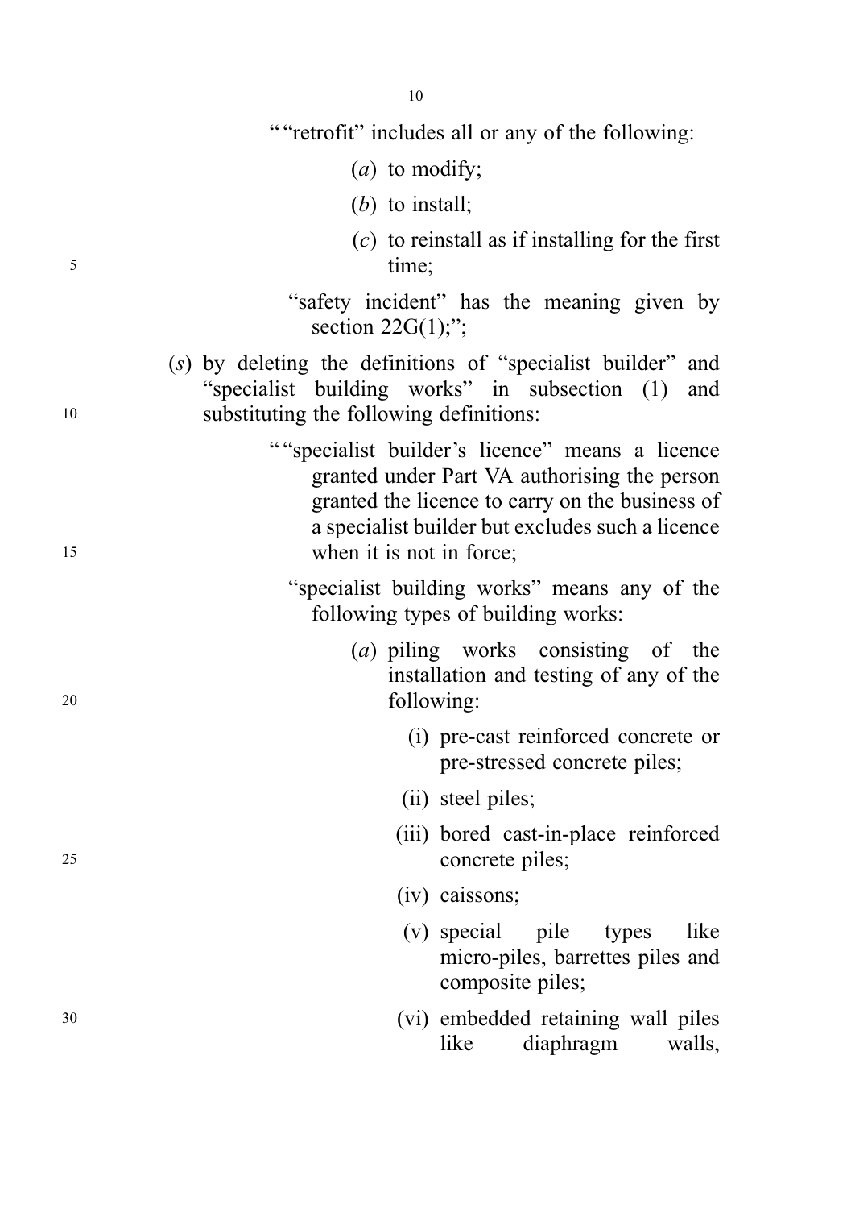""retrofit" includes all or any of the following:

(*a*) to modify;

(*b*) to install;

(*c*) to reinstall as if installing for the first time;

"safety incident" has the meaning given by section 22G(1);";

(*s*) by deleting the definitions of "specialist builder" and "specialist building works" in subsection (1) and substituting the following definitions:

""specialist builder's licence" means a licence granted under Part VA authorising the person granted the licence to carry on the business of a specialist builder but excludes such a licence when it is not in force;

"specialist building works" means any of the following types of building works:

(*a*) piling works consisting of the installation and testing of any of the following:

(i) pre-cast reinforced concrete or pre-stressed concrete piles;

(ii) steel piles;

(iii) bored cast-in-place reinforced concrete piles;

(iv) caissons;

(v) special pile types like micro-piles, barrettes piles and composite piles;

(vi) embedded retaining wall piles like diaphragm walls,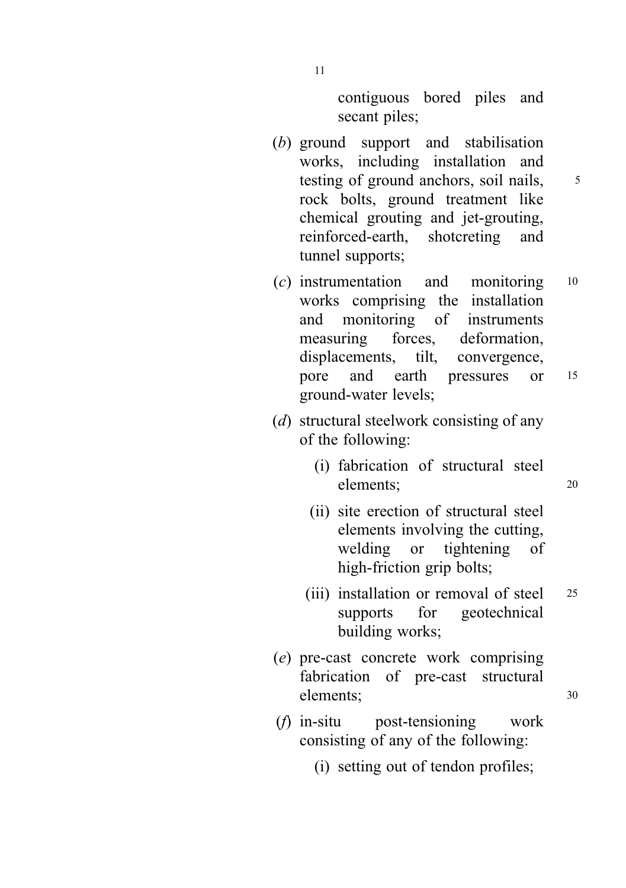contiguous bored piles and secant piles;

(*b*) ground support and stabilisation works, including installation and testing of ground anchors, soil nails, rock bolts, ground treatment like chemical grouting and jet-grouting, reinforced-earth, shotcreting and tunnel supports;

(*c*) instrumentation and monitoring works comprising the installation and monitoring of instruments measuring forces, deformation, displacements, tilt, convergence, pore and earth pressures or ground-water levels;

(*d*) structural steelwork consisting of any of the following:

  (i) fabrication of structural steel elements;

  (ii) site erection of structural steel elements involving the cutting, welding or tightening of high-friction grip bolts;

  (iii) installation or removal of steel supports for geotechnical building works;

(*e*) pre-cast concrete work comprising fabrication of pre-cast structural elements;

(*f*) in-situ post-tensioning work consisting of any of the following:

  (i) setting out of tendon profiles;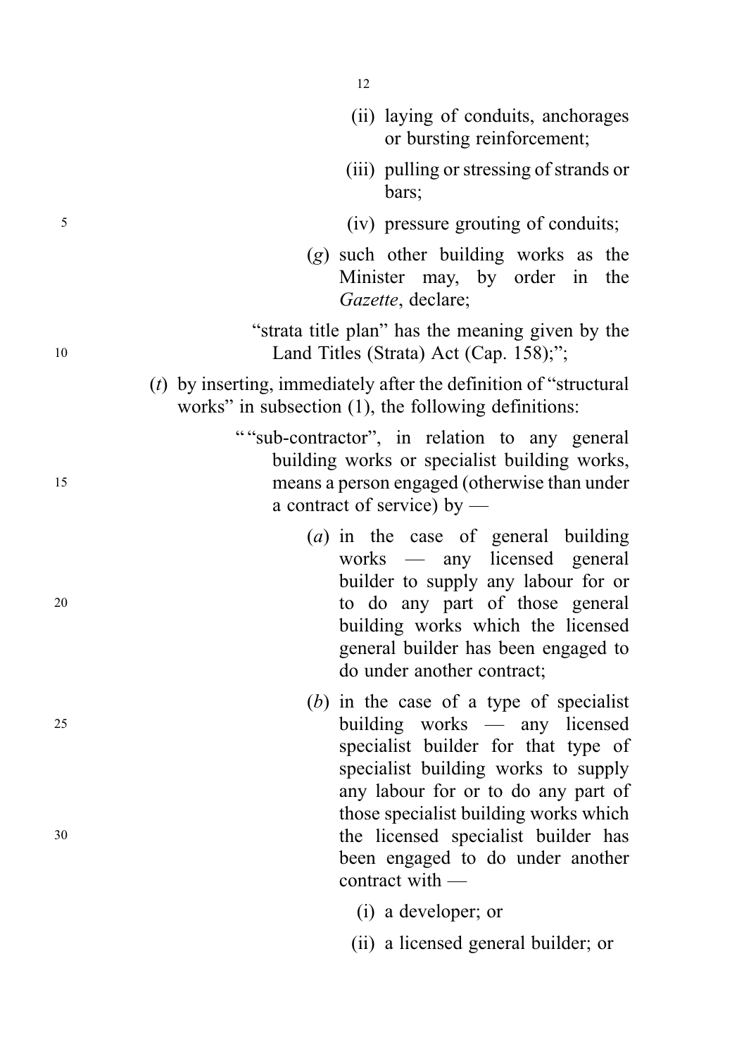(ii) laying of conduits, anchorages or bursting reinforcement;

(iii) pulling or stressing of strands or bars;

(iv) pressure grouting of conduits;

(*g*) such other building works as the Minister may, by order in the *Gazette*, declare;

"strata title plan" has the meaning given by the Land Titles (Strata) Act (Cap. 158);";

(*t*) by inserting, immediately after the definition of "structural works" in subsection (1), the following definitions:

""sub-contractor", in relation to any general building works or specialist building works, means a person engaged (otherwise than under a contract of service) by —

(*a*) in the case of general building works — any licensed general builder to supply any labour for or to do any part of those general building works which the licensed general builder has been engaged to do under another contract;

(*b*) in the case of a type of specialist building works — any licensed specialist builder for that type of specialist building works to supply any labour for or to do any part of those specialist building works which the licensed specialist builder has been engaged to do under another contract with —

(i) a developer; or

(ii) a licensed general builder; or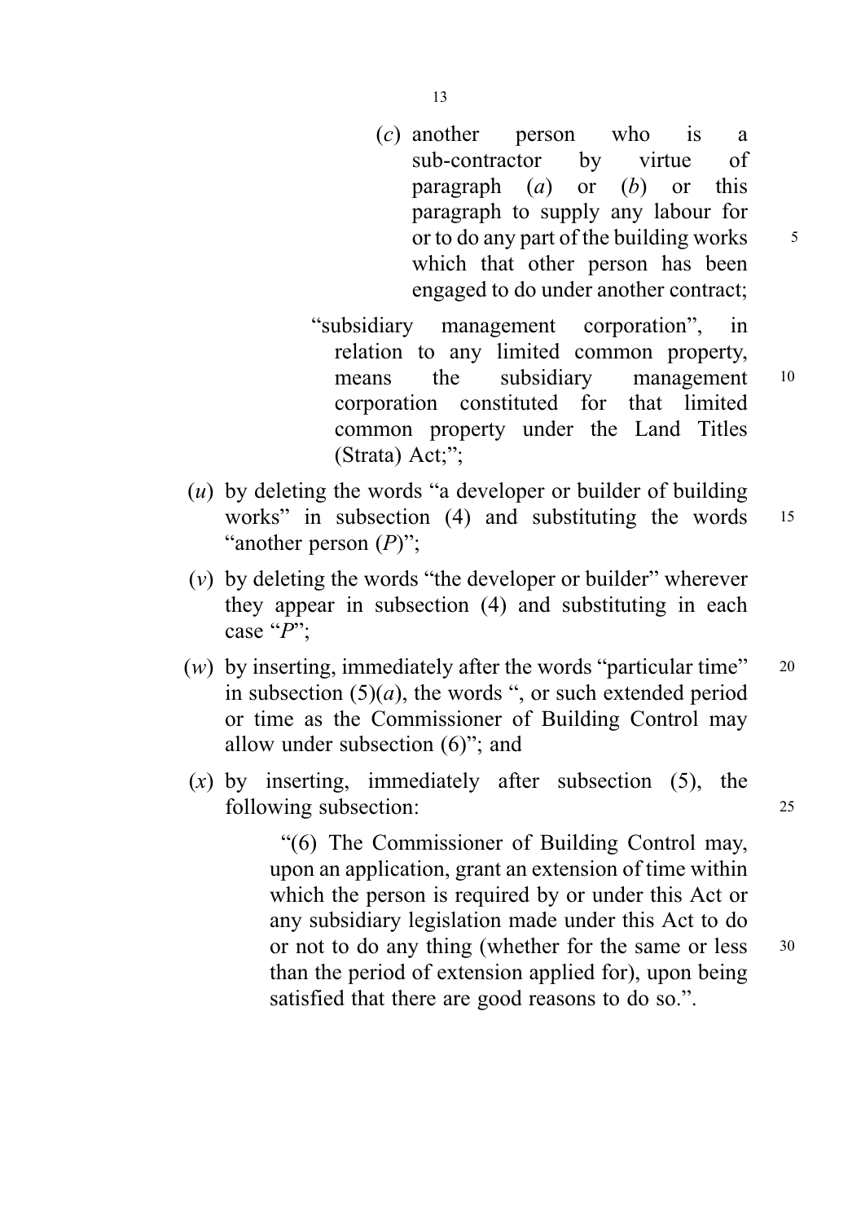(*c*) another person who is a sub-contractor by virtue of paragraph (*a*) or (*b*) or this paragraph to supply any labour for or to do any part of the building works which that other person has been engaged to do under another contract;

"subsidiary management corporation", in relation to any limited common property, means the subsidiary management corporation constituted for that limited common property under the Land Titles (Strata) Act;";

(*u*) by deleting the words "a developer or builder of building works" in subsection (4) and substituting the words "another person (*P*)";

(*v*) by deleting the words "the developer or builder" wherever they appear in subsection (4) and substituting in each case "*P*";

(*w*) by inserting, immediately after the words "particular time" in subsection (5)(*a*), the words ", or such extended period or time as the Commissioner of Building Control may allow under subsection (6)"; and

(*x*) by inserting, immediately after subsection (5), the following subsection:

> "(6) The Commissioner of Building Control may, upon an application, grant an extension of time within which the person is required by or under this Act or any subsidiary legislation made under this Act to do or not to do any thing (whether for the same or less than the period of extension applied for), upon being satisfied that there are good reasons to do so.".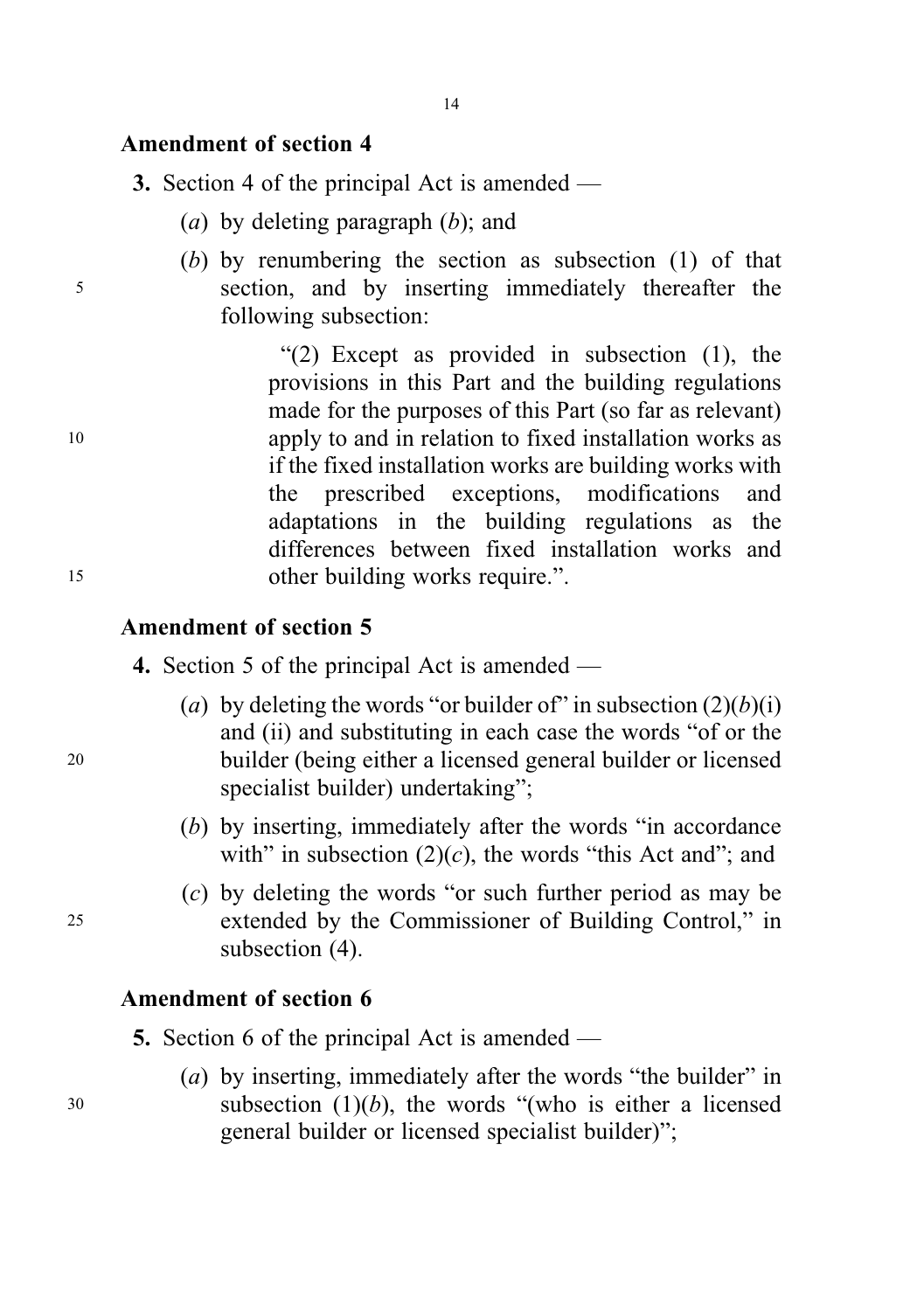### Amendment of section 4

**3.** Section 4 of the principal Act is amended —

(*a*) by deleting paragraph (*b*); and

(*b*) by renumbering the section as subsection (1) of that section, and by inserting immediately thereafter the following subsection:

> "(2) Except as provided in subsection (1), the provisions in this Part and the building regulations made for the purposes of this Part (so far as relevant) apply to and in relation to fixed installation works as if the fixed installation works are building works with the prescribed exceptions, modifications and adaptations in the building regulations as the differences between fixed installation works and other building works require.".

### Amendment of section 5

**4.** Section 5 of the principal Act is amended —

(*a*) by deleting the words "or builder of" in subsection (2)(*b*)(i) and (ii) and substituting in each case the words "of or the builder (being either a licensed general builder or licensed specialist builder) undertaking";

(*b*) by inserting, immediately after the words "in accordance with" in subsection (2)(*c*), the words "this Act and"; and

(*c*) by deleting the words "or such further period as may be extended by the Commissioner of Building Control," in subsection (4).

### Amendment of section 6

**5.** Section 6 of the principal Act is amended —

(*a*) by inserting, immediately after the words "the builder" in subsection (1)(*b*), the words "(who is either a licensed general builder or licensed specialist builder)";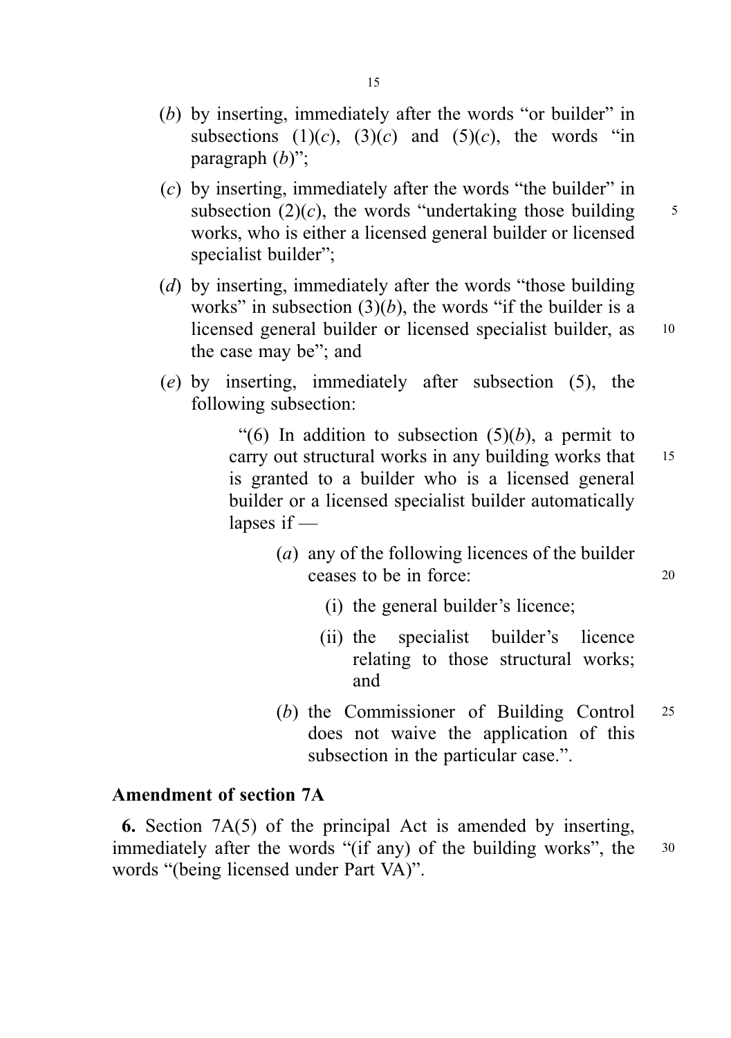(*b*) by inserting, immediately after the words "or builder" in subsections (1)(*c*), (3)(*c*) and (5)(*c*), the words "in paragraph (*b*)";

(*c*) by inserting, immediately after the words "the builder" in subsection (2)(*c*), the words "undertaking those building works, who is either a licensed general builder or licensed specialist builder";

(*d*) by inserting, immediately after the words "those building works" in subsection (3)(*b*), the words "if the builder is a licensed general builder or licensed specialist builder, as the case may be"; and

(*e*) by inserting, immediately after subsection (5), the following subsection:

> "(6) In addition to subsection (5)(*b*), a permit to carry out structural works in any building works that is granted to a builder who is a licensed general builder or a licensed specialist builder automatically lapses if —
>
> > (*a*) any of the following licences of the builder ceases to be in force:
> >
> > > (i) the general builder's licence;
> > >
> > > (ii) the specialist builder's licence relating to those structural works; and
> >
> > (*b*) the Commissioner of Building Control does not waive the application of this subsection in the particular case.".

**Amendment of section 7A**

**6.** Section 7A(5) of the principal Act is amended by inserting, immediately after the words "(if any) of the building works", the words "(being licensed under Part VA)".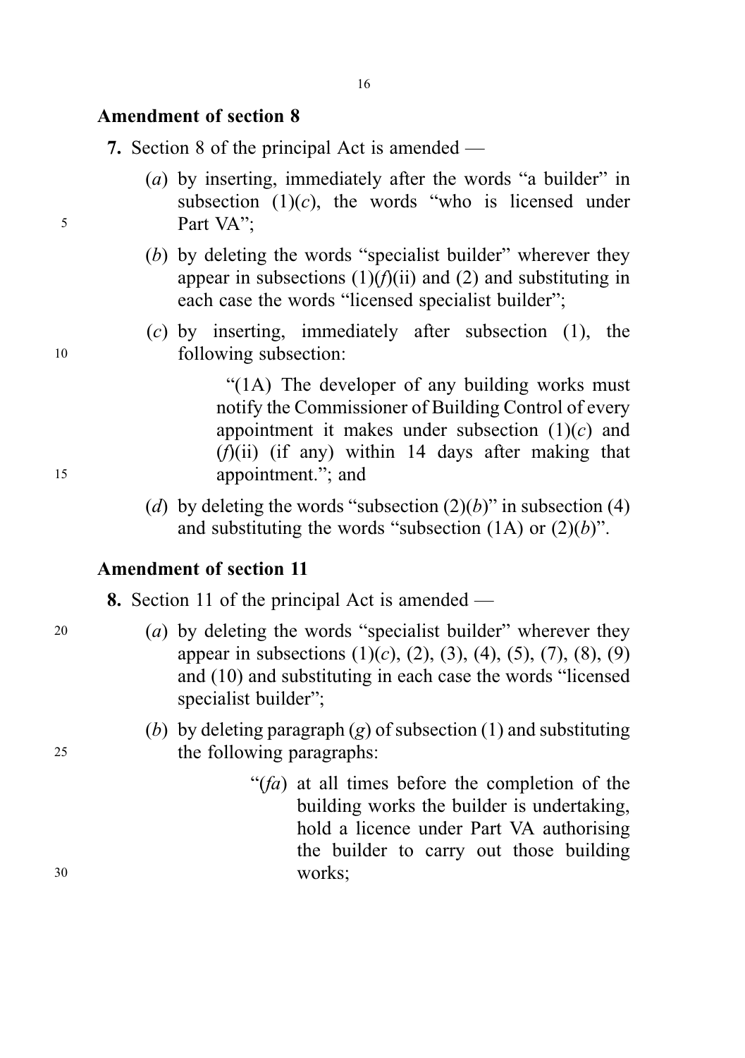**Amendment of section 8**

**7.** Section 8 of the principal Act is amended —

(*a*) by inserting, immediately after the words "a builder" in subsection (1)(*c*), the words "who is licensed under Part VA";

(*b*) by deleting the words "specialist builder" wherever they appear in subsections (1)(*f*)(ii) and (2) and substituting in each case the words "licensed specialist builder";

(*c*) by inserting, immediately after subsection (1), the following subsection:

"(1A) The developer of any building works must notify the Commissioner of Building Control of every appointment it makes under subsection (1)(*c*) and (*f*)(ii) (if any) within 14 days after making that appointment."; and

(*d*) by deleting the words "subsection (2)(*b*)" in subsection (4) and substituting the words "subsection (1A) or (2)(*b*)".

**Amendment of section 11**

**8.** Section 11 of the principal Act is amended —

(*a*) by deleting the words "specialist builder" wherever they appear in subsections (1)(*c*), (2), (3), (4), (5), (7), (8), (9) and (10) and substituting in each case the words "licensed specialist builder";

(*b*) by deleting paragraph (*g*) of subsection (1) and substituting the following paragraphs:

"(*fa*) at all times before the completion of the building works the builder is undertaking, hold a licence under Part VA authorising the builder to carry out those building works;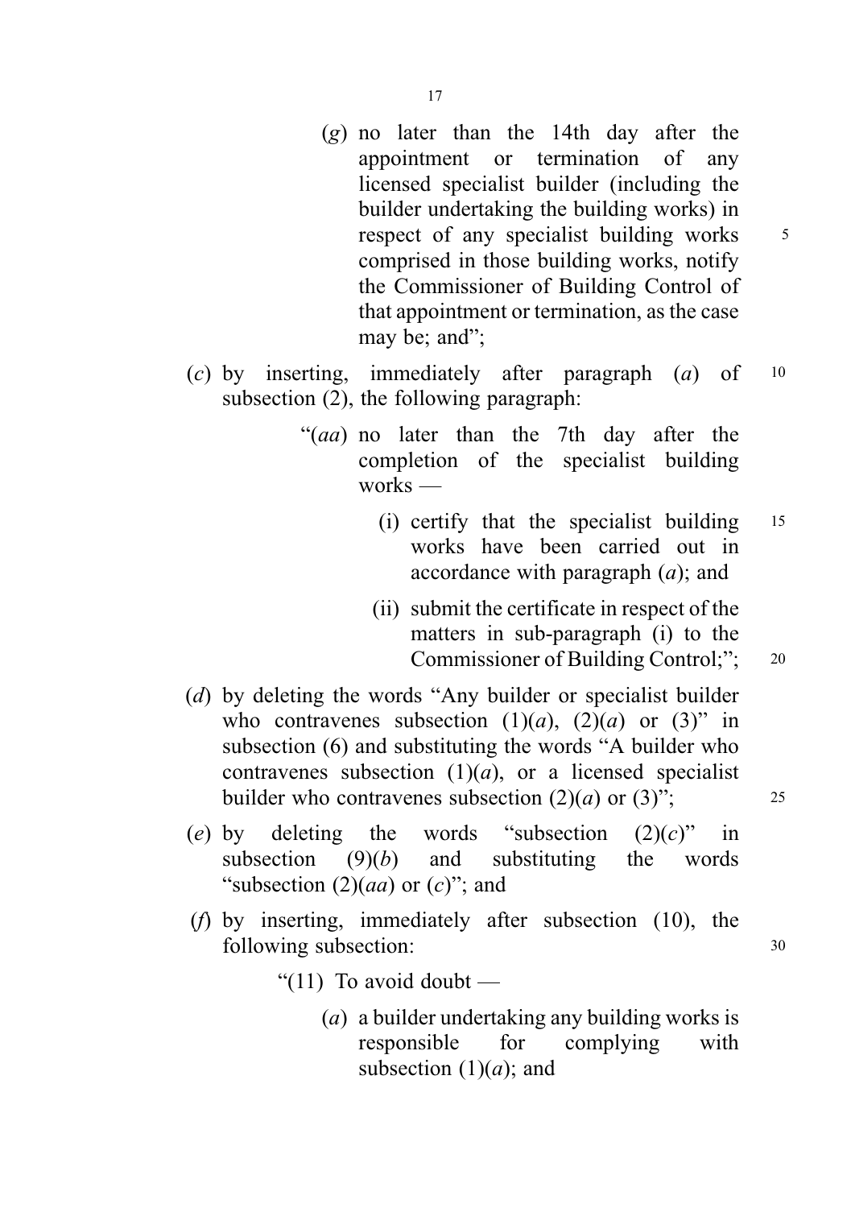(*g*) no later than the 14th day after the appointment or termination of any licensed specialist builder (including the builder undertaking the building works) in respect of any specialist building works comprised in those building works, notify the Commissioner of Building Control of that appointment or termination, as the case may be; and";

(*c*) by inserting, immediately after paragraph (*a*) of subsection (2), the following paragraph:

"(*aa*) no later than the 7th day after the completion of the specialist building works —

(i) certify that the specialist building works have been carried out in accordance with paragraph (*a*); and

(ii) submit the certificate in respect of the matters in sub-paragraph (i) to the Commissioner of Building Control;";

(*d*) by deleting the words "Any builder or specialist builder who contravenes subsection (1)(*a*), (2)(*a*) or (3)" in subsection (6) and substituting the words "A builder who contravenes subsection (1)(*a*), or a licensed specialist builder who contravenes subsection (2)(*a*) or (3)";

(*e*) by deleting the words "subsection (2)(*c*)" in subsection (9)(*b*) and substituting the words "subsection (2)(*aa*) or (*c*)"; and

(*f*) by inserting, immediately after subsection (10), the following subsection:

"(11) To avoid doubt —

(*a*) a builder undertaking any building works is responsible for complying with subsection (1)(*a*); and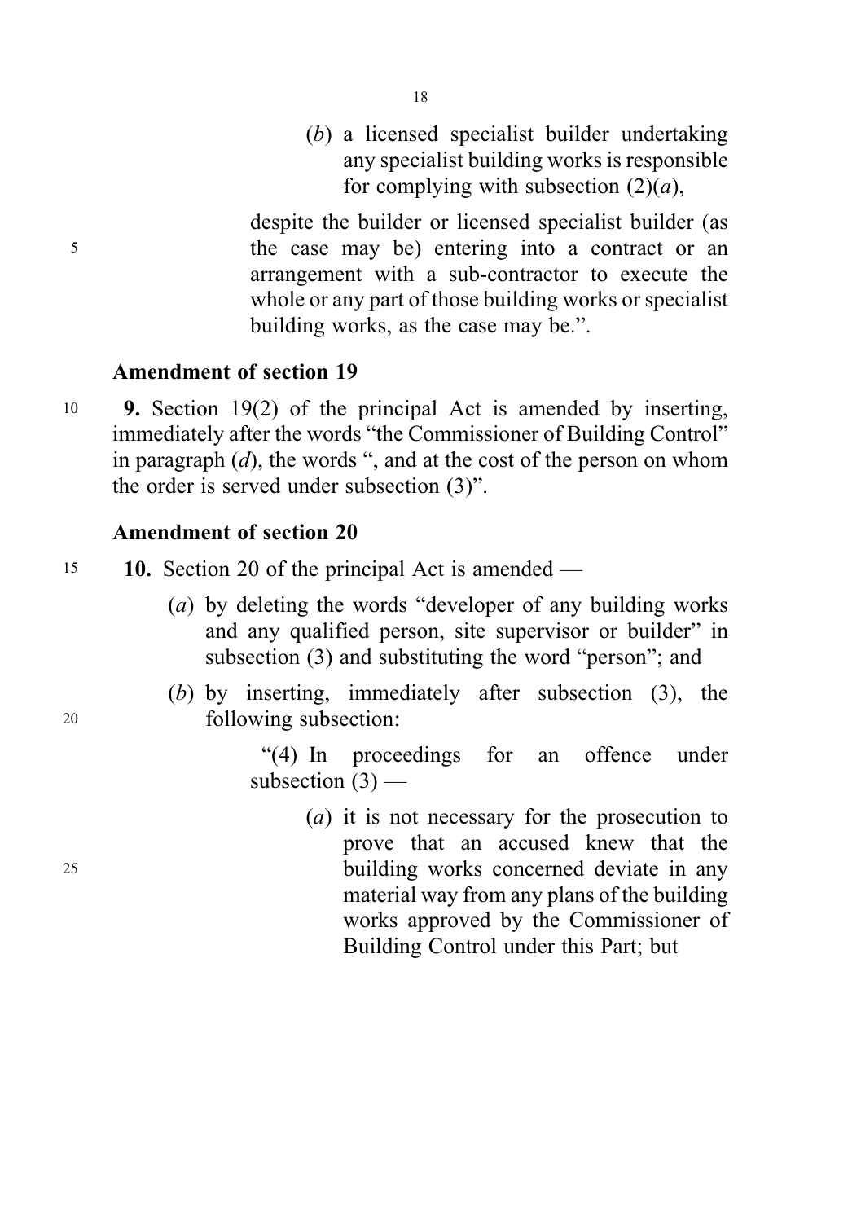(*b*) a licensed specialist builder undertaking any specialist building works is responsible for complying with subsection (2)(*a*),

despite the builder or licensed specialist builder (as the case may be) entering into a contract or an arrangement with a sub-contractor to execute the whole or any part of those building works or specialist building works, as the case may be.".

**Amendment of section 19**

**9.** Section 19(2) of the principal Act is amended by inserting, immediately after the words "the Commissioner of Building Control" in paragraph (*d*), the words ", and at the cost of the person on whom the order is served under subsection (3)".

**Amendment of section 20**

**10.** Section 20 of the principal Act is amended —

(*a*) by deleting the words "developer of any building works and any qualified person, site supervisor or builder" in subsection (3) and substituting the word "person"; and

(*b*) by inserting, immediately after subsection (3), the following subsection:

"(4) In proceedings for an offence under subsection (3) —

(*a*) it is not necessary for the prosecution to prove that an accused knew that the building works concerned deviate in any material way from any plans of the building works approved by the Commissioner of Building Control under this Part; but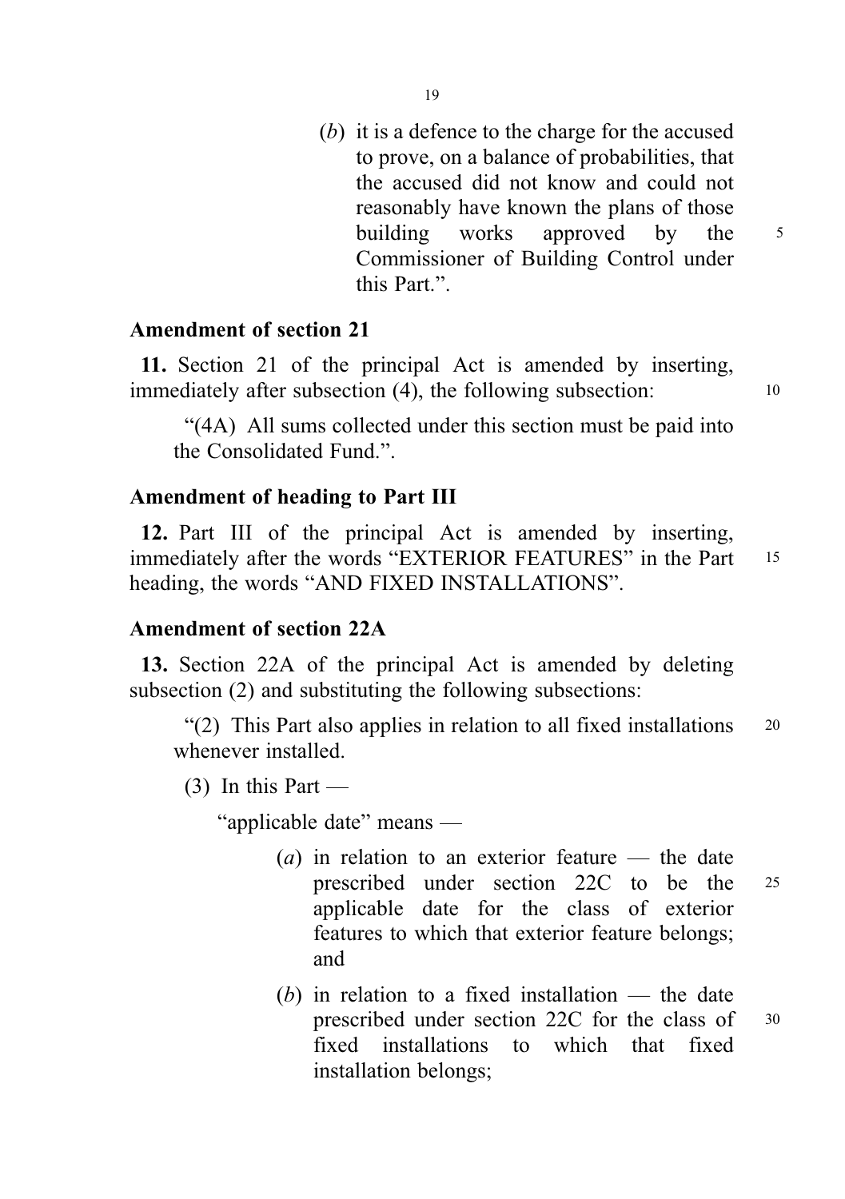(*b*) it is a defence to the charge for the accused to prove, on a balance of probabilities, that the accused did not know and could not reasonably have known the plans of those building works approved by the Commissioner of Building Control under this Part.".

**Amendment of section 21**

**11.** Section 21 of the principal Act is amended by inserting, immediately after subsection (4), the following subsection:

"(4A) All sums collected under this section must be paid into the Consolidated Fund.".

**Amendment of heading to Part III**

**12.** Part III of the principal Act is amended by inserting, immediately after the words "EXTERIOR FEATURES" in the Part heading, the words "AND FIXED INSTALLATIONS".

**Amendment of section 22A**

**13.** Section 22A of the principal Act is amended by deleting subsection (2) and substituting the following subsections:

"(2) This Part also applies in relation to all fixed installations whenever installed.

(3) In this Part —

"applicable date" means —

(*a*) in relation to an exterior feature — the date prescribed under section 22C to be the applicable date for the class of exterior features to which that exterior feature belongs; and

(*b*) in relation to a fixed installation — the date prescribed under section 22C for the class of fixed installations to which that fixed installation belongs;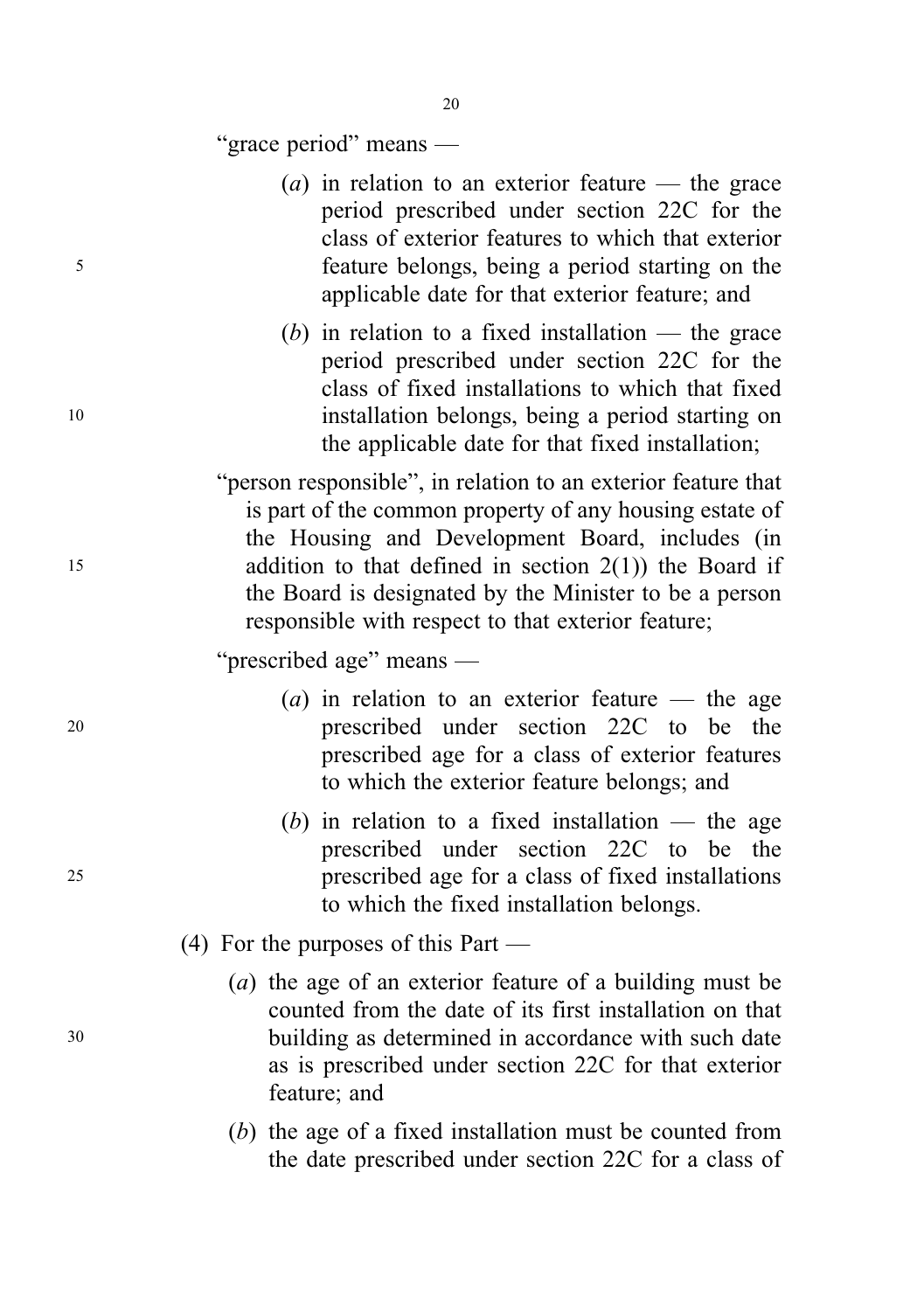"grace period" means —

(*a*) in relation to an exterior feature — the grace period prescribed under section 22C for the class of exterior features to which that exterior feature belongs, being a period starting on the applicable date for that exterior feature; and

(*b*) in relation to a fixed installation — the grace period prescribed under section 22C for the class of fixed installations to which that fixed installation belongs, being a period starting on the applicable date for that fixed installation;

"person responsible", in relation to an exterior feature that is part of the common property of any housing estate of the Housing and Development Board, includes (in addition to that defined in section 2(1)) the Board if the Board is designated by the Minister to be a person responsible with respect to that exterior feature;

"prescribed age" means —

(*a*) in relation to an exterior feature — the age prescribed under section 22C to be the prescribed age for a class of exterior features to which the exterior feature belongs; and

(*b*) in relation to a fixed installation — the age prescribed under section 22C to be the prescribed age for a class of fixed installations to which the fixed installation belongs.

(4) For the purposes of this Part —

(*a*) the age of an exterior feature of a building must be counted from the date of its first installation on that building as determined in accordance with such date as is prescribed under section 22C for that exterior feature; and

(*b*) the age of a fixed installation must be counted from the date prescribed under section 22C for a class of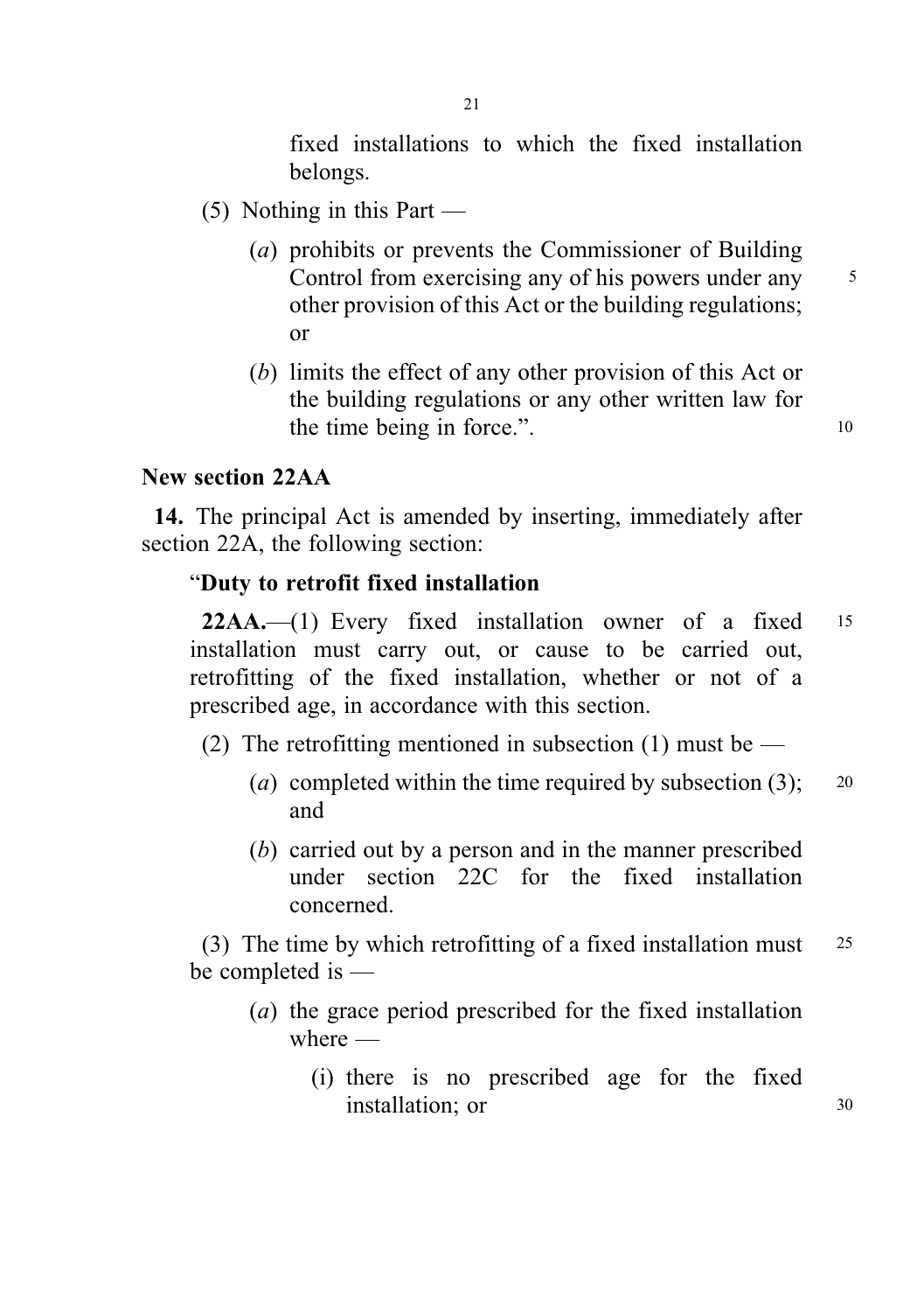fixed installations to which the fixed installation belongs.

(5) Nothing in this Part —

(*a*) prohibits or prevents the Commissioner of Building Control from exercising any of his powers under any other provision of this Act or the building regulations; or

(*b*) limits the effect of any other provision of this Act or the building regulations or any other written law for the time being in force.".

**New section 22AA**

**14.** The principal Act is amended by inserting, immediately after section 22A, the following section:

"**Duty to retrofit fixed installation**

**22AA.**—(1) Every fixed installation owner of a fixed installation must carry out, or cause to be carried out, retrofitting of the fixed installation, whether or not of a prescribed age, in accordance with this section.

(2) The retrofitting mentioned in subsection (1) must be —

(*a*) completed within the time required by subsection (3); and

(*b*) carried out by a person and in the manner prescribed under section 22C for the fixed installation concerned.

(3) The time by which retrofitting of a fixed installation must be completed is —

(*a*) the grace period prescribed for the fixed installation where —

(i) there is no prescribed age for the fixed installation; or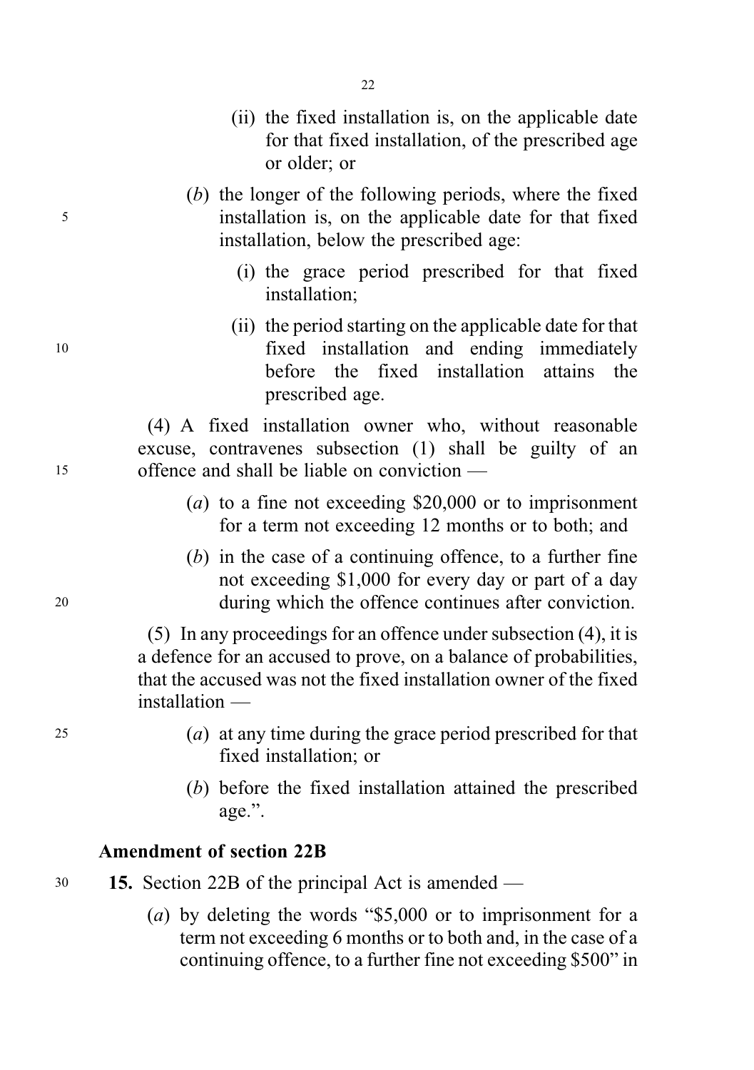(ii) the fixed installation is, on the applicable date for that fixed installation, of the prescribed age or older; or

(*b*) the longer of the following periods, where the fixed installation is, on the applicable date for that fixed installation, below the prescribed age:

(i) the grace period prescribed for that fixed installation;

(ii) the period starting on the applicable date for that fixed installation and ending immediately before the fixed installation attains the prescribed age.

(4) A fixed installation owner who, without reasonable excuse, contravenes subsection (1) shall be guilty of an offence and shall be liable on conviction —

(*a*) to a fine not exceeding $20,000 or to imprisonment for a term not exceeding 12 months or to both; and

(*b*) in the case of a continuing offence, to a further fine not exceeding $1,000 for every day or part of a day during which the offence continues after conviction.

(5) In any proceedings for an offence under subsection (4), it is a defence for an accused to prove, on a balance of probabilities, that the accused was not the fixed installation owner of the fixed installation —

(*a*) at any time during the grace period prescribed for that fixed installation; or

(*b*) before the fixed installation attained the prescribed age.".

**Amendment of section 22B**

**15.** Section 22B of the principal Act is amended —

(*a*) by deleting the words "$5,000 or to imprisonment for a term not exceeding 6 months or to both and, in the case of a continuing offence, to a further fine not exceeding $500" in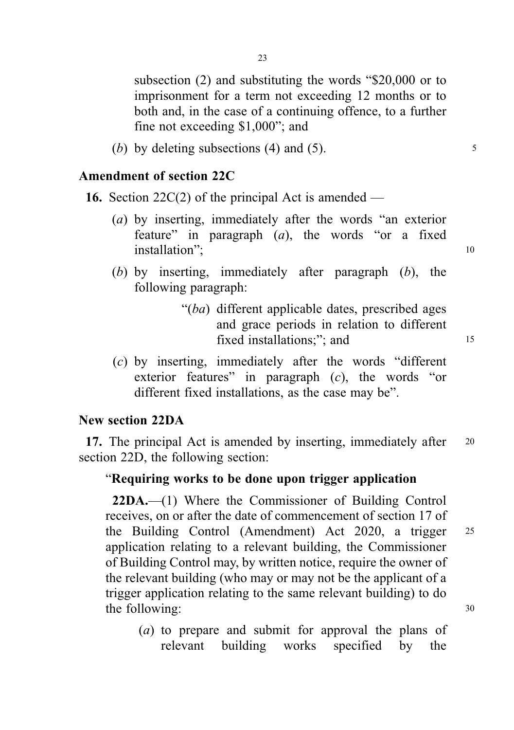subsection (2) and substituting the words "$20,000 or to imprisonment for a term not exceeding 12 months or to both and, in the case of a continuing offence, to a further fine not exceeding $1,000"; and

(*b*) by deleting subsections (4) and (5).

## Amendment of section 22C

**16.** Section 22C(2) of the principal Act is amended —

(*a*) by inserting, immediately after the words "an exterior feature" in paragraph (*a*), the words "or a fixed installation";

(*b*) by inserting, immediately after paragraph (*b*), the following paragraph:

> "(*ba*) different applicable dates, prescribed ages and grace periods in relation to different fixed installations;"; and

(*c*) by inserting, immediately after the words "different exterior features" in paragraph (*c*), the words "or different fixed installations, as the case may be".

## New section 22DA

**17.** The principal Act is amended by inserting, immediately after section 22D, the following section:

"**Requiring works to be done upon trigger application**

**22DA.**—(1) Where the Commissioner of Building Control receives, on or after the date of commencement of section 17 of the Building Control (Amendment) Act 2020, a trigger application relating to a relevant building, the Commissioner of Building Control may, by written notice, require the owner of the relevant building (who may or may not be the applicant of a trigger application relating to the same relevant building) to do the following:

(*a*) to prepare and submit for approval the plans of relevant building works specified by the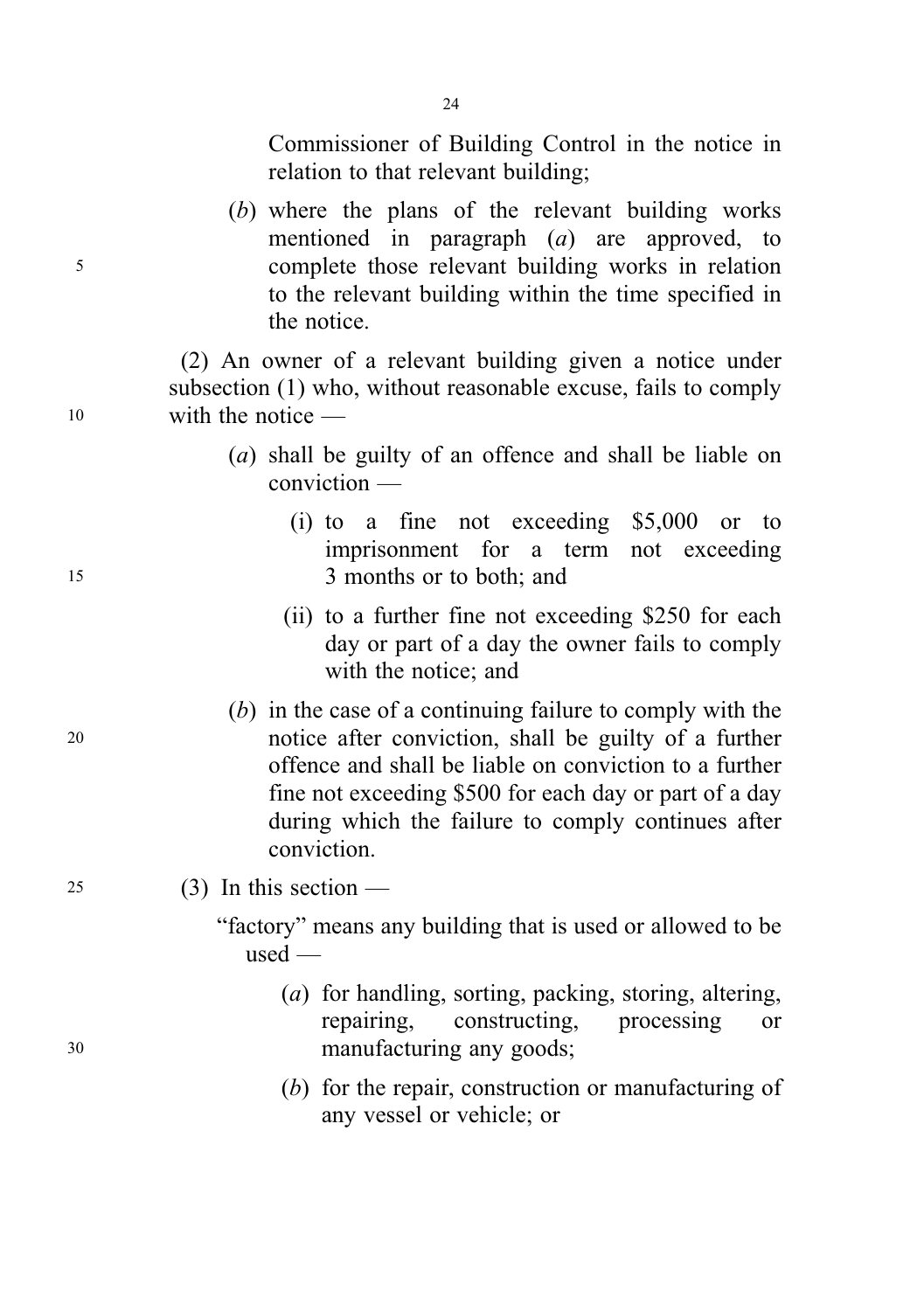Commissioner of Building Control in the notice in relation to that relevant building;

(*b*) where the plans of the relevant building works mentioned in paragraph (*a*) are approved, to complete those relevant building works in relation to the relevant building within the time specified in the notice.

(2) An owner of a relevant building given a notice under subsection (1) who, without reasonable excuse, fails to comply with the notice —

(*a*) shall be guilty of an offence and shall be liable on conviction —

(i) to a fine not exceeding $5,000 or to imprisonment for a term not exceeding 3 months or to both; and

(ii) to a further fine not exceeding $250 for each day or part of a day the owner fails to comply with the notice; and

(*b*) in the case of a continuing failure to comply with the notice after conviction, shall be guilty of a further offence and shall be liable on conviction to a further fine not exceeding $500 for each day or part of a day during which the failure to comply continues after conviction.

(3) In this section —

"factory" means any building that is used or allowed to be used —

(*a*) for handling, sorting, packing, storing, altering, repairing, constructing, processing or manufacturing any goods;

(*b*) for the repair, construction or manufacturing of any vessel or vehicle; or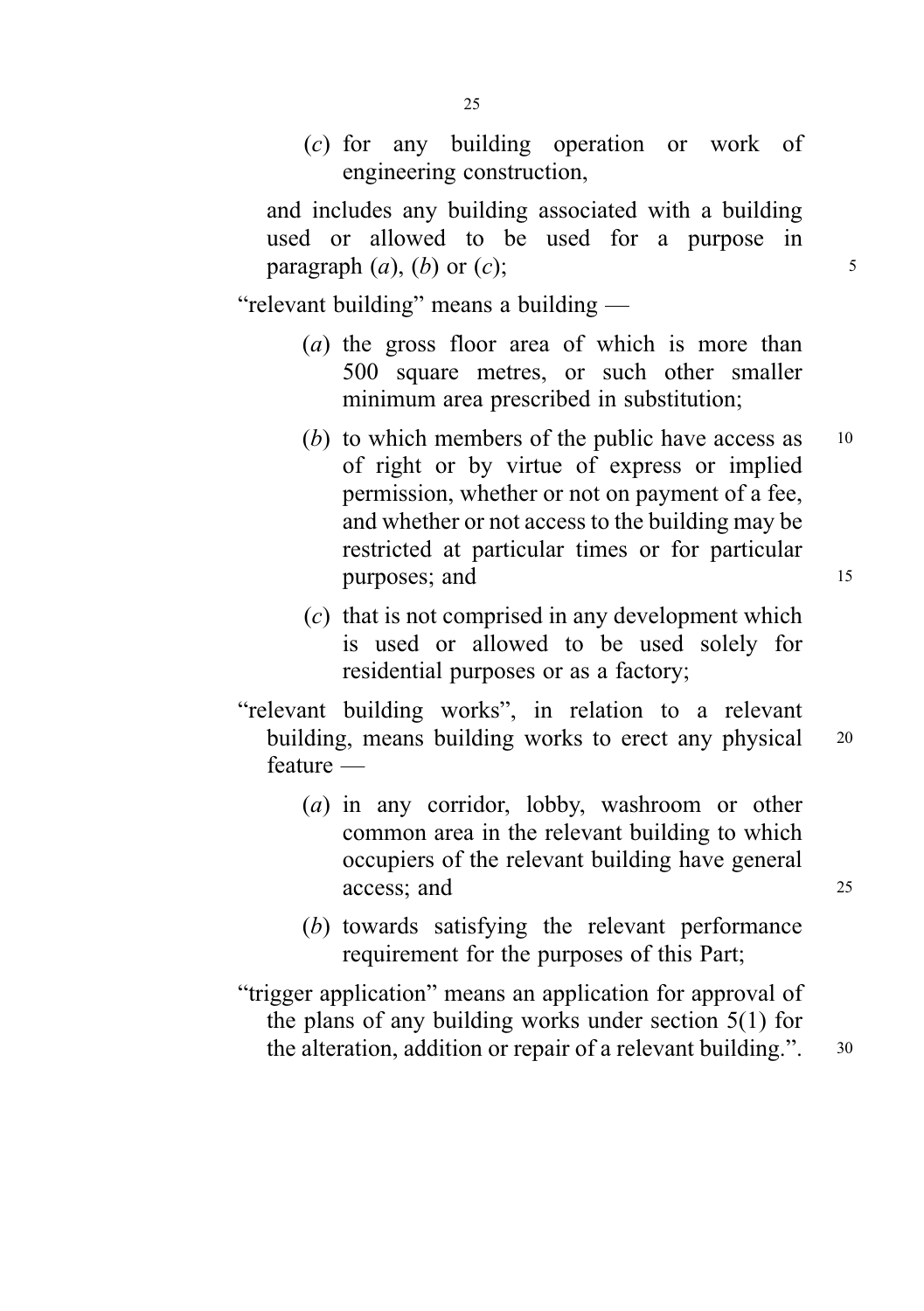(*c*) for any building operation or work of engineering construction,

and includes any building associated with a building used or allowed to be used for a purpose in paragraph (*a*), (*b*) or (*c*);

"relevant building" means a building —

(*a*) the gross floor area of which is more than 500 square metres, or such other smaller minimum area prescribed in substitution;

(*b*) to which members of the public have access as of right or by virtue of express or implied permission, whether or not on payment of a fee, and whether or not access to the building may be restricted at particular times or for particular purposes; and

(*c*) that is not comprised in any development which is used or allowed to be used solely for residential purposes or as a factory;

"relevant building works", in relation to a relevant building, means building works to erect any physical feature —

(*a*) in any corridor, lobby, washroom or other common area in the relevant building to which occupiers of the relevant building have general access; and

(*b*) towards satisfying the relevant performance requirement for the purposes of this Part;

"trigger application" means an application for approval of the plans of any building works under section 5(1) for the alteration, addition or repair of a relevant building.".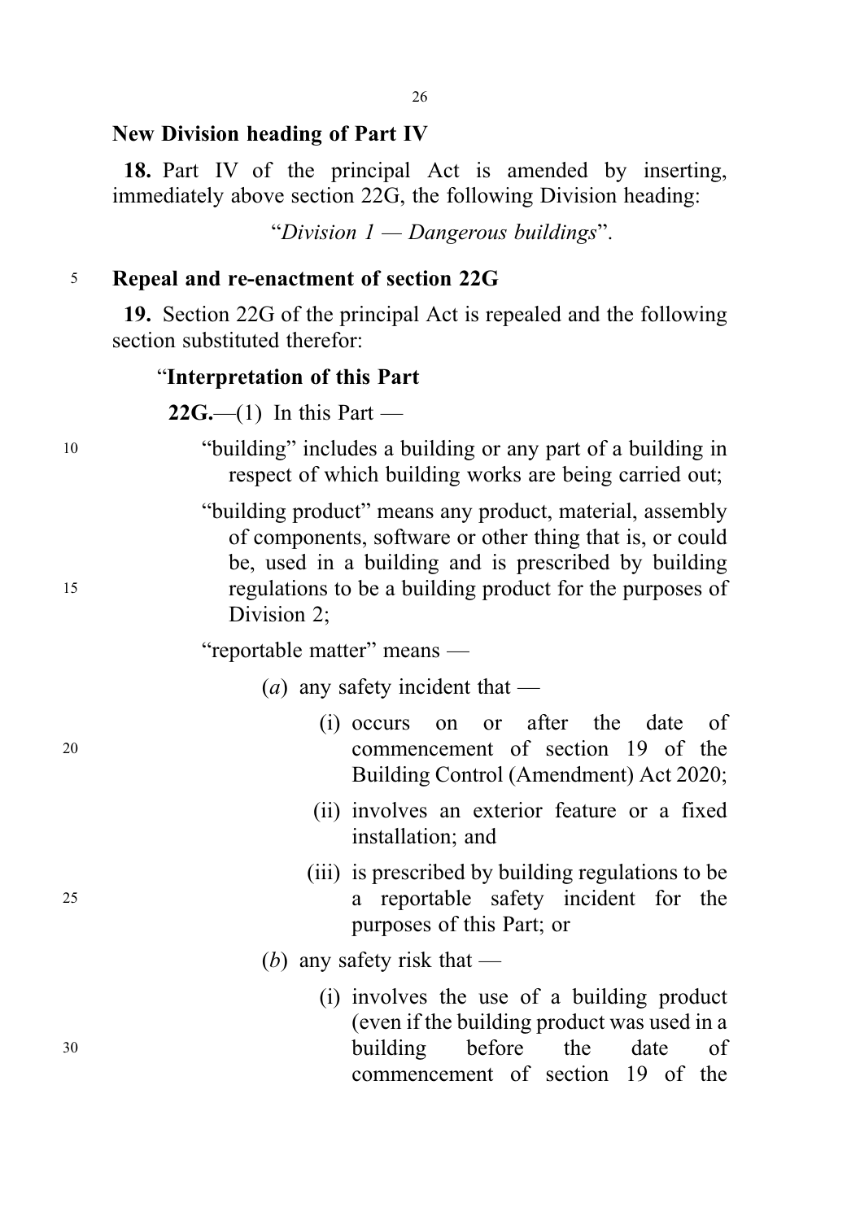**New Division heading of Part IV**

**18.** Part IV of the principal Act is amended by inserting, immediately above section 22G, the following Division heading:

"*Division 1 — Dangerous buildings*".

**Repeal and re-enactment of section 22G**

**19.** Section 22G of the principal Act is repealed and the following section substituted therefor:

"**Interpretation of this Part**

**22G.**—(1) In this Part —

"building" includes a building or any part of a building in respect of which building works are being carried out;

"building product" means any product, material, assembly of components, software or other thing that is, or could be, used in a building and is prescribed by building regulations to be a building product for the purposes of Division 2;

"reportable matter" means —

(*a*) any safety incident that —

(i) occurs on or after the date of commencement of section 19 of the Building Control (Amendment) Act 2020;

(ii) involves an exterior feature or a fixed installation; and

(iii) is prescribed by building regulations to be a reportable safety incident for the purposes of this Part; or

(*b*) any safety risk that —

(i) involves the use of a building product (even if the building product was used in a building before the date of commencement of section 19 of the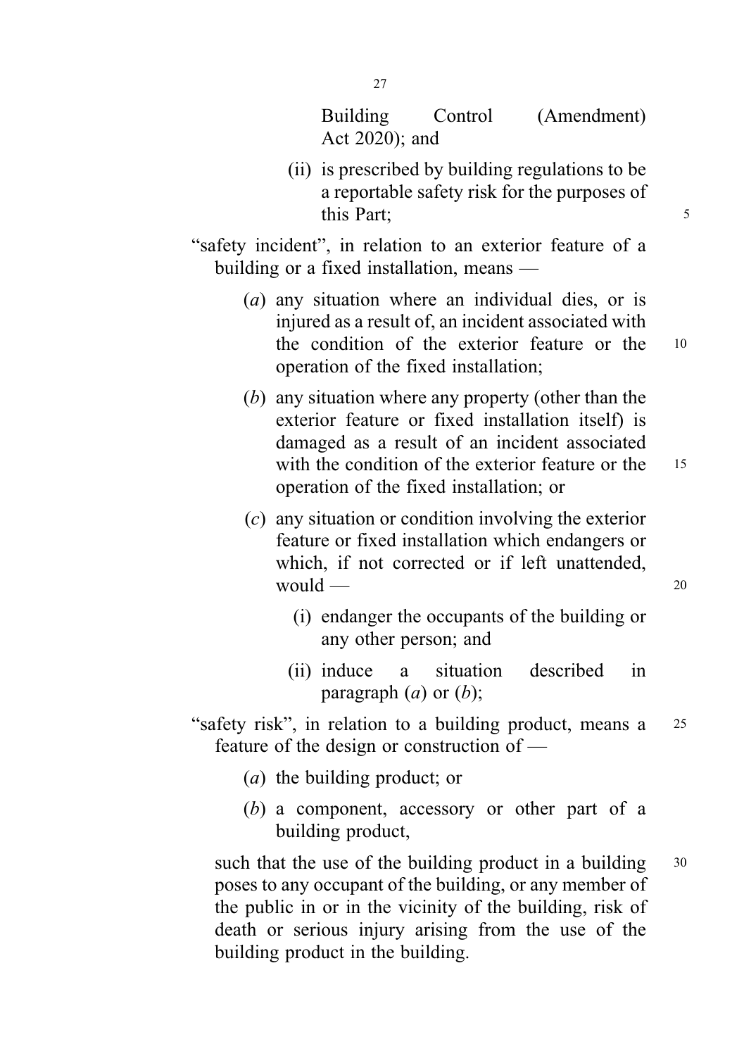Building Control (Amendment) Act 2020); and

(ii) is prescribed by building regulations to be a reportable safety risk for the purposes of this Part;

"safety incident", in relation to an exterior feature of a building or a fixed installation, means —

(*a*) any situation where an individual dies, or is injured as a result of, an incident associated with the condition of the exterior feature or the operation of the fixed installation;

(*b*) any situation where any property (other than the exterior feature or fixed installation itself) is damaged as a result of an incident associated with the condition of the exterior feature or the operation of the fixed installation; or

(*c*) any situation or condition involving the exterior feature or fixed installation which endangers or which, if not corrected or if left unattended, would —

(i) endanger the occupants of the building or any other person; and

(ii) induce a situation described in paragraph (*a*) or (*b*);

"safety risk", in relation to a building product, means a feature of the design or construction of —

(*a*) the building product; or

(*b*) a component, accessory or other part of a building product,

such that the use of the building product in a building poses to any occupant of the building, or any member of the public in or in the vicinity of the building, risk of death or serious injury arising from the use of the building product in the building.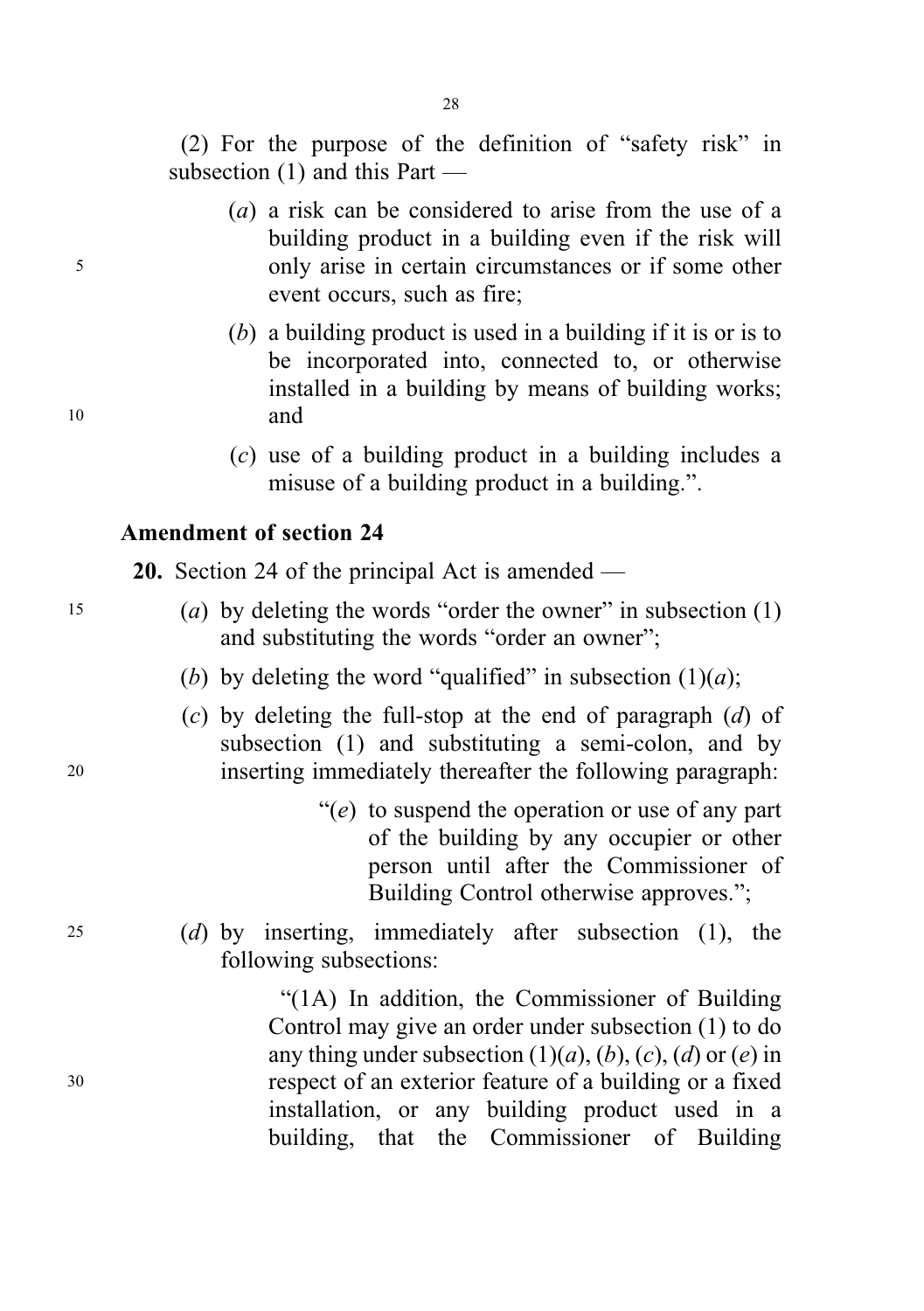(2) For the purpose of the definition of "safety risk" in subsection (1) and this Part —

(*a*) a risk can be considered to arise from the use of a building product in a building even if the risk will only arise in certain circumstances or if some other event occurs, such as fire;

(*b*) a building product is used in a building if it is or is to be incorporated into, connected to, or otherwise installed in a building by means of building works; and

(*c*) use of a building product in a building includes a misuse of a building product in a building.".

### Amendment of section 24

**20.** Section 24 of the principal Act is amended —

(*a*) by deleting the words "order the owner" in subsection (1) and substituting the words "order an owner";

(*b*) by deleting the word "qualified" in subsection (1)(*a*);

(*c*) by deleting the full-stop at the end of paragraph (*d*) of subsection (1) and substituting a semi-colon, and by inserting immediately thereafter the following paragraph:

> "(*e*) to suspend the operation or use of any part of the building by any occupier or other person until after the Commissioner of Building Control otherwise approves.";

(*d*) by inserting, immediately after subsection (1), the following subsections:

> "(1A) In addition, the Commissioner of Building Control may give an order under subsection (1) to do any thing under subsection (1)(*a*), (*b*), (*c*), (*d*) or (*e*) in respect of an exterior feature of a building or a fixed installation, or any building product used in a building, that the Commissioner of Building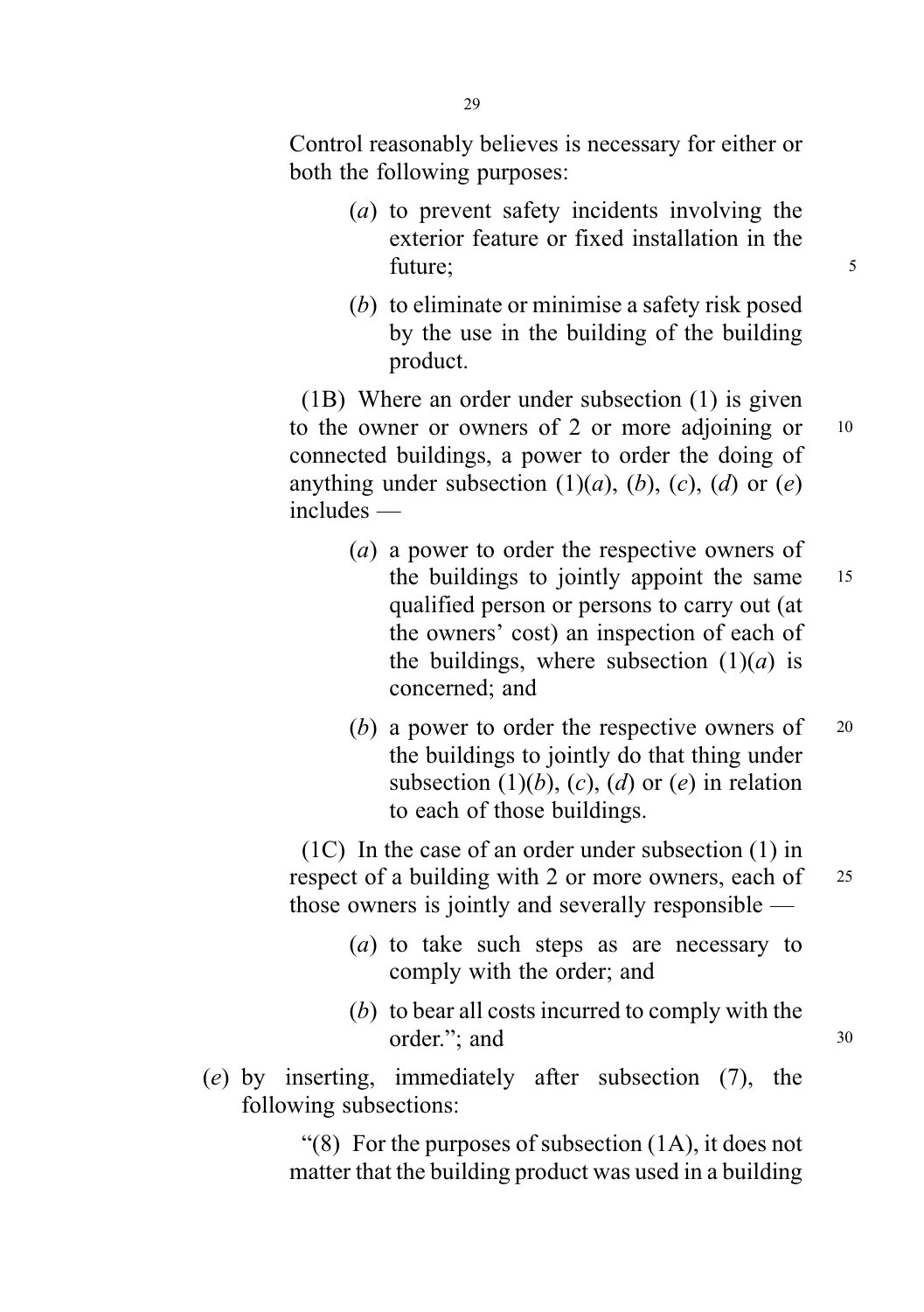Control reasonably believes is necessary for either or both the following purposes:

(*a*) to prevent safety incidents involving the exterior feature or fixed installation in the future;

(*b*) to eliminate or minimise a safety risk posed by the use in the building of the building product.

(1B) Where an order under subsection (1) is given to the owner or owners of 2 or more adjoining or connected buildings, a power to order the doing of anything under subsection (1)(*a*), (*b*), (*c*), (*d*) or (*e*) includes —

(*a*) a power to order the respective owners of the buildings to jointly appoint the same qualified person or persons to carry out (at the owners' cost) an inspection of each of the buildings, where subsection (1)(*a*) is concerned; and

(*b*) a power to order the respective owners of the buildings to jointly do that thing under subsection (1)(*b*), (*c*), (*d*) or (*e*) in relation to each of those buildings.

(1C) In the case of an order under subsection (1) in respect of a building with 2 or more owners, each of those owners is jointly and severally responsible —

(*a*) to take such steps as are necessary to comply with the order; and

(*b*) to bear all costs incurred to comply with the order."; and

(*e*) by inserting, immediately after subsection (7), the following subsections:

"(8) For the purposes of subsection (1A), it does not matter that the building product was used in a building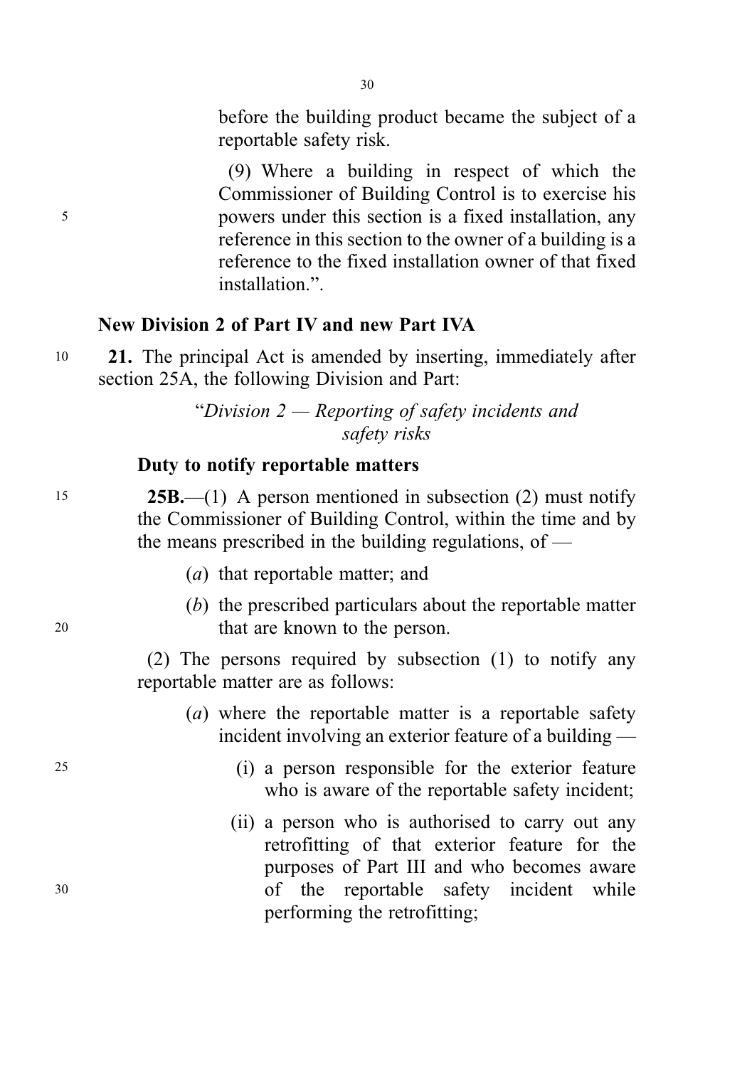before the building product became the subject of a reportable safety risk.

(9) Where a building in respect of which the Commissioner of Building Control is to exercise his powers under this section is a fixed installation, any reference in this section to the owner of a building is a reference to the fixed installation owner of that fixed installation.".

**New Division 2 of Part IV and new Part IVA**

**21.** The principal Act is amended by inserting, immediately after section 25A, the following Division and Part:

"*Division 2 — Reporting of safety incidents and safety risks*

**Duty to notify reportable matters**

**25B.**—(1) A person mentioned in subsection (2) must notify the Commissioner of Building Control, within the time and by the means prescribed in the building regulations, of —

(*a*) that reportable matter; and

(*b*) the prescribed particulars about the reportable matter that are known to the person.

(2) The persons required by subsection (1) to notify any reportable matter are as follows:

(*a*) where the reportable matter is a reportable safety incident involving an exterior feature of a building —

(i) a person responsible for the exterior feature who is aware of the reportable safety incident;

(ii) a person who is authorised to carry out any retrofitting of that exterior feature for the purposes of Part III and who becomes aware of the reportable safety incident while performing the retrofitting;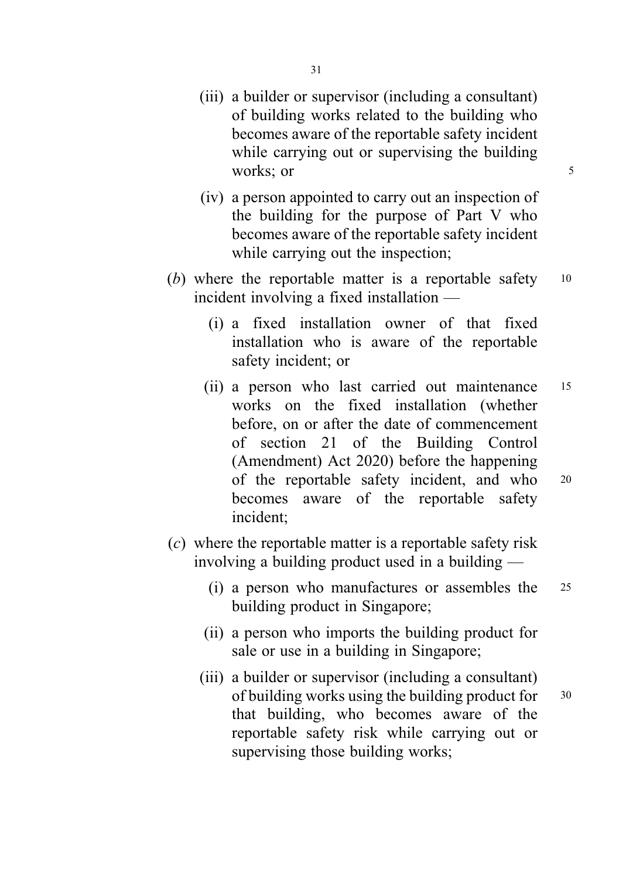(iii) a builder or supervisor (including a consultant) of building works related to the building who becomes aware of the reportable safety incident while carrying out or supervising the building works; or

(iv) a person appointed to carry out an inspection of the building for the purpose of Part V who becomes aware of the reportable safety incident while carrying out the inspection;

(*b*) where the reportable matter is a reportable safety incident involving a fixed installation —

(i) a fixed installation owner of that fixed installation who is aware of the reportable safety incident; or

(ii) a person who last carried out maintenance works on the fixed installation (whether before, on or after the date of commencement of section 21 of the Building Control (Amendment) Act 2020) before the happening of the reportable safety incident, and who becomes aware of the reportable safety incident;

(*c*) where the reportable matter is a reportable safety risk involving a building product used in a building —

(i) a person who manufactures or assembles the building product in Singapore;

(ii) a person who imports the building product for sale or use in a building in Singapore;

(iii) a builder or supervisor (including a consultant) of building works using the building product for that building, who becomes aware of the reportable safety risk while carrying out or supervising those building works;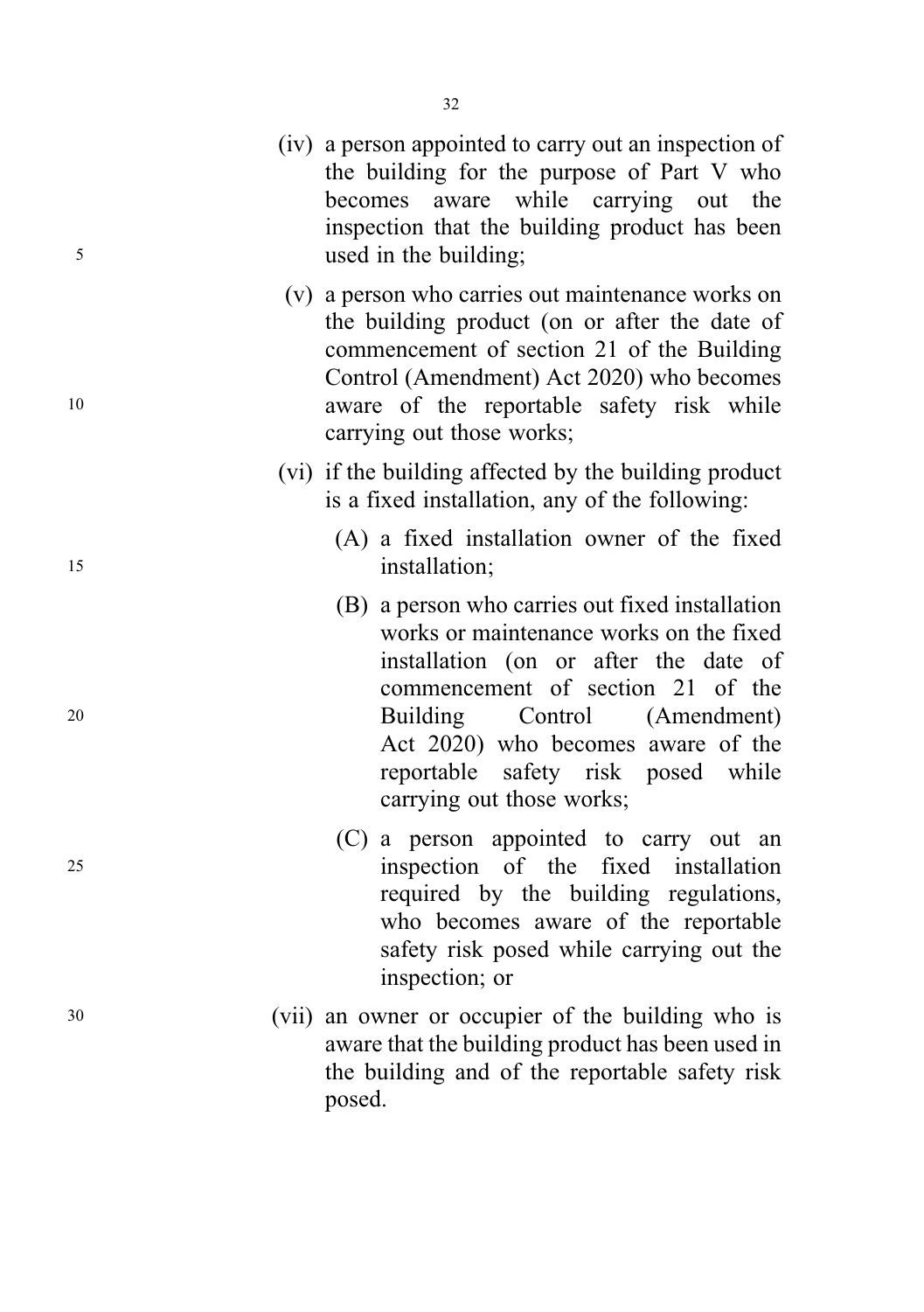(iv) a person appointed to carry out an inspection of the building for the purpose of Part V who becomes aware while carrying out the inspection that the building product has been used in the building;

(v) a person who carries out maintenance works on the building product (on or after the date of commencement of section 21 of the Building Control (Amendment) Act 2020) who becomes aware of the reportable safety risk while carrying out those works;

(vi) if the building affected by the building product is a fixed installation, any of the following:

(A) a fixed installation owner of the fixed installation;

(B) a person who carries out fixed installation works or maintenance works on the fixed installation (on or after the date of commencement of section 21 of the Building Control (Amendment) Act 2020) who becomes aware of the reportable safety risk posed while carrying out those works;

(C) a person appointed to carry out an inspection of the fixed installation required by the building regulations, who becomes aware of the reportable safety risk posed while carrying out the inspection; or

(vii) an owner or occupier of the building who is aware that the building product has been used in the building and of the reportable safety risk posed.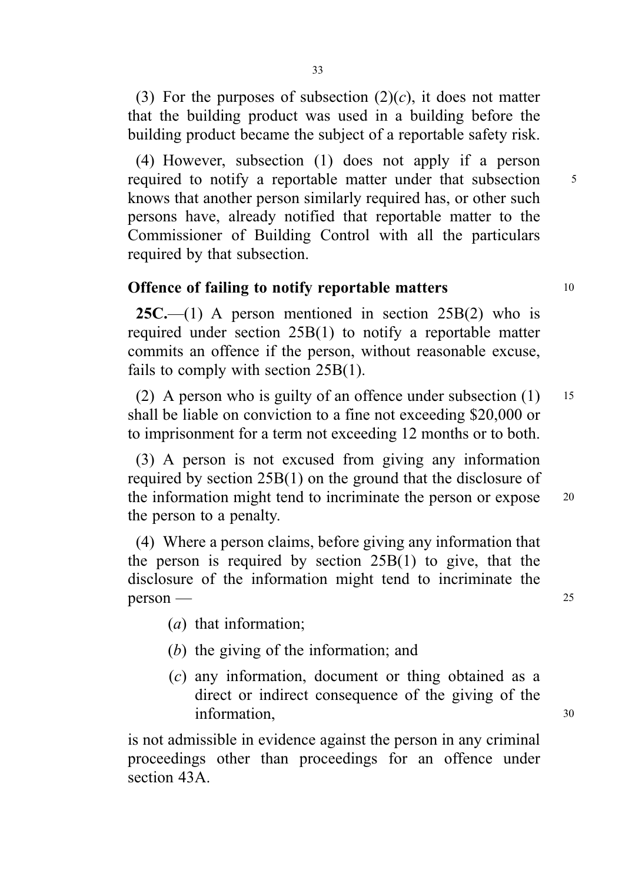(3) For the purposes of subsection (2)(*c*), it does not matter that the building product was used in a building before the building product became the subject of a reportable safety risk.

(4) However, subsection (1) does not apply if a person required to notify a reportable matter under that subsection knows that another person similarly required has, or other such persons have, already notified that reportable matter to the Commissioner of Building Control with all the particulars required by that subsection.

**Offence of failing to notify reportable matters**

**25C.**—(1) A person mentioned in section 25B(2) who is required under section 25B(1) to notify a reportable matter commits an offence if the person, without reasonable excuse, fails to comply with section 25B(1).

(2) A person who is guilty of an offence under subsection (1) shall be liable on conviction to a fine not exceeding $20,000 or to imprisonment for a term not exceeding 12 months or to both.

(3) A person is not excused from giving any information required by section 25B(1) on the ground that the disclosure of the information might tend to incriminate the person or expose the person to a penalty.

(4) Where a person claims, before giving any information that the person is required by section 25B(1) to give, that the disclosure of the information might tend to incriminate the person —

(*a*) that information;

(*b*) the giving of the information; and

(*c*) any information, document or thing obtained as a direct or indirect consequence of the giving of the information,

is not admissible in evidence against the person in any criminal proceedings other than proceedings for an offence under section 43A.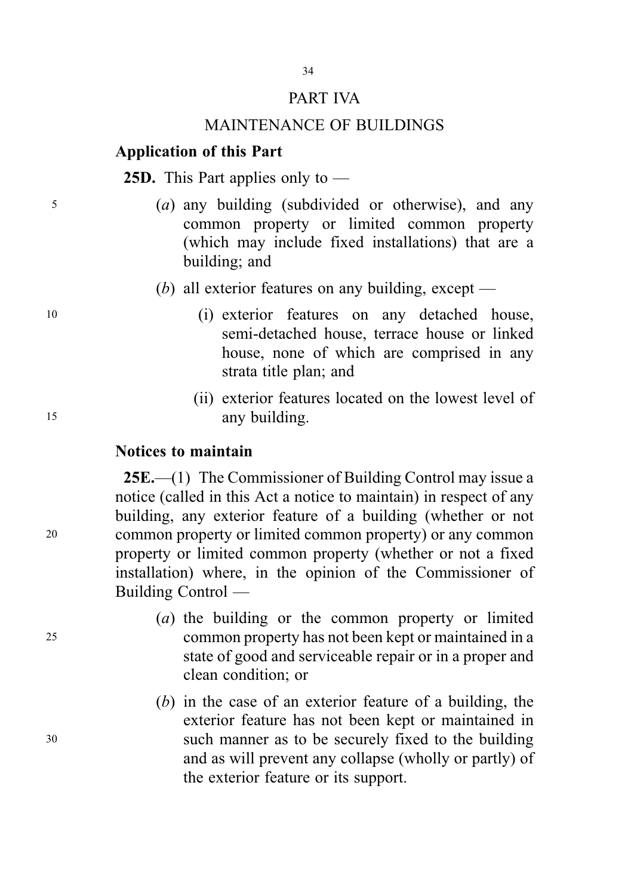# PART IVA

## MAINTENANCE OF BUILDINGS

### Application of this Part

**25D.** This Part applies only to —

(*a*) any building (subdivided or otherwise), and any common property or limited common property (which may include fixed installations) that are a building; and

(*b*) all exterior features on any building, except —

(i) exterior features on any detached house, semi-detached house, terrace house or linked house, none of which are comprised in any strata title plan; and

(ii) exterior features located on the lowest level of any building.

### Notices to maintain

**25E.**—(1) The Commissioner of Building Control may issue a notice (called in this Act a notice to maintain) in respect of any building, any exterior feature of a building (whether or not common property or limited common property) or any common property or limited common property (whether or not a fixed installation) where, in the opinion of the Commissioner of Building Control —

(*a*) the building or the common property or limited common property has not been kept or maintained in a state of good and serviceable repair or in a proper and clean condition; or

(*b*) in the case of an exterior feature of a building, the exterior feature has not been kept or maintained in such manner as to be securely fixed to the building and as will prevent any collapse (wholly or partly) of the exterior feature or its support.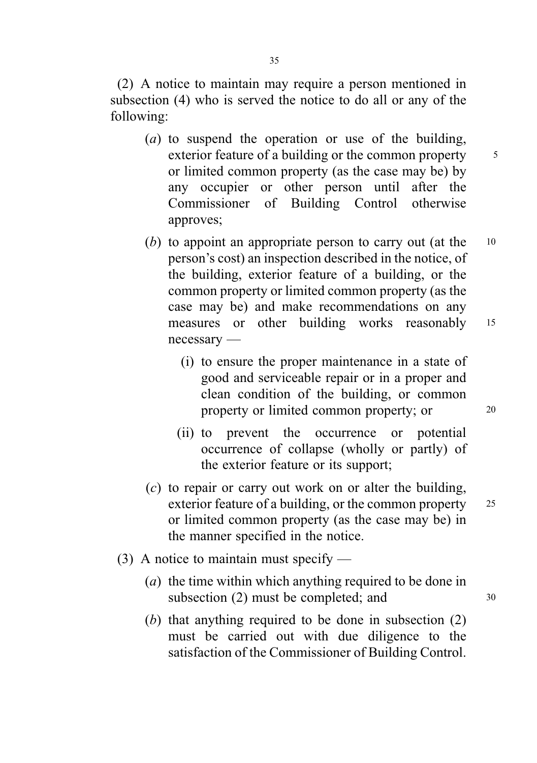(2) A notice to maintain may require a person mentioned in subsection (4) who is served the notice to do all or any of the following:

- (*a*) to suspend the operation or use of the building, exterior feature of a building or the common property or limited common property (as the case may be) by any occupier or other person until after the Commissioner of Building Control otherwise approves;
- (*b*) to appoint an appropriate person to carry out (at the person's cost) an inspection described in the notice, of the building, exterior feature of a building, or the common property or limited common property (as the case may be) and make recommendations on any measures or other building works reasonably necessary —
  - (i) to ensure the proper maintenance in a state of good and serviceable repair or in a proper and clean condition of the building, or common property or limited common property; or
  - (ii) to prevent the occurrence or potential occurrence of collapse (wholly or partly) of the exterior feature or its support;
- (*c*) to repair or carry out work on or alter the building, exterior feature of a building, or the common property or limited common property (as the case may be) in the manner specified in the notice.

(3) A notice to maintain must specify —

- (*a*) the time within which anything required to be done in subsection (2) must be completed; and
- (*b*) that anything required to be done in subsection (2) must be carried out with due diligence to the satisfaction of the Commissioner of Building Control.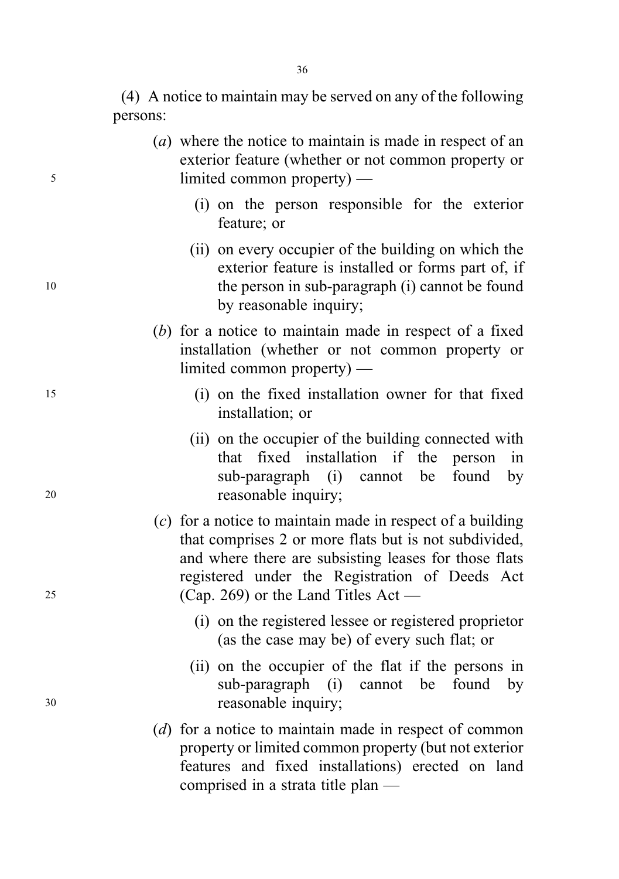(4) A notice to maintain may be served on any of the following persons:

(*a*) where the notice to maintain is made in respect of an exterior feature (whether or not common property or limited common property) —

(i) on the person responsible for the exterior feature; or

(ii) on every occupier of the building on which the exterior feature is installed or forms part of, if the person in sub-paragraph (i) cannot be found by reasonable inquiry;

(*b*) for a notice to maintain made in respect of a fixed installation (whether or not common property or limited common property) —

(i) on the fixed installation owner for that fixed installation; or

(ii) on the occupier of the building connected with that fixed installation if the person in sub-paragraph (i) cannot be found by reasonable inquiry;

(*c*) for a notice to maintain made in respect of a building that comprises 2 or more flats but is not subdivided, and where there are subsisting leases for those flats registered under the Registration of Deeds Act (Cap. 269) or the Land Titles Act —

(i) on the registered lessee or registered proprietor (as the case may be) of every such flat; or

(ii) on the occupier of the flat if the persons in sub-paragraph (i) cannot be found by reasonable inquiry;

(*d*) for a notice to maintain made in respect of common property or limited common property (but not exterior features and fixed installations) erected on land comprised in a strata title plan —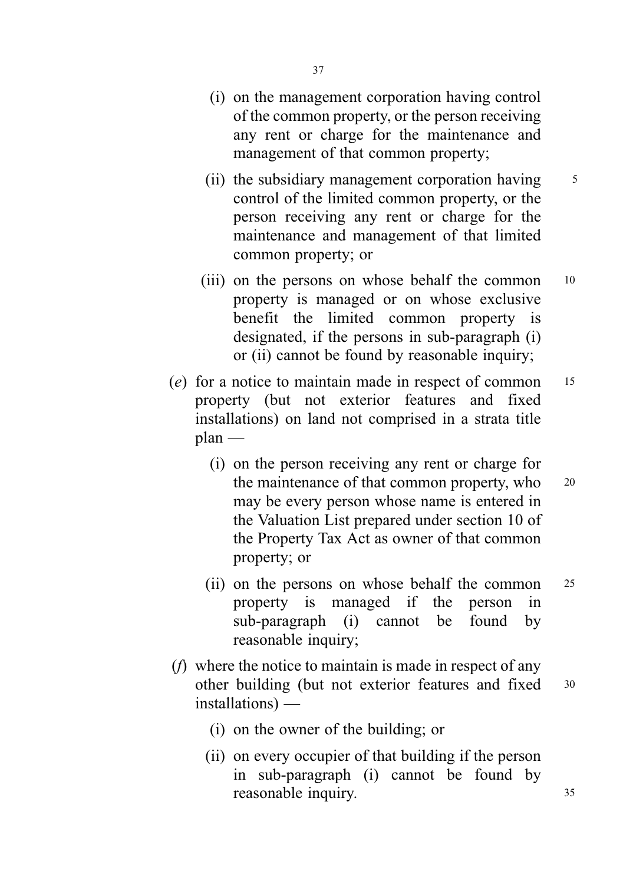(i) on the management corporation having control of the common property, or the person receiving any rent or charge for the maintenance and management of that common property;

(ii) the subsidiary management corporation having control of the limited common property, or the person receiving any rent or charge for the maintenance and management of that limited common property; or

(iii) on the persons on whose behalf the common property is managed or on whose exclusive benefit the limited common property is designated, if the persons in sub-paragraph (i) or (ii) cannot be found by reasonable inquiry;

(*e*) for a notice to maintain made in respect of common property (but not exterior features and fixed installations) on land not comprised in a strata title plan —

(i) on the person receiving any rent or charge for the maintenance of that common property, who may be every person whose name is entered in the Valuation List prepared under section 10 of the Property Tax Act as owner of that common property; or

(ii) on the persons on whose behalf the common property is managed if the person in sub-paragraph (i) cannot be found by reasonable inquiry;

(*f*) where the notice to maintain is made in respect of any other building (but not exterior features and fixed installations) —

(i) on the owner of the building; or

(ii) on every occupier of that building if the person in sub-paragraph (i) cannot be found by reasonable inquiry.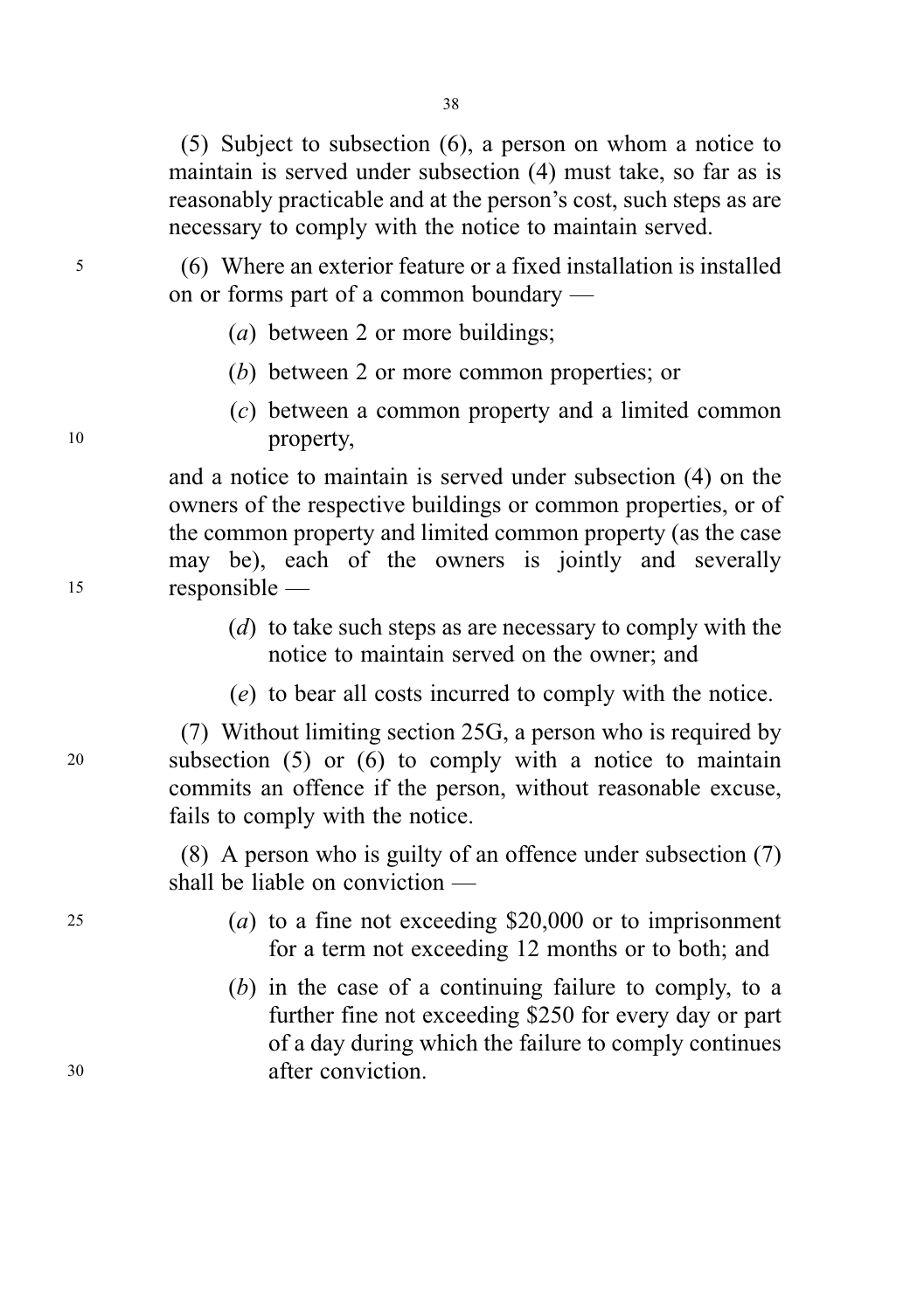(5) Subject to subsection (6), a person on whom a notice to maintain is served under subsection (4) must take, so far as is reasonably practicable and at the person's cost, such steps as are necessary to comply with the notice to maintain served.

(6) Where an exterior feature or a fixed installation is installed on or forms part of a common boundary —

- (*a*) between 2 or more buildings;
- (*b*) between 2 or more common properties; or
- (*c*) between a common property and a limited common property,

and a notice to maintain is served under subsection (4) on the owners of the respective buildings or common properties, or of the common property and limited common property (as the case may be), each of the owners is jointly and severally responsible —

- (*d*) to take such steps as are necessary to comply with the notice to maintain served on the owner; and
- (*e*) to bear all costs incurred to comply with the notice.

(7) Without limiting section 25G, a person who is required by subsection (5) or (6) to comply with a notice to maintain commits an offence if the person, without reasonable excuse, fails to comply with the notice.

(8) A person who is guilty of an offence under subsection (7) shall be liable on conviction —

- (*a*) to a fine not exceeding $20,000 or to imprisonment for a term not exceeding 12 months or to both; and
- (*b*) in the case of a continuing failure to comply, to a further fine not exceeding $250 for every day or part of a day during which the failure to comply continues after conviction.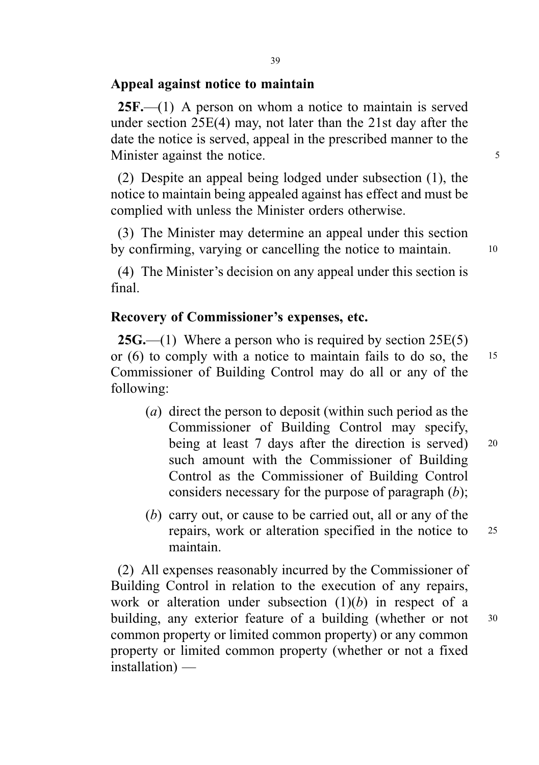**Appeal against notice to maintain**

**25F.**—(1) A person on whom a notice to maintain is served under section 25E(4) may, not later than the 21st day after the date the notice is served, appeal in the prescribed manner to the Minister against the notice.

(2) Despite an appeal being lodged under subsection (1), the notice to maintain being appealed against has effect and must be complied with unless the Minister orders otherwise.

(3) The Minister may determine an appeal under this section by confirming, varying or cancelling the notice to maintain.

(4) The Minister's decision on any appeal under this section is final.

**Recovery of Commissioner's expenses, etc.**

**25G.**—(1) Where a person who is required by section 25E(5) or (6) to comply with a notice to maintain fails to do so, the Commissioner of Building Control may do all or any of the following:

(*a*) direct the person to deposit (within such period as the Commissioner of Building Control may specify, being at least 7 days after the direction is served) such amount with the Commissioner of Building Control as the Commissioner of Building Control considers necessary for the purpose of paragraph (*b*);

(*b*) carry out, or cause to be carried out, all or any of the repairs, work or alteration specified in the notice to maintain.

(2) All expenses reasonably incurred by the Commissioner of Building Control in relation to the execution of any repairs, work or alteration under subsection (1)(*b*) in respect of a building, any exterior feature of a building (whether or not common property or limited common property) or any common property or limited common property (whether or not a fixed installation) —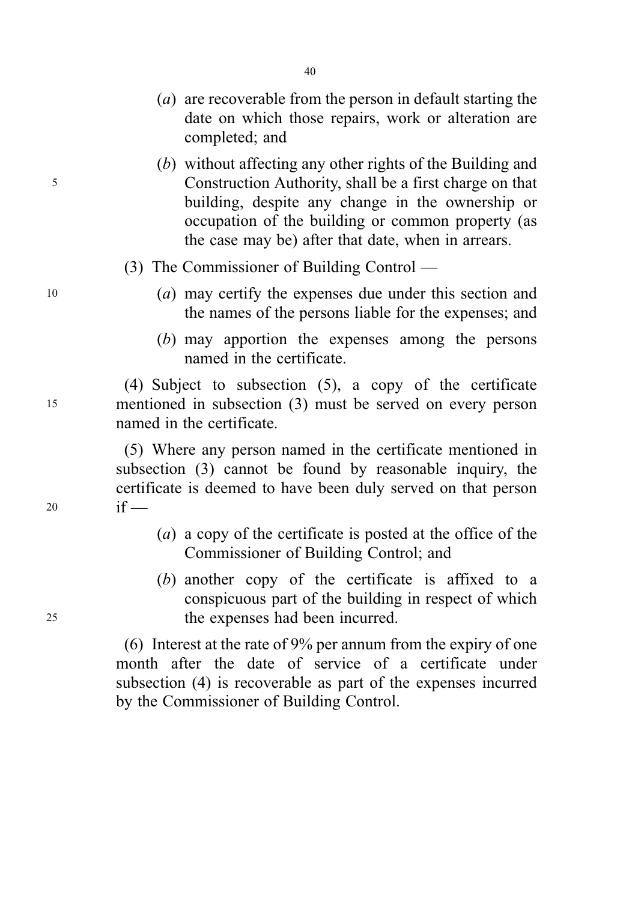(*a*) are recoverable from the person in default starting the date on which those repairs, work or alteration are completed; and

(*b*) without affecting any other rights of the Building and Construction Authority, shall be a first charge on that building, despite any change in the ownership or occupation of the building or common property (as the case may be) after that date, when in arrears.

(3) The Commissioner of Building Control —

(*a*) may certify the expenses due under this section and the names of the persons liable for the expenses; and

(*b*) may apportion the expenses among the persons named in the certificate.

(4) Subject to subsection (5), a copy of the certificate mentioned in subsection (3) must be served on every person named in the certificate.

(5) Where any person named in the certificate mentioned in subsection (3) cannot be found by reasonable inquiry, the certificate is deemed to have been duly served on that person if —

(*a*) a copy of the certificate is posted at the office of the Commissioner of Building Control; and

(*b*) another copy of the certificate is affixed to a conspicuous part of the building in respect of which the expenses had been incurred.

(6) Interest at the rate of 9% per annum from the expiry of one month after the date of service of a certificate under subsection (4) is recoverable as part of the expenses incurred by the Commissioner of Building Control.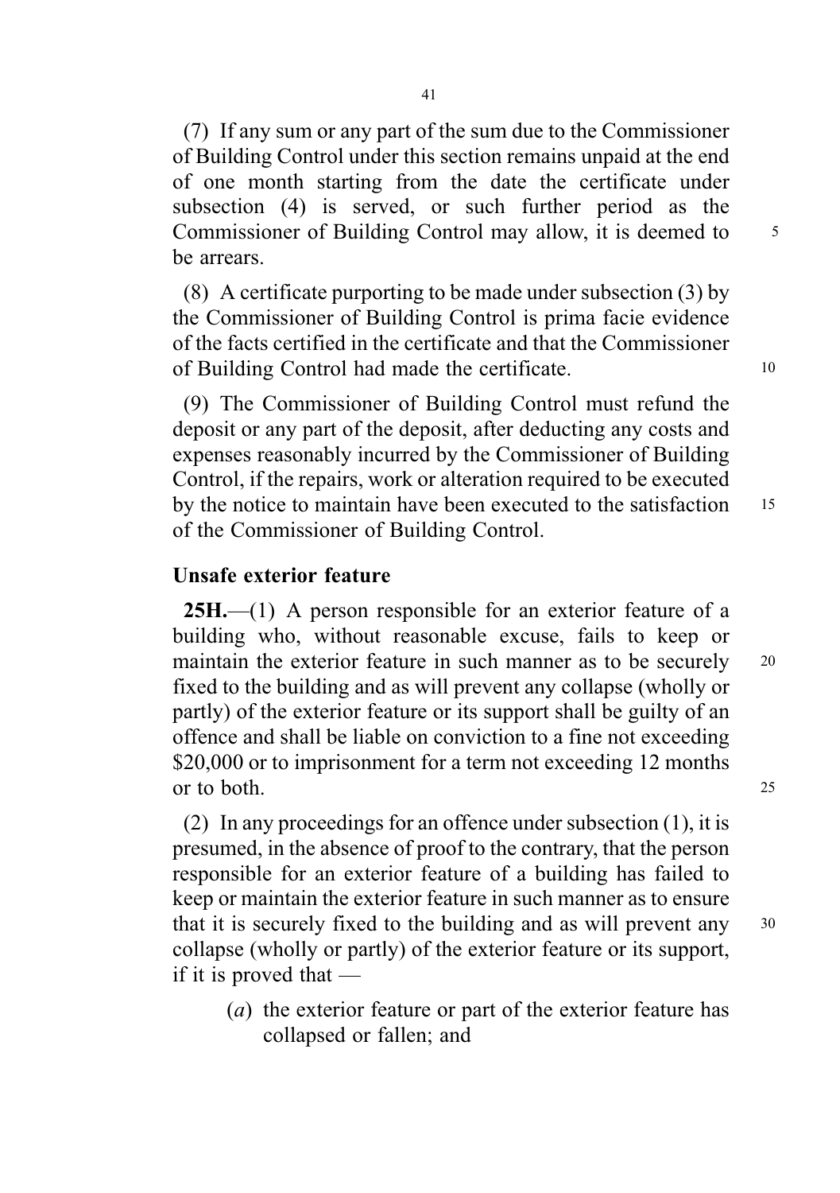(7) If any sum or any part of the sum due to the Commissioner of Building Control under this section remains unpaid at the end of one month starting from the date the certificate under subsection (4) is served, or such further period as the Commissioner of Building Control may allow, it is deemed to be arrears.

(8) A certificate purporting to be made under subsection (3) by the Commissioner of Building Control is prima facie evidence of the facts certified in the certificate and that the Commissioner of Building Control had made the certificate.

(9) The Commissioner of Building Control must refund the deposit or any part of the deposit, after deducting any costs and expenses reasonably incurred by the Commissioner of Building Control, if the repairs, work or alteration required to be executed by the notice to maintain have been executed to the satisfaction of the Commissioner of Building Control.

### Unsafe exterior feature

**25H.**—(1) A person responsible for an exterior feature of a building who, without reasonable excuse, fails to keep or maintain the exterior feature in such manner as to be securely fixed to the building and as will prevent any collapse (wholly or partly) of the exterior feature or its support shall be guilty of an offence and shall be liable on conviction to a fine not exceeding $20,000 or to imprisonment for a term not exceeding 12 months or to both.

(2) In any proceedings for an offence under subsection (1), it is presumed, in the absence of proof to the contrary, that the person responsible for an exterior feature of a building has failed to keep or maintain the exterior feature in such manner as to ensure that it is securely fixed to the building and as will prevent any collapse (wholly or partly) of the exterior feature or its support, if it is proved that —

(*a*) the exterior feature or part of the exterior feature has collapsed or fallen; and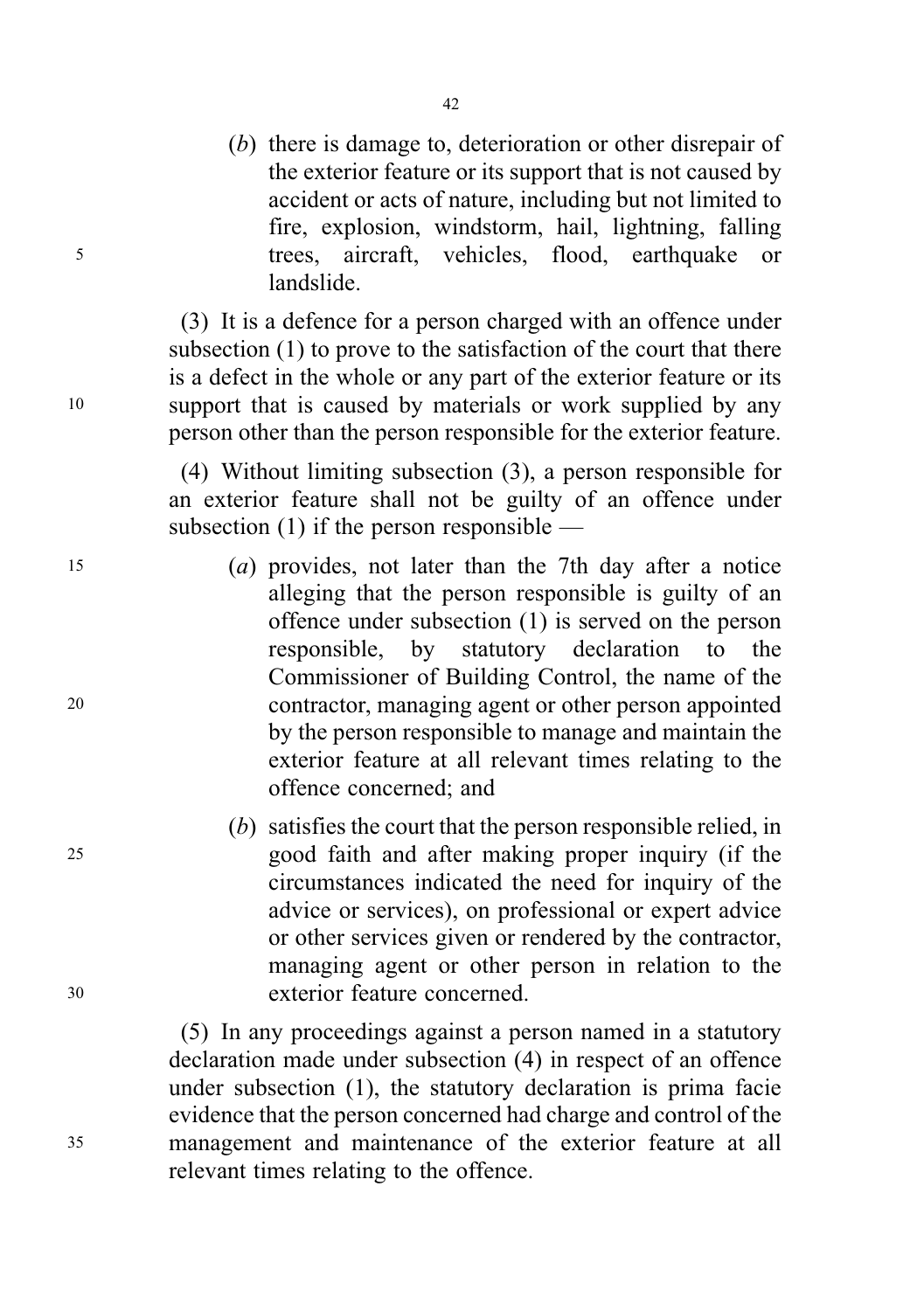(*b*) there is damage to, deterioration or other disrepair of the exterior feature or its support that is not caused by accident or acts of nature, including but not limited to fire, explosion, windstorm, hail, lightning, falling trees, aircraft, vehicles, flood, earthquake or landslide.

(3) It is a defence for a person charged with an offence under subsection (1) to prove to the satisfaction of the court that there is a defect in the whole or any part of the exterior feature or its support that is caused by materials or work supplied by any person other than the person responsible for the exterior feature.

(4) Without limiting subsection (3), a person responsible for an exterior feature shall not be guilty of an offence under subsection (1) if the person responsible —

(*a*) provides, not later than the 7th day after a notice alleging that the person responsible is guilty of an offence under subsection (1) is served on the person responsible, by statutory declaration to the Commissioner of Building Control, the name of the contractor, managing agent or other person appointed by the person responsible to manage and maintain the exterior feature at all relevant times relating to the offence concerned; and

(*b*) satisfies the court that the person responsible relied, in good faith and after making proper inquiry (if the circumstances indicated the need for inquiry of the advice or services), on professional or expert advice or other services given or rendered by the contractor, managing agent or other person in relation to the exterior feature concerned.

(5) In any proceedings against a person named in a statutory declaration made under subsection (4) in respect of an offence under subsection (1), the statutory declaration is prima facie evidence that the person concerned had charge and control of the management and maintenance of the exterior feature at all relevant times relating to the offence.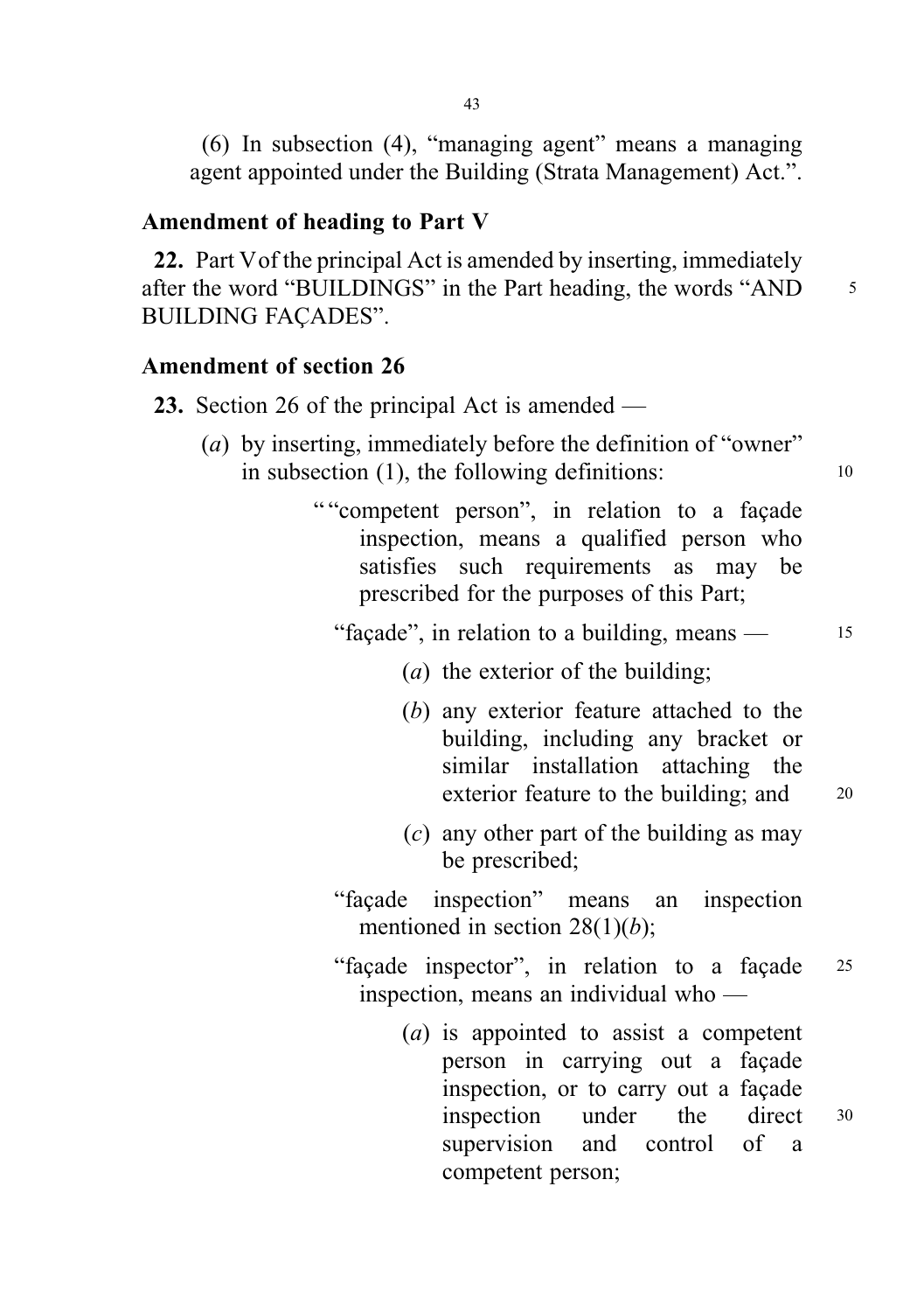(6) In subsection (4), "managing agent" means a managing agent appointed under the Building (Strata Management) Act.".

### Amendment of heading to Part V

**22.** Part V of the principal Act is amended by inserting, immediately after the word "BUILDINGS" in the Part heading, the words "AND BUILDING FAÇADES".

### Amendment of section 26

**23.** Section 26 of the principal Act is amended —

(*a*) by inserting, immediately before the definition of "owner" in subsection (1), the following definitions:

> ""competent person", in relation to a façade inspection, means a qualified person who satisfies such requirements as may be prescribed for the purposes of this Part;
>
> "façade", in relation to a building, means —
>
> (*a*) the exterior of the building;
>
> (*b*) any exterior feature attached to the building, including any bracket or similar installation attaching the exterior feature to the building; and
>
> (*c*) any other part of the building as may be prescribed;
>
> "façade inspection" means an inspection mentioned in section 28(1)(*b*);
>
> "façade inspector", in relation to a façade inspection, means an individual who —
>
> (*a*) is appointed to assist a competent person in carrying out a façade inspection, or to carry out a façade inspection under the direct supervision and control of a competent person;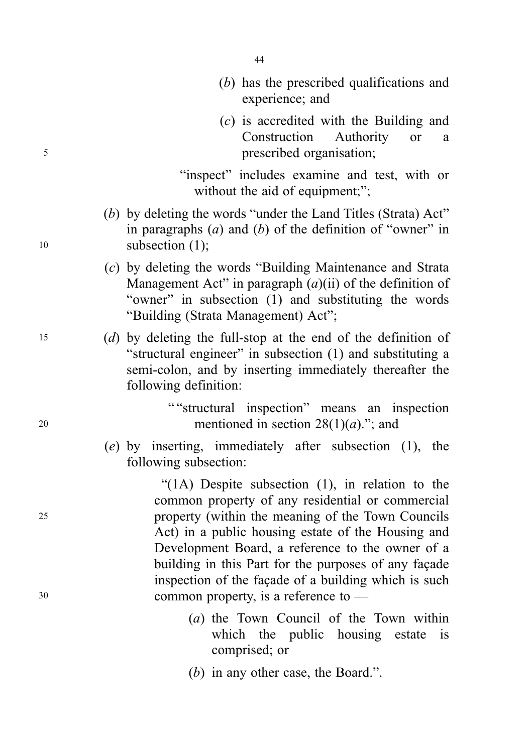(*b*) has the prescribed qualifications and experience; and

(*c*) is accredited with the Building and Construction Authority or a prescribed organisation;

"inspect" includes examine and test, with or without the aid of equipment;";

(*b*) by deleting the words "under the Land Titles (Strata) Act" in paragraphs (*a*) and (*b*) of the definition of "owner" in subsection (1);

(*c*) by deleting the words "Building Maintenance and Strata Management Act" in paragraph (*a*)(ii) of the definition of "owner" in subsection (1) and substituting the words "Building (Strata Management) Act";

(*d*) by deleting the full-stop at the end of the definition of "structural engineer" in subsection (1) and substituting a semi-colon, and by inserting immediately thereafter the following definition:

""structural inspection" means an inspection mentioned in section 28(1)(*a*)."; and

(*e*) by inserting, immediately after subsection (1), the following subsection:

"(1A) Despite subsection (1), in relation to the common property of any residential or commercial property (within the meaning of the Town Councils Act) in a public housing estate of the Housing and Development Board, a reference to the owner of a building in this Part for the purposes of any façade inspection of the façade of a building which is such common property, is a reference to —

(*a*) the Town Council of the Town within which the public housing estate is comprised; or

(*b*) in any other case, the Board.".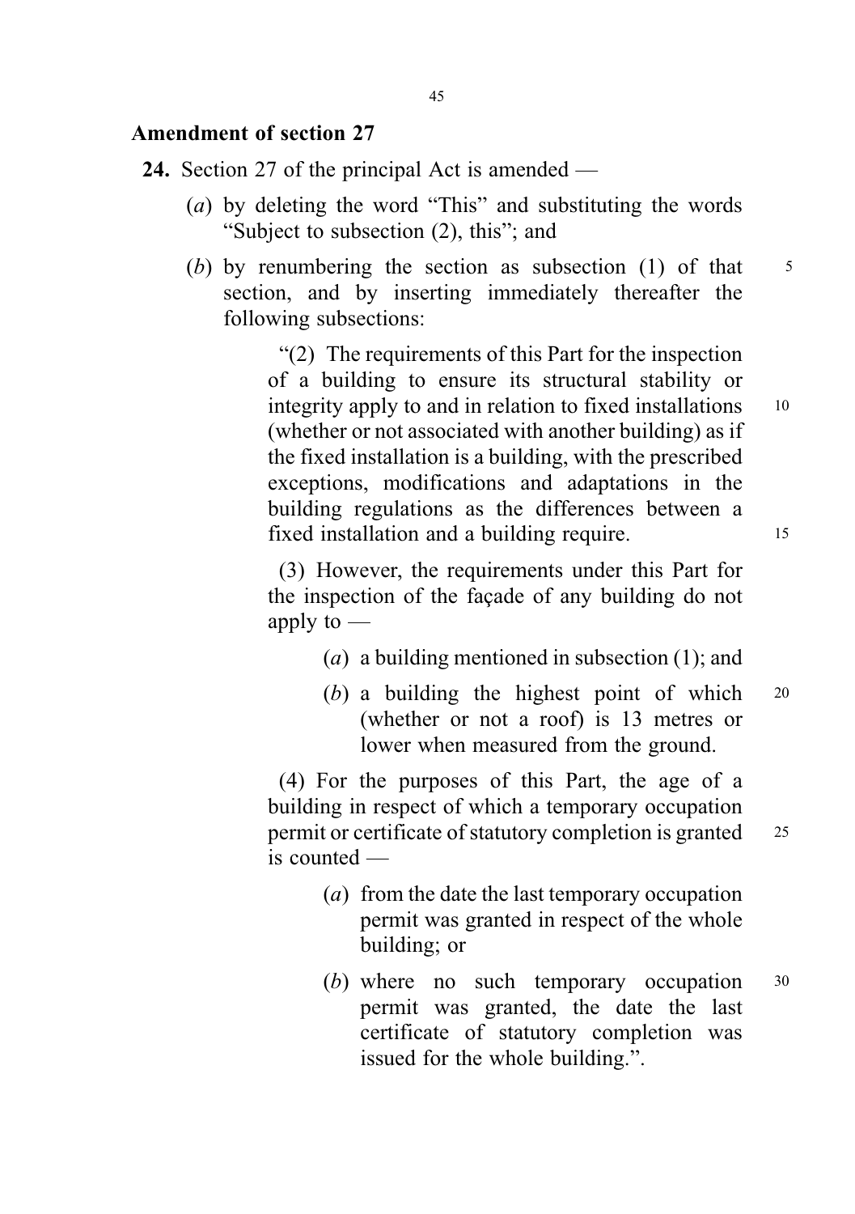**Amendment of section 27**

**24.** Section 27 of the principal Act is amended —

(*a*) by deleting the word "This" and substituting the words "Subject to subsection (2), this"; and

(*b*) by renumbering the section as subsection (1) of that section, and by inserting immediately thereafter the following subsections:

> "(2) The requirements of this Part for the inspection of a building to ensure its structural stability or integrity apply to and in relation to fixed installations (whether or not associated with another building) as if the fixed installation is a building, with the prescribed exceptions, modifications and adaptations in the building regulations as the differences between a fixed installation and a building require.
>
> (3) However, the requirements under this Part for the inspection of the façade of any building do not apply to —
>
> (*a*) a building mentioned in subsection (1); and
>
> (*b*) a building the highest point of which (whether or not a roof) is 13 metres or lower when measured from the ground.
>
> (4) For the purposes of this Part, the age of a building in respect of which a temporary occupation permit or certificate of statutory completion is granted is counted —
>
> (*a*) from the date the last temporary occupation permit was granted in respect of the whole building; or
>
> (*b*) where no such temporary occupation permit was granted, the date the last certificate of statutory completion was issued for the whole building.".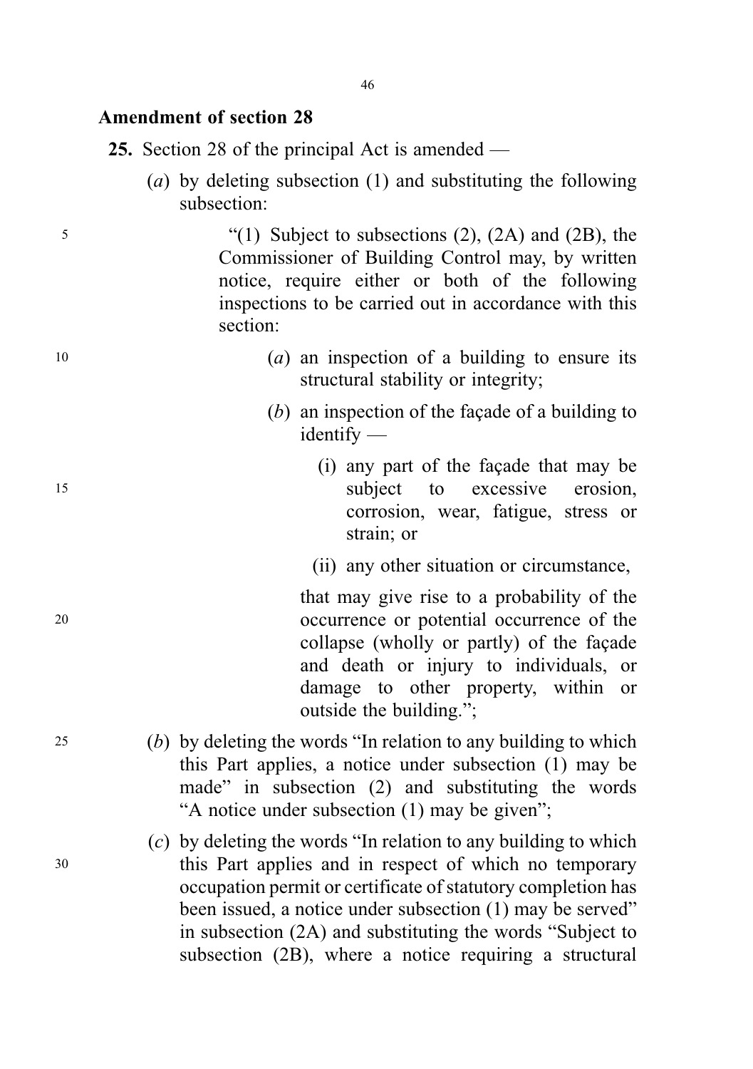**Amendment of section 28**

**25.** Section 28 of the principal Act is amended —

(*a*) by deleting subsection (1) and substituting the following subsection:

"(1) Subject to subsections (2), (2A) and (2B), the Commissioner of Building Control may, by written notice, require either or both of the following inspections to be carried out in accordance with this section:

(*a*) an inspection of a building to ensure its structural stability or integrity;

(*b*) an inspection of the façade of a building to identify —

(i) any part of the façade that may be subject to excessive erosion, corrosion, wear, fatigue, stress or strain; or

(ii) any other situation or circumstance,

that may give rise to a probability of the occurrence or potential occurrence of the collapse (wholly or partly) of the façade and death or injury to individuals, or damage to other property, within or outside the building.";

(*b*) by deleting the words "In relation to any building to which this Part applies, a notice under subsection (1) may be made" in subsection (2) and substituting the words "A notice under subsection (1) may be given";

(*c*) by deleting the words "In relation to any building to which this Part applies and in respect of which no temporary occupation permit or certificate of statutory completion has been issued, a notice under subsection (1) may be served" in subsection (2A) and substituting the words "Subject to subsection (2B), where a notice requiring a structural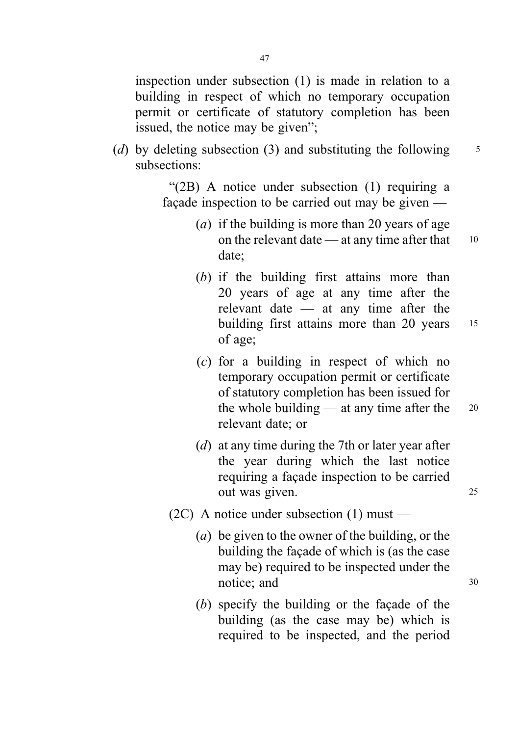inspection under subsection (1) is made in relation to a building in respect of which no temporary occupation permit or certificate of statutory completion has been issued, the notice may be given";

(*d*) by deleting subsection (3) and substituting the following subsections:

> "(2B) A notice under subsection (1) requiring a façade inspection to be carried out may be given —
>
> (*a*) if the building is more than 20 years of age on the relevant date — at any time after that date;
>
> (*b*) if the building first attains more than 20 years of age at any time after the relevant date — at any time after the building first attains more than 20 years of age;
>
> (*c*) for a building in respect of which no temporary occupation permit or certificate of statutory completion has been issued for the whole building — at any time after the relevant date; or
>
> (*d*) at any time during the 7th or later year after the year during which the last notice requiring a façade inspection to be carried out was given.
>
> (2C) A notice under subsection (1) must —
>
> (*a*) be given to the owner of the building, or the building the façade of which is (as the case may be) required to be inspected under the notice; and
>
> (*b*) specify the building or the façade of the building (as the case may be) which is required to be inspected, and the period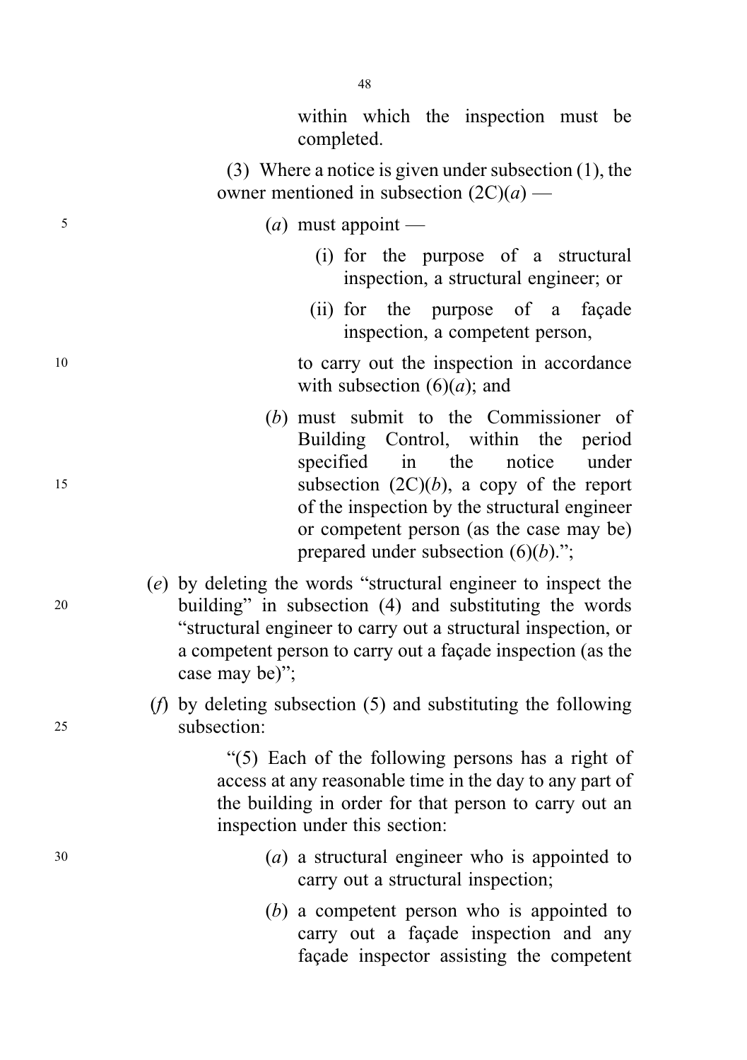within which the inspection must be completed.

(3) Where a notice is given under subsection (1), the owner mentioned in subsection (2C)(*a*) —

(*a*) must appoint —

(i) for the purpose of a structural inspection, a structural engineer; or

(ii) for the purpose of a façade inspection, a competent person,

to carry out the inspection in accordance with subsection (6)(*a*); and

(*b*) must submit to the Commissioner of Building Control, within the period specified in the notice under subsection (2C)(*b*), a copy of the report of the inspection by the structural engineer or competent person (as the case may be) prepared under subsection (6)(*b*).";

(*e*) by deleting the words "structural engineer to inspect the building" in subsection (4) and substituting the words "structural engineer to carry out a structural inspection, or a competent person to carry out a façade inspection (as the case may be)";

(*f*) by deleting subsection (5) and substituting the following subsection:

"(5) Each of the following persons has a right of access at any reasonable time in the day to any part of the building in order for that person to carry out an inspection under this section:

(*a*) a structural engineer who is appointed to carry out a structural inspection;

(*b*) a competent person who is appointed to carry out a façade inspection and any façade inspector assisting the competent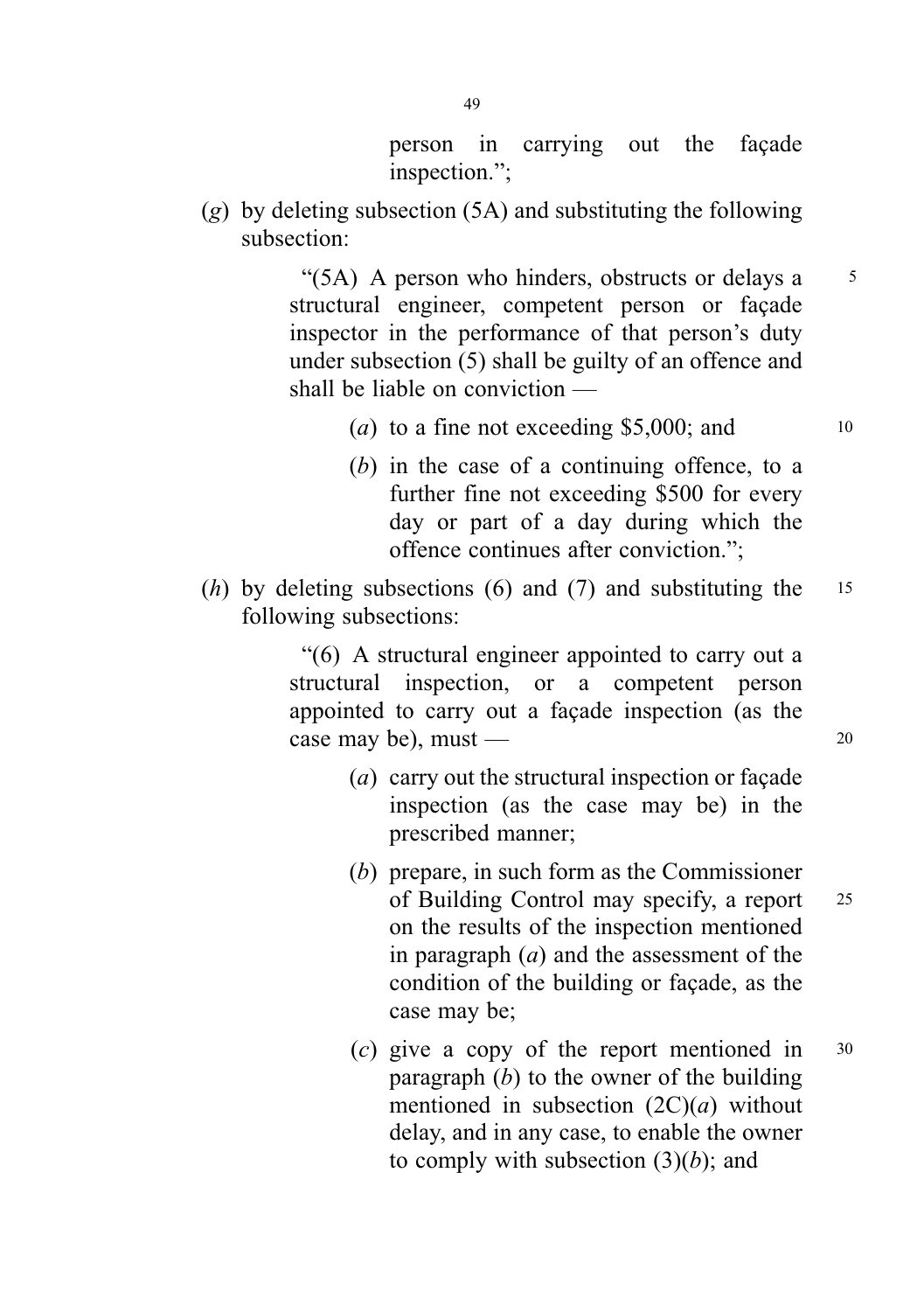person in carrying out the façade inspection.";

(*g*) by deleting subsection (5A) and substituting the following subsection:

"(5A) A person who hinders, obstructs or delays a structural engineer, competent person or façade inspector in the performance of that person's duty under subsection (5) shall be guilty of an offence and shall be liable on conviction —

(*a*) to a fine not exceeding $5,000; and

(*b*) in the case of a continuing offence, to a further fine not exceeding $500 for every day or part of a day during which the offence continues after conviction.";

(*h*) by deleting subsections (6) and (7) and substituting the following subsections:

"(6) A structural engineer appointed to carry out a structural inspection, or a competent person appointed to carry out a façade inspection (as the case may be), must —

(*a*) carry out the structural inspection or façade inspection (as the case may be) in the prescribed manner;

(*b*) prepare, in such form as the Commissioner of Building Control may specify, a report on the results of the inspection mentioned in paragraph (*a*) and the assessment of the condition of the building or façade, as the case may be;

(*c*) give a copy of the report mentioned in paragraph (*b*) to the owner of the building mentioned in subsection (2C)(*a*) without delay, and in any case, to enable the owner to comply with subsection (3)(*b*); and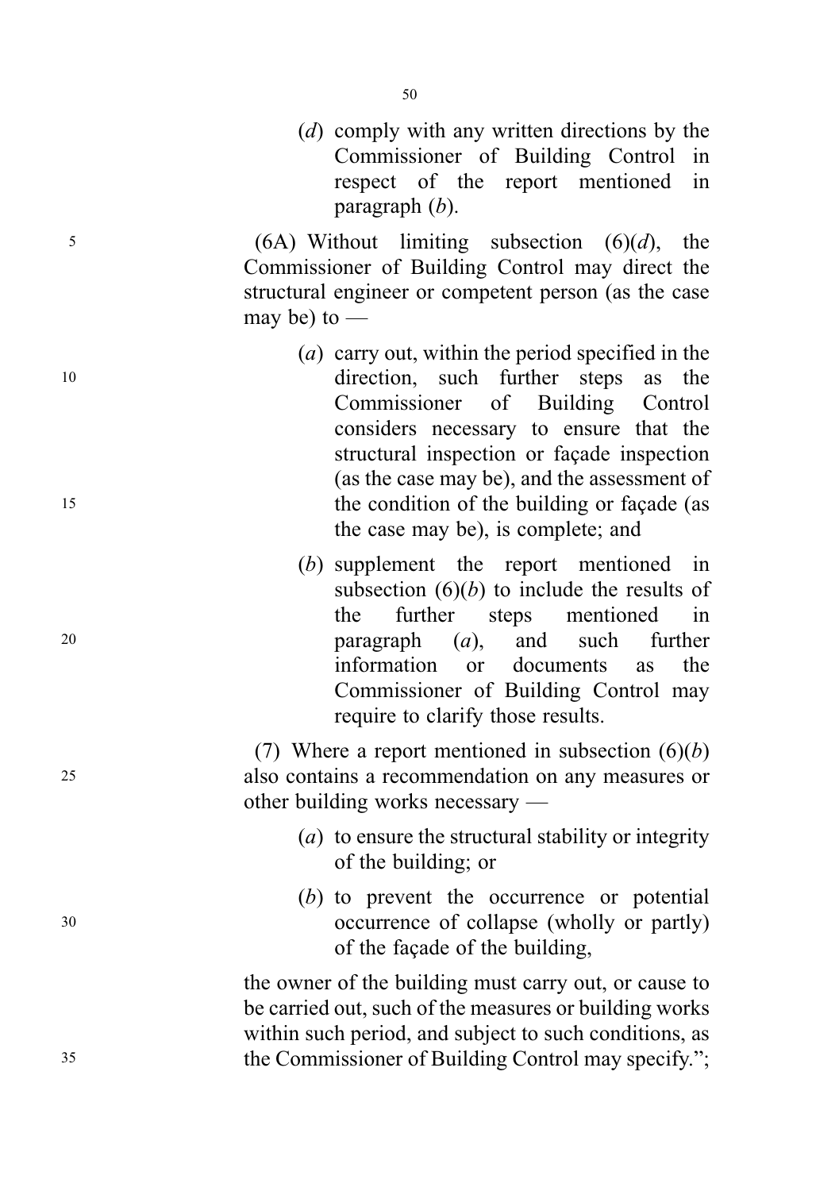(*d*) comply with any written directions by the Commissioner of Building Control in respect of the report mentioned in paragraph (*b*).

(6A) Without limiting subsection (6)(*d*), the Commissioner of Building Control may direct the structural engineer or competent person (as the case may be) to —

(*a*) carry out, within the period specified in the direction, such further steps as the Commissioner of Building Control considers necessary to ensure that the structural inspection or façade inspection (as the case may be), and the assessment of the condition of the building or façade (as the case may be), is complete; and

(*b*) supplement the report mentioned in subsection (6)(*b*) to include the results of the further steps mentioned in paragraph (*a*), and such further information or documents as the Commissioner of Building Control may require to clarify those results.

(7) Where a report mentioned in subsection (6)(*b*) also contains a recommendation on any measures or other building works necessary —

(*a*) to ensure the structural stability or integrity of the building; or

(*b*) to prevent the occurrence or potential occurrence of collapse (wholly or partly) of the façade of the building,

the owner of the building must carry out, or cause to be carried out, such of the measures or building works within such period, and subject to such conditions, as the Commissioner of Building Control may specify.";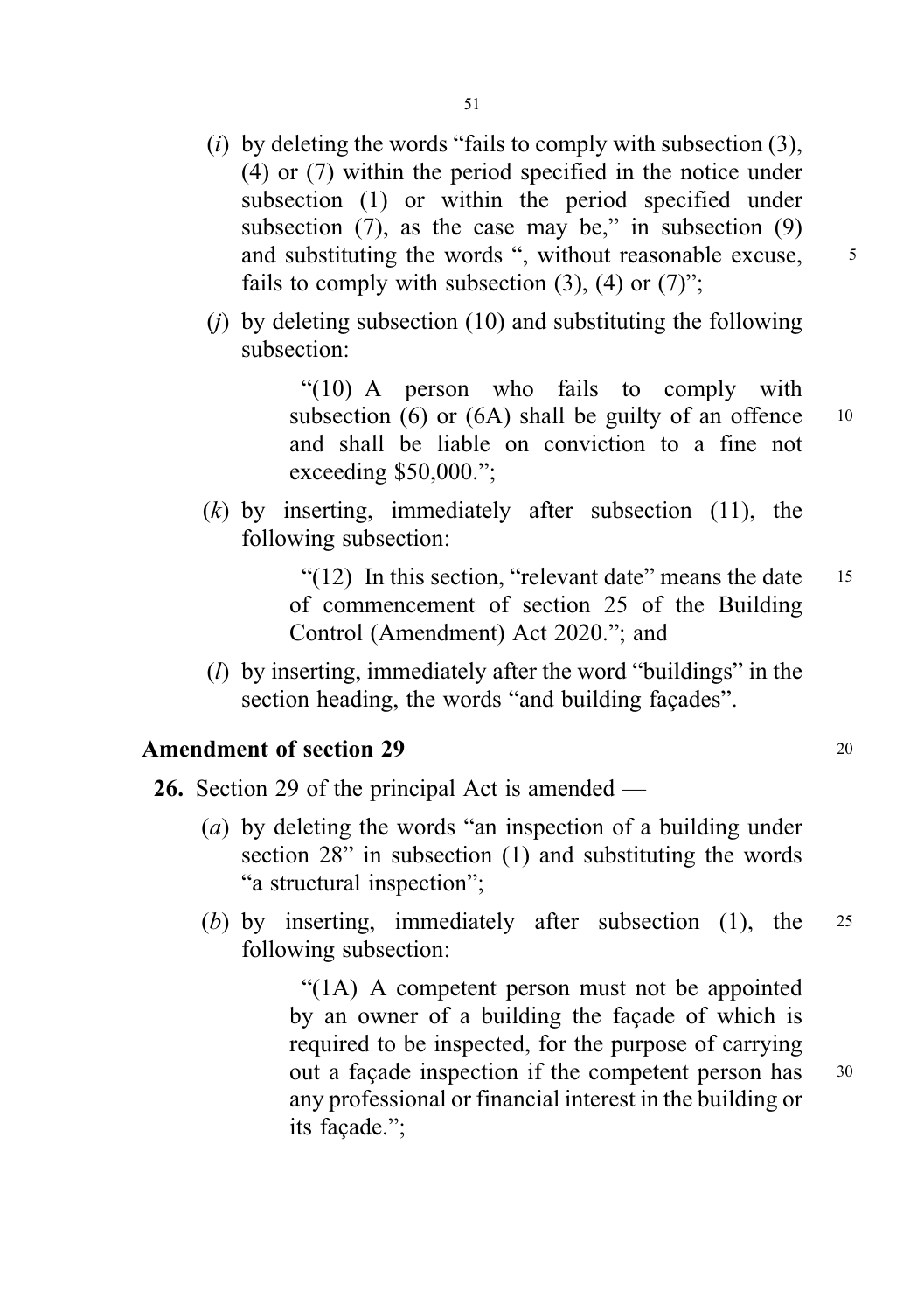(*i*) by deleting the words "fails to comply with subsection (3), (4) or (7) within the period specified in the notice under subsection (1) or within the period specified under subsection (7), as the case may be," in subsection (9) and substituting the words ", without reasonable excuse, fails to comply with subsection (3), (4) or (7)";

(*j*) by deleting subsection (10) and substituting the following subsection:

> "(10) A person who fails to comply with subsection (6) or (6A) shall be guilty of an offence and shall be liable on conviction to a fine not exceeding $50,000.";

(*k*) by inserting, immediately after subsection (11), the following subsection:

> "(12) In this section, "relevant date" means the date of commencement of section 25 of the Building Control (Amendment) Act 2020."; and

(*l*) by inserting, immediately after the word "buildings" in the section heading, the words "and building façades".

**Amendment of section 29**

**26.** Section 29 of the principal Act is amended —

(*a*) by deleting the words "an inspection of a building under section 28" in subsection (1) and substituting the words "a structural inspection";

(*b*) by inserting, immediately after subsection (1), the following subsection:

> "(1A) A competent person must not be appointed by an owner of a building the façade of which is required to be inspected, for the purpose of carrying out a façade inspection if the competent person has any professional or financial interest in the building or its façade.";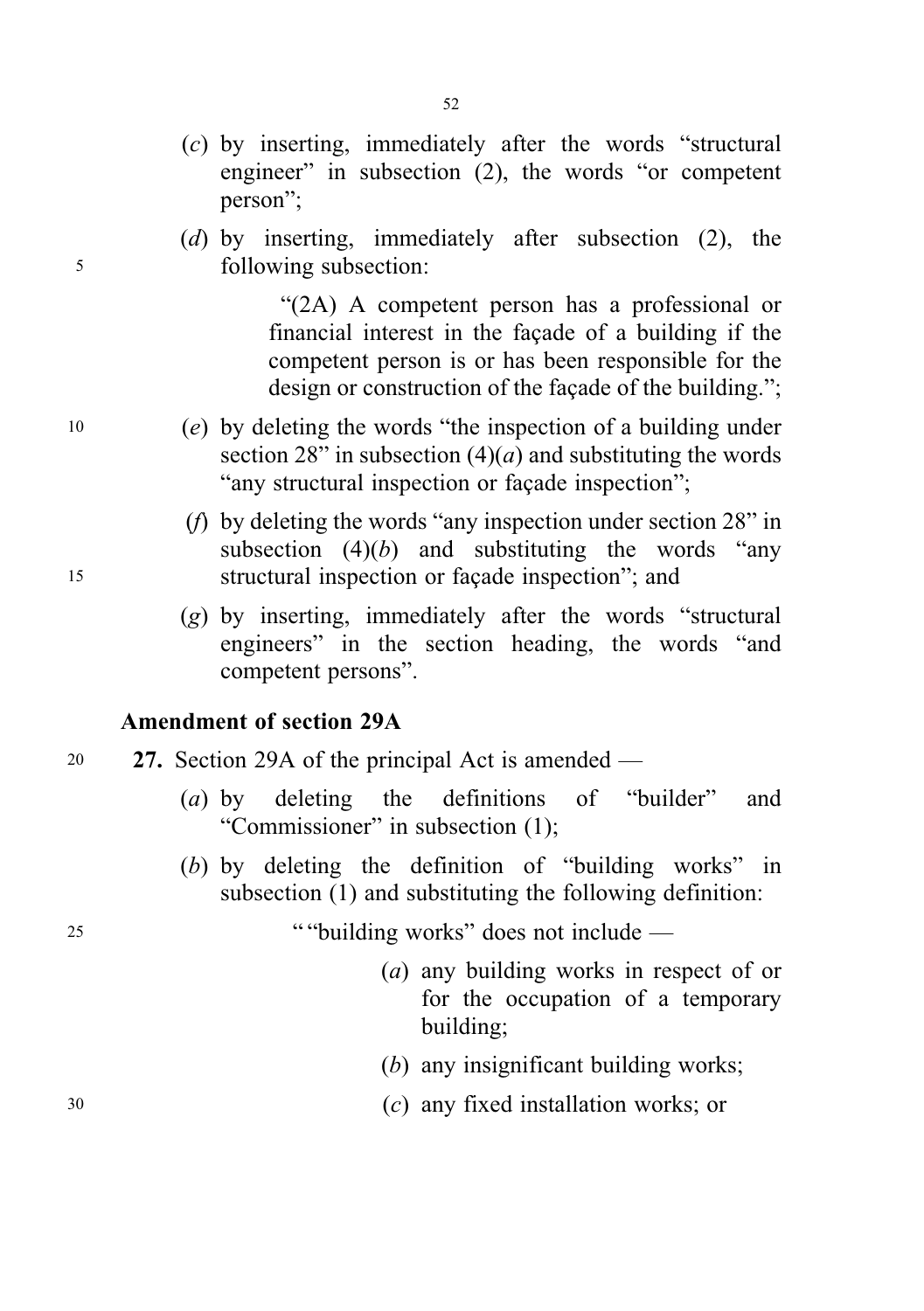(*c*) by inserting, immediately after the words "structural engineer" in subsection (2), the words "or competent person";

(*d*) by inserting, immediately after subsection (2), the following subsection:

> "(2A) A competent person has a professional or financial interest in the façade of a building if the competent person is or has been responsible for the design or construction of the façade of the building.";

(*e*) by deleting the words "the inspection of a building under section 28" in subsection (4)(*a*) and substituting the words "any structural inspection or façade inspection";

(*f*) by deleting the words "any inspection under section 28" in subsection (4)(*b*) and substituting the words "any structural inspection or façade inspection"; and

(*g*) by inserting, immediately after the words "structural engineers" in the section heading, the words "and competent persons".

**Amendment of section 29A**

**27.** Section 29A of the principal Act is amended —

(*a*) by deleting the definitions of "builder" and "Commissioner" in subsection (1);

(*b*) by deleting the definition of "building works" in subsection (1) and substituting the following definition:

> ""building works" does not include —
>
> (*a*) any building works in respect of or for the occupation of a temporary building;
>
> (*b*) any insignificant building works;
>
> (*c*) any fixed installation works; or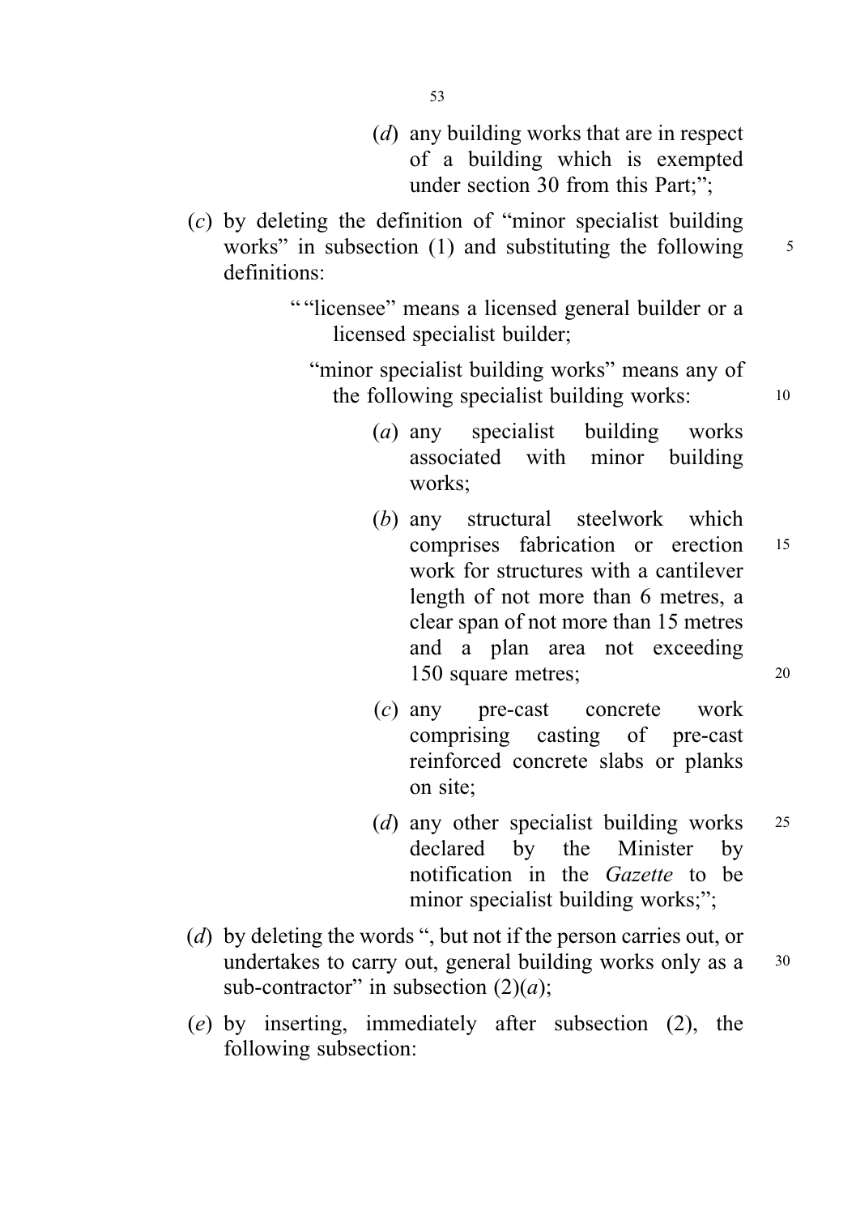(*d*) any building works that are in respect of a building which is exempted under section 30 from this Part;";

(*c*) by deleting the definition of "minor specialist building works" in subsection (1) and substituting the following definitions:

""licensee" means a licensed general builder or a licensed specialist builder;

"minor specialist building works" means any of the following specialist building works:

(*a*) any specialist building works associated with minor building works;

(*b*) any structural steelwork which comprises fabrication or erection work for structures with a cantilever length of not more than 6 metres, a clear span of not more than 15 metres and a plan area not exceeding 150 square metres;

(*c*) any pre-cast concrete work comprising casting of pre-cast reinforced concrete slabs or planks on site;

(*d*) any other specialist building works declared by the Minister by notification in the *Gazette* to be minor specialist building works;";

(*d*) by deleting the words ", but not if the person carries out, or undertakes to carry out, general building works only as a sub-contractor" in subsection (2)(*a*);

(*e*) by inserting, immediately after subsection (2), the following subsection: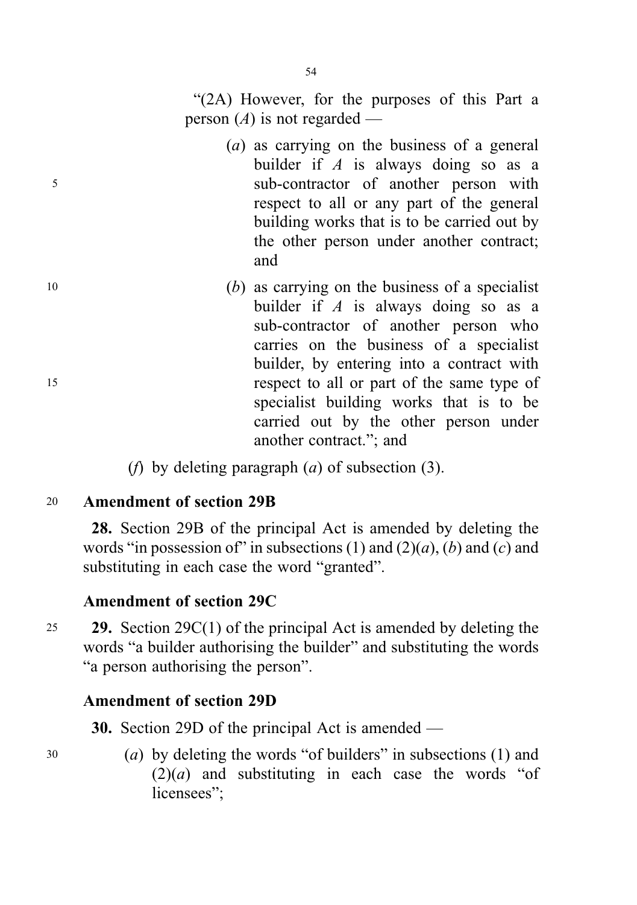"(2A) However, for the purposes of this Part a person (*A*) is not regarded —

(*a*) as carrying on the business of a general builder if *A* is always doing so as a sub-contractor of another person with respect to all or any part of the general building works that is to be carried out by the other person under another contract; and

(*b*) as carrying on the business of a specialist builder if *A* is always doing so as a sub-contractor of another person who carries on the business of a specialist builder, by entering into a contract with respect to all or part of the same type of specialist building works that is to be carried out by the other person under another contract."; and

(*f*) by deleting paragraph (*a*) of subsection (3).

**Amendment of section 29B**

**28.** Section 29B of the principal Act is amended by deleting the words "in possession of" in subsections (1) and (2)(*a*), (*b*) and (*c*) and substituting in each case the word "granted".

**Amendment of section 29C**

**29.** Section 29C(1) of the principal Act is amended by deleting the words "a builder authorising the builder" and substituting the words "a person authorising the person".

**Amendment of section 29D**

**30.** Section 29D of the principal Act is amended —

(*a*) by deleting the words "of builders" in subsections (1) and (2)(*a*) and substituting in each case the words "of licensees";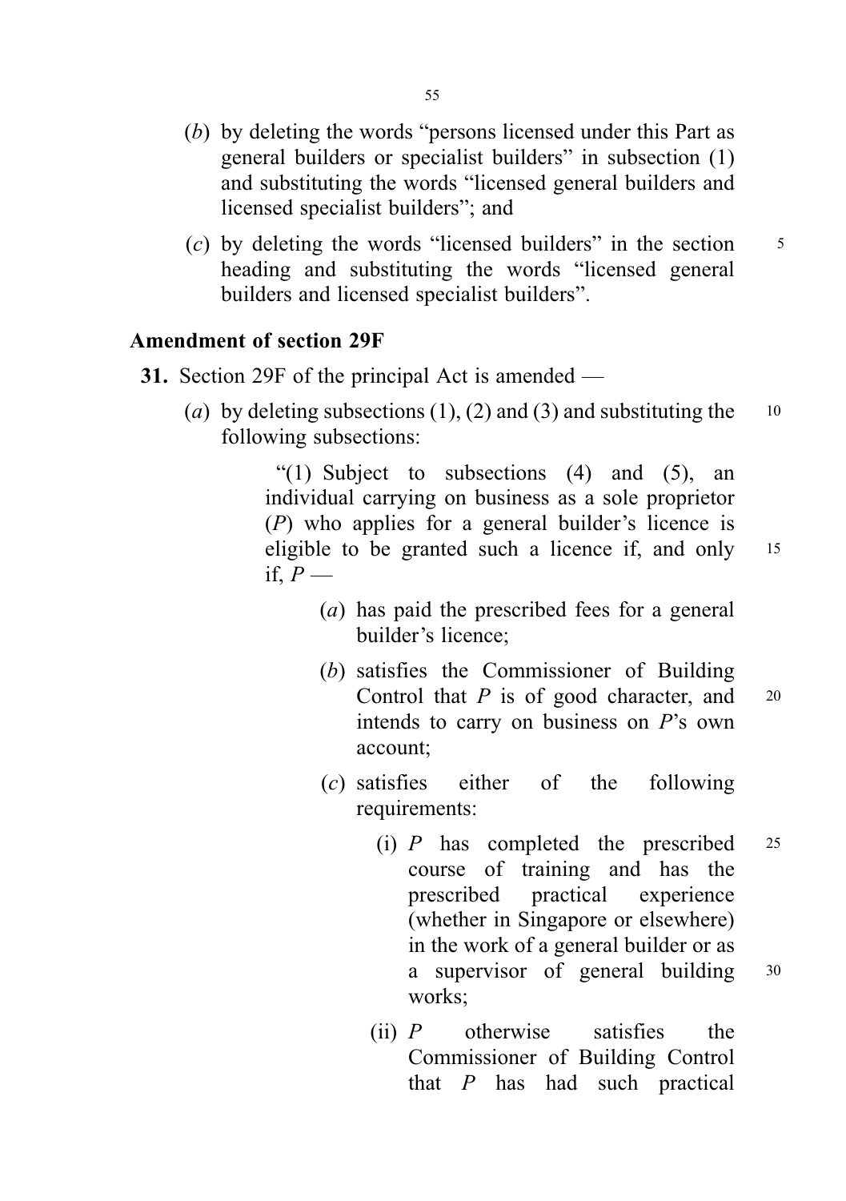(*b*) by deleting the words "persons licensed under this Part as general builders or specialist builders" in subsection (1) and substituting the words "licensed general builders and licensed specialist builders"; and

(*c*) by deleting the words "licensed builders" in the section heading and substituting the words "licensed general builders and licensed specialist builders".

**Amendment of section 29F**

**31.** Section 29F of the principal Act is amended —

(*a*) by deleting subsections (1), (2) and (3) and substituting the following subsections:

"(1) Subject to subsections (4) and (5), an individual carrying on business as a sole proprietor (*P*) who applies for a general builder's licence is eligible to be granted such a licence if, and only if, *P* —

(*a*) has paid the prescribed fees for a general builder's licence;

(*b*) satisfies the Commissioner of Building Control that *P* is of good character, and intends to carry on business on *P*'s own account;

(*c*) satisfies either of the following requirements:

(i) *P* has completed the prescribed course of training and has the prescribed practical experience (whether in Singapore or elsewhere) in the work of a general builder or as a supervisor of general building works;

(ii) *P* otherwise satisfies the Commissioner of Building Control that *P* has had such practical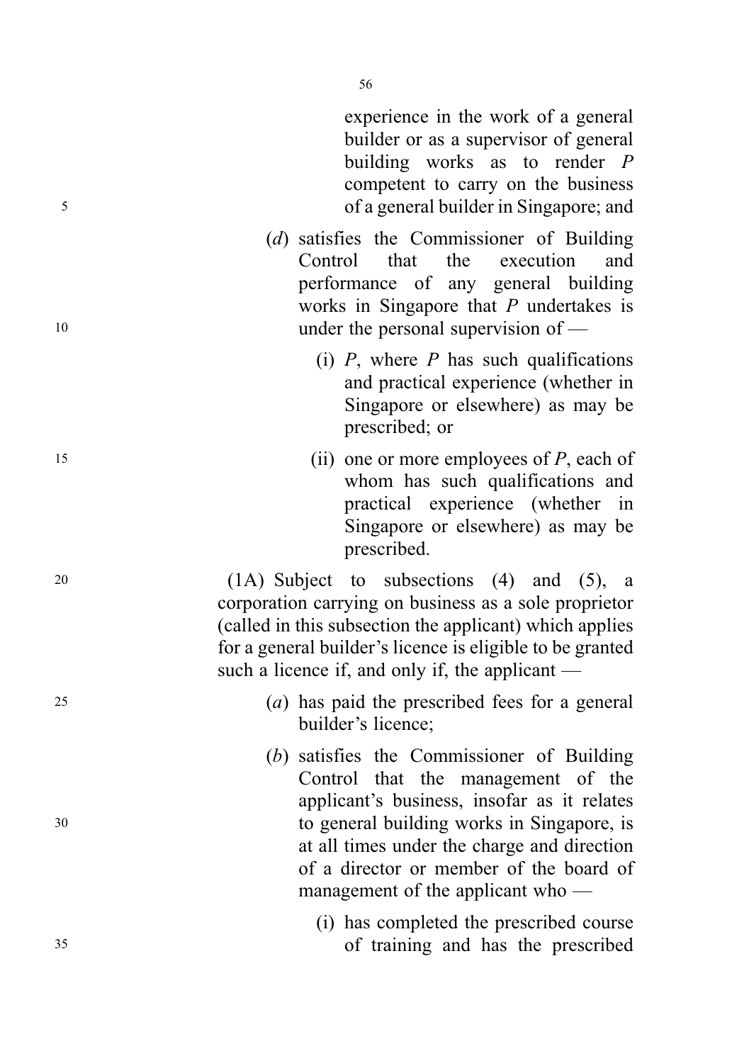experience in the work of a general builder or as a supervisor of general building works as to render *P* competent to carry on the business of a general builder in Singapore; and

(*d*) satisfies the Commissioner of Building Control that the execution and performance of any general building works in Singapore that *P* undertakes is under the personal supervision of —

(i) *P*, where *P* has such qualifications and practical experience (whether in Singapore or elsewhere) as may be prescribed; or

(ii) one or more employees of *P*, each of whom has such qualifications and practical experience (whether in Singapore or elsewhere) as may be prescribed.

(1A) Subject to subsections (4) and (5), a corporation carrying on business as a sole proprietor (called in this subsection the applicant) which applies for a general builder's licence is eligible to be granted such a licence if, and only if, the applicant —

(*a*) has paid the prescribed fees for a general builder's licence;

(*b*) satisfies the Commissioner of Building Control that the management of the applicant's business, insofar as it relates to general building works in Singapore, is at all times under the charge and direction of a director or member of the board of management of the applicant who —

(i) has completed the prescribed course of training and has the prescribed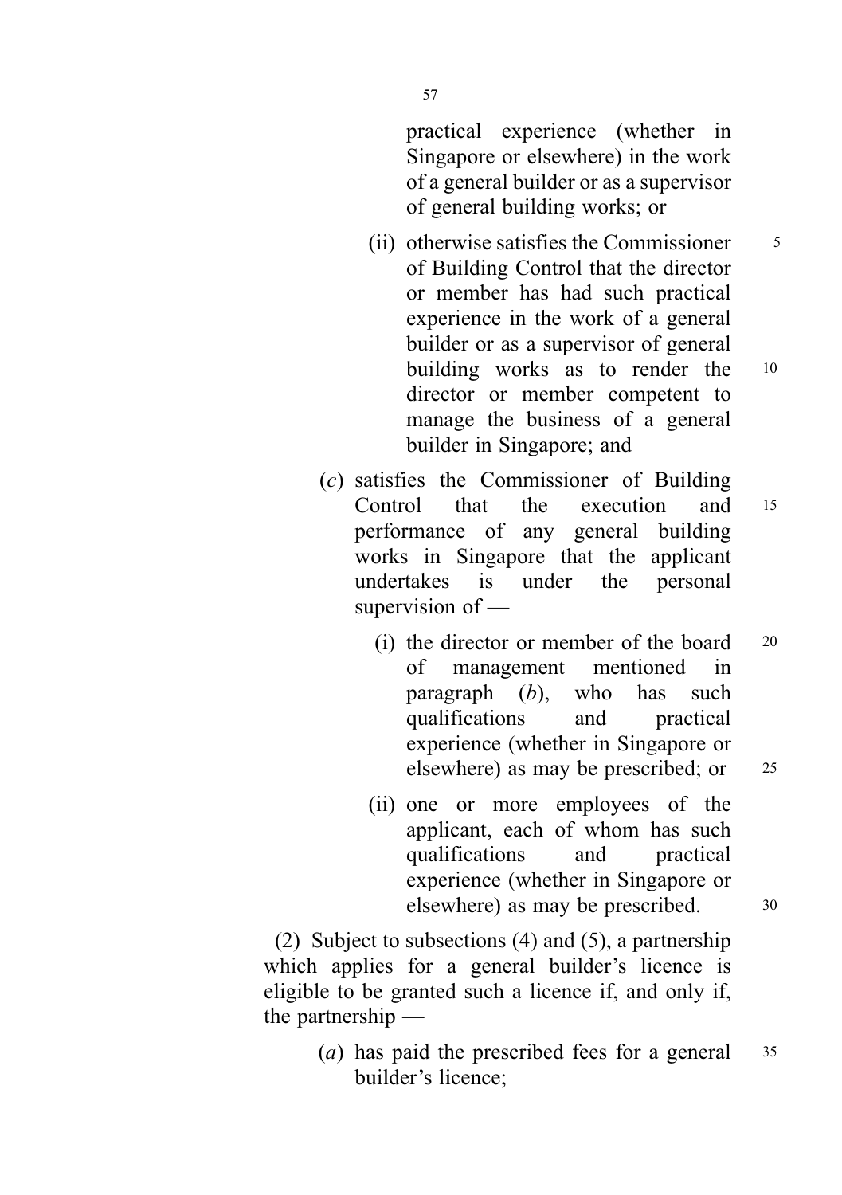practical experience (whether in Singapore or elsewhere) in the work of a general builder or as a supervisor of general building works; or

(ii) otherwise satisfies the Commissioner of Building Control that the director or member has had such practical experience in the work of a general builder or as a supervisor of general building works as to render the director or member competent to manage the business of a general builder in Singapore; and

(*c*) satisfies the Commissioner of Building Control that the execution and performance of any general building works in Singapore that the applicant undertakes is under the personal supervision of —

(i) the director or member of the board of management mentioned in paragraph (*b*), who has such qualifications and practical experience (whether in Singapore or elsewhere) as may be prescribed; or

(ii) one or more employees of the applicant, each of whom has such qualifications and practical experience (whether in Singapore or elsewhere) as may be prescribed.

(2) Subject to subsections (4) and (5), a partnership which applies for a general builder's licence is eligible to be granted such a licence if, and only if, the partnership —

(*a*) has paid the prescribed fees for a general builder's licence;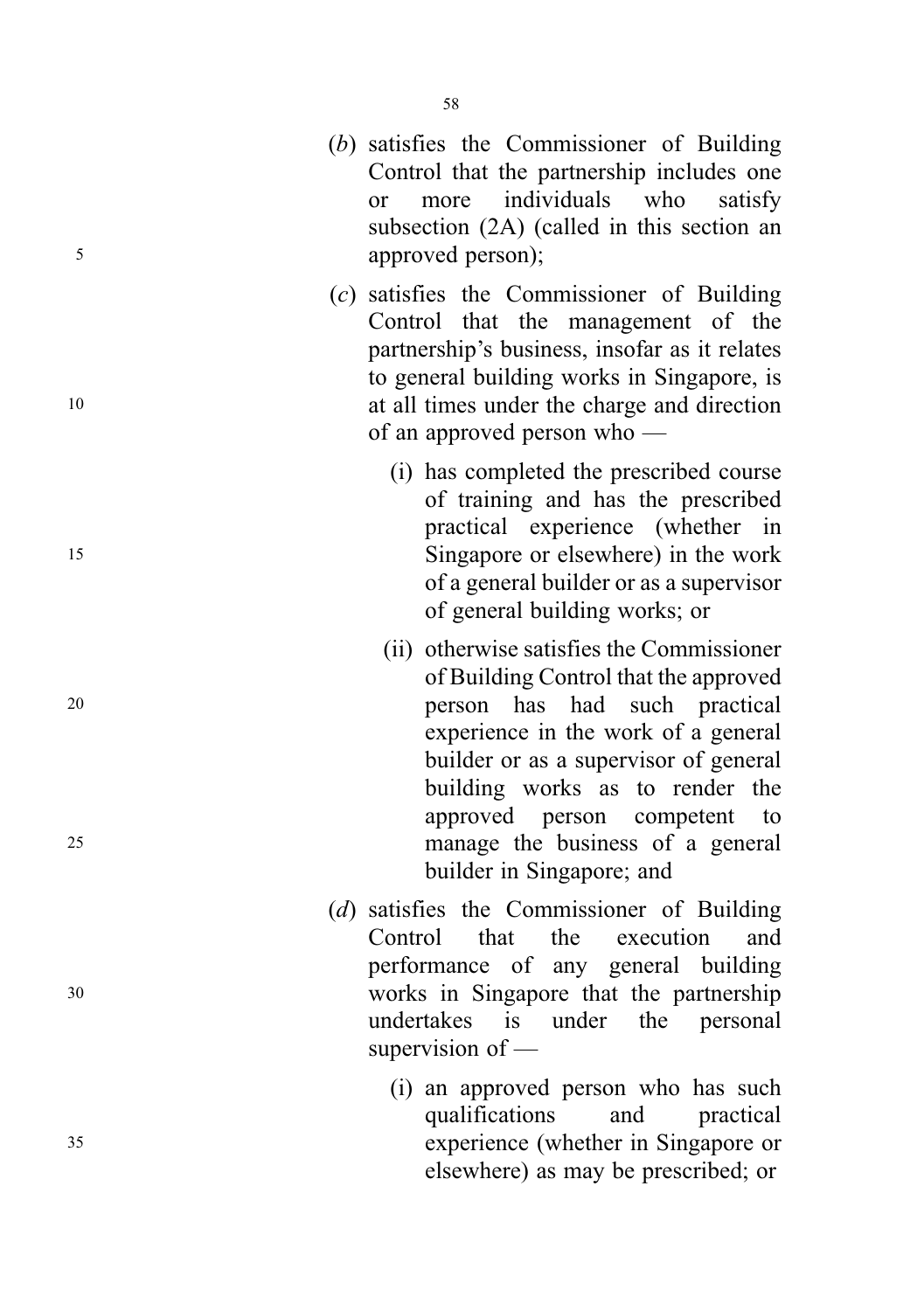(*b*) satisfies the Commissioner of Building Control that the partnership includes one or more individuals who satisfy subsection (2A) (called in this section an approved person);

(*c*) satisfies the Commissioner of Building Control that the management of the partnership's business, insofar as it relates to general building works in Singapore, is at all times under the charge and direction of an approved person who —

(i) has completed the prescribed course of training and has the prescribed practical experience (whether in Singapore or elsewhere) in the work of a general builder or as a supervisor of general building works; or

(ii) otherwise satisfies the Commissioner of Building Control that the approved person has had such practical experience in the work of a general builder or as a supervisor of general building works as to render the approved person competent to manage the business of a general builder in Singapore; and

(*d*) satisfies the Commissioner of Building Control that the execution and performance of any general building works in Singapore that the partnership undertakes is under the personal supervision of —

(i) an approved person who has such qualifications and practical experience (whether in Singapore or elsewhere) as may be prescribed; or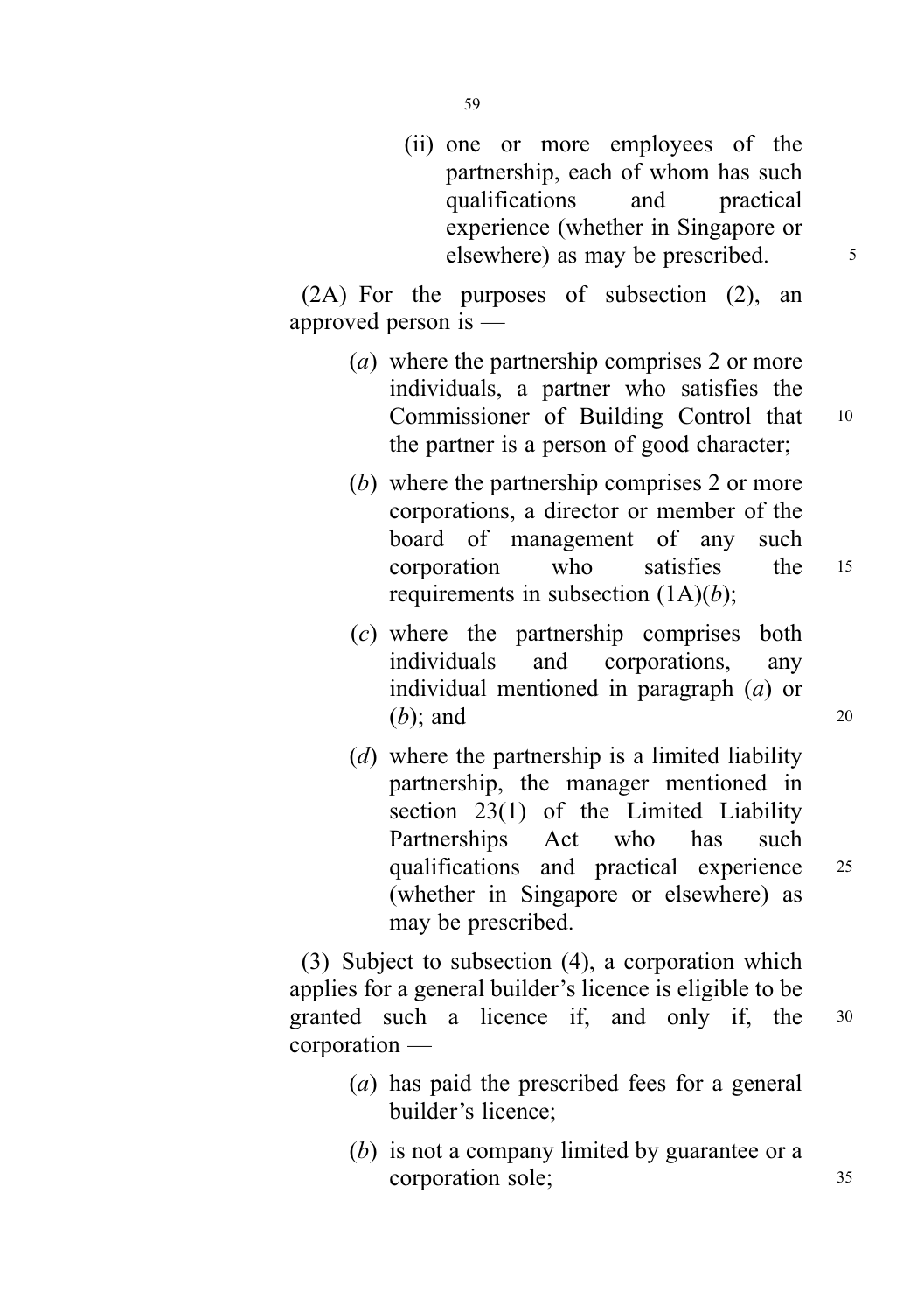(ii) one or more employees of the partnership, each of whom has such qualifications and practical experience (whether in Singapore or elsewhere) as may be prescribed.

(2A) For the purposes of subsection (2), an approved person is —

(*a*) where the partnership comprises 2 or more individuals, a partner who satisfies the Commissioner of Building Control that the partner is a person of good character;

(*b*) where the partnership comprises 2 or more corporations, a director or member of the board of management of any such corporation who satisfies the requirements in subsection (1A)(*b*);

(*c*) where the partnership comprises both individuals and corporations, any individual mentioned in paragraph (*a*) or (*b*); and

(*d*) where the partnership is a limited liability partnership, the manager mentioned in section 23(1) of the Limited Liability Partnerships Act who has such qualifications and practical experience (whether in Singapore or elsewhere) as may be prescribed.

(3) Subject to subsection (4), a corporation which applies for a general builder's licence is eligible to be granted such a licence if, and only if, the corporation —

(*a*) has paid the prescribed fees for a general builder's licence;

(*b*) is not a company limited by guarantee or a corporation sole;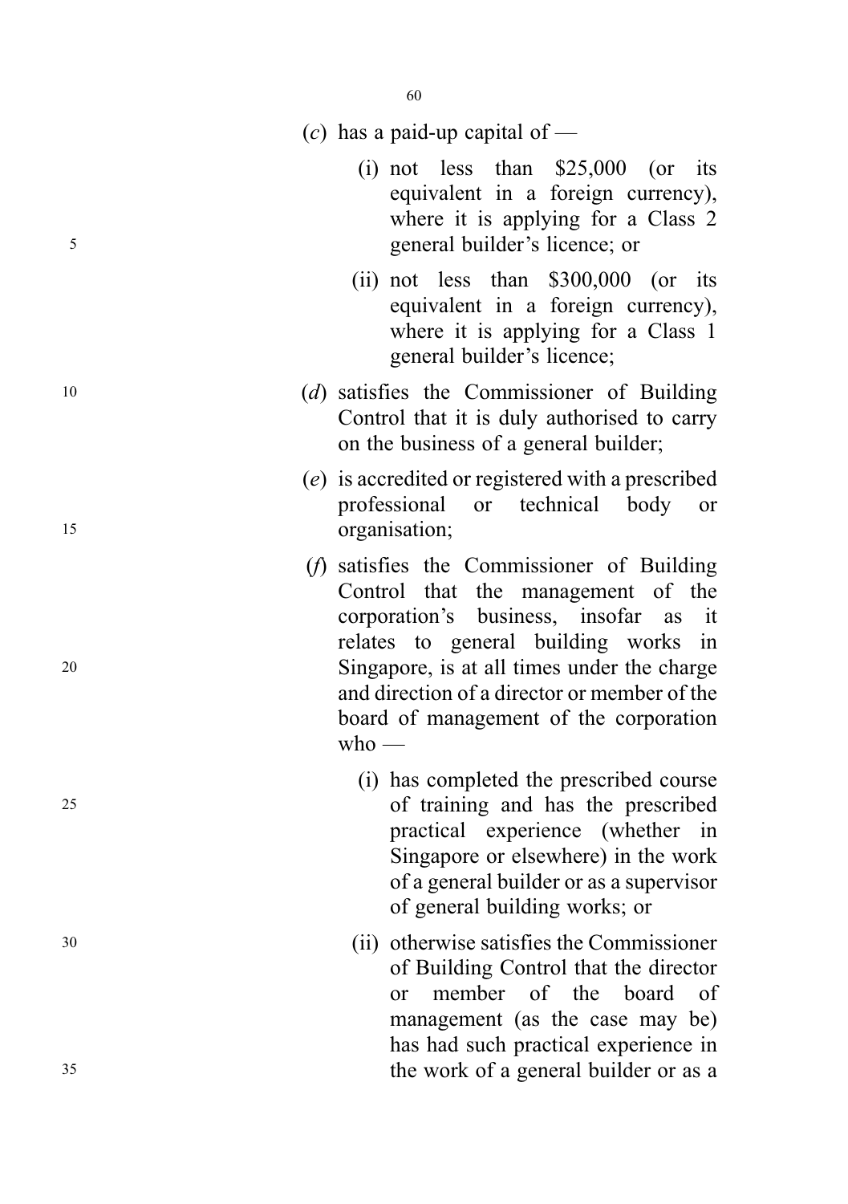(*c*) has a paid-up capital of —

(i) not less than $25,000 (or its equivalent in a foreign currency), where it is applying for a Class 2 general builder's licence; or

(ii) not less than $300,000 (or its equivalent in a foreign currency), where it is applying for a Class 1 general builder's licence;

(*d*) satisfies the Commissioner of Building Control that it is duly authorised to carry on the business of a general builder;

(*e*) is accredited or registered with a prescribed professional or technical body or organisation;

(*f*) satisfies the Commissioner of Building Control that the management of the corporation's business, insofar as it relates to general building works in Singapore, is at all times under the charge and direction of a director or member of the board of management of the corporation who —

(i) has completed the prescribed course of training and has the prescribed practical experience (whether in Singapore or elsewhere) in the work of a general builder or as a supervisor of general building works; or

(ii) otherwise satisfies the Commissioner of Building Control that the director or member of the board of management (as the case may be) has had such practical experience in the work of a general builder or as a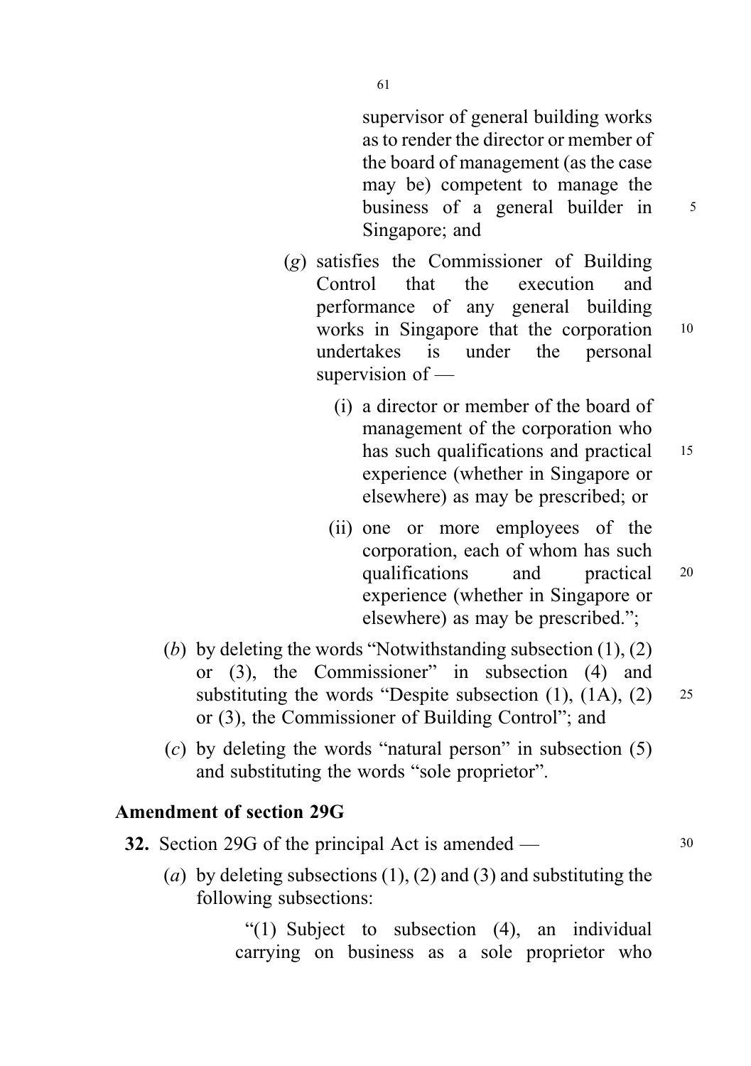supervisor of general building works as to render the director or member of the board of management (as the case may be) competent to manage the business of a general builder in Singapore; and

(*g*) satisfies the Commissioner of Building Control that the execution and performance of any general building works in Singapore that the corporation undertakes is under the personal supervision of —

(i) a director or member of the board of management of the corporation who has such qualifications and practical experience (whether in Singapore or elsewhere) as may be prescribed; or

(ii) one or more employees of the corporation, each of whom has such qualifications and practical experience (whether in Singapore or elsewhere) as may be prescribed.";

(*b*) by deleting the words "Notwithstanding subsection (1), (2) or (3), the Commissioner" in subsection (4) and substituting the words "Despite subsection (1), (1A), (2) or (3), the Commissioner of Building Control"; and

(*c*) by deleting the words "natural person" in subsection (5) and substituting the words "sole proprietor".

### Amendment of section 29G

**32.** Section 29G of the principal Act is amended —

(*a*) by deleting subsections (1), (2) and (3) and substituting the following subsections:

"(1) Subject to subsection (4), an individual carrying on business as a sole proprietor who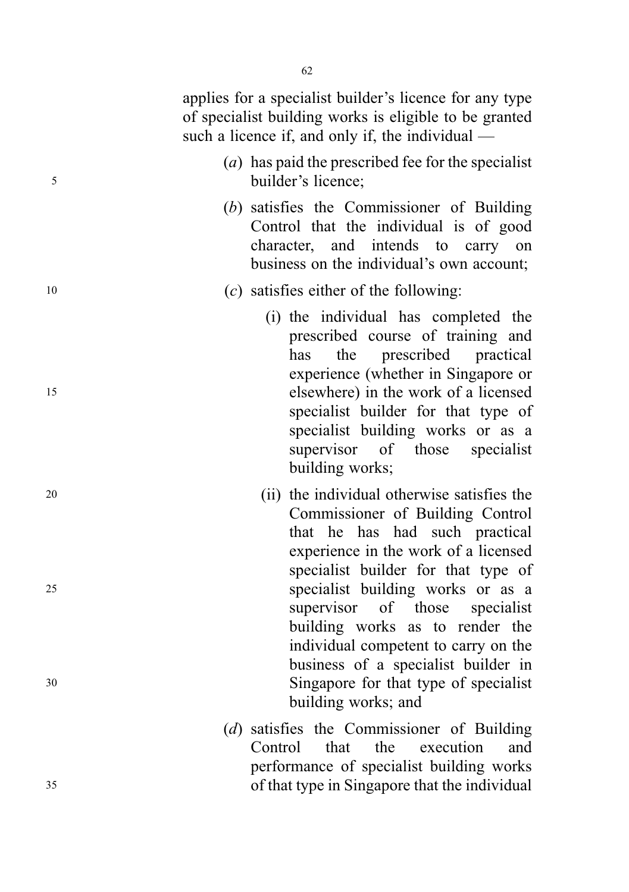applies for a specialist builder's licence for any type of specialist building works is eligible to be granted such a licence if, and only if, the individual —

(*a*) has paid the prescribed fee for the specialist builder's licence;

(*b*) satisfies the Commissioner of Building Control that the individual is of good character, and intends to carry on business on the individual's own account;

(*c*) satisfies either of the following:

  (i) the individual has completed the prescribed course of training and has the prescribed practical experience (whether in Singapore or elsewhere) in the work of a licensed specialist builder for that type of specialist building works or as a supervisor of those specialist building works;

  (ii) the individual otherwise satisfies the Commissioner of Building Control that he has had such practical experience in the work of a licensed specialist builder for that type of specialist building works or as a supervisor of those specialist building works as to render the individual competent to carry on the business of a specialist builder in Singapore for that type of specialist building works; and

(*d*) satisfies the Commissioner of Building Control that the execution and performance of specialist building works of that type in Singapore that the individual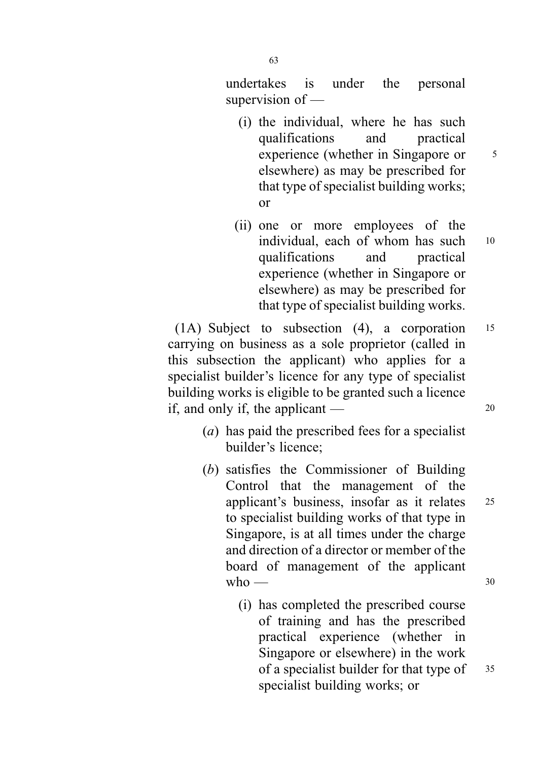undertakes is under the personal supervision of —

(i) the individual, where he has such qualifications and practical experience (whether in Singapore or elsewhere) as may be prescribed for that type of specialist building works; or

(ii) one or more employees of the individual, each of whom has such qualifications and practical experience (whether in Singapore or elsewhere) as may be prescribed for that type of specialist building works.

(1A) Subject to subsection (4), a corporation carrying on business as a sole proprietor (called in this subsection the applicant) who applies for a specialist builder's licence for any type of specialist building works is eligible to be granted such a licence if, and only if, the applicant —

(*a*) has paid the prescribed fees for a specialist builder's licence;

(*b*) satisfies the Commissioner of Building Control that the management of the applicant's business, insofar as it relates to specialist building works of that type in Singapore, is at all times under the charge and direction of a director or member of the board of management of the applicant who —

(i) has completed the prescribed course of training and has the prescribed practical experience (whether in Singapore or elsewhere) in the work of a specialist builder for that type of specialist building works; or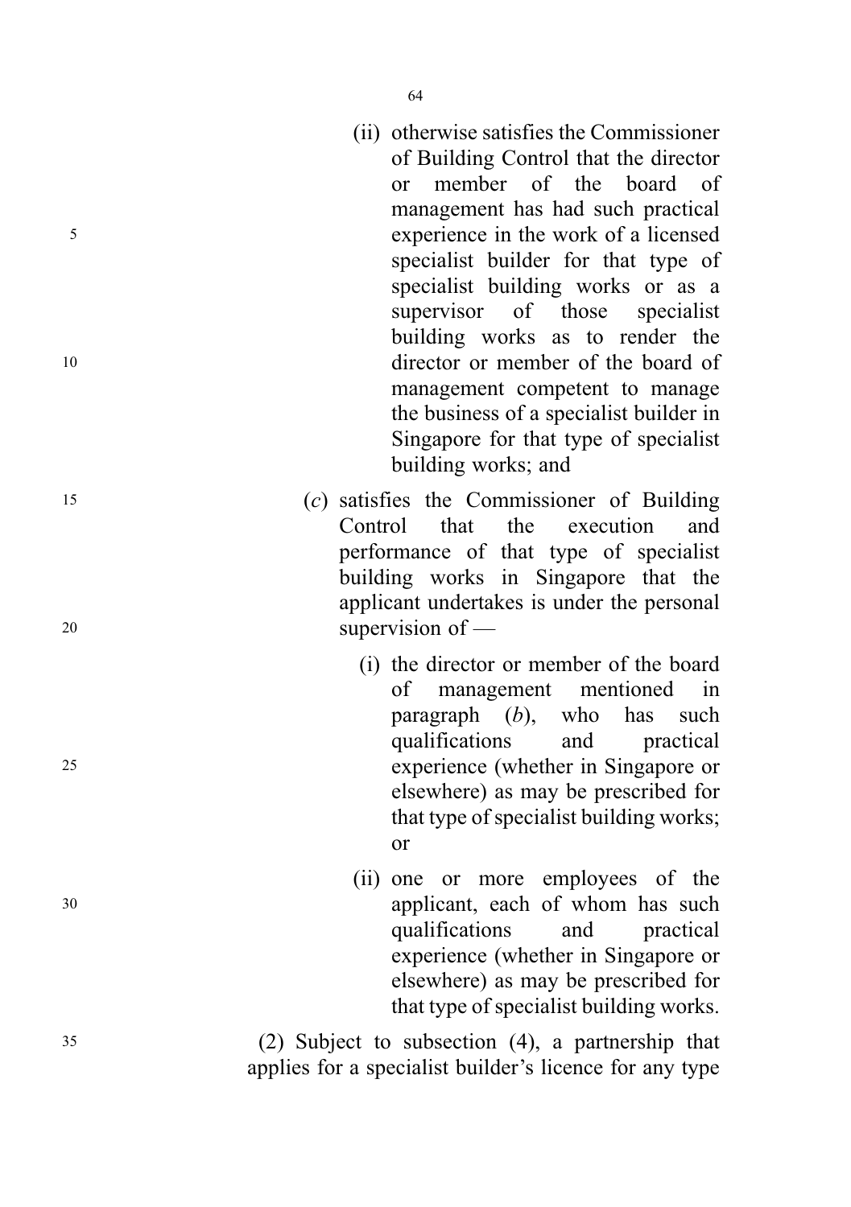(ii) otherwise satisfies the Commissioner of Building Control that the director or member of the board of management has had such practical experience in the work of a licensed specialist builder for that type of specialist building works or as a supervisor of those specialist building works as to render the director or member of the board of management competent to manage the business of a specialist builder in Singapore for that type of specialist building works; and

(*c*) satisfies the Commissioner of Building Control that the execution and performance of that type of specialist building works in Singapore that the applicant undertakes is under the personal supervision of —

(i) the director or member of the board of management mentioned in paragraph (*b*), who has such qualifications and practical experience (whether in Singapore or elsewhere) as may be prescribed for that type of specialist building works; or

(ii) one or more employees of the applicant, each of whom has such qualifications and practical experience (whether in Singapore or elsewhere) as may be prescribed for that type of specialist building works.

(2) Subject to subsection (4), a partnership that applies for a specialist builder's licence for any type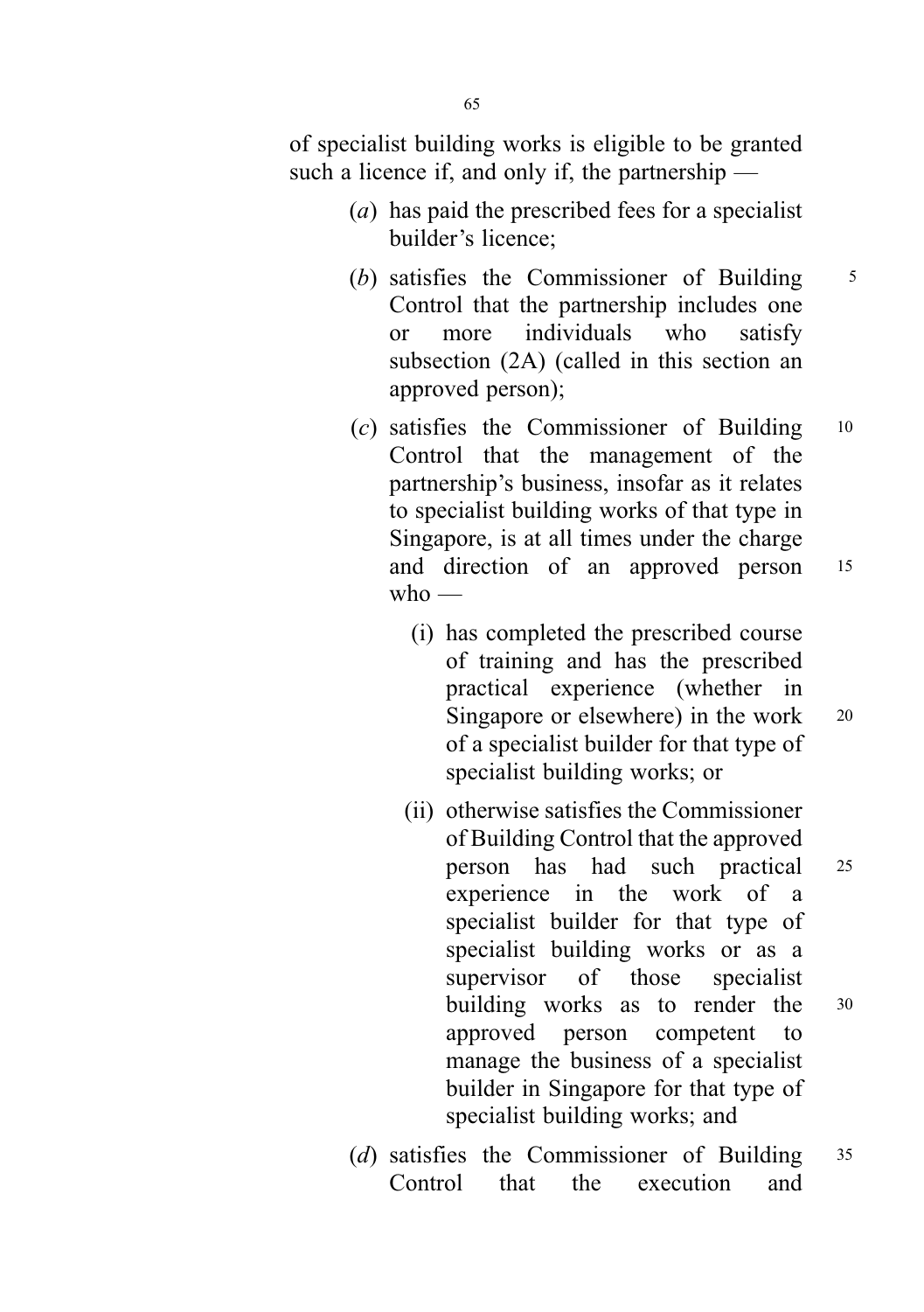of specialist building works is eligible to be granted such a licence if, and only if, the partnership —

(*a*) has paid the prescribed fees for a specialist builder's licence;

(*b*) satisfies the Commissioner of Building Control that the partnership includes one or more individuals who satisfy subsection (2A) (called in this section an approved person);

(*c*) satisfies the Commissioner of Building Control that the management of the partnership's business, insofar as it relates to specialist building works of that type in Singapore, is at all times under the charge and direction of an approved person who —

(i) has completed the prescribed course of training and has the prescribed practical experience (whether in Singapore or elsewhere) in the work of a specialist builder for that type of specialist building works; or

(ii) otherwise satisfies the Commissioner of Building Control that the approved person has had such practical experience in the work of a specialist builder for that type of specialist building works or as a supervisor of those specialist building works as to render the approved person competent to manage the business of a specialist builder in Singapore for that type of specialist building works; and

(*d*) satisfies the Commissioner of Building Control that the execution and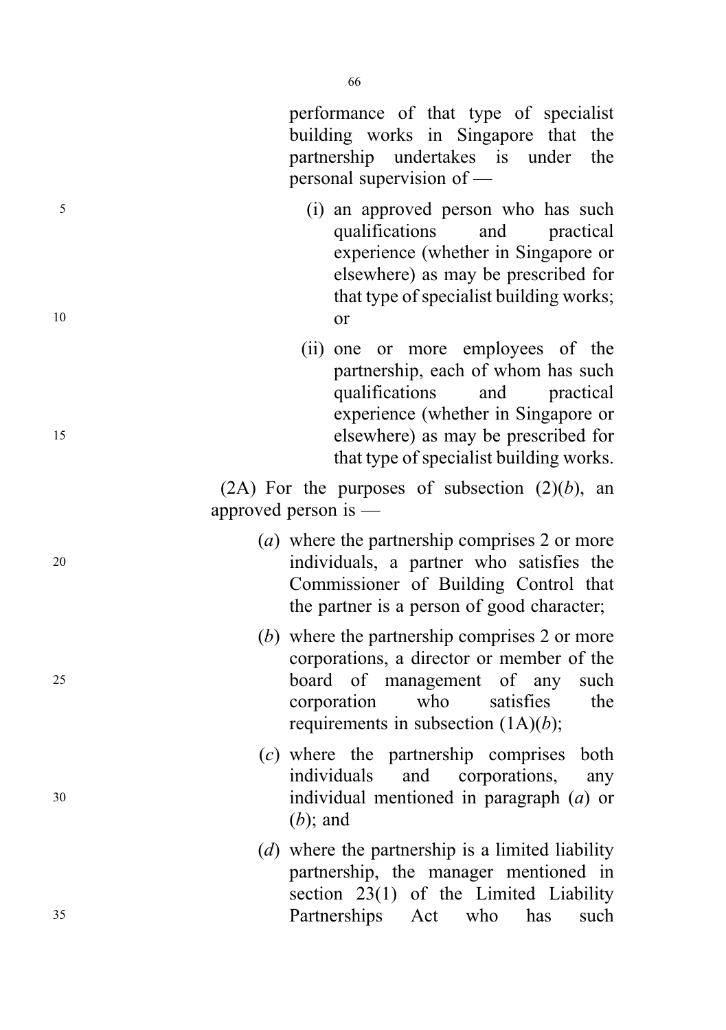performance of that type of specialist building works in Singapore that the partnership undertakes is under the personal supervision of —

(i) an approved person who has such qualifications and practical experience (whether in Singapore or elsewhere) as may be prescribed for that type of specialist building works; or

(ii) one or more employees of the partnership, each of whom has such qualifications and practical experience (whether in Singapore or elsewhere) as may be prescribed for that type of specialist building works.

(2A) For the purposes of subsection (2)(*b*), an approved person is —

(*a*) where the partnership comprises 2 or more individuals, a partner who satisfies the Commissioner of Building Control that the partner is a person of good character;

(*b*) where the partnership comprises 2 or more corporations, a director or member of the board of management of any such corporation who satisfies the requirements in subsection (1A)(*b*);

(*c*) where the partnership comprises both individuals and corporations, any individual mentioned in paragraph (*a*) or (*b*); and

(*d*) where the partnership is a limited liability partnership, the manager mentioned in section 23(1) of the Limited Liability Partnerships Act who has such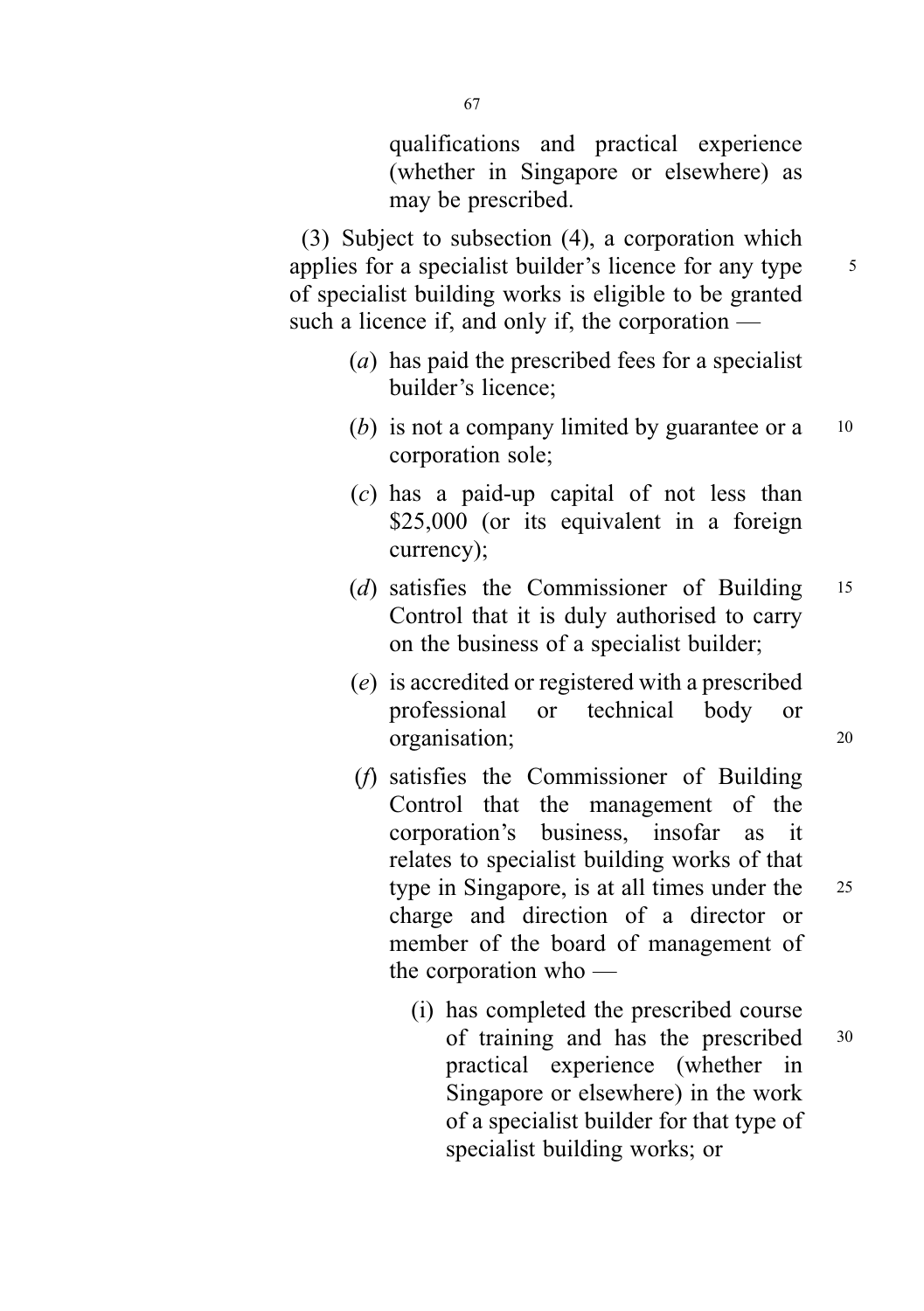qualifications and practical experience (whether in Singapore or elsewhere) as may be prescribed.

(3) Subject to subsection (4), a corporation which applies for a specialist builder's licence for any type of specialist building works is eligible to be granted such a licence if, and only if, the corporation —

(*a*) has paid the prescribed fees for a specialist builder's licence;

(*b*) is not a company limited by guarantee or a corporation sole;

(*c*) has a paid-up capital of not less than $25,000 (or its equivalent in a foreign currency);

(*d*) satisfies the Commissioner of Building Control that it is duly authorised to carry on the business of a specialist builder;

(*e*) is accredited or registered with a prescribed professional or technical body or organisation;

(*f*) satisfies the Commissioner of Building Control that the management of the corporation's business, insofar as it relates to specialist building works of that type in Singapore, is at all times under the charge and direction of a director or member of the board of management of the corporation who —

(i) has completed the prescribed course of training and has the prescribed practical experience (whether in Singapore or elsewhere) in the work of a specialist builder for that type of specialist building works; or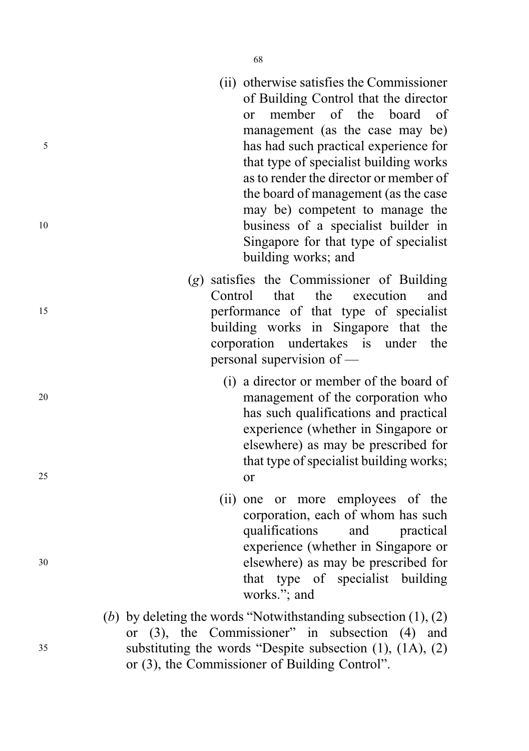(ii) otherwise satisfies the Commissioner of Building Control that the director or member of the board of management (as the case may be) has had such practical experience for that type of specialist building works as to render the director or member of the board of management (as the case may be) competent to manage the business of a specialist builder in Singapore for that type of specialist building works; and

(*g*) satisfies the Commissioner of Building Control that the execution and performance of that type of specialist building works in Singapore that the corporation undertakes is under the personal supervision of —

(i) a director or member of the board of management of the corporation who has such qualifications and practical experience (whether in Singapore or elsewhere) as may be prescribed for that type of specialist building works; or

(ii) one or more employees of the corporation, each of whom has such qualifications and practical experience (whether in Singapore or elsewhere) as may be prescribed for that type of specialist building works."; and

(*b*) by deleting the words "Notwithstanding subsection (1), (2) or (3), the Commissioner" in subsection (4) and substituting the words "Despite subsection (1), (1A), (2) or (3), the Commissioner of Building Control".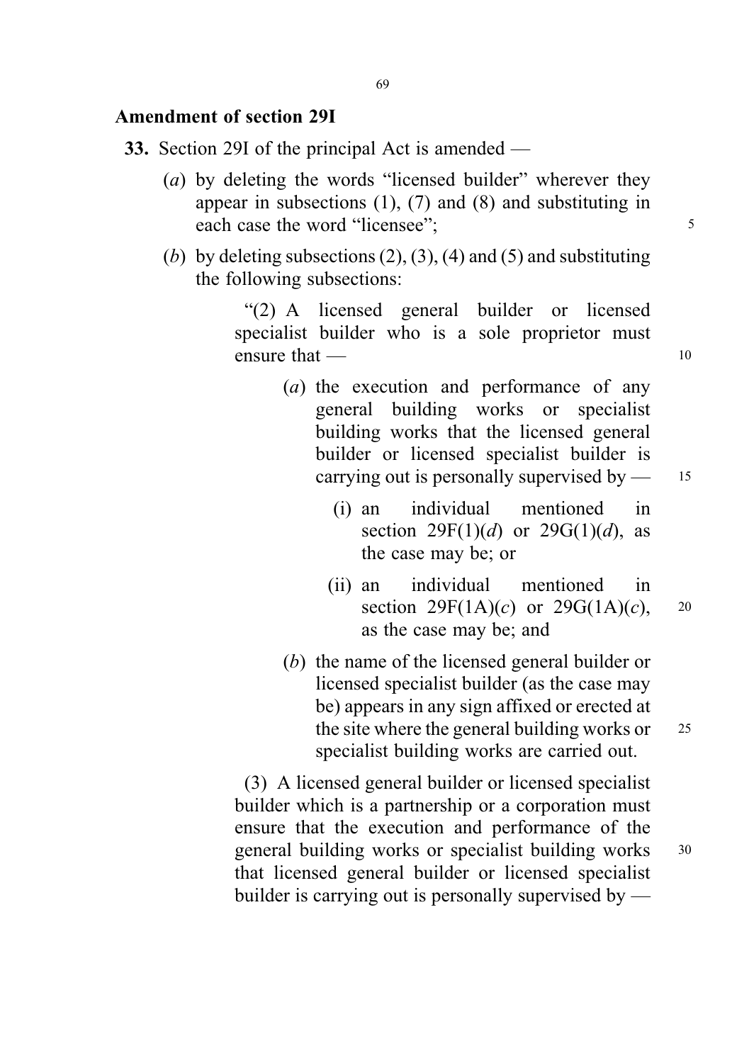## Amendment of section 29I

**33.** Section 29I of the principal Act is amended —

(*a*) by deleting the words "licensed builder" wherever they appear in subsections (1), (7) and (8) and substituting in each case the word "licensee";

(*b*) by deleting subsections (2), (3), (4) and (5) and substituting the following subsections:

"(2) A licensed general builder or licensed specialist builder who is a sole proprietor must ensure that —

(*a*) the execution and performance of any general building works or specialist building works that the licensed general builder or licensed specialist builder is carrying out is personally supervised by —

(i) an individual mentioned in section 29F(1)(*d*) or 29G(1)(*d*), as the case may be; or

(ii) an individual mentioned in section 29F(1A)(*c*) or 29G(1A)(*c*), as the case may be; and

(*b*) the name of the licensed general builder or licensed specialist builder (as the case may be) appears in any sign affixed or erected at the site where the general building works or specialist building works are carried out.

(3) A licensed general builder or licensed specialist builder which is a partnership or a corporation must ensure that the execution and performance of the general building works or specialist building works that licensed general builder or licensed specialist builder is carrying out is personally supervised by —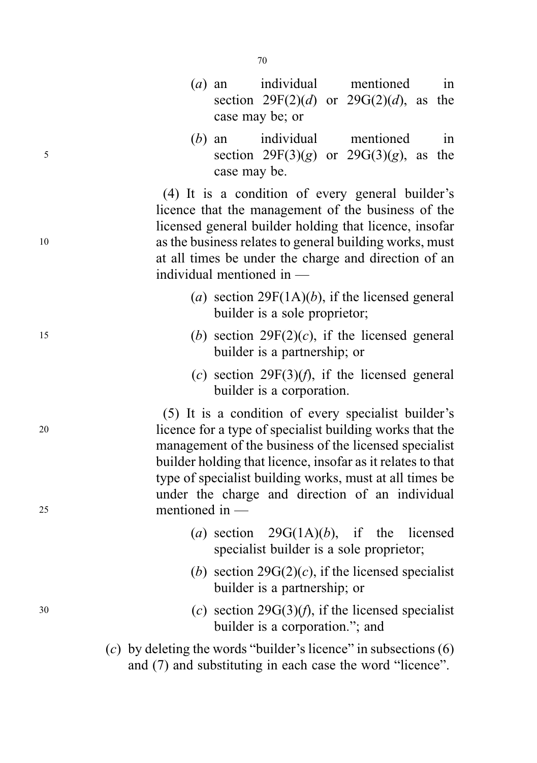(*a*) an individual mentioned in section 29F(2)(*d*) or 29G(2)(*d*), as the case may be; or

(*b*) an individual mentioned in section 29F(3)(*g*) or 29G(3)(*g*), as the case may be.

(4) It is a condition of every general builder's licence that the management of the business of the licensed general builder holding that licence, insofar as the business relates to general building works, must at all times be under the charge and direction of an individual mentioned in —

(*a*) section 29F(1A)(*b*), if the licensed general builder is a sole proprietor;

(*b*) section 29F(2)(*c*), if the licensed general builder is a partnership; or

(*c*) section 29F(3)(*f*), if the licensed general builder is a corporation.

(5) It is a condition of every specialist builder's licence for a type of specialist building works that the management of the business of the licensed specialist builder holding that licence, insofar as it relates to that type of specialist building works, must at all times be under the charge and direction of an individual mentioned in —

(*a*) section 29G(1A)(*b*), if the licensed specialist builder is a sole proprietor;

(*b*) section 29G(2)(*c*), if the licensed specialist builder is a partnership; or

(*c*) section 29G(3)(*f*), if the licensed specialist builder is a corporation."; and

(*c*) by deleting the words "builder's licence" in subsections (6) and (7) and substituting in each case the word "licence".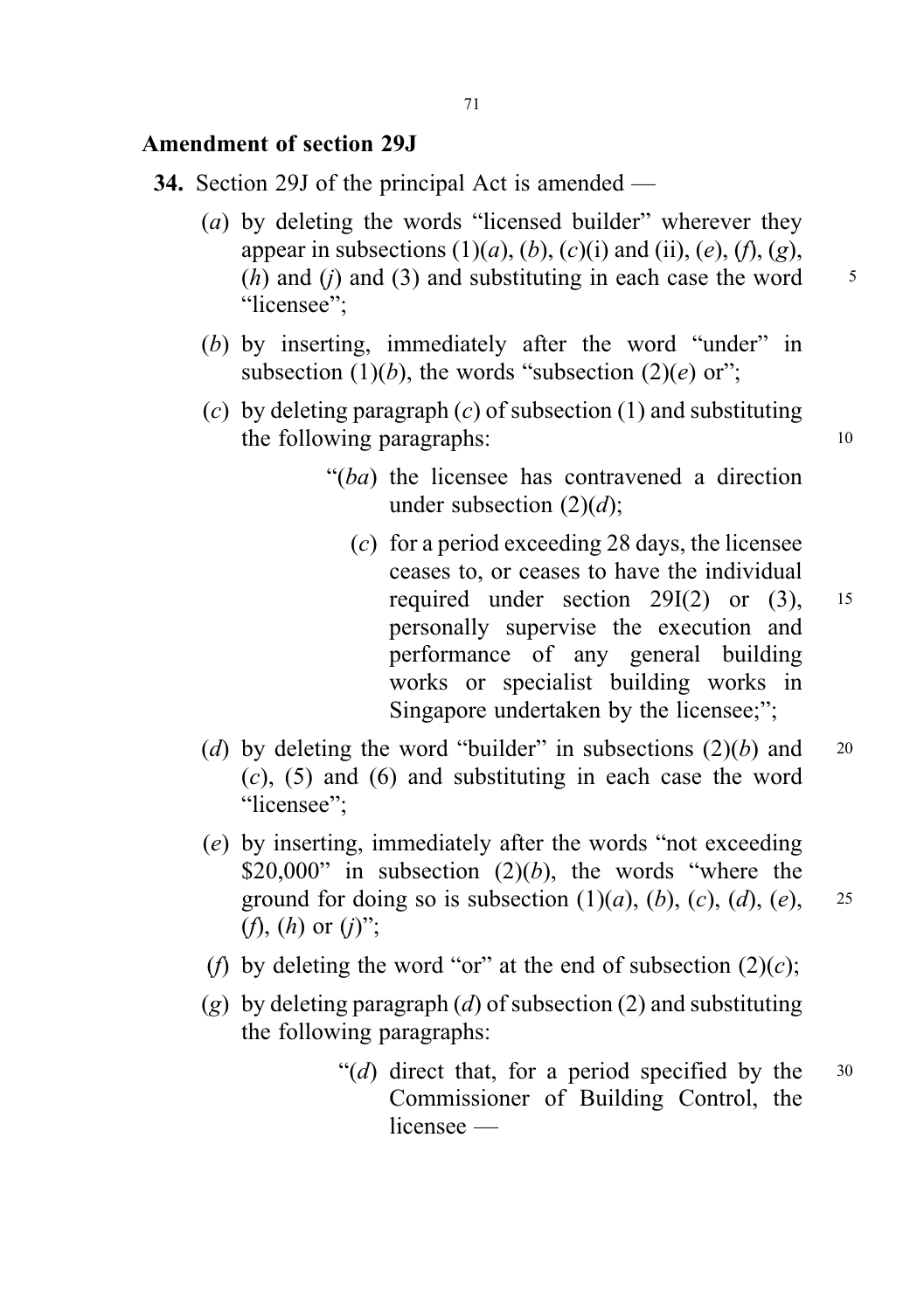## Amendment of section 29J

**34.** Section 29J of the principal Act is amended —

(*a*) by deleting the words "licensed builder" wherever they appear in subsections (1)(*a*), (*b*), (*c*)(i) and (ii), (*e*), (*f*), (*g*), (*h*) and (*j*) and (3) and substituting in each case the word "licensee";

(*b*) by inserting, immediately after the word "under" in subsection (1)(*b*), the words "subsection (2)(*e*) or";

(*c*) by deleting paragraph (*c*) of subsection (1) and substituting the following paragraphs:

> "(*ba*) the licensee has contravened a direction under subsection (2)(*d*);
>
> (*c*) for a period exceeding 28 days, the licensee ceases to, or ceases to have the individual required under section 29I(2) or (3), personally supervise the execution and performance of any general building works or specialist building works in Singapore undertaken by the licensee;";

(*d*) by deleting the word "builder" in subsections (2)(*b*) and (*c*), (5) and (6) and substituting in each case the word "licensee";

(*e*) by inserting, immediately after the words "not exceeding \$20,000" in subsection (2)(*b*), the words "where the ground for doing so is subsection (1)(*a*), (*b*), (*c*), (*d*), (*e*), (*f*), (*h*) or (*j*)";

(*f*) by deleting the word "or" at the end of subsection (2)(*c*);

(*g*) by deleting paragraph (*d*) of subsection (2) and substituting the following paragraphs:

> "(*d*) direct that, for a period specified by the Commissioner of Building Control, the licensee —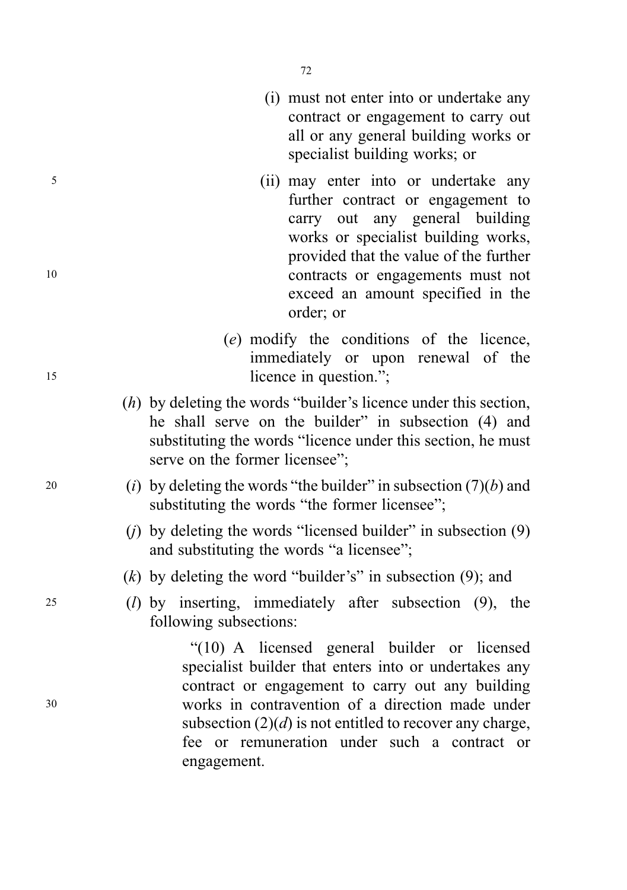(i) must not enter into or undertake any contract or engagement to carry out all or any general building works or specialist building works; or

(ii) may enter into or undertake any further contract or engagement to carry out any general building works or specialist building works, provided that the value of the further contracts or engagements must not exceed an amount specified in the order; or

(*e*) modify the conditions of the licence, immediately or upon renewal of the licence in question.";

(*h*) by deleting the words "builder's licence under this section, he shall serve on the builder" in subsection (4) and substituting the words "licence under this section, he must serve on the former licensee";

(*i*) by deleting the words "the builder" in subsection (7)(*b*) and substituting the words "the former licensee";

(*j*) by deleting the words "licensed builder" in subsection (9) and substituting the words "a licensee";

(*k*) by deleting the word "builder's" in subsection (9); and

(*l*) by inserting, immediately after subsection (9), the following subsections:

"(10) A licensed general builder or licensed specialist builder that enters into or undertakes any contract or engagement to carry out any building works in contravention of a direction made under subsection (2)(*d*) is not entitled to recover any charge, fee or remuneration under such a contract or engagement.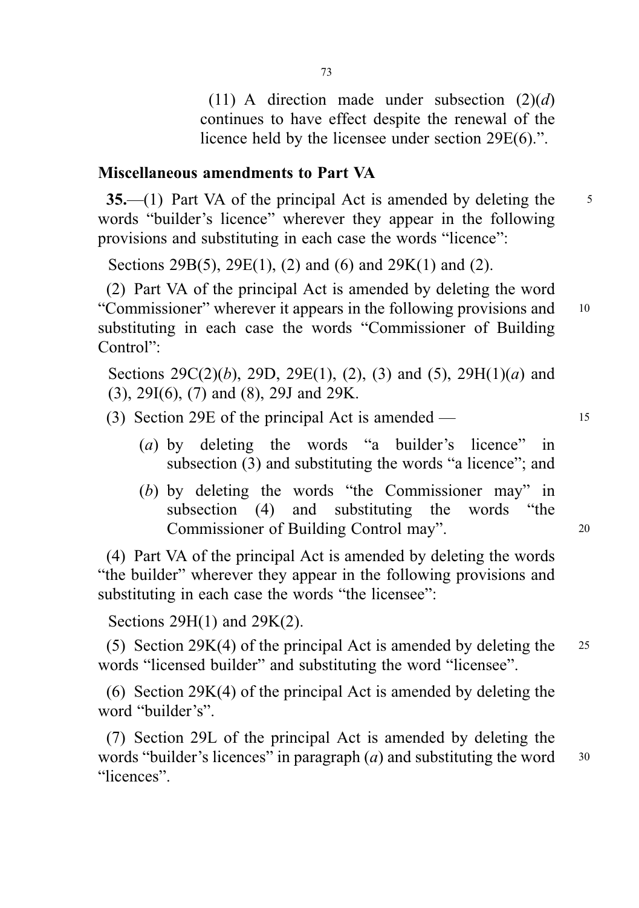(11) A direction made under subsection (2)(*d*) continues to have effect despite the renewal of the licence held by the licensee under section 29E(6).".

**Miscellaneous amendments to Part VA**

**35.**—(1) Part VA of the principal Act is amended by deleting the words "builder's licence" wherever they appear in the following provisions and substituting in each case the words "licence":

Sections 29B(5), 29E(1), (2) and (6) and 29K(1) and (2).

(2) Part VA of the principal Act is amended by deleting the word "Commissioner" wherever it appears in the following provisions and substituting in each case the words "Commissioner of Building Control":

Sections 29C(2)(*b*), 29D, 29E(1), (2), (3) and (5), 29H(1)(*a*) and (3), 29I(6), (7) and (8), 29J and 29K.

(3) Section 29E of the principal Act is amended —

(*a*) by deleting the words "a builder's licence" in subsection (3) and substituting the words "a licence"; and

(*b*) by deleting the words "the Commissioner may" in subsection (4) and substituting the words "the Commissioner of Building Control may".

(4) Part VA of the principal Act is amended by deleting the words "the builder" wherever they appear in the following provisions and substituting in each case the words "the licensee":

Sections 29H(1) and 29K(2).

(5) Section 29K(4) of the principal Act is amended by deleting the words "licensed builder" and substituting the word "licensee".

(6) Section 29K(4) of the principal Act is amended by deleting the word "builder's".

(7) Section 29L of the principal Act is amended by deleting the words "builder's licences" in paragraph (*a*) and substituting the word "licences".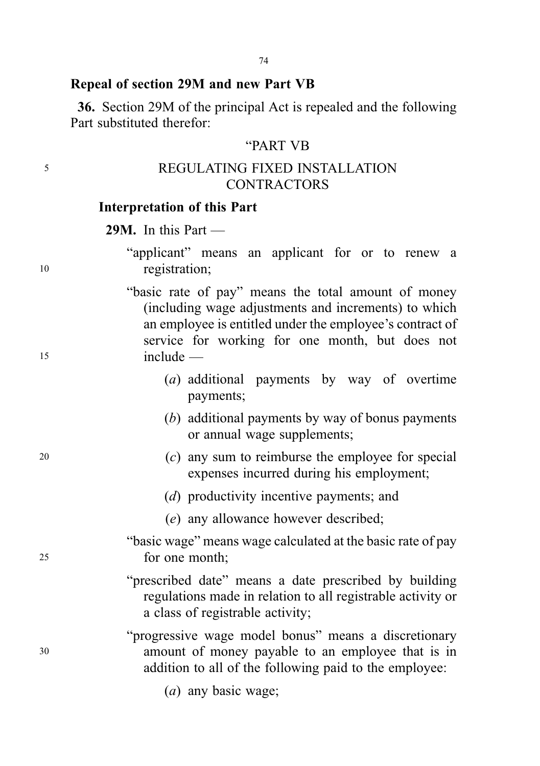### Repeal of section 29M and new Part VB

**36.** Section 29M of the principal Act is repealed and the following Part substituted therefor:

"PART VB

REGULATING FIXED INSTALLATION CONTRACTORS

#### Interpretation of this Part

**29M.** In this Part —

"applicant" means an applicant for or to renew a registration;

"basic rate of pay" means the total amount of money (including wage adjustments and increments) to which an employee is entitled under the employee's contract of service for working for one month, but does not include —

(*a*) additional payments by way of overtime payments;

(*b*) additional payments by way of bonus payments or annual wage supplements;

(*c*) any sum to reimburse the employee for special expenses incurred during his employment;

(*d*) productivity incentive payments; and

(*e*) any allowance however described;

"basic wage" means wage calculated at the basic rate of pay for one month;

"prescribed date" means a date prescribed by building regulations made in relation to all registrable activity or a class of registrable activity;

"progressive wage model bonus" means a discretionary amount of money payable to an employee that is in addition to all of the following paid to the employee:

(*a*) any basic wage;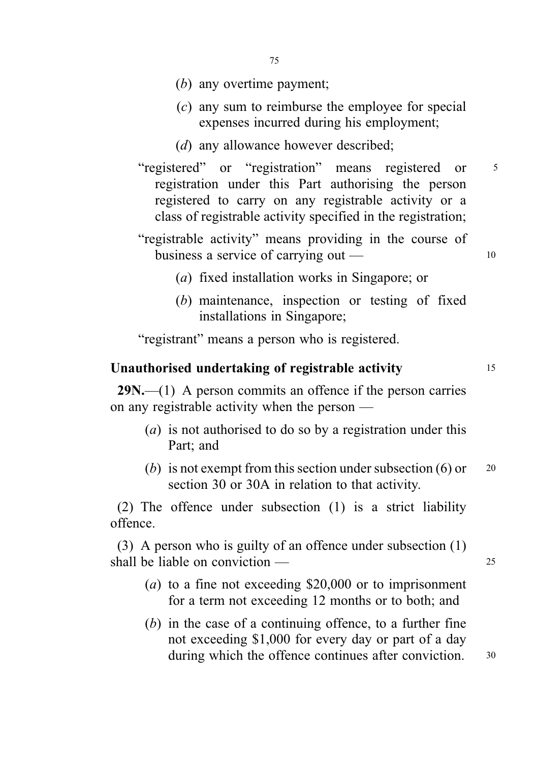(*b*) any overtime payment;

(*c*) any sum to reimburse the employee for special expenses incurred during his employment;

(*d*) any allowance however described;

"registered" or "registration" means registered or registration under this Part authorising the person registered to carry on any registrable activity or a class of registrable activity specified in the registration;

"registrable activity" means providing in the course of business a service of carrying out —

(*a*) fixed installation works in Singapore; or

(*b*) maintenance, inspection or testing of fixed installations in Singapore;

"registrant" means a person who is registered.

**Unauthorised undertaking of registrable activity**

**29N.**—(1) A person commits an offence if the person carries on any registrable activity when the person —

(*a*) is not authorised to do so by a registration under this Part; and

(*b*) is not exempt from this section under subsection (6) or section 30 or 30A in relation to that activity.

(2) The offence under subsection (1) is a strict liability offence.

(3) A person who is guilty of an offence under subsection (1) shall be liable on conviction —

(*a*) to a fine not exceeding $20,000 or to imprisonment for a term not exceeding 12 months or to both; and

(*b*) in the case of a continuing offence, to a further fine not exceeding $1,000 for every day or part of a day during which the offence continues after conviction.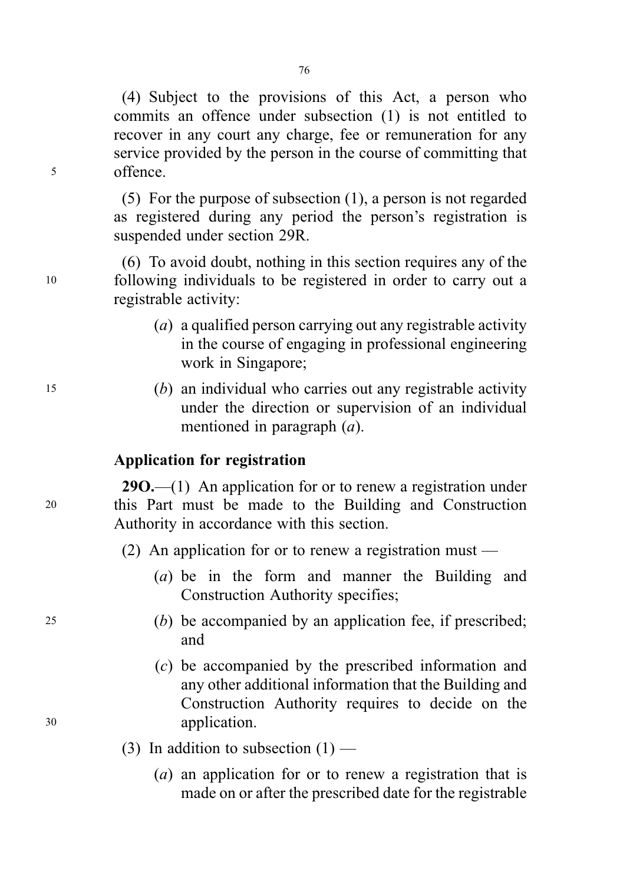(4) Subject to the provisions of this Act, a person who commits an offence under subsection (1) is not entitled to recover in any court any charge, fee or remuneration for any service provided by the person in the course of committing that offence.

(5) For the purpose of subsection (1), a person is not regarded as registered during any period the person's registration is suspended under section 29R.

(6) To avoid doubt, nothing in this section requires any of the following individuals to be registered in order to carry out a registrable activity:

(*a*) a qualified person carrying out any registrable activity in the course of engaging in professional engineering work in Singapore;

(*b*) an individual who carries out any registrable activity under the direction or supervision of an individual mentioned in paragraph (*a*).

### Application for registration

**29O.**—(1) An application for or to renew a registration under this Part must be made to the Building and Construction Authority in accordance with this section.

(2) An application for or to renew a registration must —

(*a*) be in the form and manner the Building and Construction Authority specifies;

(*b*) be accompanied by an application fee, if prescribed; and

(*c*) be accompanied by the prescribed information and any other additional information that the Building and Construction Authority requires to decide on the application.

(3) In addition to subsection (1) —

(*a*) an application for or to renew a registration that is made on or after the prescribed date for the registrable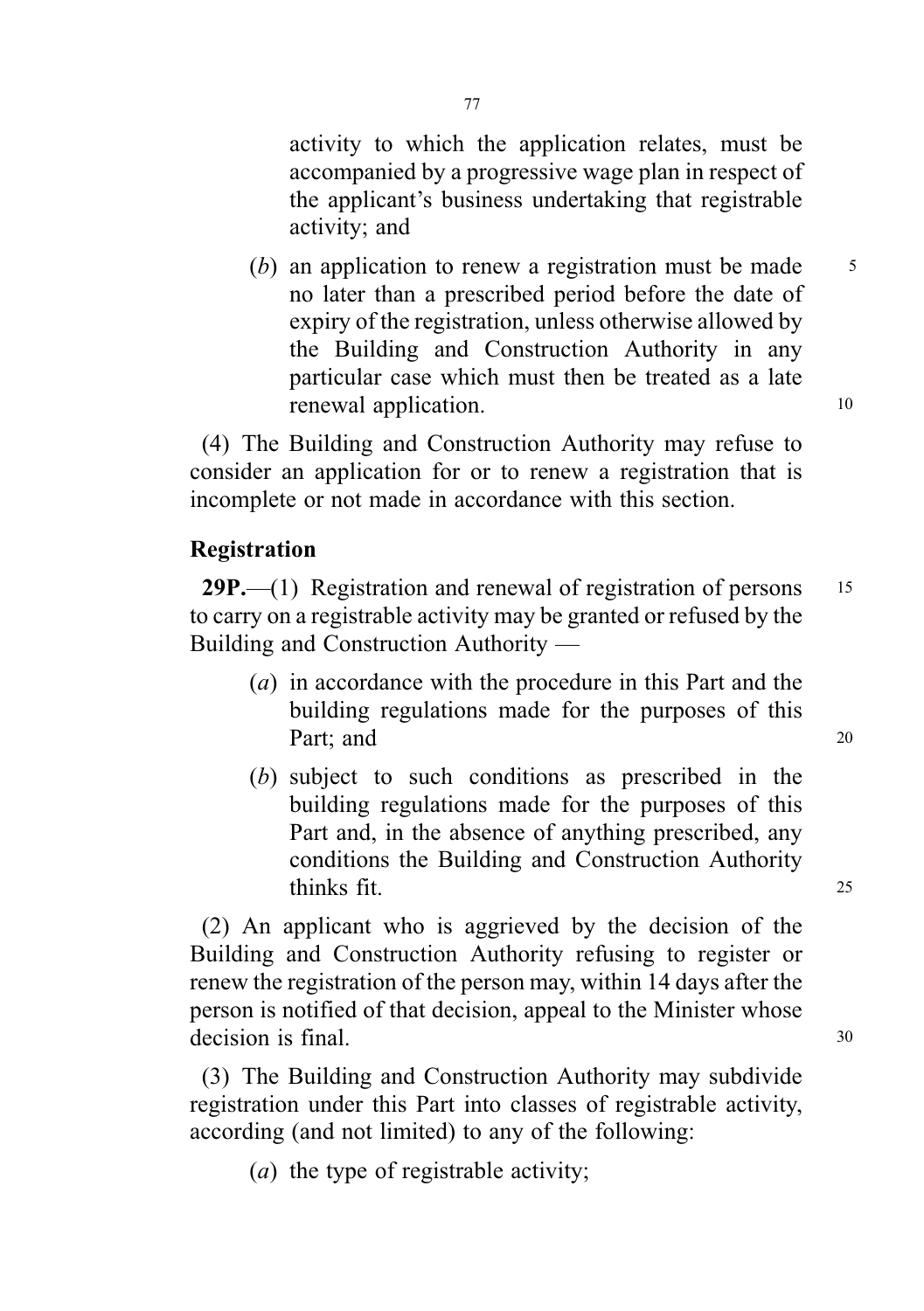activity to which the application relates, must be accompanied by a progressive wage plan in respect of the applicant's business undertaking that registrable activity; and

(*b*) an application to renew a registration must be made no later than a prescribed period before the date of expiry of the registration, unless otherwise allowed by the Building and Construction Authority in any particular case which must then be treated as a late renewal application.

(4) The Building and Construction Authority may refuse to consider an application for or to renew a registration that is incomplete or not made in accordance with this section.

### Registration

**29P.**—(1) Registration and renewal of registration of persons to carry on a registrable activity may be granted or refused by the Building and Construction Authority —

(*a*) in accordance with the procedure in this Part and the building regulations made for the purposes of this Part; and

(*b*) subject to such conditions as prescribed in the building regulations made for the purposes of this Part and, in the absence of anything prescribed, any conditions the Building and Construction Authority thinks fit.

(2) An applicant who is aggrieved by the decision of the Building and Construction Authority refusing to register or renew the registration of the person may, within 14 days after the person is notified of that decision, appeal to the Minister whose decision is final.

(3) The Building and Construction Authority may subdivide registration under this Part into classes of registrable activity, according (and not limited) to any of the following:

(*a*) the type of registrable activity;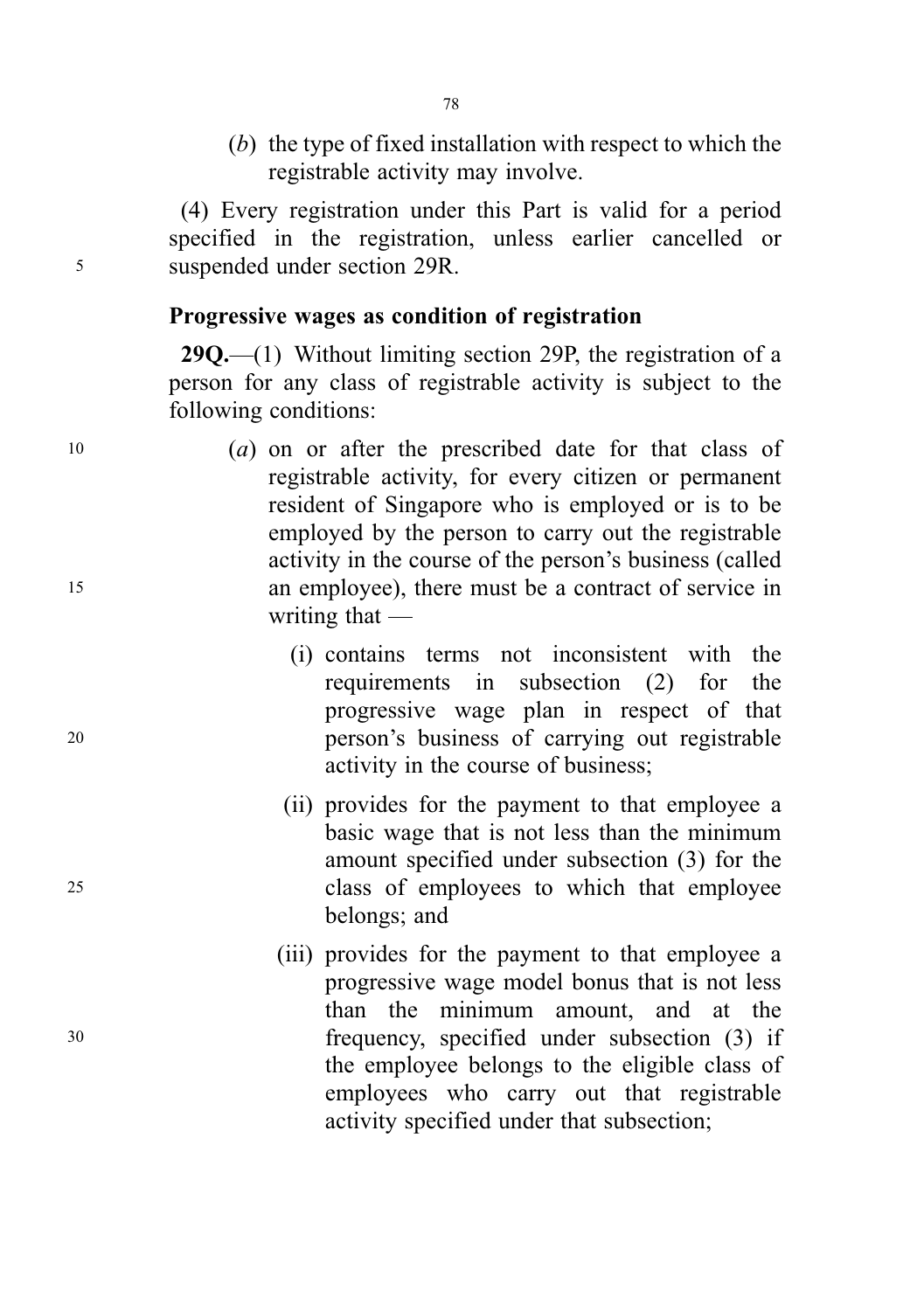(*b*) the type of fixed installation with respect to which the registrable activity may involve.

(4) Every registration under this Part is valid for a period specified in the registration, unless earlier cancelled or suspended under section 29R.

### Progressive wages as condition of registration

**29Q.**—(1) Without limiting section 29P, the registration of a person for any class of registrable activity is subject to the following conditions:

(*a*) on or after the prescribed date for that class of registrable activity, for every citizen or permanent resident of Singapore who is employed or is to be employed by the person to carry out the registrable activity in the course of the person's business (called an employee), there must be a contract of service in writing that —

(i) contains terms not inconsistent with the requirements in subsection (2) for the progressive wage plan in respect of that person's business of carrying out registrable activity in the course of business;

(ii) provides for the payment to that employee a basic wage that is not less than the minimum amount specified under subsection (3) for the class of employees to which that employee belongs; and

(iii) provides for the payment to that employee a progressive wage model bonus that is not less than the minimum amount, and at the frequency, specified under subsection (3) if the employee belongs to the eligible class of employees who carry out that registrable activity specified under that subsection;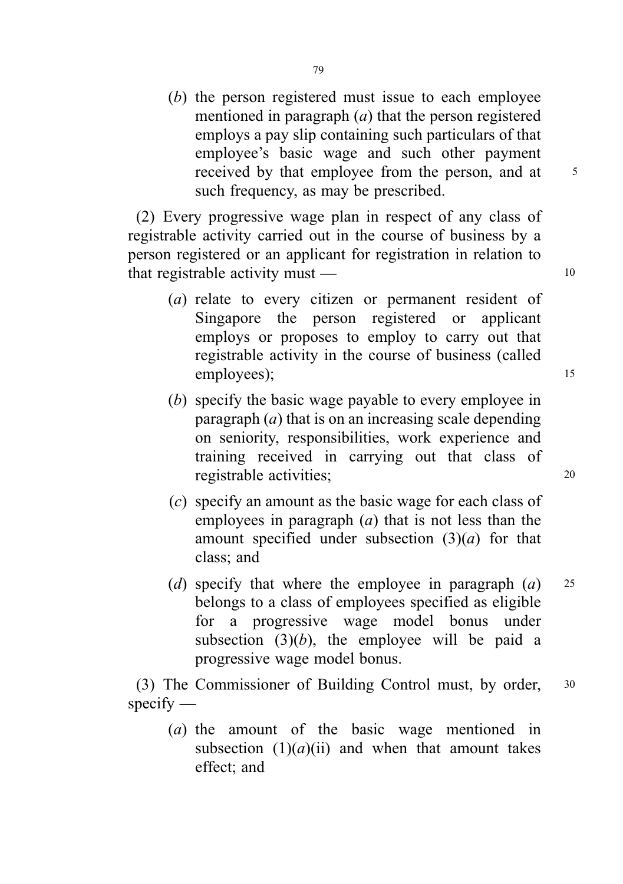(*b*) the person registered must issue to each employee mentioned in paragraph (*a*) that the person registered employs a pay slip containing such particulars of that employee's basic wage and such other payment received by that employee from the person, and at such frequency, as may be prescribed.

(2) Every progressive wage plan in respect of any class of registrable activity carried out in the course of business by a person registered or an applicant for registration in relation to that registrable activity must —

(*a*) relate to every citizen or permanent resident of Singapore the person registered or applicant employs or proposes to employ to carry out that registrable activity in the course of business (called employees);

(*b*) specify the basic wage payable to every employee in paragraph (*a*) that is on an increasing scale depending on seniority, responsibilities, work experience and training received in carrying out that class of registrable activities;

(*c*) specify an amount as the basic wage for each class of employees in paragraph (*a*) that is not less than the amount specified under subsection (3)(*a*) for that class; and

(*d*) specify that where the employee in paragraph (*a*) belongs to a class of employees specified as eligible for a progressive wage model bonus under subsection (3)(*b*), the employee will be paid a progressive wage model bonus.

(3) The Commissioner of Building Control must, by order, specify —

(*a*) the amount of the basic wage mentioned in subsection (1)(*a*)(ii) and when that amount takes effect; and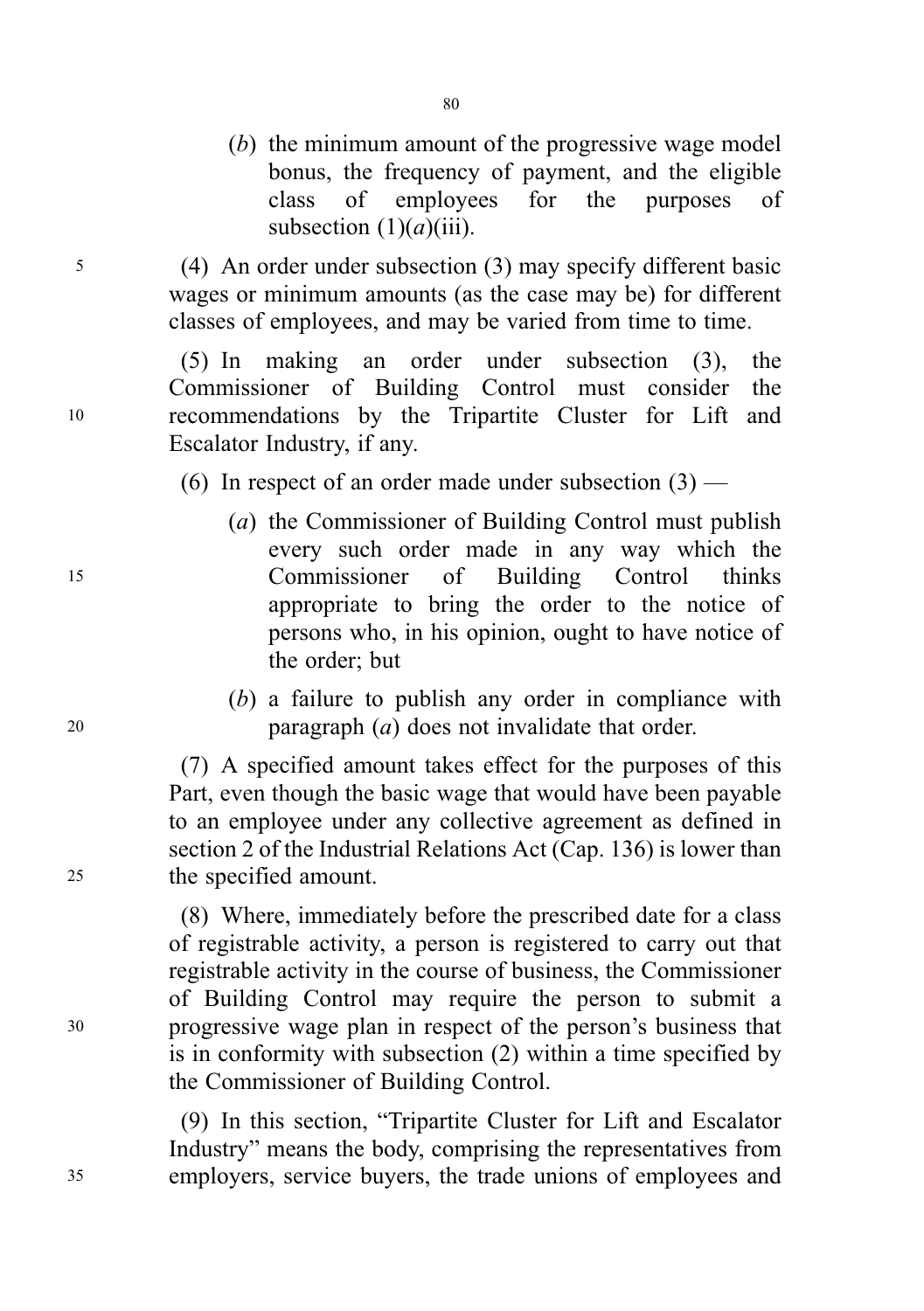(*b*) the minimum amount of the progressive wage model bonus, the frequency of payment, and the eligible class of employees for the purposes of subsection (1)(*a*)(iii).

(4) An order under subsection (3) may specify different basic wages or minimum amounts (as the case may be) for different classes of employees, and may be varied from time to time.

(5) In making an order under subsection (3), the Commissioner of Building Control must consider the recommendations by the Tripartite Cluster for Lift and Escalator Industry, if any.

(6) In respect of an order made under subsection (3) —

(*a*) the Commissioner of Building Control must publish every such order made in any way which the Commissioner of Building Control thinks appropriate to bring the order to the notice of persons who, in his opinion, ought to have notice of the order; but

(*b*) a failure to publish any order in compliance with paragraph (*a*) does not invalidate that order.

(7) A specified amount takes effect for the purposes of this Part, even though the basic wage that would have been payable to an employee under any collective agreement as defined in section 2 of the Industrial Relations Act (Cap. 136) is lower than the specified amount.

(8) Where, immediately before the prescribed date for a class of registrable activity, a person is registered to carry out that registrable activity in the course of business, the Commissioner of Building Control may require the person to submit a progressive wage plan in respect of the person's business that is in conformity with subsection (2) within a time specified by the Commissioner of Building Control.

(9) In this section, "Tripartite Cluster for Lift and Escalator Industry" means the body, comprising the representatives from employers, service buyers, the trade unions of employees and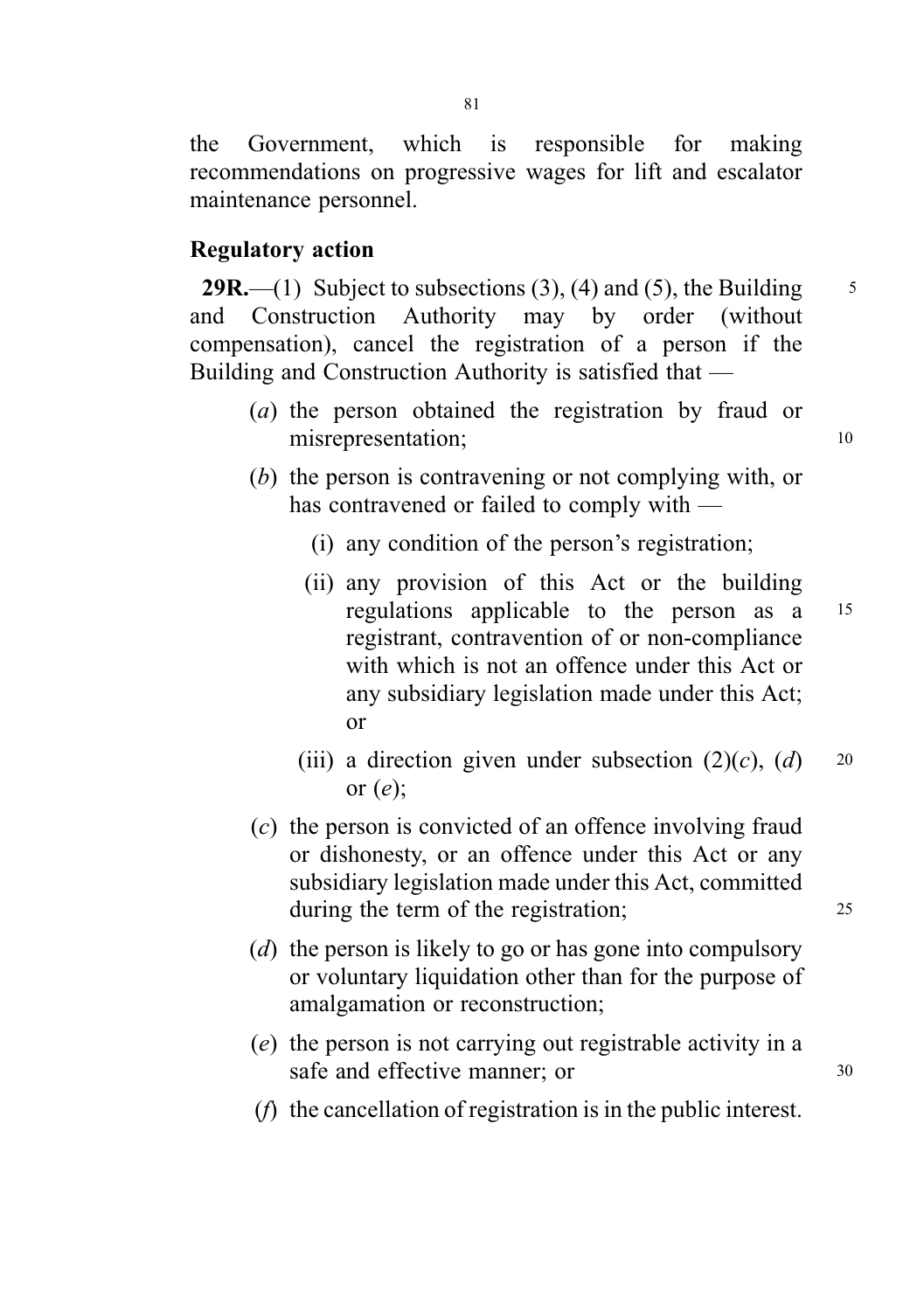the Government, which is responsible for making recommendations on progressive wages for lift and escalator maintenance personnel.

### Regulatory action

**29R.**—(1) Subject to subsections (3), (4) and (5), the Building and Construction Authority may by order (without compensation), cancel the registration of a person if the Building and Construction Authority is satisfied that —

- (*a*) the person obtained the registration by fraud or misrepresentation;
- (*b*) the person is contravening or not complying with, or has contravened or failed to comply with —
  - (i) any condition of the person's registration;
  - (ii) any provision of this Act or the building regulations applicable to the person as a registrant, contravention of or non-compliance with which is not an offence under this Act or any subsidiary legislation made under this Act; or
  - (iii) a direction given under subsection (2)(*c*), (*d*) or (*e*);
- (*c*) the person is convicted of an offence involving fraud or dishonesty, or an offence under this Act or any subsidiary legislation made under this Act, committed during the term of the registration;
- (*d*) the person is likely to go or has gone into compulsory or voluntary liquidation other than for the purpose of amalgamation or reconstruction;
- (*e*) the person is not carrying out registrable activity in a safe and effective manner; or
- (*f*) the cancellation of registration is in the public interest.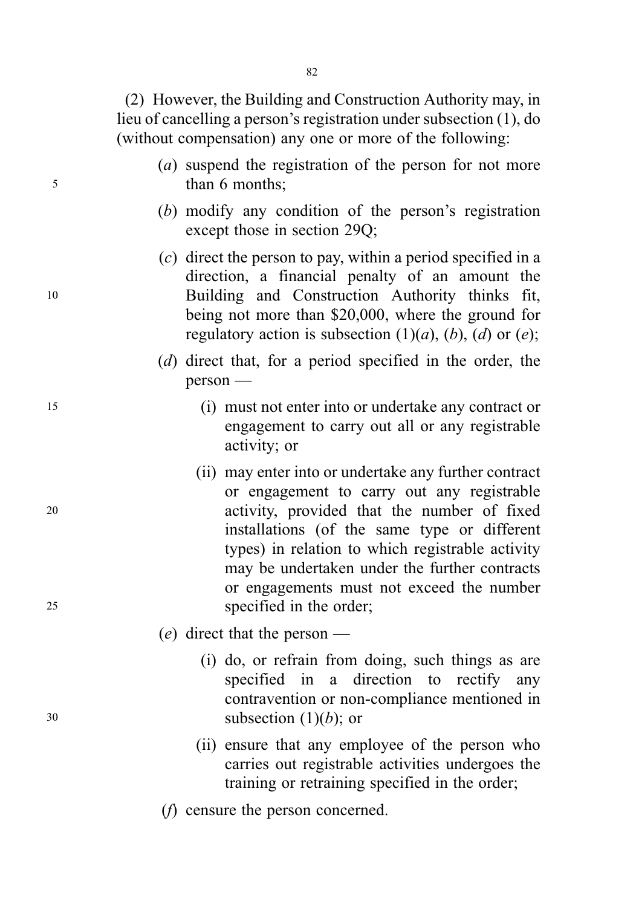(2) However, the Building and Construction Authority may, in lieu of cancelling a person's registration under subsection (1), do (without compensation) any one or more of the following:

(*a*) suspend the registration of the person for not more than 6 months;

(*b*) modify any condition of the person's registration except those in section 29Q;

(*c*) direct the person to pay, within a period specified in a direction, a financial penalty of an amount the Building and Construction Authority thinks fit, being not more than $20,000, where the ground for regulatory action is subsection (1)(*a*), (*b*), (*d*) or (*e*);

(*d*) direct that, for a period specified in the order, the person —

(i) must not enter into or undertake any contract or engagement to carry out all or any registrable activity; or

(ii) may enter into or undertake any further contract or engagement to carry out any registrable activity, provided that the number of fixed installations (of the same type or different types) in relation to which registrable activity may be undertaken under the further contracts or engagements must not exceed the number specified in the order;

(*e*) direct that the person —

(i) do, or refrain from doing, such things as are specified in a direction to rectify any contravention or non-compliance mentioned in subsection (1)(*b*); or

(ii) ensure that any employee of the person who carries out registrable activities undergoes the training or retraining specified in the order;

(*f*) censure the person concerned.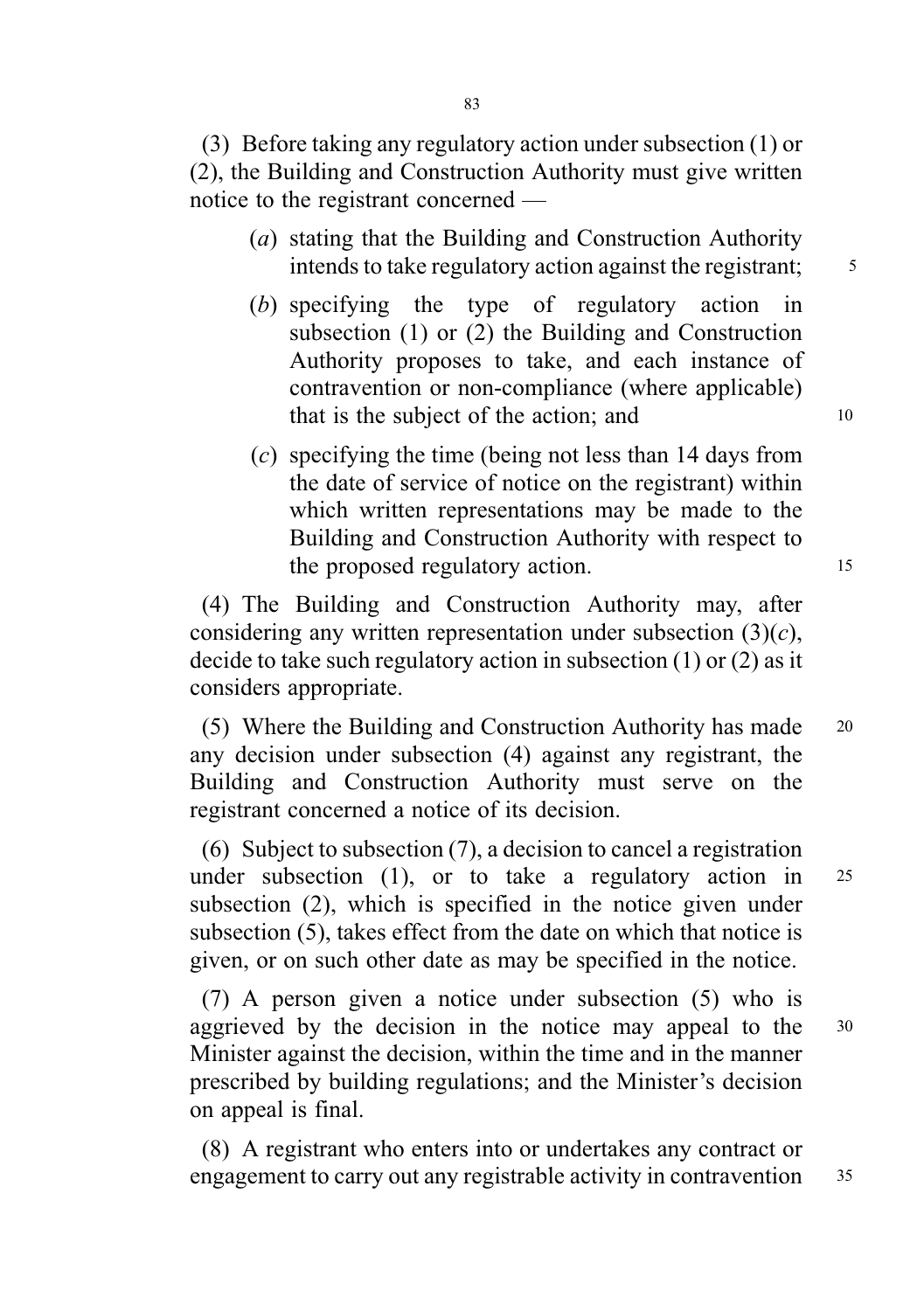(3) Before taking any regulatory action under subsection (1) or (2), the Building and Construction Authority must give written notice to the registrant concerned —

(*a*) stating that the Building and Construction Authority intends to take regulatory action against the registrant;

(*b*) specifying the type of regulatory action in subsection (1) or (2) the Building and Construction Authority proposes to take, and each instance of contravention or non-compliance (where applicable) that is the subject of the action; and

(*c*) specifying the time (being not less than 14 days from the date of service of notice on the registrant) within which written representations may be made to the Building and Construction Authority with respect to the proposed regulatory action.

(4) The Building and Construction Authority may, after considering any written representation under subsection (3)(*c*), decide to take such regulatory action in subsection (1) or (2) as it considers appropriate.

(5) Where the Building and Construction Authority has made any decision under subsection (4) against any registrant, the Building and Construction Authority must serve on the registrant concerned a notice of its decision.

(6) Subject to subsection (7), a decision to cancel a registration under subsection (1), or to take a regulatory action in subsection (2), which is specified in the notice given under subsection (5), takes effect from the date on which that notice is given, or on such other date as may be specified in the notice.

(7) A person given a notice under subsection (5) who is aggrieved by the decision in the notice may appeal to the Minister against the decision, within the time and in the manner prescribed by building regulations; and the Minister's decision on appeal is final.

(8) A registrant who enters into or undertakes any contract or engagement to carry out any registrable activity in contravention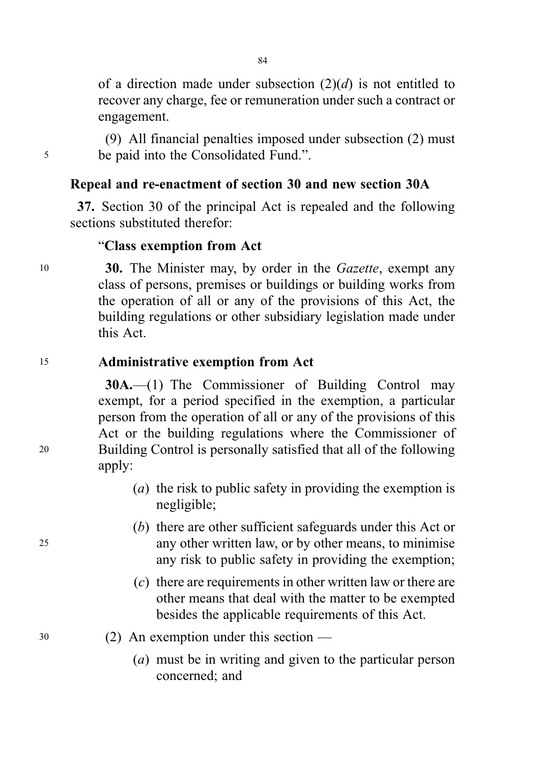of a direction made under subsection (2)(*d*) is not entitled to recover any charge, fee or remuneration under such a contract or engagement.

(9) All financial penalties imposed under subsection (2) must be paid into the Consolidated Fund.".

**Repeal and re-enactment of section 30 and new section 30A**

**37.** Section 30 of the principal Act is repealed and the following sections substituted therefor:

"**Class exemption from Act**

**30.** The Minister may, by order in the *Gazette*, exempt any class of persons, premises or buildings or building works from the operation of all or any of the provisions of this Act, the building regulations or other subsidiary legislation made under this Act.

**Administrative exemption from Act**

**30A.**—(1) The Commissioner of Building Control may exempt, for a period specified in the exemption, a particular person from the operation of all or any of the provisions of this Act or the building regulations where the Commissioner of Building Control is personally satisfied that all of the following apply:

(*a*) the risk to public safety in providing the exemption is negligible;

(*b*) there are other sufficient safeguards under this Act or any other written law, or by other means, to minimise any risk to public safety in providing the exemption;

(*c*) there are requirements in other written law or there are other means that deal with the matter to be exempted besides the applicable requirements of this Act.

(2) An exemption under this section —

(*a*) must be in writing and given to the particular person concerned; and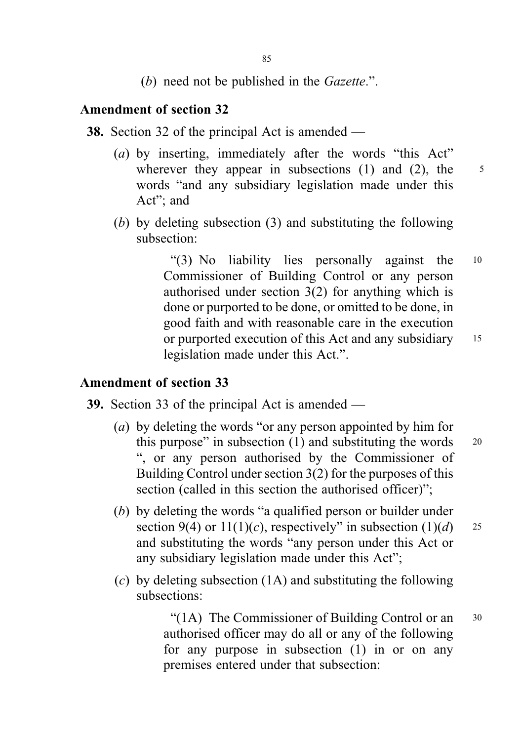(*b*) need not be published in the *Gazette*.”.

**Amendment of section 32**

**38.** Section 32 of the principal Act is amended —

(*a*) by inserting, immediately after the words “this Act” wherever they appear in subsections (1) and (2), the words “and any subsidiary legislation made under this Act”; and

(*b*) by deleting subsection (3) and substituting the following subsection:

“(3) No liability lies personally against the Commissioner of Building Control or any person authorised under section 3(2) for anything which is done or purported to be done, or omitted to be done, in good faith and with reasonable care in the execution or purported execution of this Act and any subsidiary legislation made under this Act.”.

**Amendment of section 33**

**39.** Section 33 of the principal Act is amended —

(*a*) by deleting the words “or any person appointed by him for this purpose” in subsection (1) and substituting the words “, or any person authorised by the Commissioner of Building Control under section 3(2) for the purposes of this section (called in this section the authorised officer)”;

(*b*) by deleting the words “a qualified person or builder under section 9(4) or 11(1)(*c*), respectively” in subsection (1)(*d*) and substituting the words “any person under this Act or any subsidiary legislation made under this Act”;

(*c*) by deleting subsection (1A) and substituting the following subsections:

“(1A) The Commissioner of Building Control or an authorised officer may do all or any of the following for any purpose in subsection (1) in or on any premises entered under that subsection: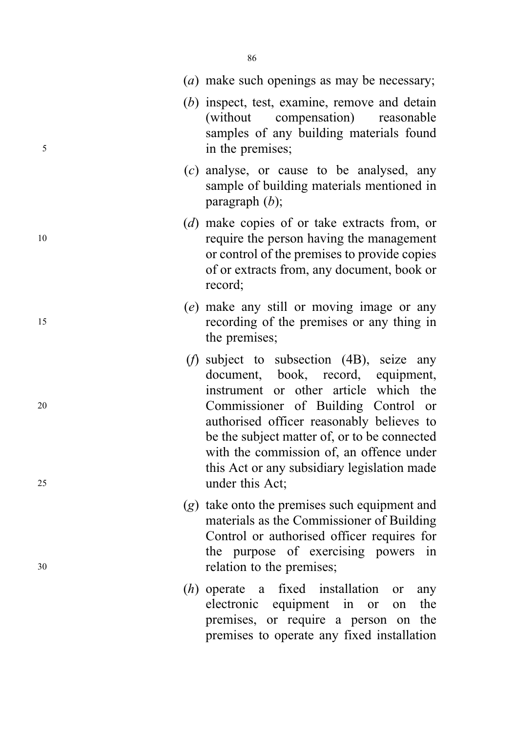(*a*) make such openings as may be necessary;

(*b*) inspect, test, examine, remove and detain (without compensation) reasonable samples of any building materials found in the premises;

(*c*) analyse, or cause to be analysed, any sample of building materials mentioned in paragraph (*b*);

(*d*) make copies of or take extracts from, or require the person having the management or control of the premises to provide copies of or extracts from, any document, book or record;

(*e*) make any still or moving image or any recording of the premises or any thing in the premises;

(*f*) subject to subsection (4B), seize any document, book, record, equipment, instrument or other article which the Commissioner of Building Control or authorised officer reasonably believes to be the subject matter of, or to be connected with the commission of, an offence under this Act or any subsidiary legislation made under this Act;

(*g*) take onto the premises such equipment and materials as the Commissioner of Building Control or authorised officer requires for the purpose of exercising powers in relation to the premises;

(*h*) operate a fixed installation or any electronic equipment in or on the premises, or require a person on the premises to operate any fixed installation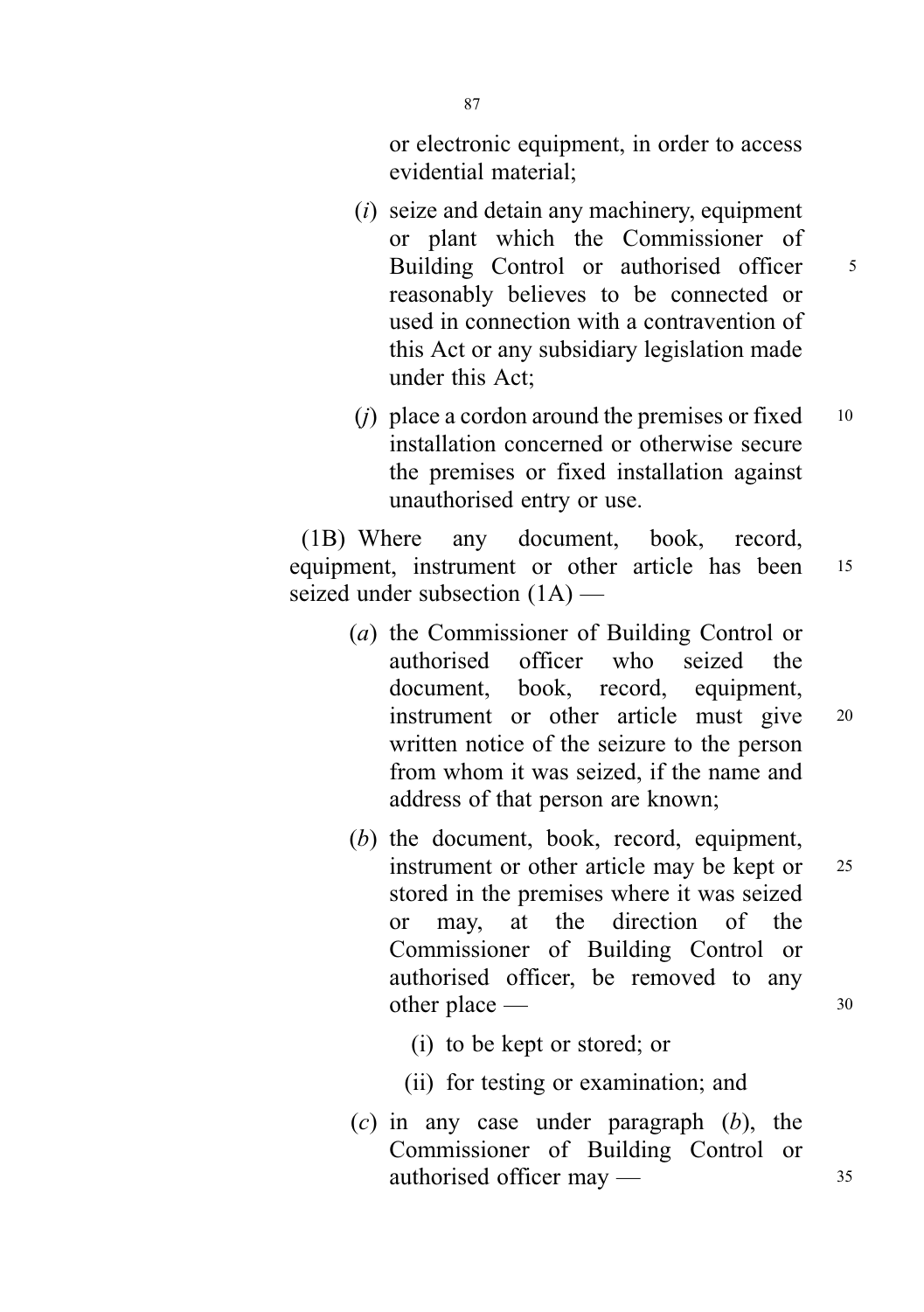or electronic equipment, in order to access evidential material;

(*i*) seize and detain any machinery, equipment or plant which the Commissioner of Building Control or authorised officer reasonably believes to be connected or used in connection with a contravention of this Act or any subsidiary legislation made under this Act;

(*j*) place a cordon around the premises or fixed installation concerned or otherwise secure the premises or fixed installation against unauthorised entry or use.

(1B) Where any document, book, record, equipment, instrument or other article has been seized under subsection (1A) —

(*a*) the Commissioner of Building Control or authorised officer who seized the document, book, record, equipment, instrument or other article must give written notice of the seizure to the person from whom it was seized, if the name and address of that person are known;

(*b*) the document, book, record, equipment, instrument or other article may be kept or stored in the premises where it was seized or may, at the direction of the Commissioner of Building Control or authorised officer, be removed to any other place —

(i) to be kept or stored; or

(ii) for testing or examination; and

(*c*) in any case under paragraph (*b*), the Commissioner of Building Control or authorised officer may —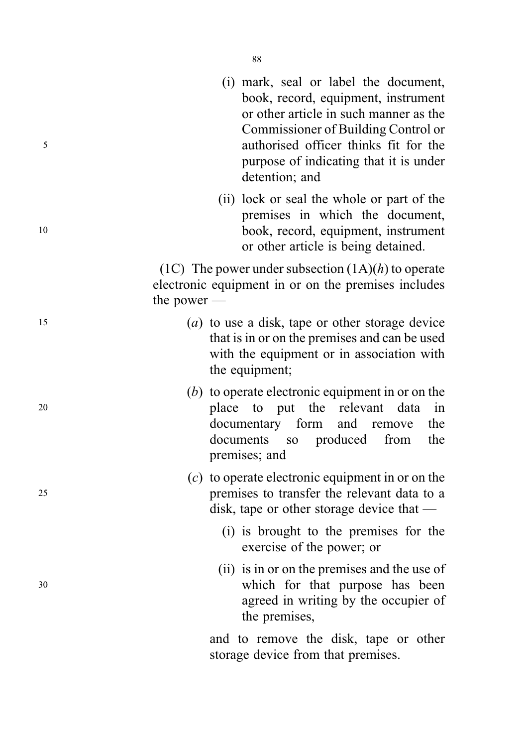(i) mark, seal or label the document, book, record, equipment, instrument or other article in such manner as the Commissioner of Building Control or authorised officer thinks fit for the purpose of indicating that it is under detention; and

(ii) lock or seal the whole or part of the premises in which the document, book, record, equipment, instrument or other article is being detained.

(1C) The power under subsection (1A)(*h*) to operate electronic equipment in or on the premises includes the power —

(*a*) to use a disk, tape or other storage device that is in or on the premises and can be used with the equipment or in association with the equipment;

(*b*) to operate electronic equipment in or on the place to put the relevant data in documentary form and remove the documents so produced from the premises; and

(*c*) to operate electronic equipment in or on the premises to transfer the relevant data to a disk, tape or other storage device that —

(i) is brought to the premises for the exercise of the power; or

(ii) is in or on the premises and the use of which for that purpose has been agreed in writing by the occupier of the premises,

and to remove the disk, tape or other storage device from that premises.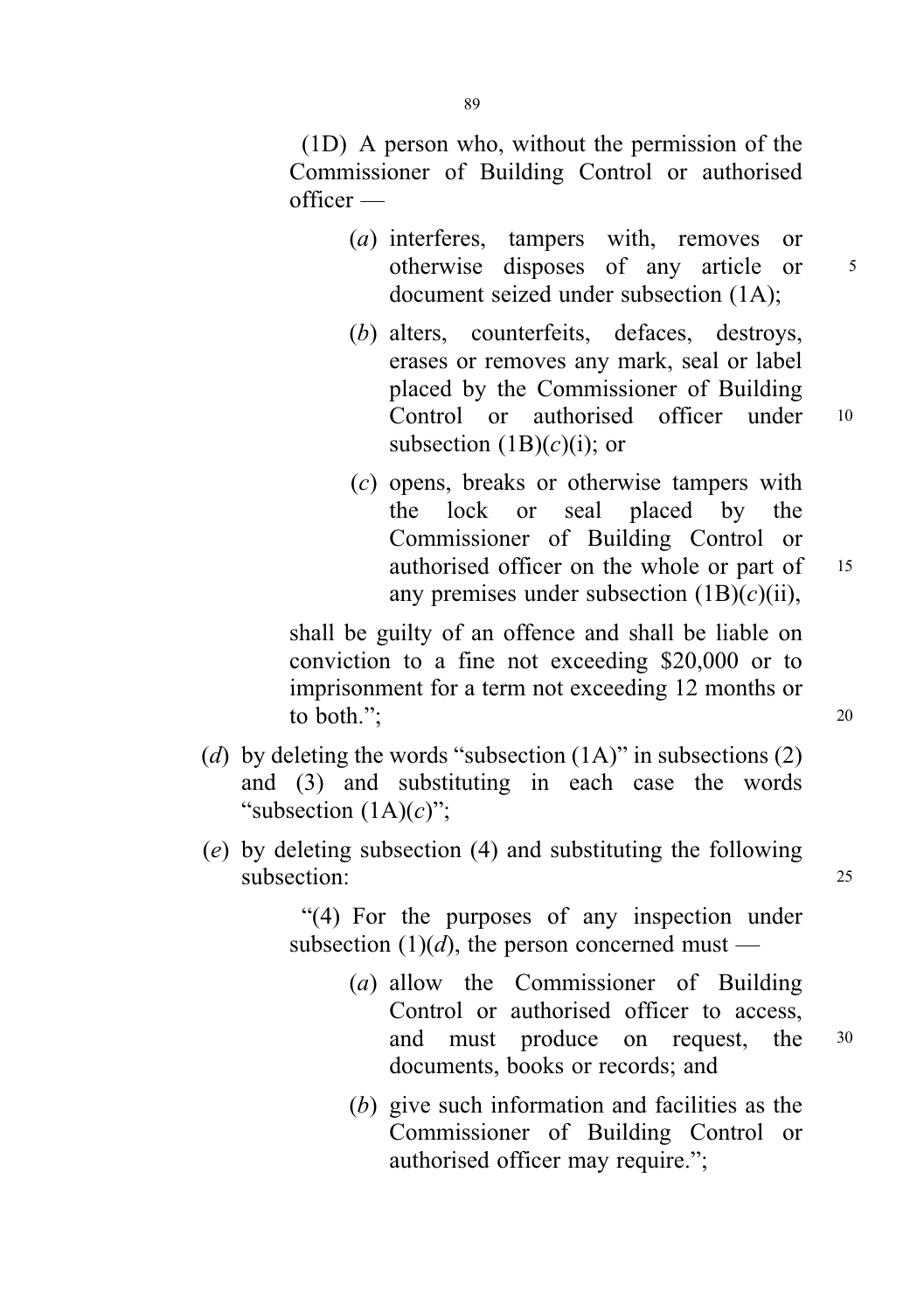(1D) A person who, without the permission of the Commissioner of Building Control or authorised officer —

(*a*) interferes, tampers with, removes or otherwise disposes of any article or document seized under subsection (1A);

(*b*) alters, counterfeits, defaces, destroys, erases or removes any mark, seal or label placed by the Commissioner of Building Control or authorised officer under subsection (1B)(*c*)(i); or

(*c*) opens, breaks or otherwise tampers with the lock or seal placed by the Commissioner of Building Control or authorised officer on the whole or part of any premises under subsection (1B)(*c*)(ii),

shall be guilty of an offence and shall be liable on conviction to a fine not exceeding $20,000 or to imprisonment for a term not exceeding 12 months or to both.";

(*d*) by deleting the words "subsection (1A)" in subsections (2) and (3) and substituting in each case the words "subsection (1A)(*c*)";

(*e*) by deleting subsection (4) and substituting the following subsection:

"(4) For the purposes of any inspection under subsection (1)(*d*), the person concerned must —

(*a*) allow the Commissioner of Building Control or authorised officer to access, and must produce on request, the documents, books or records; and

(*b*) give such information and facilities as the Commissioner of Building Control or authorised officer may require.";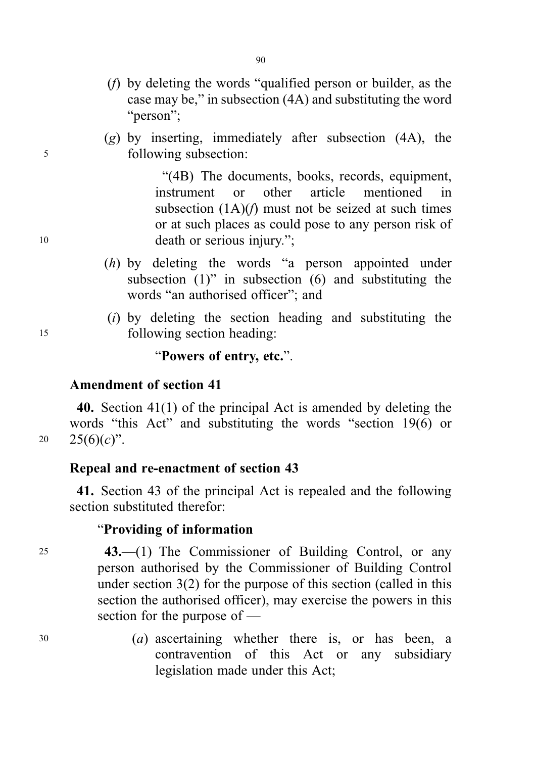(*f*) by deleting the words "qualified person or builder, as the case may be," in subsection (4A) and substituting the word "person";

(*g*) by inserting, immediately after subsection (4A), the following subsection:

"(4B) The documents, books, records, equipment, instrument or other article mentioned in subsection (1A)(*f*) must not be seized at such times or at such places as could pose to any person risk of death or serious injury.";

(*h*) by deleting the words "a person appointed under subsection (1)" in subsection (6) and substituting the words "an authorised officer"; and

(*i*) by deleting the section heading and substituting the following section heading:

"**Powers of entry, etc.**".

### Amendment of section 41

**40.** Section 41(1) of the principal Act is amended by deleting the words "this Act" and substituting the words "section 19(6) or 25(6)(*c*)".

### Repeal and re-enactment of section 43

**41.** Section 43 of the principal Act is repealed and the following section substituted therefor:

"**Providing of information**

**43.**—(1) The Commissioner of Building Control, or any person authorised by the Commissioner of Building Control under section 3(2) for the purpose of this section (called in this section the authorised officer), may exercise the powers in this section for the purpose of —

(*a*) ascertaining whether there is, or has been, a contravention of this Act or any subsidiary legislation made under this Act;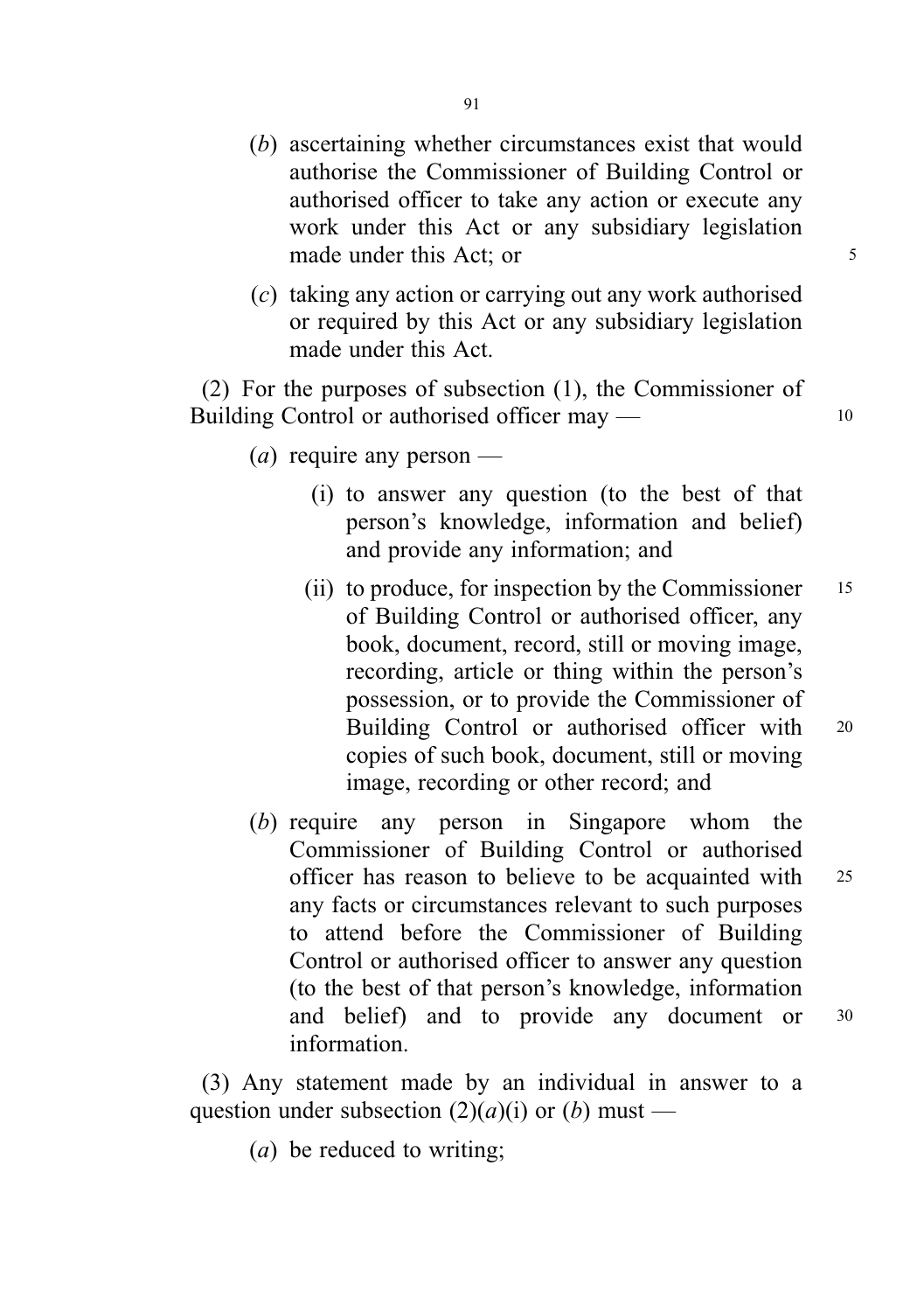(*b*) ascertaining whether circumstances exist that would authorise the Commissioner of Building Control or authorised officer to take any action or execute any work under this Act or any subsidiary legislation made under this Act; or

(*c*) taking any action or carrying out any work authorised or required by this Act or any subsidiary legislation made under this Act.

(2) For the purposes of subsection (1), the Commissioner of Building Control or authorised officer may —

(*a*) require any person —

(i) to answer any question (to the best of that person's knowledge, information and belief) and provide any information; and

(ii) to produce, for inspection by the Commissioner of Building Control or authorised officer, any book, document, record, still or moving image, recording, article or thing within the person's possession, or to provide the Commissioner of Building Control or authorised officer with copies of such book, document, still or moving image, recording or other record; and

(*b*) require any person in Singapore whom the Commissioner of Building Control or authorised officer has reason to believe to be acquainted with any facts or circumstances relevant to such purposes to attend before the Commissioner of Building Control or authorised officer to answer any question (to the best of that person's knowledge, information and belief) and to provide any document or information.

(3) Any statement made by an individual in answer to a question under subsection (2)(*a*)(i) or (*b*) must —

(*a*) be reduced to writing;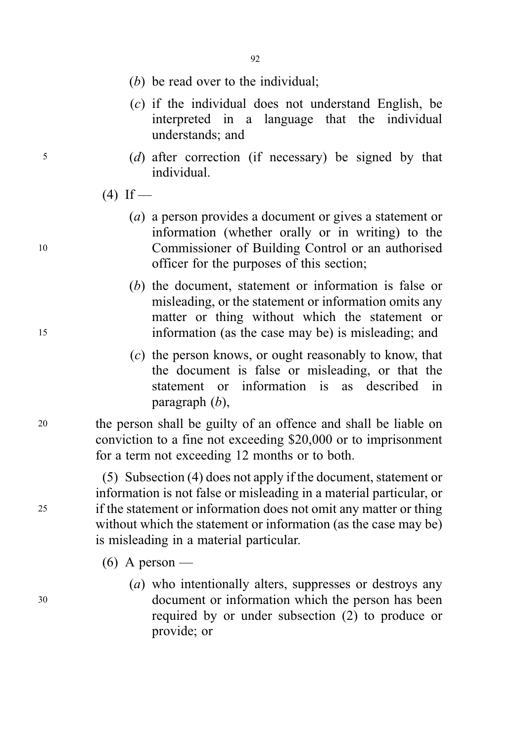(*b*) be read over to the individual;

(*c*) if the individual does not understand English, be interpreted in a language that the individual understands; and

(*d*) after correction (if necessary) be signed by that individual.

(4) If —

(*a*) a person provides a document or gives a statement or information (whether orally or in writing) to the Commissioner of Building Control or an authorised officer for the purposes of this section;

(*b*) the document, statement or information is false or misleading, or the statement or information omits any matter or thing without which the statement or information (as the case may be) is misleading; and

(*c*) the person knows, or ought reasonably to know, that the document is false or misleading, or that the statement or information is as described in paragraph (*b*),

the person shall be guilty of an offence and shall be liable on conviction to a fine not exceeding $20,000 or to imprisonment for a term not exceeding 12 months or to both.

(5) Subsection (4) does not apply if the document, statement or information is not false or misleading in a material particular, or if the statement or information does not omit any matter or thing without which the statement or information (as the case may be) is misleading in a material particular.

(6) A person —

(*a*) who intentionally alters, suppresses or destroys any document or information which the person has been required by or under subsection (2) to produce or provide; or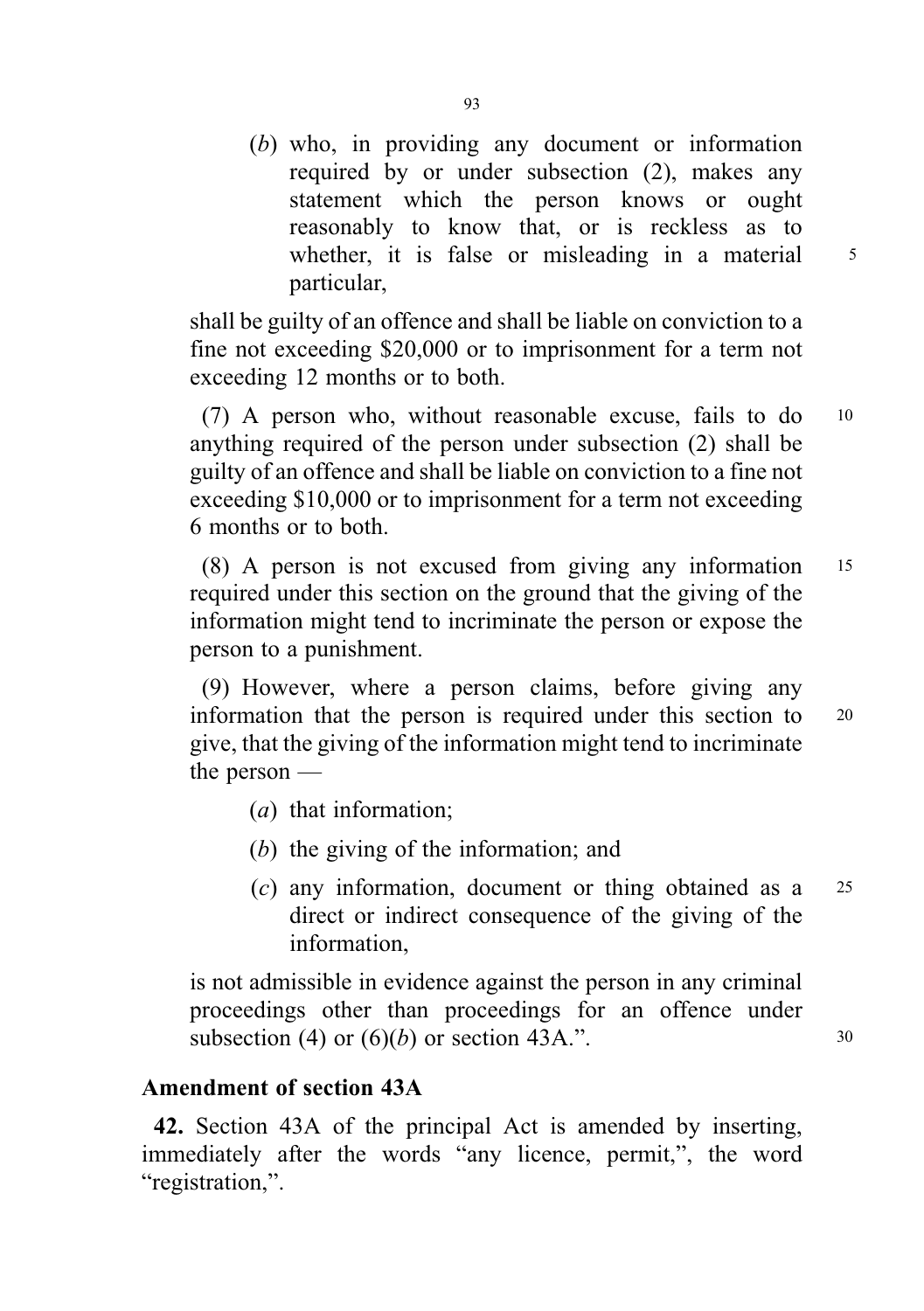(*b*) who, in providing any document or information required by or under subsection (2), makes any statement which the person knows or ought reasonably to know that, or is reckless as to whether, it is false or misleading in a material particular,

shall be guilty of an offence and shall be liable on conviction to a fine not exceeding $20,000 or to imprisonment for a term not exceeding 12 months or to both.

(7) A person who, without reasonable excuse, fails to do anything required of the person under subsection (2) shall be guilty of an offence and shall be liable on conviction to a fine not exceeding $10,000 or to imprisonment for a term not exceeding 6 months or to both.

(8) A person is not excused from giving any information required under this section on the ground that the giving of the information might tend to incriminate the person or expose the person to a punishment.

(9) However, where a person claims, before giving any information that the person is required under this section to give, that the giving of the information might tend to incriminate the person —

(*a*) that information;

(*b*) the giving of the information; and

(*c*) any information, document or thing obtained as a direct or indirect consequence of the giving of the information,

is not admissible in evidence against the person in any criminal proceedings other than proceedings for an offence under subsection (4) or (6)(*b*) or section 43A.".

**Amendment of section 43A**

**42.** Section 43A of the principal Act is amended by inserting, immediately after the words "any licence, permit,", the word "registration,".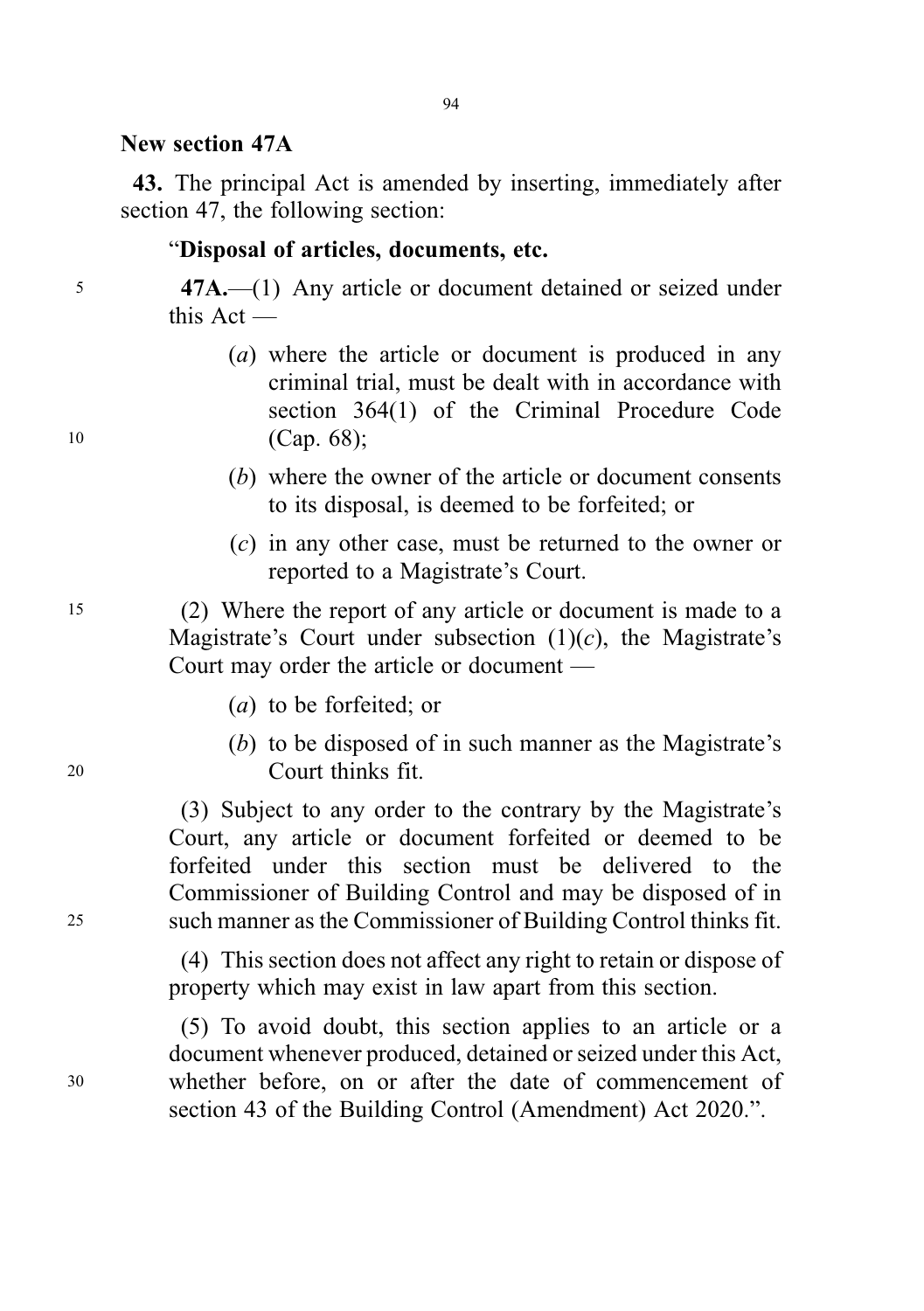**New section 47A**

**43.** The principal Act is amended by inserting, immediately after section 47, the following section:

"**Disposal of articles, documents, etc.**

**47A.**—(1) Any article or document detained or seized under this Act —

(*a*) where the article or document is produced in any criminal trial, must be dealt with in accordance with section 364(1) of the Criminal Procedure Code (Cap. 68);

(*b*) where the owner of the article or document consents to its disposal, is deemed to be forfeited; or

(*c*) in any other case, must be returned to the owner or reported to a Magistrate's Court.

(2) Where the report of any article or document is made to a Magistrate's Court under subsection (1)(*c*), the Magistrate's Court may order the article or document —

(*a*) to be forfeited; or

(*b*) to be disposed of in such manner as the Magistrate's Court thinks fit.

(3) Subject to any order to the contrary by the Magistrate's Court, any article or document forfeited or deemed to be forfeited under this section must be delivered to the Commissioner of Building Control and may be disposed of in such manner as the Commissioner of Building Control thinks fit.

(4) This section does not affect any right to retain or dispose of property which may exist in law apart from this section.

(5) To avoid doubt, this section applies to an article or a document whenever produced, detained or seized under this Act, whether before, on or after the date of commencement of section 43 of the Building Control (Amendment) Act 2020.".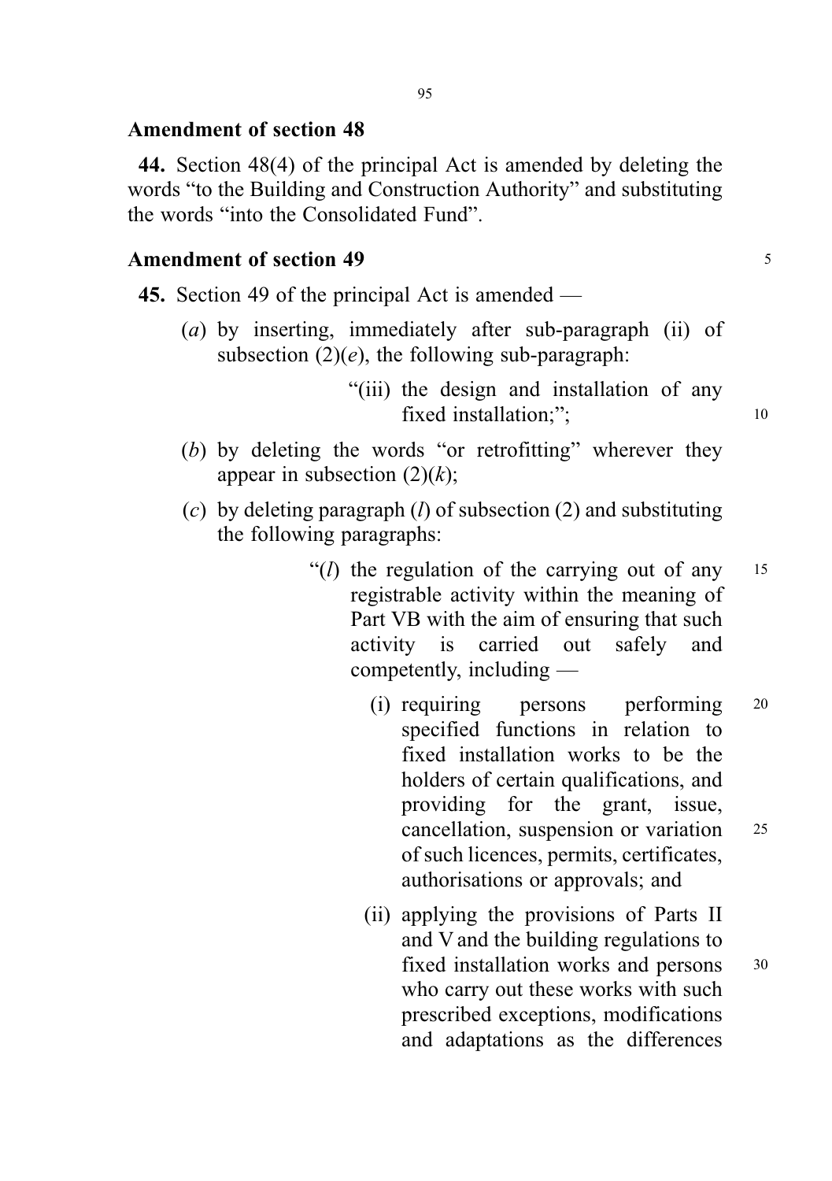## Amendment of section 48

**44.** Section 48(4) of the principal Act is amended by deleting the words "to the Building and Construction Authority" and substituting the words "into the Consolidated Fund".

## Amendment of section 49

**45.** Section 49 of the principal Act is amended —

(*a*) by inserting, immediately after sub-paragraph (ii) of subsection (2)(*e*), the following sub-paragraph:

> "(iii) the design and installation of any fixed installation;";

(*b*) by deleting the words "or retrofitting" wherever they appear in subsection (2)(*k*);

(*c*) by deleting paragraph (*l*) of subsection (2) and substituting the following paragraphs:

> "(*l*) the regulation of the carrying out of any registrable activity within the meaning of Part VB with the aim of ensuring that such activity is carried out safely and competently, including —
>
> (i) requiring persons performing specified functions in relation to fixed installation works to be the holders of certain qualifications, and providing for the grant, issue, cancellation, suspension or variation of such licences, permits, certificates, authorisations or approvals; and
>
> (ii) applying the provisions of Parts II and V and the building regulations to fixed installation works and persons who carry out these works with such prescribed exceptions, modifications and adaptations as the differences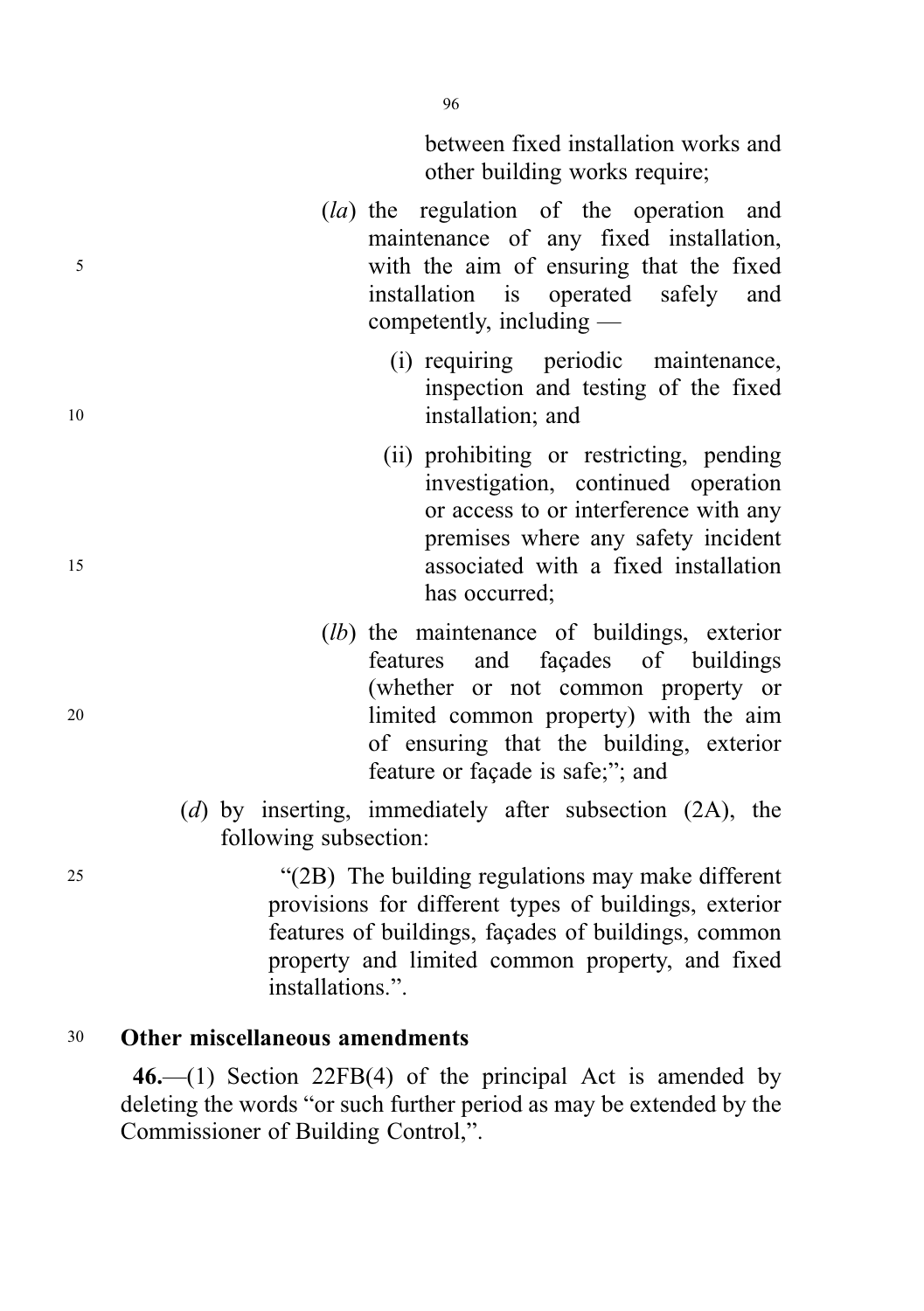between fixed installation works and other building works require;

(*la*) the regulation of the operation and maintenance of any fixed installation, with the aim of ensuring that the fixed installation is operated safely and competently, including —

(i) requiring periodic maintenance, inspection and testing of the fixed installation; and

(ii) prohibiting or restricting, pending investigation, continued operation or access to or interference with any premises where any safety incident associated with a fixed installation has occurred;

(*lb*) the maintenance of buildings, exterior features and façades of buildings (whether or not common property or limited common property) with the aim of ensuring that the building, exterior feature or façade is safe;"; and

(*d*) by inserting, immediately after subsection (2A), the following subsection:

"(2B) The building regulations may make different provisions for different types of buildings, exterior features of buildings, façades of buildings, common property and limited common property, and fixed installations.".

**Other miscellaneous amendments**

**46.**—(1) Section 22FB(4) of the principal Act is amended by deleting the words "or such further period as may be extended by the Commissioner of Building Control,".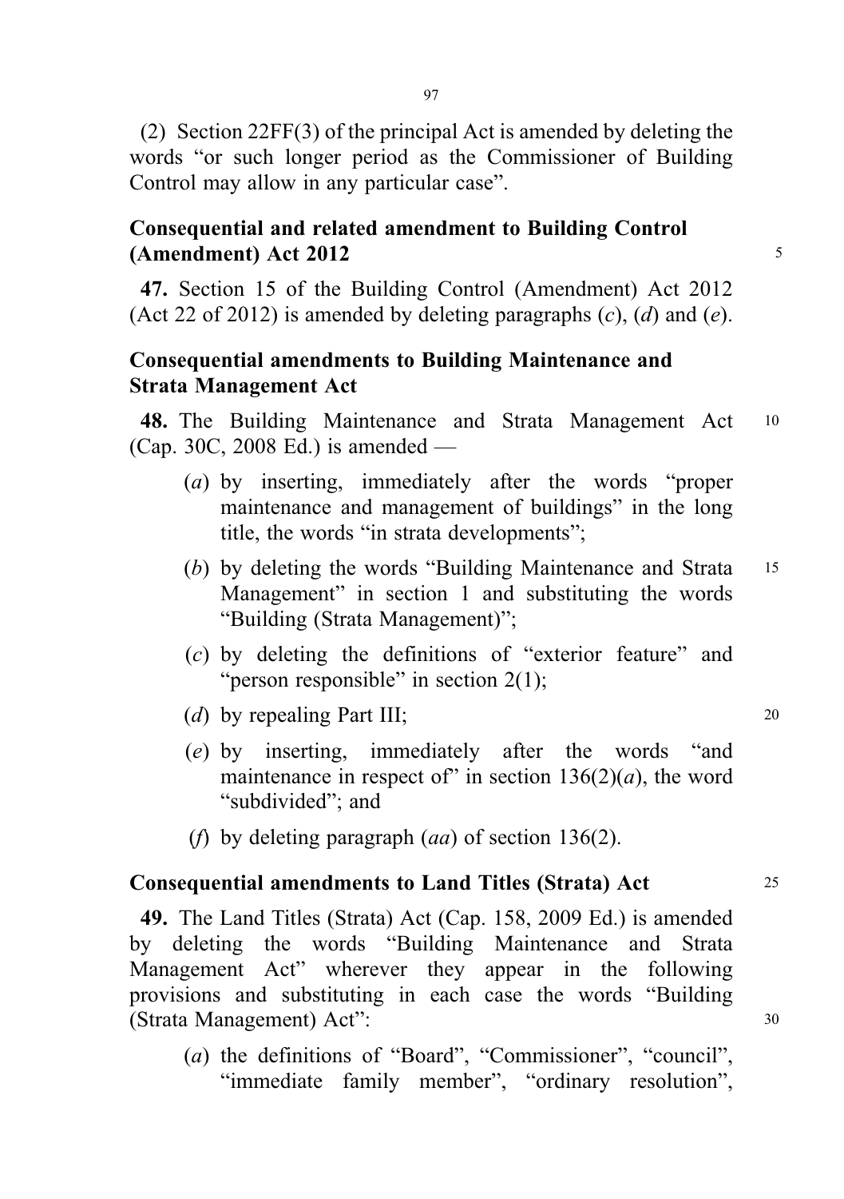(2) Section 22FF(3) of the principal Act is amended by deleting the words "or such longer period as the Commissioner of Building Control may allow in any particular case".

### Consequential and related amendment to Building Control (Amendment) Act 2012

**47.** Section 15 of the Building Control (Amendment) Act 2012 (Act 22 of 2012) is amended by deleting paragraphs (*c*), (*d*) and (*e*).

### Consequential amendments to Building Maintenance and Strata Management Act

**48.** The Building Maintenance and Strata Management Act (Cap. 30C, 2008 Ed.) is amended —

(*a*) by inserting, immediately after the words "proper maintenance and management of buildings" in the long title, the words "in strata developments";

(*b*) by deleting the words "Building Maintenance and Strata Management" in section 1 and substituting the words "Building (Strata Management)";

(*c*) by deleting the definitions of "exterior feature" and "person responsible" in section 2(1);

(*d*) by repealing Part III;

(*e*) by inserting, immediately after the words "and maintenance in respect of" in section 136(2)(*a*), the word "subdivided"; and

(*f*) by deleting paragraph (*aa*) of section 136(2).

### Consequential amendments to Land Titles (Strata) Act

**49.** The Land Titles (Strata) Act (Cap. 158, 2009 Ed.) is amended by deleting the words "Building Maintenance and Strata Management Act" wherever they appear in the following provisions and substituting in each case the words "Building (Strata Management) Act":

(*a*) the definitions of "Board", "Commissioner", "council", "immediate family member", "ordinary resolution",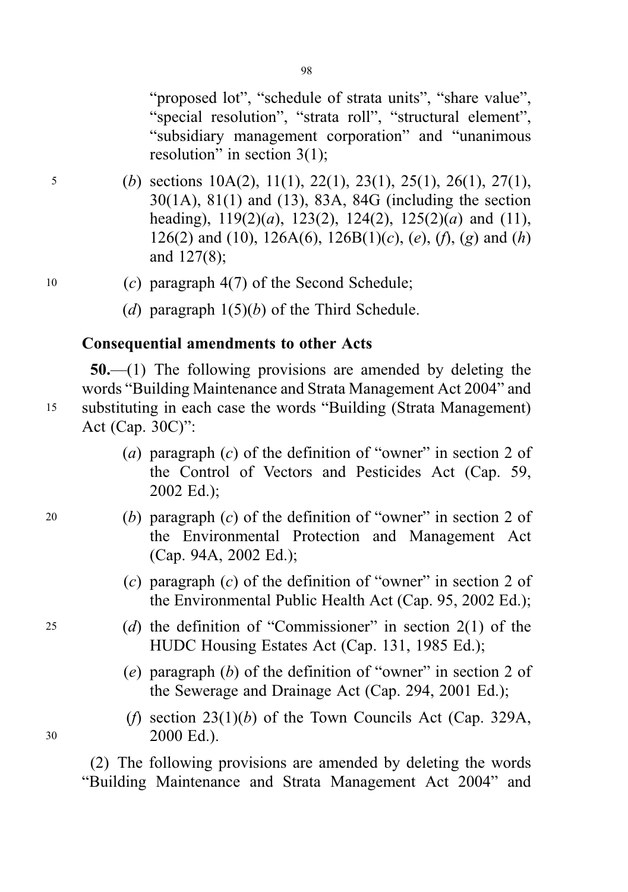"proposed lot", "schedule of strata units", "share value", "special resolution", "strata roll", "structural element", "subsidiary management corporation" and "unanimous resolution" in section 3(1);

(*b*) sections 10A(2), 11(1), 22(1), 23(1), 25(1), 26(1), 27(1), 30(1A), 81(1) and (13), 83A, 84G (including the section heading), 119(2)(*a*), 123(2), 124(2), 125(2)(*a*) and (11), 126(2) and (10), 126A(6), 126B(1)(*c*), (*e*), (*f*), (*g*) and (*h*) and 127(8);

(*c*) paragraph 4(7) of the Second Schedule;

(*d*) paragraph 1(5)(*b*) of the Third Schedule.

**Consequential amendments to other Acts**

**50.**—(1) The following provisions are amended by deleting the words "Building Maintenance and Strata Management Act 2004" and substituting in each case the words "Building (Strata Management) Act (Cap. 30C)":

(*a*) paragraph (*c*) of the definition of "owner" in section 2 of the Control of Vectors and Pesticides Act (Cap. 59, 2002 Ed.);

(*b*) paragraph (*c*) of the definition of "owner" in section 2 of the Environmental Protection and Management Act (Cap. 94A, 2002 Ed.);

(*c*) paragraph (*c*) of the definition of "owner" in section 2 of the Environmental Public Health Act (Cap. 95, 2002 Ed.);

(*d*) the definition of "Commissioner" in section 2(1) of the HUDC Housing Estates Act (Cap. 131, 1985 Ed.);

(*e*) paragraph (*b*) of the definition of "owner" in section 2 of the Sewerage and Drainage Act (Cap. 294, 2001 Ed.);

(*f*) section 23(1)(*b*) of the Town Councils Act (Cap. 329A, 2000 Ed.).

(2) The following provisions are amended by deleting the words "Building Maintenance and Strata Management Act 2004" and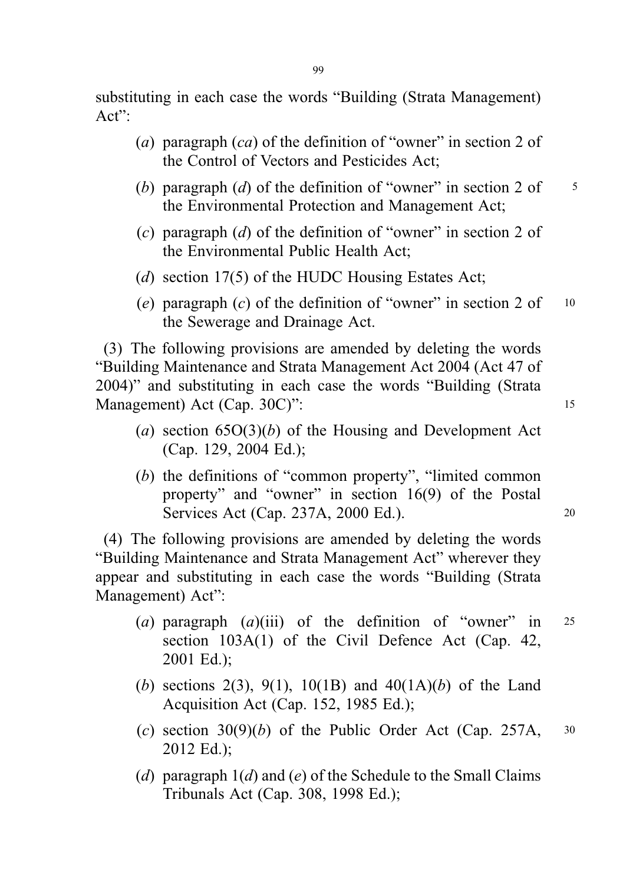substituting in each case the words "Building (Strata Management) Act":

(*a*) paragraph (*ca*) of the definition of "owner" in section 2 of the Control of Vectors and Pesticides Act;

(*b*) paragraph (*d*) of the definition of "owner" in section 2 of the Environmental Protection and Management Act;

(*c*) paragraph (*d*) of the definition of "owner" in section 2 of the Environmental Public Health Act;

(*d*) section 17(5) of the HUDC Housing Estates Act;

(*e*) paragraph (*c*) of the definition of "owner" in section 2 of the Sewerage and Drainage Act.

(3) The following provisions are amended by deleting the words "Building Maintenance and Strata Management Act 2004 (Act 47 of 2004)" and substituting in each case the words "Building (Strata Management) Act (Cap. 30C)":

(*a*) section 65O(3)(*b*) of the Housing and Development Act (Cap. 129, 2004 Ed.);

(*b*) the definitions of "common property", "limited common property" and "owner" in section 16(9) of the Postal Services Act (Cap. 237A, 2000 Ed.).

(4) The following provisions are amended by deleting the words "Building Maintenance and Strata Management Act" wherever they appear and substituting in each case the words "Building (Strata Management) Act":

(*a*) paragraph (*a*)(iii) of the definition of "owner" in section 103A(1) of the Civil Defence Act (Cap. 42, 2001 Ed.);

(*b*) sections 2(3), 9(1), 10(1B) and 40(1A)(*b*) of the Land Acquisition Act (Cap. 152, 1985 Ed.);

(*c*) section 30(9)(*b*) of the Public Order Act (Cap. 257A, 2012 Ed.);

(*d*) paragraph 1(*d*) and (*e*) of the Schedule to the Small Claims Tribunals Act (Cap. 308, 1998 Ed.);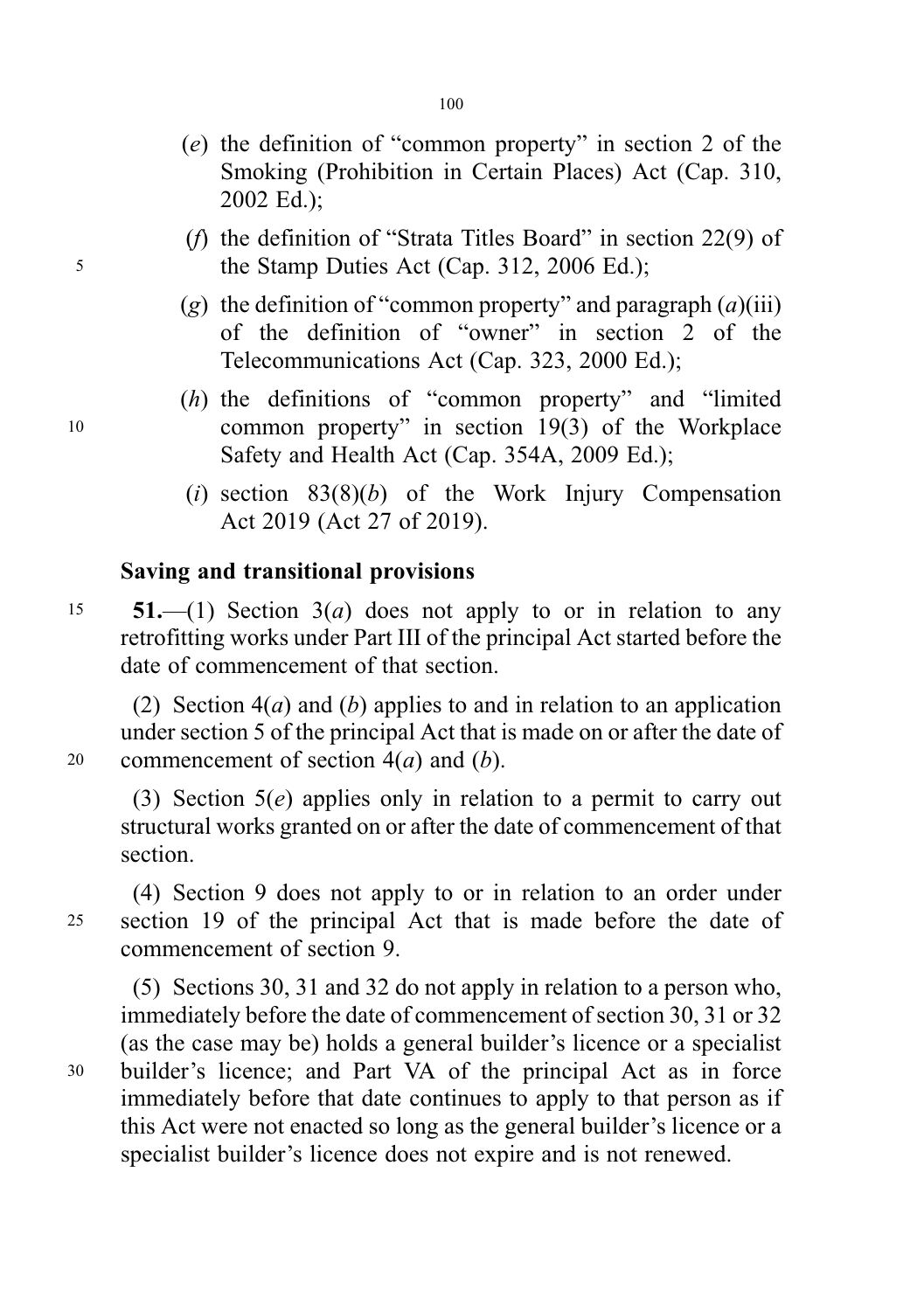(*e*) the definition of "common property" in section 2 of the Smoking (Prohibition in Certain Places) Act (Cap. 310, 2002 Ed.);

(*f*) the definition of "Strata Titles Board" in section 22(9) of the Stamp Duties Act (Cap. 312, 2006 Ed.);

(*g*) the definition of "common property" and paragraph (*a*)(iii) of the definition of "owner" in section 2 of the Telecommunications Act (Cap. 323, 2000 Ed.);

(*h*) the definitions of "common property" and "limited common property" in section 19(3) of the Workplace Safety and Health Act (Cap. 354A, 2009 Ed.);

(*i*) section 83(8)(*b*) of the Work Injury Compensation Act 2019 (Act 27 of 2019).

**Saving and transitional provisions**

**51.**—(1) Section 3(*a*) does not apply to or in relation to any retrofitting works under Part III of the principal Act started before the date of commencement of that section.

(2) Section 4(*a*) and (*b*) applies to and in relation to an application under section 5 of the principal Act that is made on or after the date of commencement of section 4(*a*) and (*b*).

(3) Section 5(*e*) applies only in relation to a permit to carry out structural works granted on or after the date of commencement of that section.

(4) Section 9 does not apply to or in relation to an order under section 19 of the principal Act that is made before the date of commencement of section 9.

(5) Sections 30, 31 and 32 do not apply in relation to a person who, immediately before the date of commencement of section 30, 31 or 32 (as the case may be) holds a general builder's licence or a specialist builder's licence; and Part VA of the principal Act as in force immediately before that date continues to apply to that person as if this Act were not enacted so long as the general builder's licence or a specialist builder's licence does not expire and is not renewed.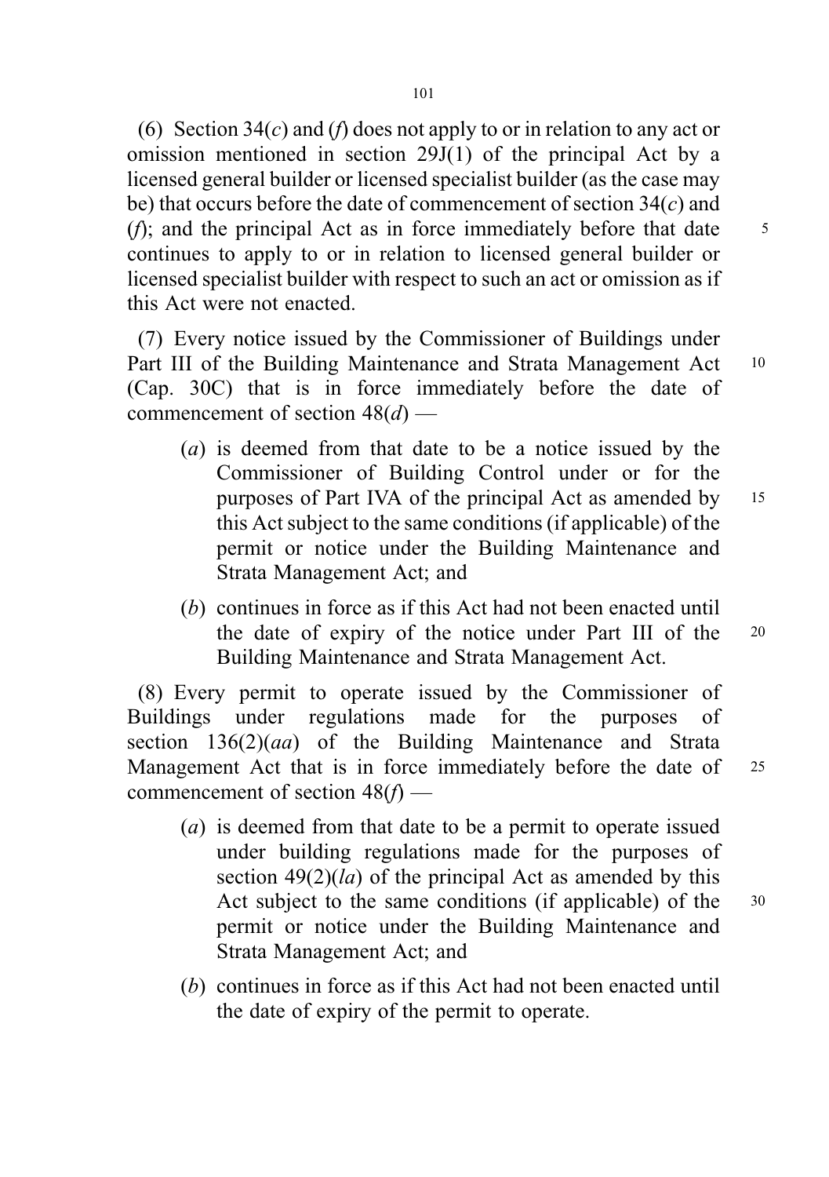(6) Section 34(*c*) and (*f*) does not apply to or in relation to any act or omission mentioned in section 29J(1) of the principal Act by a licensed general builder or licensed specialist builder (as the case may be) that occurs before the date of commencement of section 34(*c*) and (*f*); and the principal Act as in force immediately before that date continues to apply to or in relation to licensed general builder or licensed specialist builder with respect to such an act or omission as if this Act were not enacted.

(7) Every notice issued by the Commissioner of Buildings under Part III of the Building Maintenance and Strata Management Act (Cap. 30C) that is in force immediately before the date of commencement of section 48(*d*) —

(*a*) is deemed from that date to be a notice issued by the Commissioner of Building Control under or for the purposes of Part IVA of the principal Act as amended by this Act subject to the same conditions (if applicable) of the permit or notice under the Building Maintenance and Strata Management Act; and

(*b*) continues in force as if this Act had not been enacted until the date of expiry of the notice under Part III of the Building Maintenance and Strata Management Act.

(8) Every permit to operate issued by the Commissioner of Buildings under regulations made for the purposes of section 136(2)(*aa*) of the Building Maintenance and Strata Management Act that is in force immediately before the date of commencement of section 48(*f*) —

(*a*) is deemed from that date to be a permit to operate issued under building regulations made for the purposes of section 49(2)(*la*) of the principal Act as amended by this Act subject to the same conditions (if applicable) of the permit or notice under the Building Maintenance and Strata Management Act; and

(*b*) continues in force as if this Act had not been enacted until the date of expiry of the permit to operate.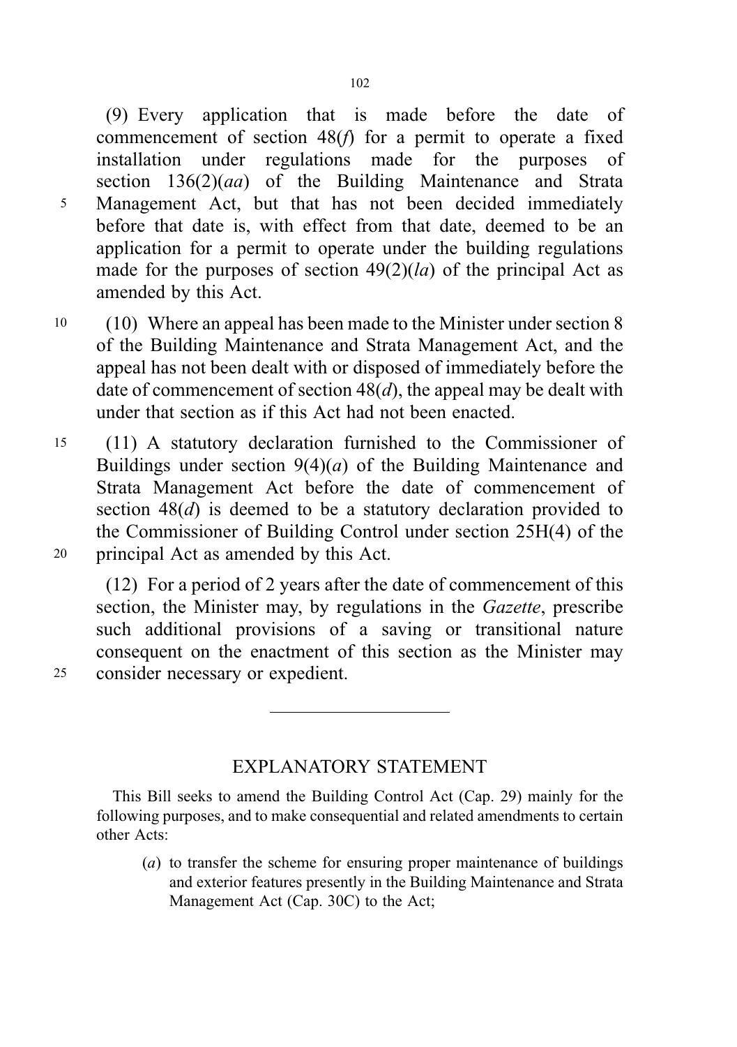(9) Every application that is made before the date of commencement of section 48(*f*) for a permit to operate a fixed installation under regulations made for the purposes of section 136(2)(*aa*) of the Building Maintenance and Strata Management Act, but that has not been decided immediately before that date is, with effect from that date, deemed to be an application for a permit to operate under the building regulations made for the purposes of section 49(2)(*la*) of the principal Act as amended by this Act.

(10) Where an appeal has been made to the Minister under section 8 of the Building Maintenance and Strata Management Act, and the appeal has not been dealt with or disposed of immediately before the date of commencement of section 48(*d*), the appeal may be dealt with under that section as if this Act had not been enacted.

(11) A statutory declaration furnished to the Commissioner of Buildings under section 9(4)(*a*) of the Building Maintenance and Strata Management Act before the date of commencement of section 48(*d*) is deemed to be a statutory declaration provided to the Commissioner of Building Control under section 25H(4) of the principal Act as amended by this Act.

(12) For a period of 2 years after the date of commencement of this section, the Minister may, by regulations in the *Gazette*, prescribe such additional provisions of a saving or transitional nature consequent on the enactment of this section as the Minister may consider necessary or expedient.

---

## EXPLANATORY STATEMENT

This Bill seeks to amend the Building Control Act (Cap. 29) mainly for the following purposes, and to make consequential and related amendments to certain other Acts:

(*a*) to transfer the scheme for ensuring proper maintenance of buildings and exterior features presently in the Building Maintenance and Strata Management Act (Cap. 30C) to the Act;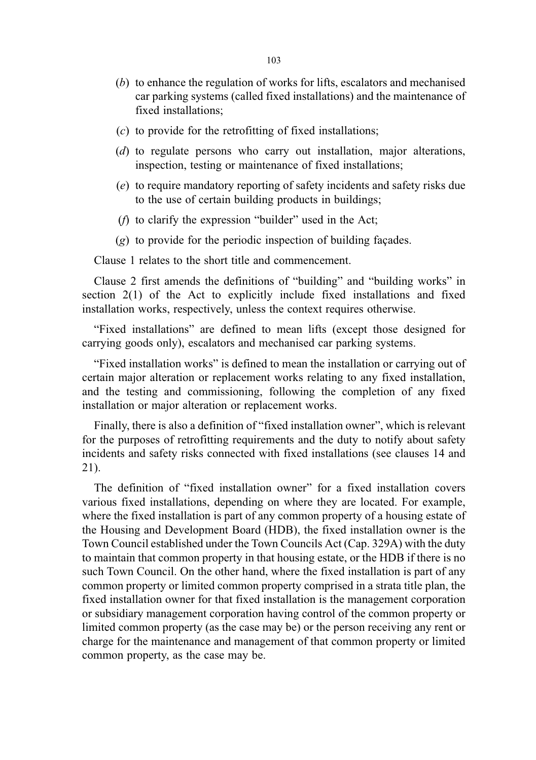(*b*) to enhance the regulation of works for lifts, escalators and mechanised car parking systems (called fixed installations) and the maintenance of fixed installations;

(*c*) to provide for the retrofitting of fixed installations;

(*d*) to regulate persons who carry out installation, major alterations, inspection, testing or maintenance of fixed installations;

(*e*) to require mandatory reporting of safety incidents and safety risks due to the use of certain building products in buildings;

(*f*) to clarify the expression "builder" used in the Act;

(*g*) to provide for the periodic inspection of building façades.

Clause 1 relates to the short title and commencement.

Clause 2 first amends the definitions of "building" and "building works" in section 2(1) of the Act to explicitly include fixed installations and fixed installation works, respectively, unless the context requires otherwise.

"Fixed installations" are defined to mean lifts (except those designed for carrying goods only), escalators and mechanised car parking systems.

"Fixed installation works" is defined to mean the installation or carrying out of certain major alteration or replacement works relating to any fixed installation, and the testing and commissioning, following the completion of any fixed installation or major alteration or replacement works.

Finally, there is also a definition of "fixed installation owner", which is relevant for the purposes of retrofitting requirements and the duty to notify about safety incidents and safety risks connected with fixed installations (see clauses 14 and 21).

The definition of "fixed installation owner" for a fixed installation covers various fixed installations, depending on where they are located. For example, where the fixed installation is part of any common property of a housing estate of the Housing and Development Board (HDB), the fixed installation owner is the Town Council established under the Town Councils Act (Cap. 329A) with the duty to maintain that common property in that housing estate, or the HDB if there is no such Town Council. On the other hand, where the fixed installation is part of any common property or limited common property comprised in a strata title plan, the fixed installation owner for that fixed installation is the management corporation or subsidiary management corporation having control of the common property or limited common property (as the case may be) or the person receiving any rent or charge for the maintenance and management of that common property or limited common property, as the case may be.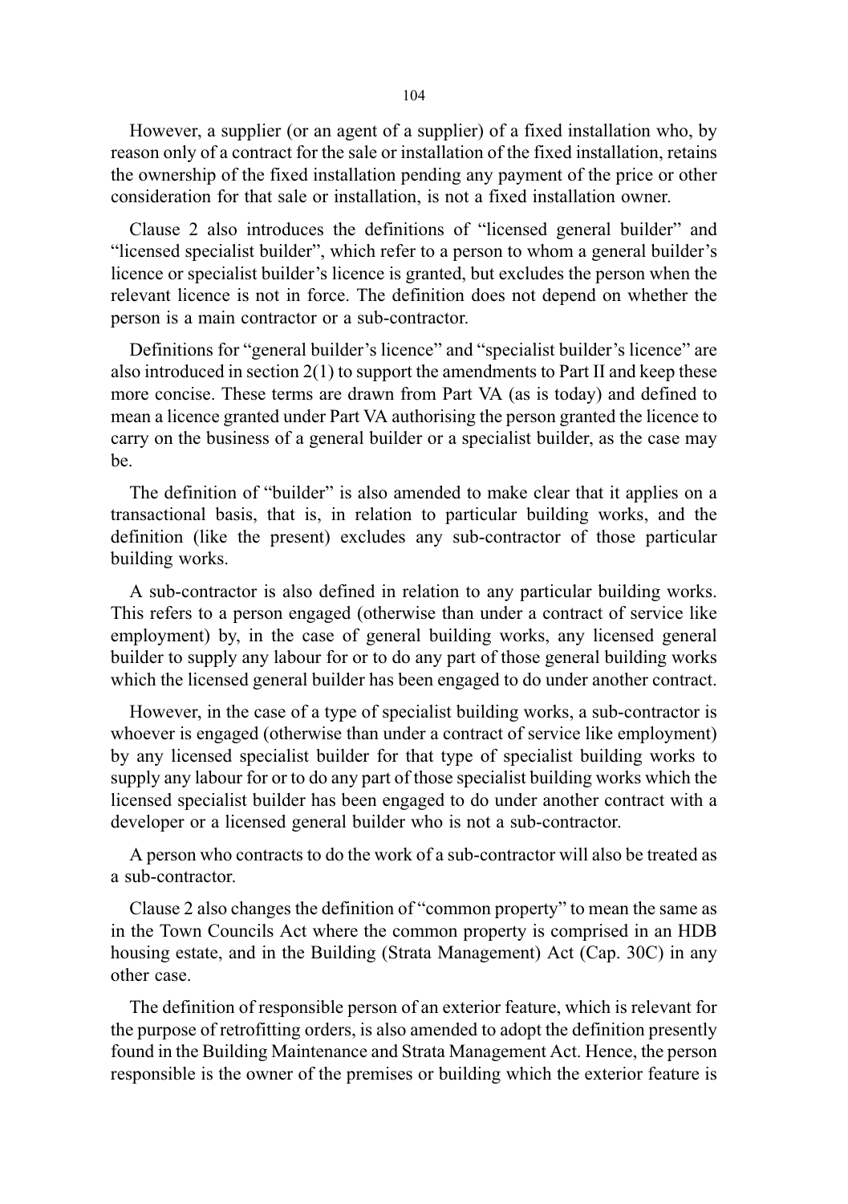However, a supplier (or an agent of a supplier) of a fixed installation who, by reason only of a contract for the sale or installation of the fixed installation, retains the ownership of the fixed installation pending any payment of the price or other consideration for that sale or installation, is not a fixed installation owner.

Clause 2 also introduces the definitions of "licensed general builder" and "licensed specialist builder", which refer to a person to whom a general builder's licence or specialist builder's licence is granted, but excludes the person when the relevant licence is not in force. The definition does not depend on whether the person is a main contractor or a sub-contractor.

Definitions for "general builder's licence" and "specialist builder's licence" are also introduced in section 2(1) to support the amendments to Part II and keep these more concise. These terms are drawn from Part VA (as is today) and defined to mean a licence granted under Part VA authorising the person granted the licence to carry on the business of a general builder or a specialist builder, as the case may be.

The definition of "builder" is also amended to make clear that it applies on a transactional basis, that is, in relation to particular building works, and the definition (like the present) excludes any sub-contractor of those particular building works.

A sub-contractor is also defined in relation to any particular building works. This refers to a person engaged (otherwise than under a contract of service like employment) by, in the case of general building works, any licensed general builder to supply any labour for or to do any part of those general building works which the licensed general builder has been engaged to do under another contract.

However, in the case of a type of specialist building works, a sub-contractor is whoever is engaged (otherwise than under a contract of service like employment) by any licensed specialist builder for that type of specialist building works to supply any labour for or to do any part of those specialist building works which the licensed specialist builder has been engaged to do under another contract with a developer or a licensed general builder who is not a sub-contractor.

A person who contracts to do the work of a sub-contractor will also be treated as a sub-contractor.

Clause 2 also changes the definition of "common property" to mean the same as in the Town Councils Act where the common property is comprised in an HDB housing estate, and in the Building (Strata Management) Act (Cap. 30C) in any other case.

The definition of responsible person of an exterior feature, which is relevant for the purpose of retrofitting orders, is also amended to adopt the definition presently found in the Building Maintenance and Strata Management Act. Hence, the person responsible is the owner of the premises or building which the exterior feature is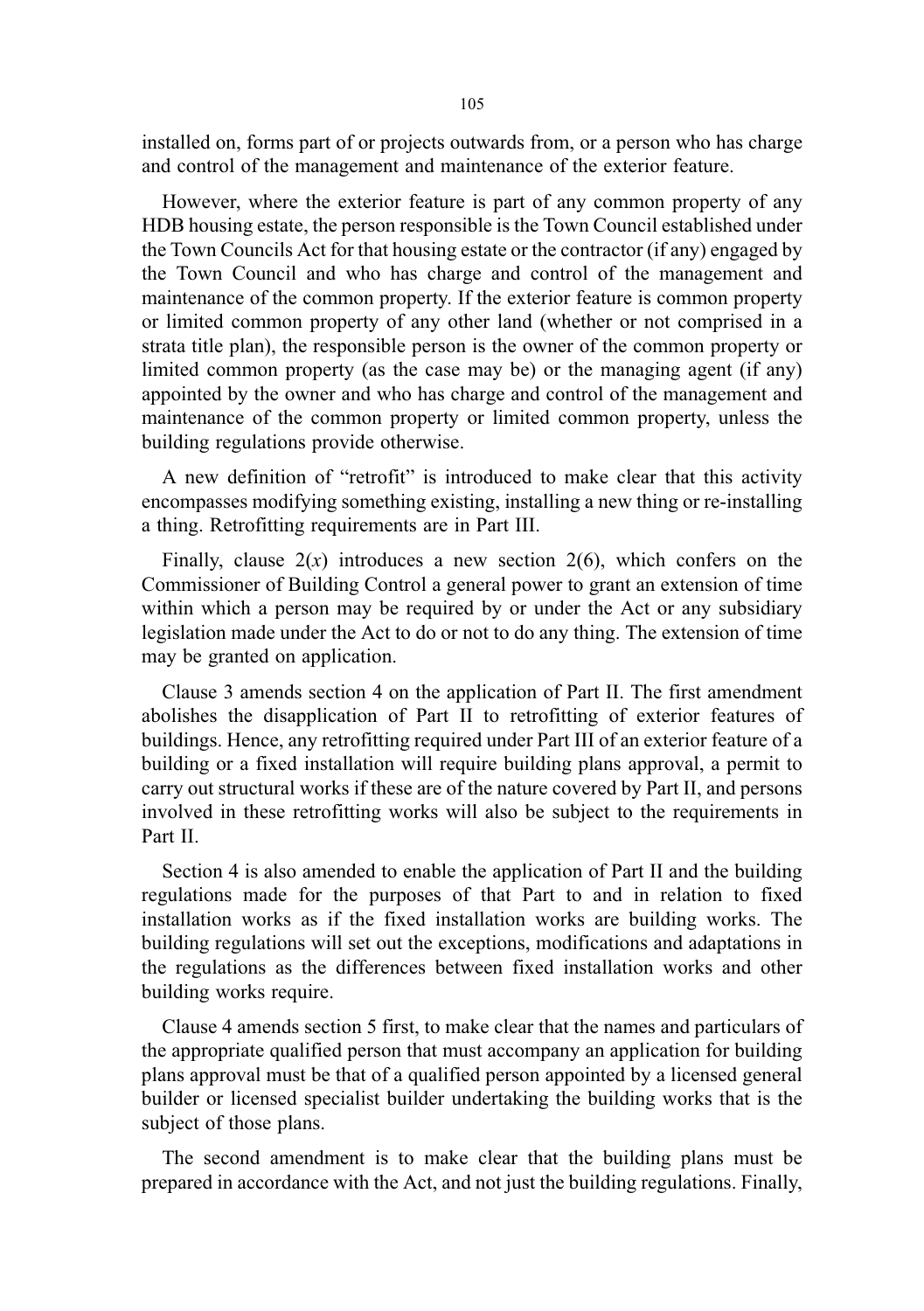installed on, forms part of or projects outwards from, or a person who has charge and control of the management and maintenance of the exterior feature.

However, where the exterior feature is part of any common property of any HDB housing estate, the person responsible is the Town Council established under the Town Councils Act for that housing estate or the contractor (if any) engaged by the Town Council and who has charge and control of the management and maintenance of the common property. If the exterior feature is common property or limited common property of any other land (whether or not comprised in a strata title plan), the responsible person is the owner of the common property or limited common property (as the case may be) or the managing agent (if any) appointed by the owner and who has charge and control of the management and maintenance of the common property or limited common property, unless the building regulations provide otherwise.

A new definition of "retrofit" is introduced to make clear that this activity encompasses modifying something existing, installing a new thing or re-installing a thing. Retrofitting requirements are in Part III.

Finally, clause 2(*x*) introduces a new section 2(6), which confers on the Commissioner of Building Control a general power to grant an extension of time within which a person may be required by or under the Act or any subsidiary legislation made under the Act to do or not to do any thing. The extension of time may be granted on application.

Clause 3 amends section 4 on the application of Part II. The first amendment abolishes the disapplication of Part II to retrofitting of exterior features of buildings. Hence, any retrofitting required under Part III of an exterior feature of a building or a fixed installation will require building plans approval, a permit to carry out structural works if these are of the nature covered by Part II, and persons involved in these retrofitting works will also be subject to the requirements in Part II.

Section 4 is also amended to enable the application of Part II and the building regulations made for the purposes of that Part to and in relation to fixed installation works as if the fixed installation works are building works. The building regulations will set out the exceptions, modifications and adaptations in the regulations as the differences between fixed installation works and other building works require.

Clause 4 amends section 5 first, to make clear that the names and particulars of the appropriate qualified person that must accompany an application for building plans approval must be that of a qualified person appointed by a licensed general builder or licensed specialist builder undertaking the building works that is the subject of those plans.

The second amendment is to make clear that the building plans must be prepared in accordance with the Act, and not just the building regulations. Finally,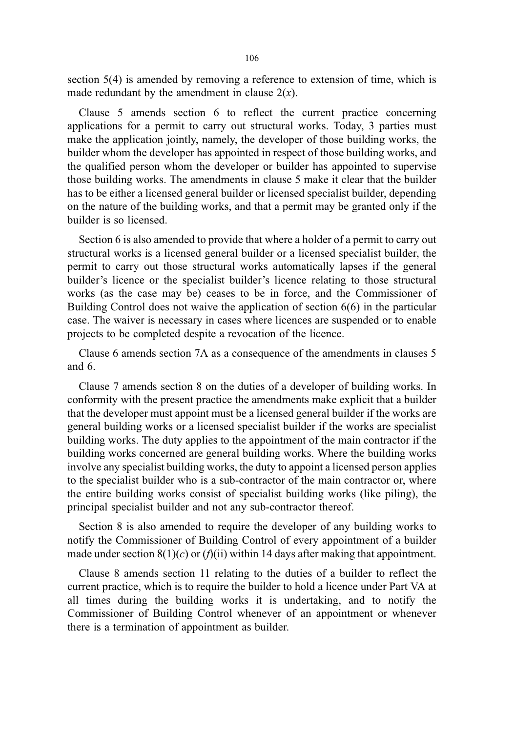section 5(4) is amended by removing a reference to extension of time, which is made redundant by the amendment in clause 2(*x*).

Clause 5 amends section 6 to reflect the current practice concerning applications for a permit to carry out structural works. Today, 3 parties must make the application jointly, namely, the developer of those building works, the builder whom the developer has appointed in respect of those building works, and the qualified person whom the developer or builder has appointed to supervise those building works. The amendments in clause 5 make it clear that the builder has to be either a licensed general builder or licensed specialist builder, depending on the nature of the building works, and that a permit may be granted only if the builder is so licensed.

Section 6 is also amended to provide that where a holder of a permit to carry out structural works is a licensed general builder or a licensed specialist builder, the permit to carry out those structural works automatically lapses if the general builder's licence or the specialist builder's licence relating to those structural works (as the case may be) ceases to be in force, and the Commissioner of Building Control does not waive the application of section 6(6) in the particular case. The waiver is necessary in cases where licences are suspended or to enable projects to be completed despite a revocation of the licence.

Clause 6 amends section 7A as a consequence of the amendments in clauses 5 and 6.

Clause 7 amends section 8 on the duties of a developer of building works. In conformity with the present practice the amendments make explicit that a builder that the developer must appoint must be a licensed general builder if the works are general building works or a licensed specialist builder if the works are specialist building works. The duty applies to the appointment of the main contractor if the building works concerned are general building works. Where the building works involve any specialist building works, the duty to appoint a licensed person applies to the specialist builder who is a sub-contractor of the main contractor or, where the entire building works consist of specialist building works (like piling), the principal specialist builder and not any sub-contractor thereof.

Section 8 is also amended to require the developer of any building works to notify the Commissioner of Building Control of every appointment of a builder made under section 8(1)(*c*) or (*f*)(ii) within 14 days after making that appointment.

Clause 8 amends section 11 relating to the duties of a builder to reflect the current practice, which is to require the builder to hold a licence under Part VA at all times during the building works it is undertaking, and to notify the Commissioner of Building Control whenever of an appointment or whenever there is a termination of appointment as builder.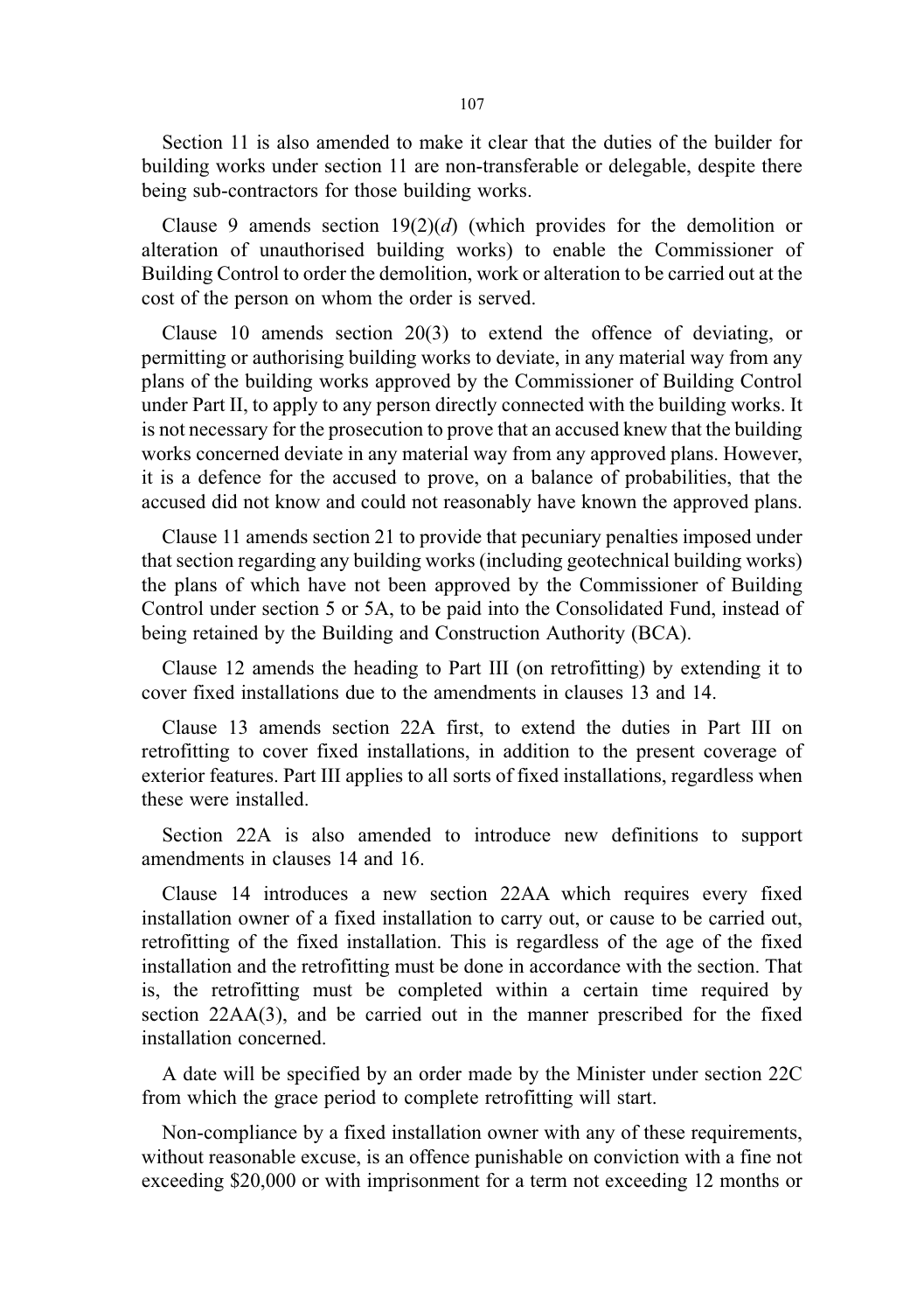Section 11 is also amended to make it clear that the duties of the builder for building works under section 11 are non-transferable or delegable, despite there being sub-contractors for those building works.

Clause 9 amends section 19(2)(*d*) (which provides for the demolition or alteration of unauthorised building works) to enable the Commissioner of Building Control to order the demolition, work or alteration to be carried out at the cost of the person on whom the order is served.

Clause 10 amends section 20(3) to extend the offence of deviating, or permitting or authorising building works to deviate, in any material way from any plans of the building works approved by the Commissioner of Building Control under Part II, to apply to any person directly connected with the building works. It is not necessary for the prosecution to prove that an accused knew that the building works concerned deviate in any material way from any approved plans. However, it is a defence for the accused to prove, on a balance of probabilities, that the accused did not know and could not reasonably have known the approved plans.

Clause 11 amends section 21 to provide that pecuniary penalties imposed under that section regarding any building works (including geotechnical building works) the plans of which have not been approved by the Commissioner of Building Control under section 5 or 5A, to be paid into the Consolidated Fund, instead of being retained by the Building and Construction Authority (BCA).

Clause 12 amends the heading to Part III (on retrofitting) by extending it to cover fixed installations due to the amendments in clauses 13 and 14.

Clause 13 amends section 22A first, to extend the duties in Part III on retrofitting to cover fixed installations, in addition to the present coverage of exterior features. Part III applies to all sorts of fixed installations, regardless when these were installed.

Section 22A is also amended to introduce new definitions to support amendments in clauses 14 and 16.

Clause 14 introduces a new section 22AA which requires every fixed installation owner of a fixed installation to carry out, or cause to be carried out, retrofitting of the fixed installation. This is regardless of the age of the fixed installation and the retrofitting must be done in accordance with the section. That is, the retrofitting must be completed within a certain time required by section 22AA(3), and be carried out in the manner prescribed for the fixed installation concerned.

A date will be specified by an order made by the Minister under section 22C from which the grace period to complete retrofitting will start.

Non-compliance by a fixed installation owner with any of these requirements, without reasonable excuse, is an offence punishable on conviction with a fine not exceeding $20,000 or with imprisonment for a term not exceeding 12 months or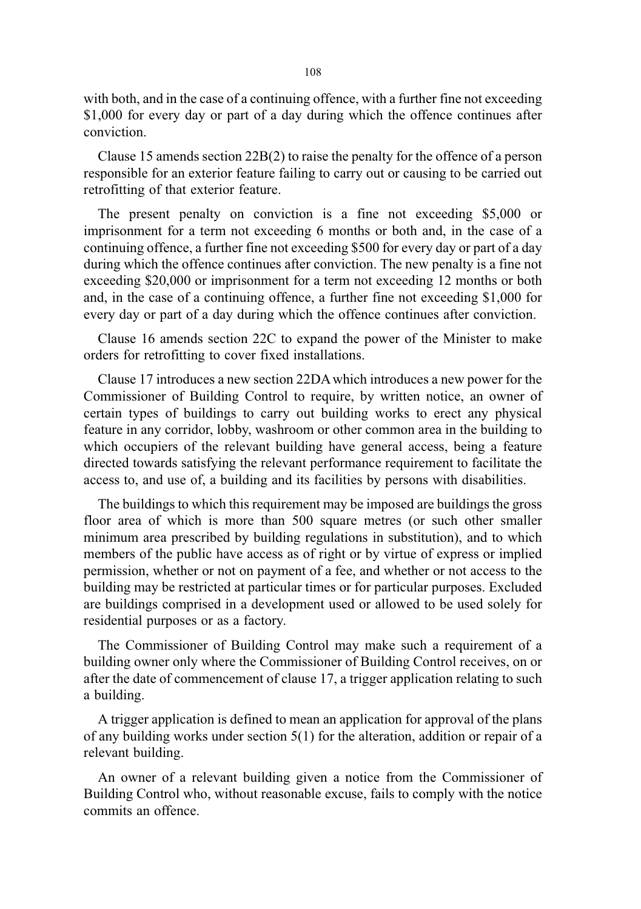with both, and in the case of a continuing offence, with a further fine not exceeding $1,000 for every day or part of a day during which the offence continues after conviction.

Clause 15 amends section 22B(2) to raise the penalty for the offence of a person responsible for an exterior feature failing to carry out or causing to be carried out retrofitting of that exterior feature.

The present penalty on conviction is a fine not exceeding $5,000 or imprisonment for a term not exceeding 6 months or both and, in the case of a continuing offence, a further fine not exceeding $500 for every day or part of a day during which the offence continues after conviction. The new penalty is a fine not exceeding $20,000 or imprisonment for a term not exceeding 12 months or both and, in the case of a continuing offence, a further fine not exceeding $1,000 for every day or part of a day during which the offence continues after conviction.

Clause 16 amends section 22C to expand the power of the Minister to make orders for retrofitting to cover fixed installations.

Clause 17 introduces a new section 22DA which introduces a new power for the Commissioner of Building Control to require, by written notice, an owner of certain types of buildings to carry out building works to erect any physical feature in any corridor, lobby, washroom or other common area in the building to which occupiers of the relevant building have general access, being a feature directed towards satisfying the relevant performance requirement to facilitate the access to, and use of, a building and its facilities by persons with disabilities.

The buildings to which this requirement may be imposed are buildings the gross floor area of which is more than 500 square metres (or such other smaller minimum area prescribed by building regulations in substitution), and to which members of the public have access as of right or by virtue of express or implied permission, whether or not on payment of a fee, and whether or not access to the building may be restricted at particular times or for particular purposes. Excluded are buildings comprised in a development used or allowed to be used solely for residential purposes or as a factory.

The Commissioner of Building Control may make such a requirement of a building owner only where the Commissioner of Building Control receives, on or after the date of commencement of clause 17, a trigger application relating to such a building.

A trigger application is defined to mean an application for approval of the plans of any building works under section 5(1) for the alteration, addition or repair of a relevant building.

An owner of a relevant building given a notice from the Commissioner of Building Control who, without reasonable excuse, fails to comply with the notice commits an offence.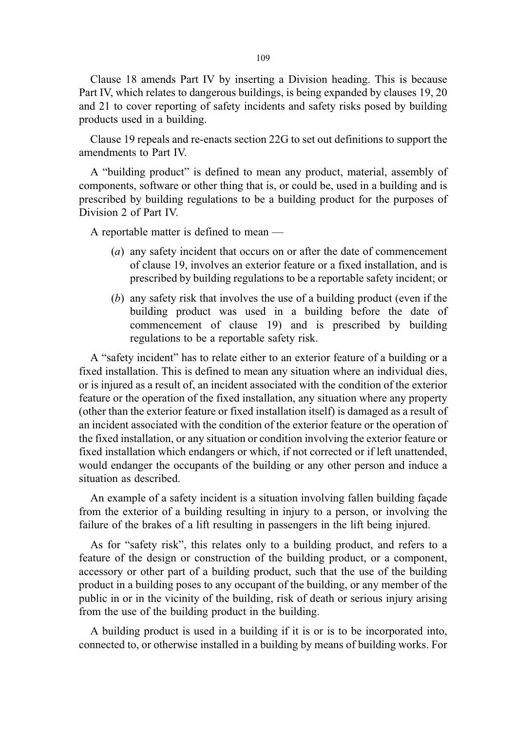Clause 18 amends Part IV by inserting a Division heading. This is because Part IV, which relates to dangerous buildings, is being expanded by clauses 19, 20 and 21 to cover reporting of safety incidents and safety risks posed by building products used in a building.

Clause 19 repeals and re-enacts section 22G to set out definitions to support the amendments to Part IV.

A "building product" is defined to mean any product, material, assembly of components, software or other thing that is, or could be, used in a building and is prescribed by building regulations to be a building product for the purposes of Division 2 of Part IV.

A reportable matter is defined to mean —

(*a*) any safety incident that occurs on or after the date of commencement of clause 19, involves an exterior feature or a fixed installation, and is prescribed by building regulations to be a reportable safety incident; or

(*b*) any safety risk that involves the use of a building product (even if the building product was used in a building before the date of commencement of clause 19) and is prescribed by building regulations to be a reportable safety risk.

A "safety incident" has to relate either to an exterior feature of a building or a fixed installation. This is defined to mean any situation where an individual dies, or is injured as a result of, an incident associated with the condition of the exterior feature or the operation of the fixed installation, any situation where any property (other than the exterior feature or fixed installation itself) is damaged as a result of an incident associated with the condition of the exterior feature or the operation of the fixed installation, or any situation or condition involving the exterior feature or fixed installation which endangers or which, if not corrected or if left unattended, would endanger the occupants of the building or any other person and induce a situation as described.

An example of a safety incident is a situation involving fallen building façade from the exterior of a building resulting in injury to a person, or involving the failure of the brakes of a lift resulting in passengers in the lift being injured.

As for "safety risk", this relates only to a building product, and refers to a feature of the design or construction of the building product, or a component, accessory or other part of a building product, such that the use of the building product in a building poses to any occupant of the building, or any member of the public in or in the vicinity of the building, risk of death or serious injury arising from the use of the building product in the building.

A building product is used in a building if it is or is to be incorporated into, connected to, or otherwise installed in a building by means of building works. For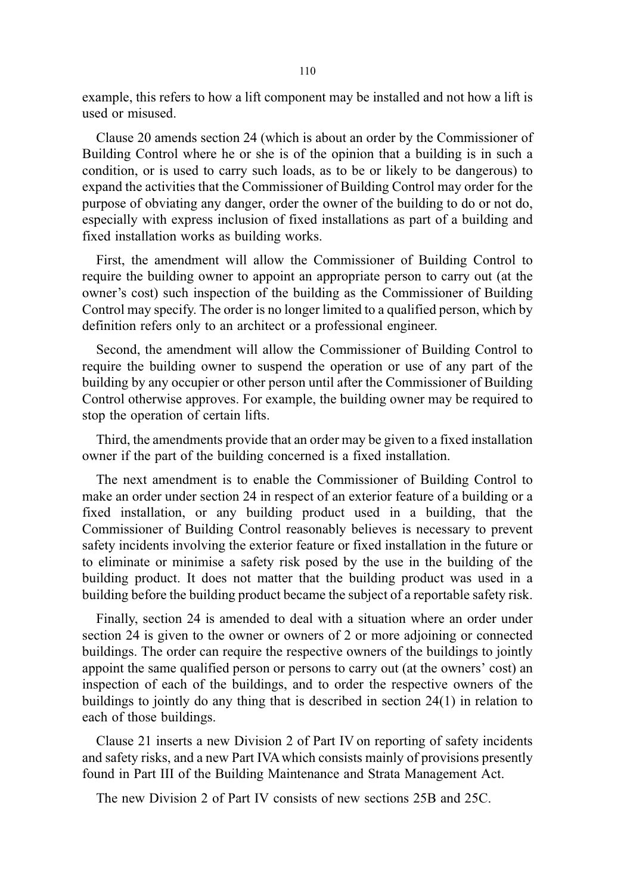example, this refers to how a lift component may be installed and not how a lift is used or misused.

Clause 20 amends section 24 (which is about an order by the Commissioner of Building Control where he or she is of the opinion that a building is in such a condition, or is used to carry such loads, as to be or likely to be dangerous) to expand the activities that the Commissioner of Building Control may order for the purpose of obviating any danger, order the owner of the building to do or not do, especially with express inclusion of fixed installations as part of a building and fixed installation works as building works.

First, the amendment will allow the Commissioner of Building Control to require the building owner to appoint an appropriate person to carry out (at the owner's cost) such inspection of the building as the Commissioner of Building Control may specify. The order is no longer limited to a qualified person, which by definition refers only to an architect or a professional engineer.

Second, the amendment will allow the Commissioner of Building Control to require the building owner to suspend the operation or use of any part of the building by any occupier or other person until after the Commissioner of Building Control otherwise approves. For example, the building owner may be required to stop the operation of certain lifts.

Third, the amendments provide that an order may be given to a fixed installation owner if the part of the building concerned is a fixed installation.

The next amendment is to enable the Commissioner of Building Control to make an order under section 24 in respect of an exterior feature of a building or a fixed installation, or any building product used in a building, that the Commissioner of Building Control reasonably believes is necessary to prevent safety incidents involving the exterior feature or fixed installation in the future or to eliminate or minimise a safety risk posed by the use in the building of the building product. It does not matter that the building product was used in a building before the building product became the subject of a reportable safety risk.

Finally, section 24 is amended to deal with a situation where an order under section 24 is given to the owner or owners of 2 or more adjoining or connected buildings. The order can require the respective owners of the buildings to jointly appoint the same qualified person or persons to carry out (at the owners' cost) an inspection of each of the buildings, and to order the respective owners of the buildings to jointly do any thing that is described in section 24(1) in relation to each of those buildings.

Clause 21 inserts a new Division 2 of Part IV on reporting of safety incidents and safety risks, and a new Part IVA which consists mainly of provisions presently found in Part III of the Building Maintenance and Strata Management Act.

The new Division 2 of Part IV consists of new sections 25B and 25C.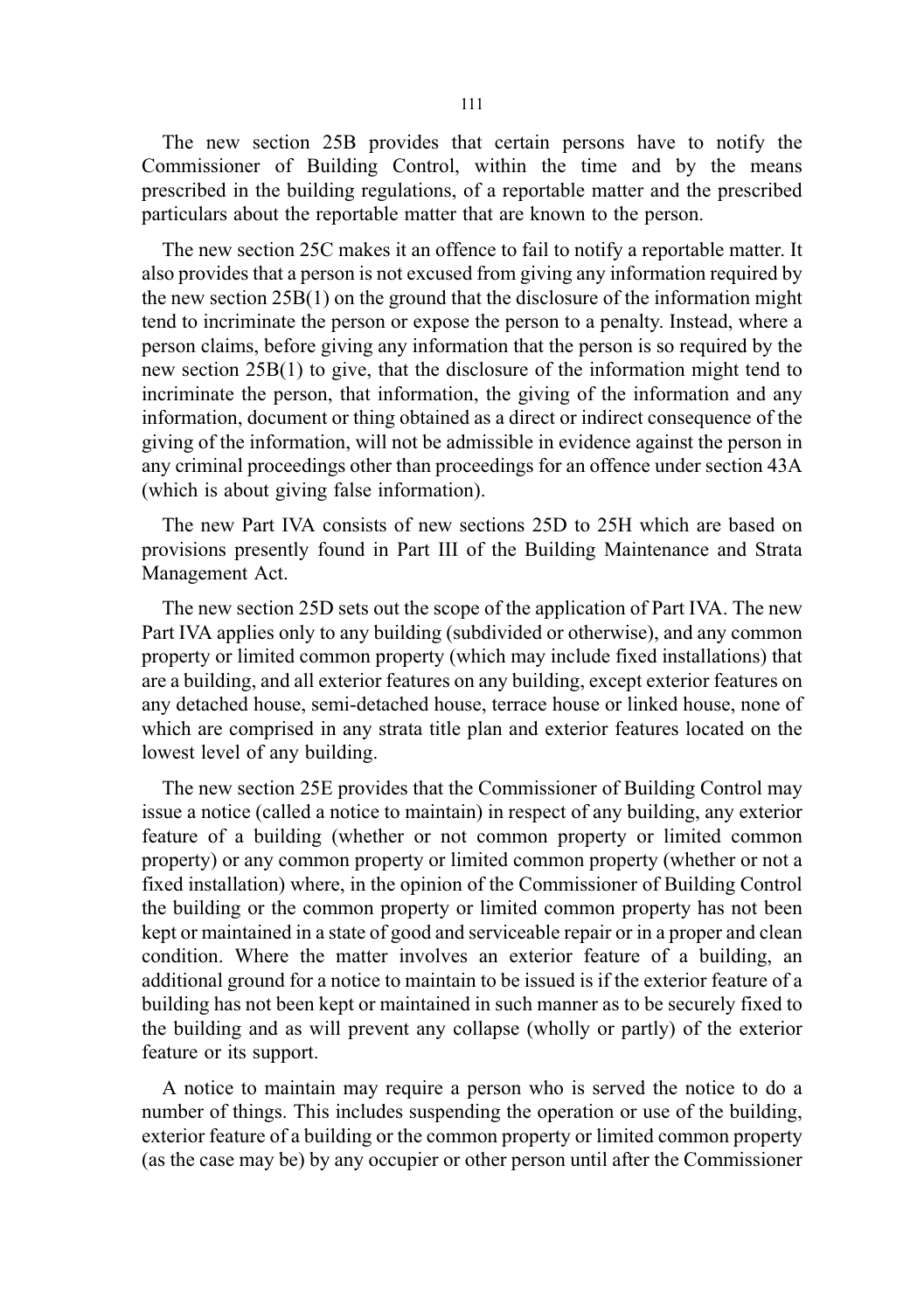The new section 25B provides that certain persons have to notify the Commissioner of Building Control, within the time and by the means prescribed in the building regulations, of a reportable matter and the prescribed particulars about the reportable matter that are known to the person.

The new section 25C makes it an offence to fail to notify a reportable matter. It also provides that a person is not excused from giving any information required by the new section 25B(1) on the ground that the disclosure of the information might tend to incriminate the person or expose the person to a penalty. Instead, where a person claims, before giving any information that the person is so required by the new section 25B(1) to give, that the disclosure of the information might tend to incriminate the person, that information, the giving of the information and any information, document or thing obtained as a direct or indirect consequence of the giving of the information, will not be admissible in evidence against the person in any criminal proceedings other than proceedings for an offence under section 43A (which is about giving false information).

The new Part IVA consists of new sections 25D to 25H which are based on provisions presently found in Part III of the Building Maintenance and Strata Management Act.

The new section 25D sets out the scope of the application of Part IVA. The new Part IVA applies only to any building (subdivided or otherwise), and any common property or limited common property (which may include fixed installations) that are a building, and all exterior features on any building, except exterior features on any detached house, semi-detached house, terrace house or linked house, none of which are comprised in any strata title plan and exterior features located on the lowest level of any building.

The new section 25E provides that the Commissioner of Building Control may issue a notice (called a notice to maintain) in respect of any building, any exterior feature of a building (whether or not common property or limited common property) or any common property or limited common property (whether or not a fixed installation) where, in the opinion of the Commissioner of Building Control the building or the common property or limited common property has not been kept or maintained in a state of good and serviceable repair or in a proper and clean condition. Where the matter involves an exterior feature of a building, an additional ground for a notice to maintain to be issued is if the exterior feature of a building has not been kept or maintained in such manner as to be securely fixed to the building and as will prevent any collapse (wholly or partly) of the exterior feature or its support.

A notice to maintain may require a person who is served the notice to do a number of things. This includes suspending the operation or use of the building, exterior feature of a building or the common property or limited common property (as the case may be) by any occupier or other person until after the Commissioner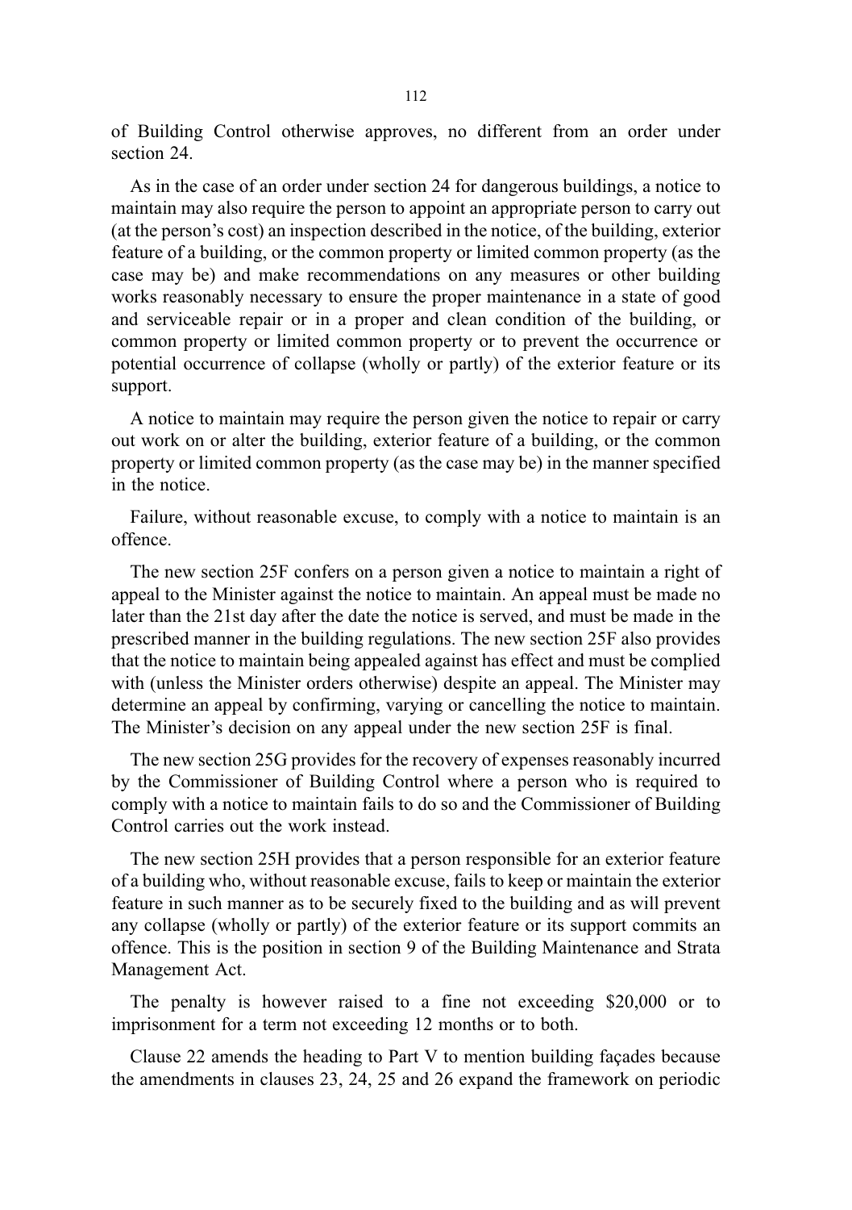of Building Control otherwise approves, no different from an order under section 24.

As in the case of an order under section 24 for dangerous buildings, a notice to maintain may also require the person to appoint an appropriate person to carry out (at the person's cost) an inspection described in the notice, of the building, exterior feature of a building, or the common property or limited common property (as the case may be) and make recommendations on any measures or other building works reasonably necessary to ensure the proper maintenance in a state of good and serviceable repair or in a proper and clean condition of the building, or common property or limited common property or to prevent the occurrence or potential occurrence of collapse (wholly or partly) of the exterior feature or its support.

A notice to maintain may require the person given the notice to repair or carry out work on or alter the building, exterior feature of a building, or the common property or limited common property (as the case may be) in the manner specified in the notice.

Failure, without reasonable excuse, to comply with a notice to maintain is an offence.

The new section 25F confers on a person given a notice to maintain a right of appeal to the Minister against the notice to maintain. An appeal must be made no later than the 21st day after the date the notice is served, and must be made in the prescribed manner in the building regulations. The new section 25F also provides that the notice to maintain being appealed against has effect and must be complied with (unless the Minister orders otherwise) despite an appeal. The Minister may determine an appeal by confirming, varying or cancelling the notice to maintain. The Minister's decision on any appeal under the new section 25F is final.

The new section 25G provides for the recovery of expenses reasonably incurred by the Commissioner of Building Control where a person who is required to comply with a notice to maintain fails to do so and the Commissioner of Building Control carries out the work instead.

The new section 25H provides that a person responsible for an exterior feature of a building who, without reasonable excuse, fails to keep or maintain the exterior feature in such manner as to be securely fixed to the building and as will prevent any collapse (wholly or partly) of the exterior feature or its support commits an offence. This is the position in section 9 of the Building Maintenance and Strata Management Act.

The penalty is however raised to a fine not exceeding $20,000 or to imprisonment for a term not exceeding 12 months or to both.

Clause 22 amends the heading to Part V to mention building façades because the amendments in clauses 23, 24, 25 and 26 expand the framework on periodic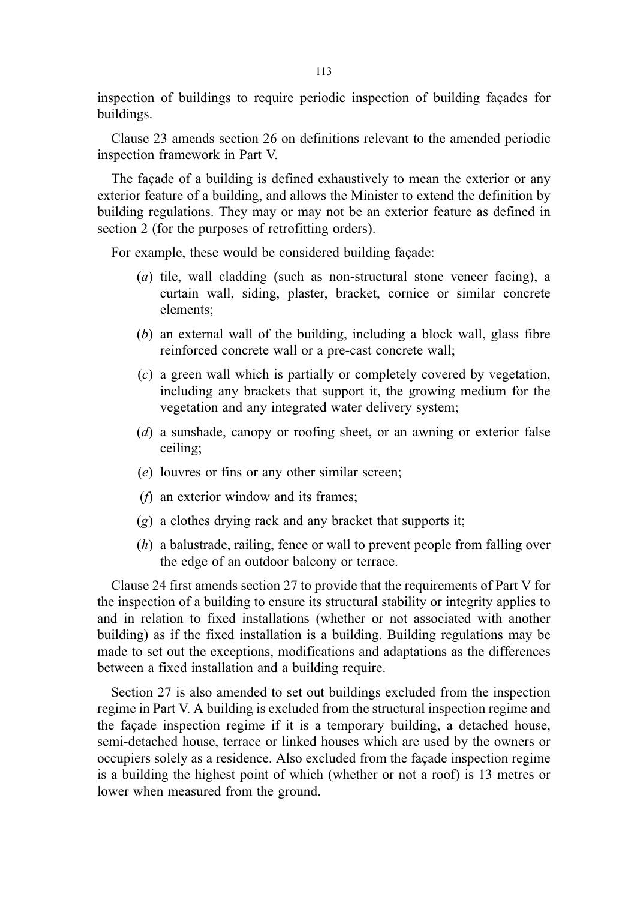inspection of buildings to require periodic inspection of building façades for buildings.

Clause 23 amends section 26 on definitions relevant to the amended periodic inspection framework in Part V.

The façade of a building is defined exhaustively to mean the exterior or any exterior feature of a building, and allows the Minister to extend the definition by building regulations. They may or may not be an exterior feature as defined in section 2 (for the purposes of retrofitting orders).

For example, these would be considered building façade:

- (*a*) tile, wall cladding (such as non-structural stone veneer facing), a curtain wall, siding, plaster, bracket, cornice or similar concrete elements;
- (*b*) an external wall of the building, including a block wall, glass fibre reinforced concrete wall or a pre-cast concrete wall;
- (*c*) a green wall which is partially or completely covered by vegetation, including any brackets that support it, the growing medium for the vegetation and any integrated water delivery system;
- (*d*) a sunshade, canopy or roofing sheet, or an awning or exterior false ceiling;
- (*e*) louvres or fins or any other similar screen;
- (*f*) an exterior window and its frames;
- (*g*) a clothes drying rack and any bracket that supports it;
- (*h*) a balustrade, railing, fence or wall to prevent people from falling over the edge of an outdoor balcony or terrace.

Clause 24 first amends section 27 to provide that the requirements of Part V for the inspection of a building to ensure its structural stability or integrity applies to and in relation to fixed installations (whether or not associated with another building) as if the fixed installation is a building. Building regulations may be made to set out the exceptions, modifications and adaptations as the differences between a fixed installation and a building require.

Section 27 is also amended to set out buildings excluded from the inspection regime in Part V. A building is excluded from the structural inspection regime and the façade inspection regime if it is a temporary building, a detached house, semi-detached house, terrace or linked houses which are used by the owners or occupiers solely as a residence. Also excluded from the façade inspection regime is a building the highest point of which (whether or not a roof) is 13 metres or lower when measured from the ground.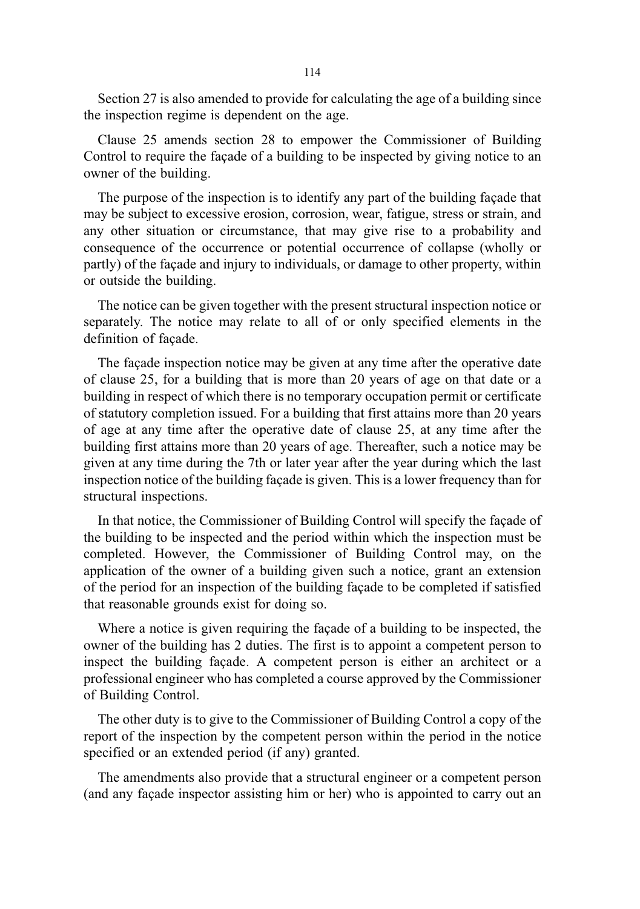Section 27 is also amended to provide for calculating the age of a building since the inspection regime is dependent on the age.

Clause 25 amends section 28 to empower the Commissioner of Building Control to require the façade of a building to be inspected by giving notice to an owner of the building.

The purpose of the inspection is to identify any part of the building façade that may be subject to excessive erosion, corrosion, wear, fatigue, stress or strain, and any other situation or circumstance, that may give rise to a probability and consequence of the occurrence or potential occurrence of collapse (wholly or partly) of the façade and injury to individuals, or damage to other property, within or outside the building.

The notice can be given together with the present structural inspection notice or separately. The notice may relate to all of or only specified elements in the definition of façade.

The façade inspection notice may be given at any time after the operative date of clause 25, for a building that is more than 20 years of age on that date or a building in respect of which there is no temporary occupation permit or certificate of statutory completion issued. For a building that first attains more than 20 years of age at any time after the operative date of clause 25, at any time after the building first attains more than 20 years of age. Thereafter, such a notice may be given at any time during the 7th or later year after the year during which the last inspection notice of the building façade is given. This is a lower frequency than for structural inspections.

In that notice, the Commissioner of Building Control will specify the façade of the building to be inspected and the period within which the inspection must be completed. However, the Commissioner of Building Control may, on the application of the owner of a building given such a notice, grant an extension of the period for an inspection of the building façade to be completed if satisfied that reasonable grounds exist for doing so.

Where a notice is given requiring the façade of a building to be inspected, the owner of the building has 2 duties. The first is to appoint a competent person to inspect the building façade. A competent person is either an architect or a professional engineer who has completed a course approved by the Commissioner of Building Control.

The other duty is to give to the Commissioner of Building Control a copy of the report of the inspection by the competent person within the period in the notice specified or an extended period (if any) granted.

The amendments also provide that a structural engineer or a competent person (and any façade inspector assisting him or her) who is appointed to carry out an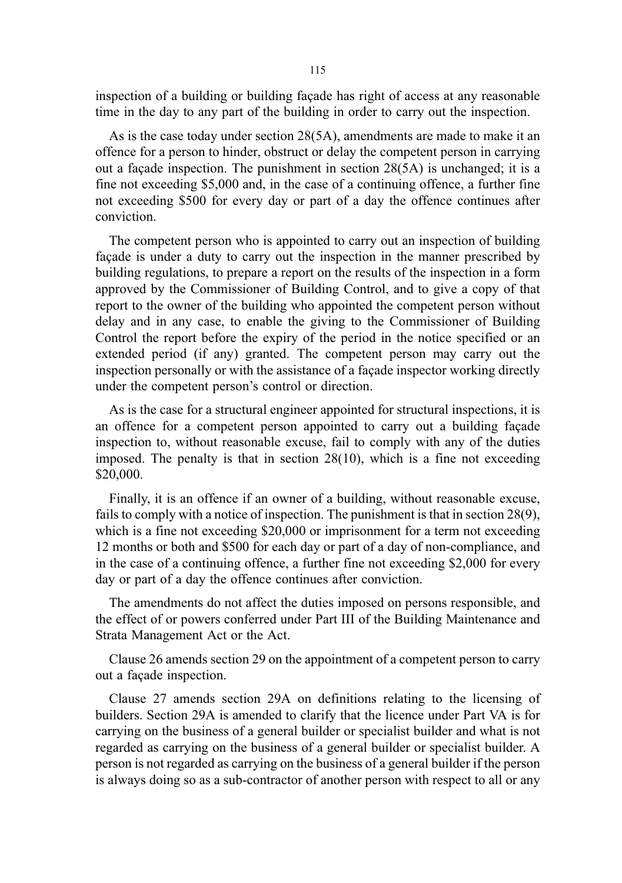inspection of a building or building façade has right of access at any reasonable time in the day to any part of the building in order to carry out the inspection.

As is the case today under section 28(5A), amendments are made to make it an offence for a person to hinder, obstruct or delay the competent person in carrying out a façade inspection. The punishment in section 28(5A) is unchanged; it is a fine not exceeding $5,000 and, in the case of a continuing offence, a further fine not exceeding $500 for every day or part of a day the offence continues after conviction.

The competent person who is appointed to carry out an inspection of building façade is under a duty to carry out the inspection in the manner prescribed by building regulations, to prepare a report on the results of the inspection in a form approved by the Commissioner of Building Control, and to give a copy of that report to the owner of the building who appointed the competent person without delay and in any case, to enable the giving to the Commissioner of Building Control the report before the expiry of the period in the notice specified or an extended period (if any) granted. The competent person may carry out the inspection personally or with the assistance of a façade inspector working directly under the competent person's control or direction.

As is the case for a structural engineer appointed for structural inspections, it is an offence for a competent person appointed to carry out a building façade inspection to, without reasonable excuse, fail to comply with any of the duties imposed. The penalty is that in section 28(10), which is a fine not exceeding $20,000.

Finally, it is an offence if an owner of a building, without reasonable excuse, fails to comply with a notice of inspection. The punishment is that in section 28(9), which is a fine not exceeding $20,000 or imprisonment for a term not exceeding 12 months or both and $500 for each day or part of a day of non-compliance, and in the case of a continuing offence, a further fine not exceeding $2,000 for every day or part of a day the offence continues after conviction.

The amendments do not affect the duties imposed on persons responsible, and the effect of or powers conferred under Part III of the Building Maintenance and Strata Management Act or the Act.

Clause 26 amends section 29 on the appointment of a competent person to carry out a façade inspection.

Clause 27 amends section 29A on definitions relating to the licensing of builders. Section 29A is amended to clarify that the licence under Part VA is for carrying on the business of a general builder or specialist builder and what is not regarded as carrying on the business of a general builder or specialist builder. A person is not regarded as carrying on the business of a general builder if the person is always doing so as a sub-contractor of another person with respect to all or any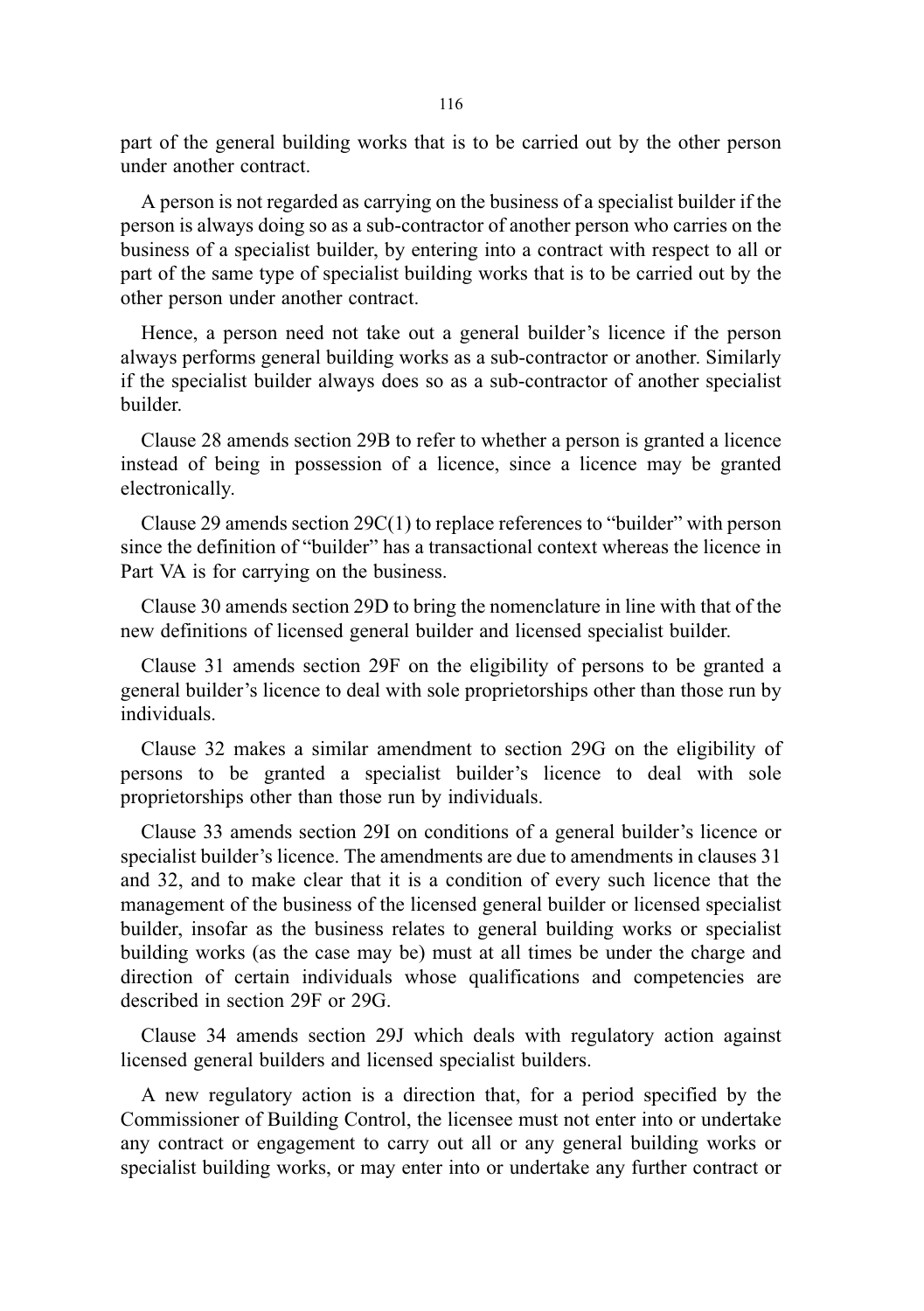part of the general building works that is to be carried out by the other person under another contract.

A person is not regarded as carrying on the business of a specialist builder if the person is always doing so as a sub-contractor of another person who carries on the business of a specialist builder, by entering into a contract with respect to all or part of the same type of specialist building works that is to be carried out by the other person under another contract.

Hence, a person need not take out a general builder's licence if the person always performs general building works as a sub-contractor or another. Similarly if the specialist builder always does so as a sub-contractor of another specialist builder.

Clause 28 amends section 29B to refer to whether a person is granted a licence instead of being in possession of a licence, since a licence may be granted electronically.

Clause 29 amends section 29C(1) to replace references to "builder" with person since the definition of "builder" has a transactional context whereas the licence in Part VA is for carrying on the business.

Clause 30 amends section 29D to bring the nomenclature in line with that of the new definitions of licensed general builder and licensed specialist builder.

Clause 31 amends section 29F on the eligibility of persons to be granted a general builder's licence to deal with sole proprietorships other than those run by individuals.

Clause 32 makes a similar amendment to section 29G on the eligibility of persons to be granted a specialist builder's licence to deal with sole proprietorships other than those run by individuals.

Clause 33 amends section 29I on conditions of a general builder's licence or specialist builder's licence. The amendments are due to amendments in clauses 31 and 32, and to make clear that it is a condition of every such licence that the management of the business of the licensed general builder or licensed specialist builder, insofar as the business relates to general building works or specialist building works (as the case may be) must at all times be under the charge and direction of certain individuals whose qualifications and competencies are described in section 29F or 29G.

Clause 34 amends section 29J which deals with regulatory action against licensed general builders and licensed specialist builders.

A new regulatory action is a direction that, for a period specified by the Commissioner of Building Control, the licensee must not enter into or undertake any contract or engagement to carry out all or any general building works or specialist building works, or may enter into or undertake any further contract or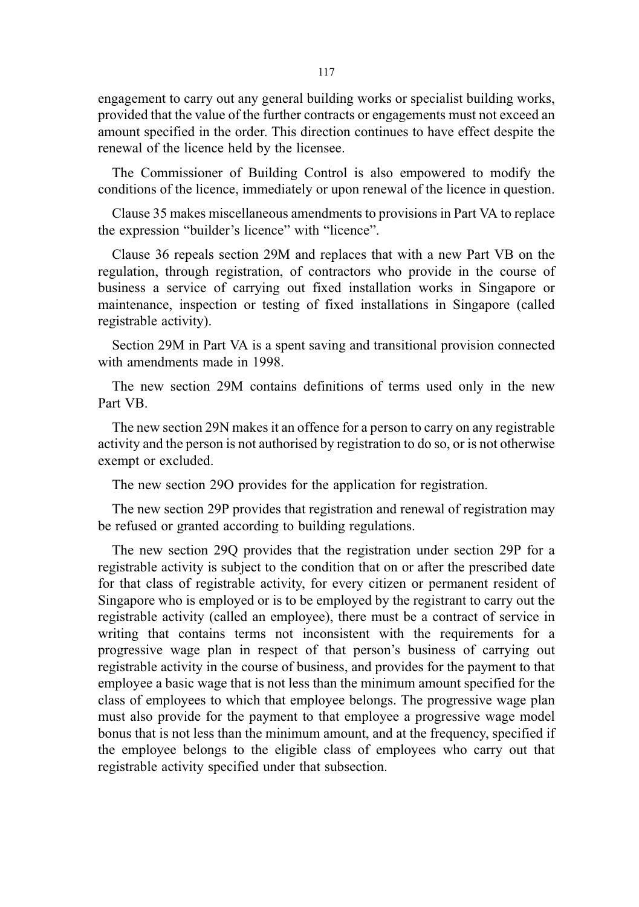engagement to carry out any general building works or specialist building works, provided that the value of the further contracts or engagements must not exceed an amount specified in the order. This direction continues to have effect despite the renewal of the licence held by the licensee.

The Commissioner of Building Control is also empowered to modify the conditions of the licence, immediately or upon renewal of the licence in question.

Clause 35 makes miscellaneous amendments to provisions in Part VA to replace the expression "builder's licence" with "licence".

Clause 36 repeals section 29M and replaces that with a new Part VB on the regulation, through registration, of contractors who provide in the course of business a service of carrying out fixed installation works in Singapore or maintenance, inspection or testing of fixed installations in Singapore (called registrable activity).

Section 29M in Part VA is a spent saving and transitional provision connected with amendments made in 1998.

The new section 29M contains definitions of terms used only in the new Part VB.

The new section 29N makes it an offence for a person to carry on any registrable activity and the person is not authorised by registration to do so, or is not otherwise exempt or excluded.

The new section 29O provides for the application for registration.

The new section 29P provides that registration and renewal of registration may be refused or granted according to building regulations.

The new section 29Q provides that the registration under section 29P for a registrable activity is subject to the condition that on or after the prescribed date for that class of registrable activity, for every citizen or permanent resident of Singapore who is employed or is to be employed by the registrant to carry out the registrable activity (called an employee), there must be a contract of service in writing that contains terms not inconsistent with the requirements for a progressive wage plan in respect of that person's business of carrying out registrable activity in the course of business, and provides for the payment to that employee a basic wage that is not less than the minimum amount specified for the class of employees to which that employee belongs. The progressive wage plan must also provide for the payment to that employee a progressive wage model bonus that is not less than the minimum amount, and at the frequency, specified if the employee belongs to the eligible class of employees who carry out that registrable activity specified under that subsection.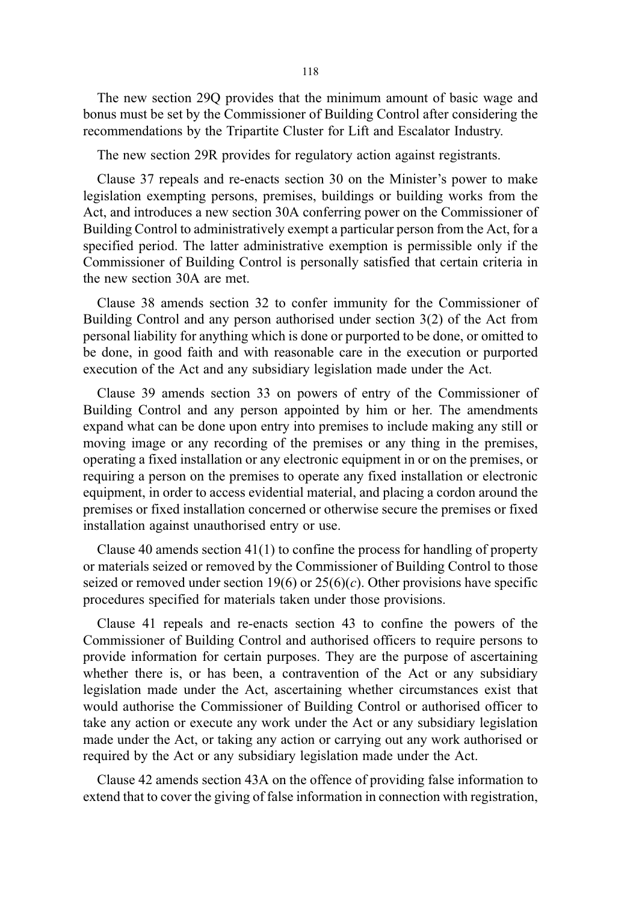The new section 29Q provides that the minimum amount of basic wage and bonus must be set by the Commissioner of Building Control after considering the recommendations by the Tripartite Cluster for Lift and Escalator Industry.

The new section 29R provides for regulatory action against registrants.

Clause 37 repeals and re-enacts section 30 on the Minister's power to make legislation exempting persons, premises, buildings or building works from the Act, and introduces a new section 30A conferring power on the Commissioner of Building Control to administratively exempt a particular person from the Act, for a specified period. The latter administrative exemption is permissible only if the Commissioner of Building Control is personally satisfied that certain criteria in the new section 30A are met.

Clause 38 amends section 32 to confer immunity for the Commissioner of Building Control and any person authorised under section 3(2) of the Act from personal liability for anything which is done or purported to be done, or omitted to be done, in good faith and with reasonable care in the execution or purported execution of the Act and any subsidiary legislation made under the Act.

Clause 39 amends section 33 on powers of entry of the Commissioner of Building Control and any person appointed by him or her. The amendments expand what can be done upon entry into premises to include making any still or moving image or any recording of the premises or any thing in the premises, operating a fixed installation or any electronic equipment in or on the premises, or requiring a person on the premises to operate any fixed installation or electronic equipment, in order to access evidential material, and placing a cordon around the premises or fixed installation concerned or otherwise secure the premises or fixed installation against unauthorised entry or use.

Clause 40 amends section 41(1) to confine the process for handling of property or materials seized or removed by the Commissioner of Building Control to those seized or removed under section 19(6) or 25(6)(*c*). Other provisions have specific procedures specified for materials taken under those provisions.

Clause 41 repeals and re-enacts section 43 to confine the powers of the Commissioner of Building Control and authorised officers to require persons to provide information for certain purposes. They are the purpose of ascertaining whether there is, or has been, a contravention of the Act or any subsidiary legislation made under the Act, ascertaining whether circumstances exist that would authorise the Commissioner of Building Control or authorised officer to take any action or execute any work under the Act or any subsidiary legislation made under the Act, or taking any action or carrying out any work authorised or required by the Act or any subsidiary legislation made under the Act.

Clause 42 amends section 43A on the offence of providing false information to extend that to cover the giving of false information in connection with registration,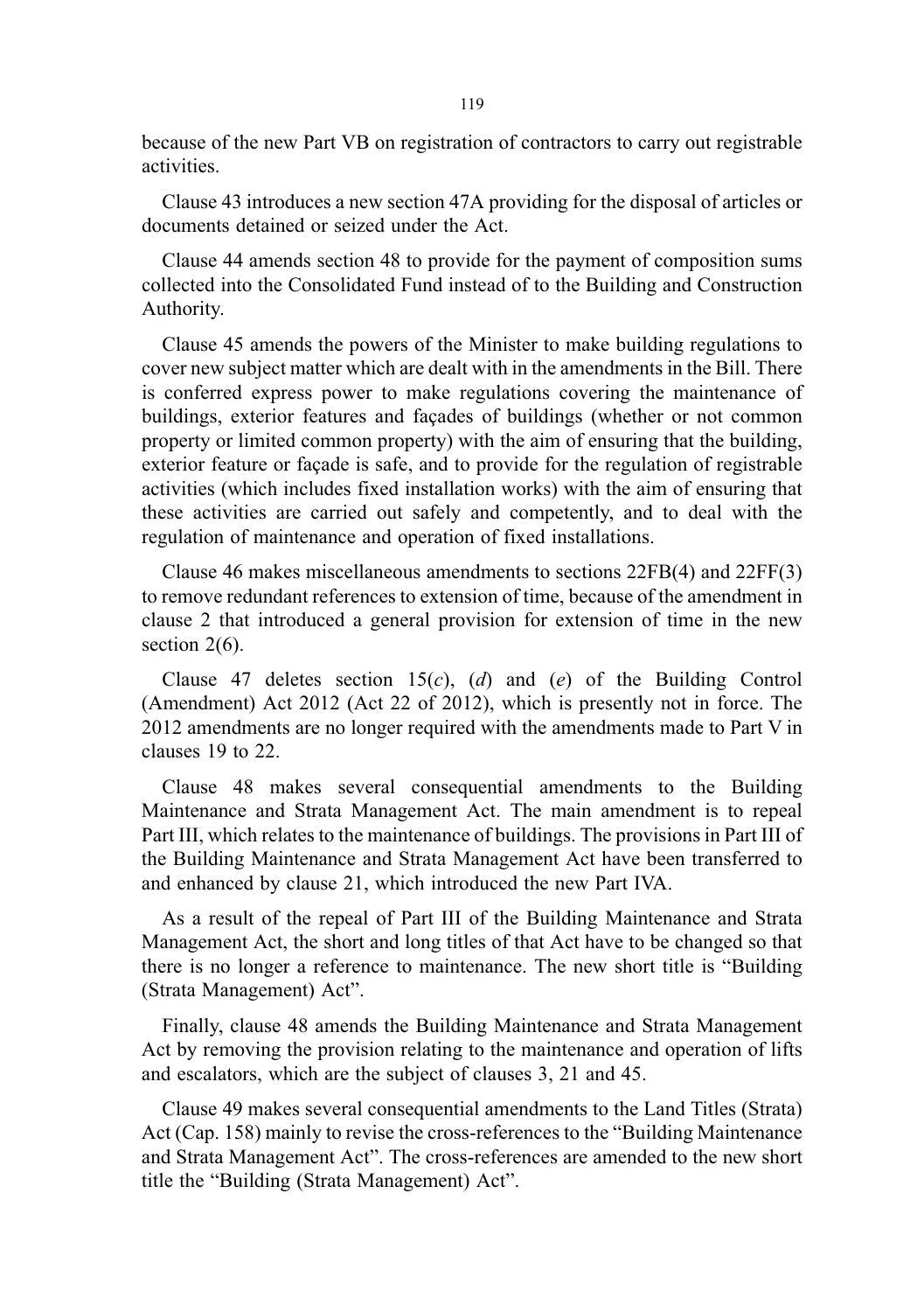because of the new Part VB on registration of contractors to carry out registrable activities.

Clause 43 introduces a new section 47A providing for the disposal of articles or documents detained or seized under the Act.

Clause 44 amends section 48 to provide for the payment of composition sums collected into the Consolidated Fund instead of to the Building and Construction Authority.

Clause 45 amends the powers of the Minister to make building regulations to cover new subject matter which are dealt with in the amendments in the Bill. There is conferred express power to make regulations covering the maintenance of buildings, exterior features and façades of buildings (whether or not common property or limited common property) with the aim of ensuring that the building, exterior feature or façade is safe, and to provide for the regulation of registrable activities (which includes fixed installation works) with the aim of ensuring that these activities are carried out safely and competently, and to deal with the regulation of maintenance and operation of fixed installations.

Clause 46 makes miscellaneous amendments to sections 22FB(4) and 22FF(3) to remove redundant references to extension of time, because of the amendment in clause 2 that introduced a general provision for extension of time in the new section 2(6).

Clause 47 deletes section 15(*c*), (*d*) and (*e*) of the Building Control (Amendment) Act 2012 (Act 22 of 2012), which is presently not in force. The 2012 amendments are no longer required with the amendments made to Part V in clauses 19 to 22.

Clause 48 makes several consequential amendments to the Building Maintenance and Strata Management Act. The main amendment is to repeal Part III, which relates to the maintenance of buildings. The provisions in Part III of the Building Maintenance and Strata Management Act have been transferred to and enhanced by clause 21, which introduced the new Part IVA.

As a result of the repeal of Part III of the Building Maintenance and Strata Management Act, the short and long titles of that Act have to be changed so that there is no longer a reference to maintenance. The new short title is "Building (Strata Management) Act".

Finally, clause 48 amends the Building Maintenance and Strata Management Act by removing the provision relating to the maintenance and operation of lifts and escalators, which are the subject of clauses 3, 21 and 45.

Clause 49 makes several consequential amendments to the Land Titles (Strata) Act (Cap. 158) mainly to revise the cross-references to the "Building Maintenance and Strata Management Act". The cross-references are amended to the new short title the "Building (Strata Management) Act".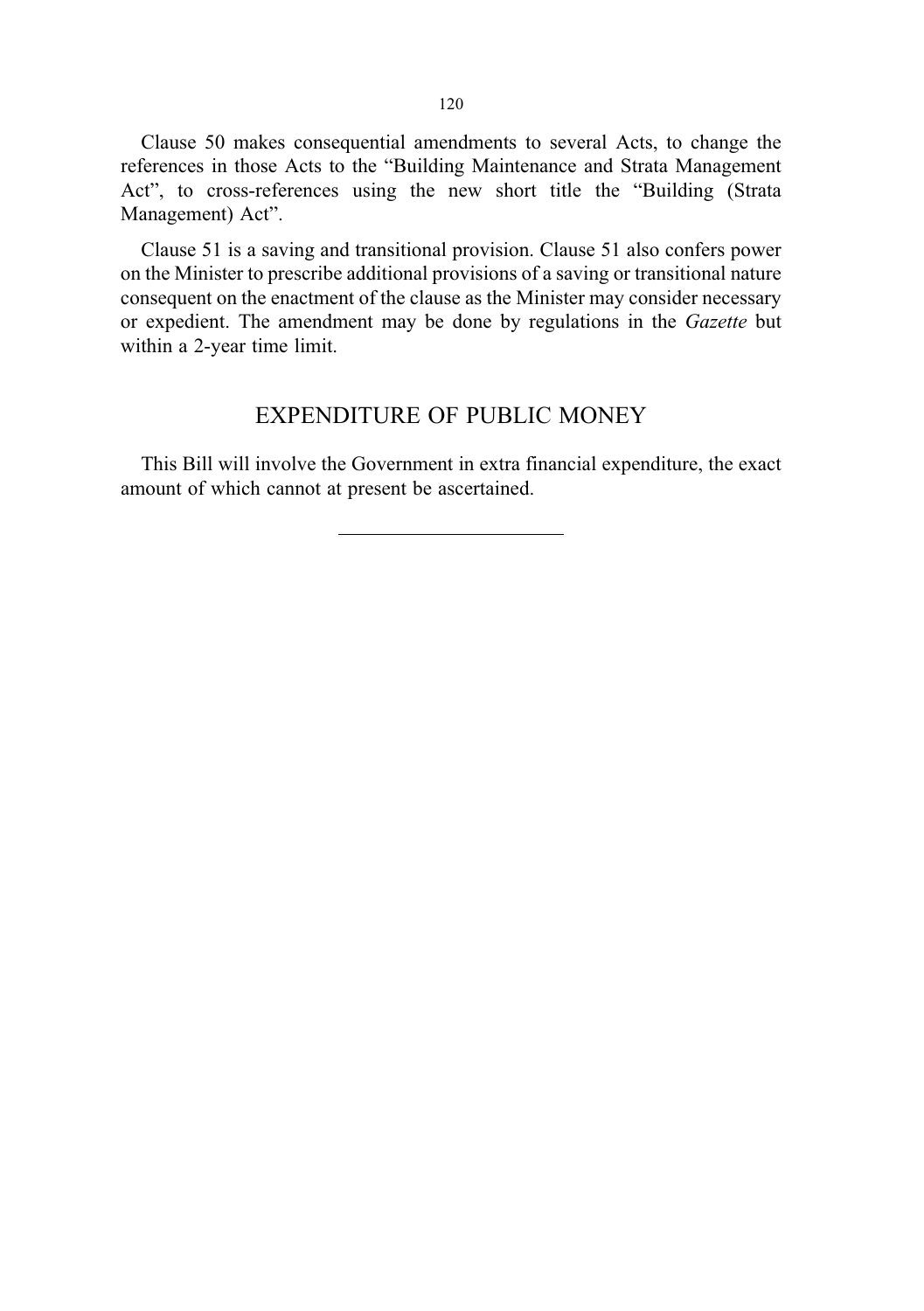Clause 50 makes consequential amendments to several Acts, to change the references in those Acts to the "Building Maintenance and Strata Management Act", to cross-references using the new short title the "Building (Strata Management) Act".

Clause 51 is a saving and transitional provision. Clause 51 also confers power on the Minister to prescribe additional provisions of a saving or transitional nature consequent on the enactment of the clause as the Minister may consider necessary or expedient. The amendment may be done by regulations in the *Gazette* but within a 2-year time limit.

## EXPENDITURE OF PUBLIC MONEY

This Bill will involve the Government in extra financial expenditure, the exact amount of which cannot at present be ascertained.

---